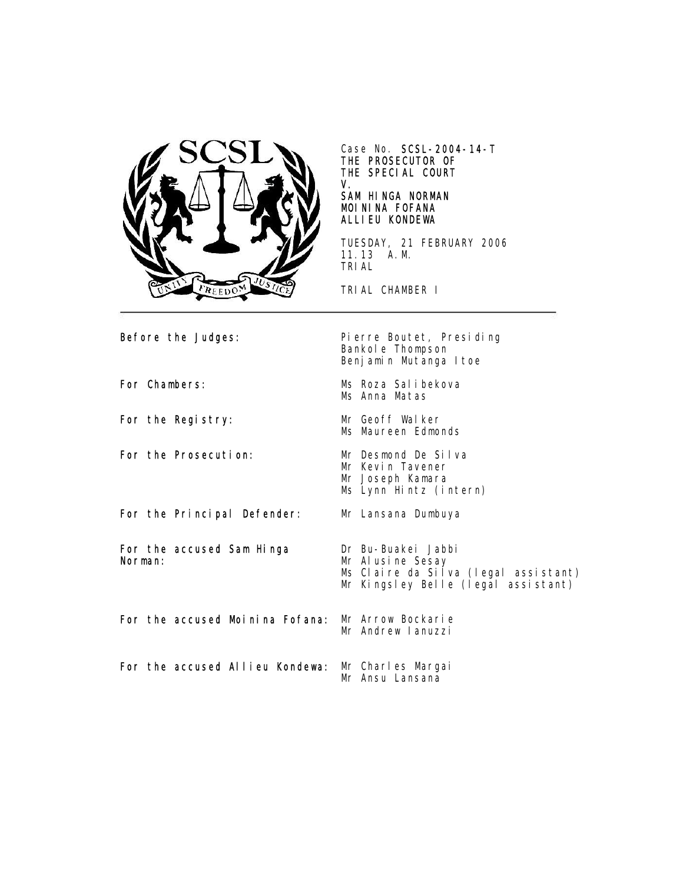Case No. **SCSL-2004-14-T**
**THE PROSECUTOR OF**
**THE SPECIAL COURT**
**V.**
**SAM HINGA NORMAN**
**MOININA FOFANA**
**ALLIEU KONDEWA**

TUESDAY, 21 FEBRUARY 2006
11.13 A.M.
TRIAL

TRIAL CHAMBER I

---

| | |
|---|---|
| **Before the Judges:** | Pierre Boutet, Presiding<br>Bankole Thompson<br>Benjamin Mutanga Itoe |
| **For Chambers:** | Ms Roza Salibekova<br>Ms Anna Matas |
| **For the Registry:** | Mr Geoff Walker<br>Ms Maureen Edmonds |
| **For the Prosecution:** | Mr Desmond De Silva<br>Mr Kevin Tavener<br>Mr Joseph Kamara<br>Ms Lynn Hintz (intern) |
| **For the Principal Defender:** | Mr Lansana Dumbuya |
| **For the accused Sam Hinga Norman:** | Dr Bu-Buakei Jabbi<br>Mr Alusine Sesay<br>Ms Claire da Silva (legal assistant)<br>Mr Kingsley Belle (legal assistant) |
| **For the accused Moinina Fofana:** | Mr Arrow Bockarie<br>Mr Andrew Ianuzzi |
| **For the accused Allieu Kondewa:** | Mr Charles Margai<br>Mr Ansu Lansana |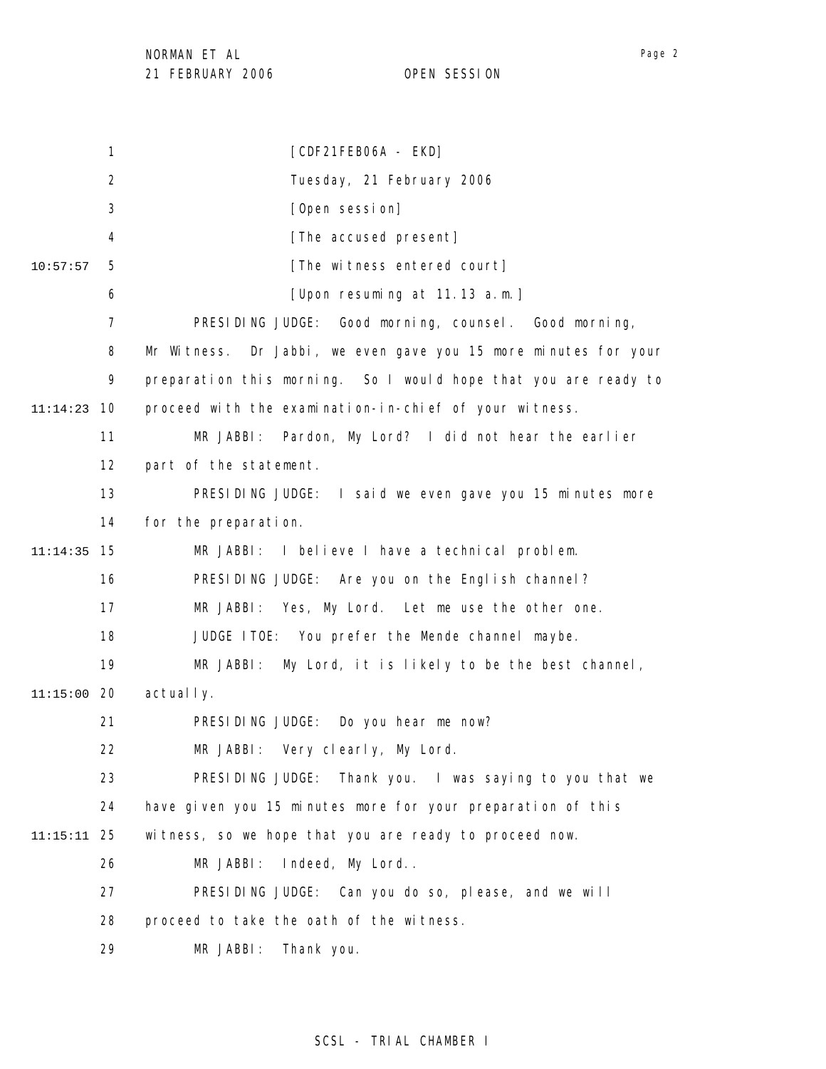[CDF21FEB06A - EKD]

Tuesday, 21 February 2006

[Open session]

[The accused present]

[The witness entered court]

[Upon resuming at 11.13 a.m.]

PRESIDING JUDGE: Good morning, counsel. Good morning, Mr Witness. Dr Jabbi, we even gave you 15 more minutes for your preparation this morning. So I would hope that you are ready to proceed with the examination-in-chief of your witness.

MR JABBI: Pardon, My Lord? I did not hear the earlier part of the statement.

PRESIDING JUDGE: I said we even gave you 15 minutes more for the preparation.

MR JABBI: I believe I have a technical problem.

PRESIDING JUDGE: Are you on the English channel?

MR JABBI: Yes, My Lord. Let me use the other one.

JUDGE ITOE: You prefer the Mende channel maybe.

MR JABBI: My Lord, it is likely to be the best channel, actually.

PRESIDING JUDGE: Do you hear me now?

MR JABBI: Very clearly, My Lord.

PRESIDING JUDGE: Thank you. I was saying to you that we have given you 15 minutes more for your preparation of this witness, so we hope that you are ready to proceed now.

MR JABBI: Indeed, My Lord..

PRESIDING JUDGE: Can you do so, please, and we will proceed to take the oath of the witness.

MR JABBI: Thank you.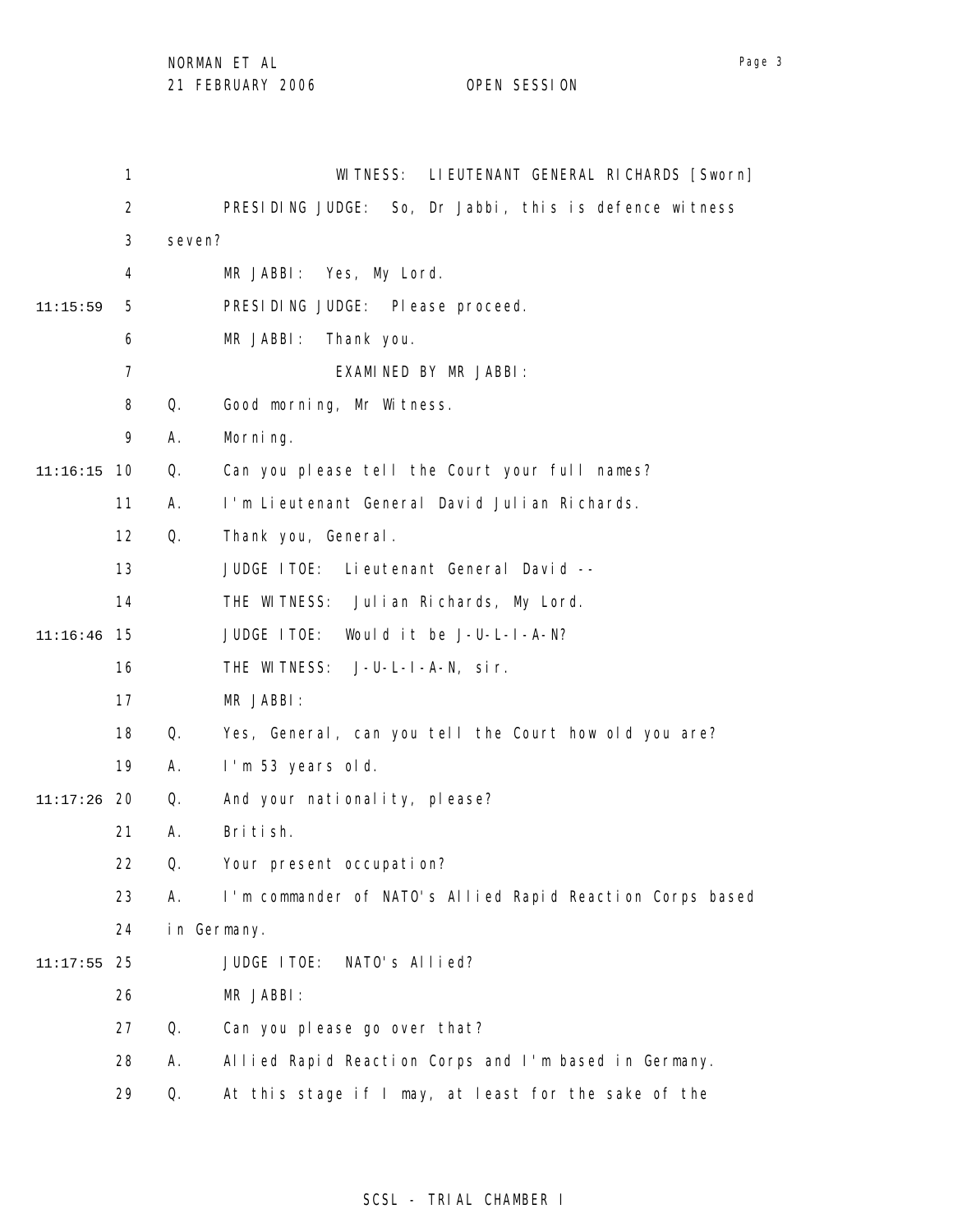1 WITNESS: LIEUTENANT GENERAL RICHARDS [Sworn]

2 PRESIDING JUDGE: So, Dr Jabbi, this is defence witness

3 seven?

4 MR JABBI: Yes, My Lord.

11:15:59 5 PRESIDING JUDGE: Please proceed.

6 MR JABBI: Thank you.

7 EXAMINED BY MR JABBI:

8 Q. Good morning, Mr Witness.

9 A. Morning.

11:16:15 10 Q. Can you please tell the Court your full names?

11 A. I'm Lieutenant General David Julian Richards.

12 Q. Thank you, General.

13 JUDGE ITOE: Lieutenant General David --

14 THE WITNESS: Julian Richards, My Lord.

11:16:46 15 JUDGE ITOE: Would it be J-U-L-I-A-N?

16 THE WITNESS: J-U-L-I-A-N, sir.

17 MR JABBI:

18 Q. Yes, General, can you tell the Court how old you are?

19 A. I'm 53 years old.

11:17:26 20 Q. And your nationality, please?

21 A. British.

22 Q. Your present occupation?

23 A. I'm commander of NATO's Allied Rapid Reaction Corps based

24 in Germany.

11:17:55 25 JUDGE ITOE: NATO's Allied?

26 MR JABBI:

27 Q. Can you please go over that?

28 A. Allied Rapid Reaction Corps and I'm based in Germany.

29 Q. At this stage if I may, at least for the sake of the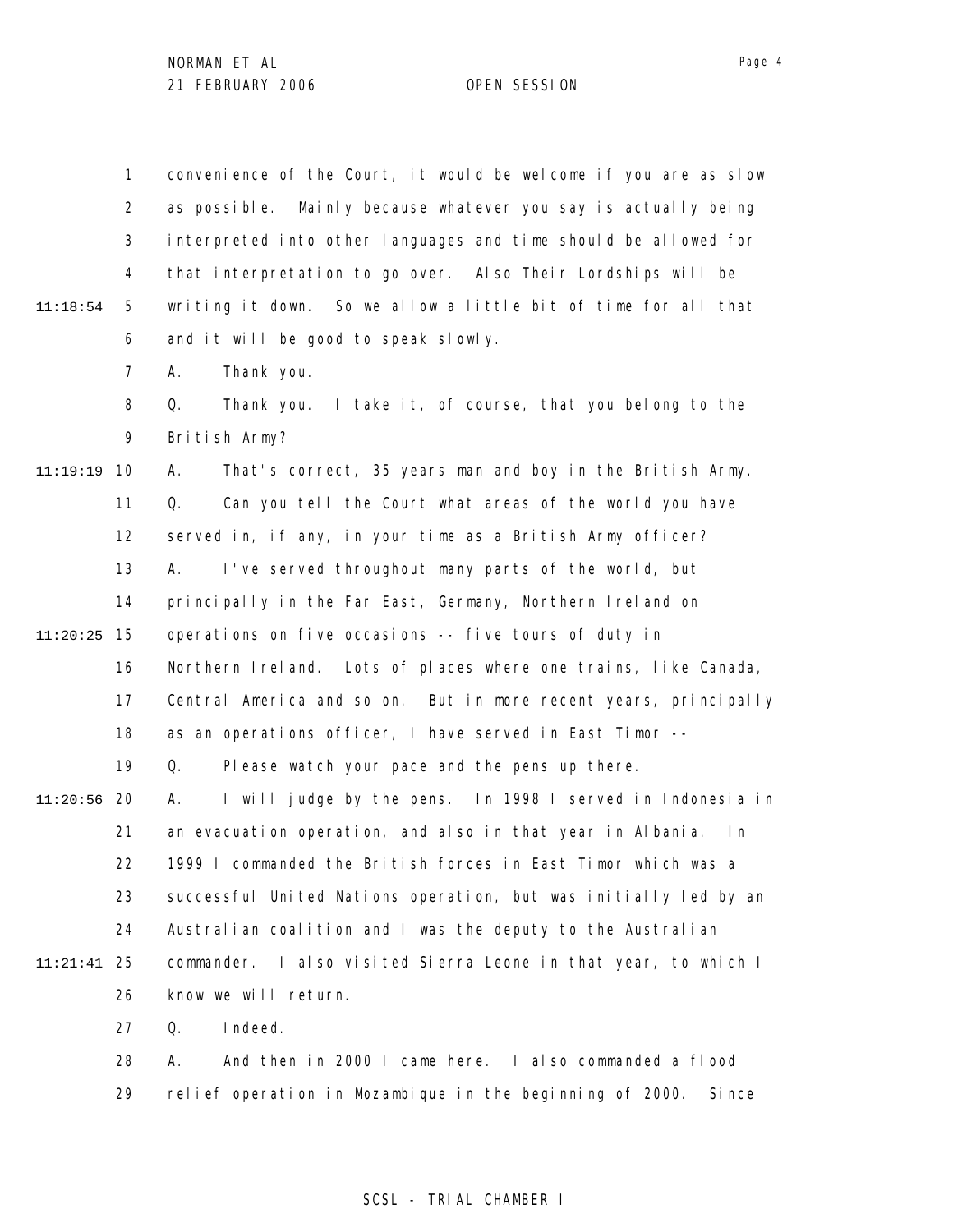convenience of the Court, it would be welcome if you are as slow as possible. Mainly because whatever you say is actually being interpreted into other languages and time should be allowed for that interpretation to go over. Also Their Lordships will be writing it down. So we allow a little bit of time for all that and it will be good to speak slowly.

A. Thank you.

Q. Thank you. I take it, of course, that you belong to the British Army?

A. That's correct, 35 years man and boy in the British Army.

Q. Can you tell the Court what areas of the world you have served in, if any, in your time as a British Army officer?

A. I've served throughout many parts of the world, but principally in the Far East, Germany, Northern Ireland on operations on five occasions -- five tours of duty in Northern Ireland. Lots of places where one trains, like Canada, Central America and so on. But in more recent years, principally as an operations officer, I have served in East Timor --

Q. Please watch your pace and the pens up there.

A. I will judge by the pens. In 1998 I served in Indonesia in an evacuation operation, and also in that year in Albania. In 1999 I commanded the British forces in East Timor which was a successful United Nations operation, but was initially led by an Australian coalition and I was the deputy to the Australian commander. I also visited Sierra Leone in that year, to which I know we will return.

Q. Indeed.

A. And then in 2000 I came here. I also commanded a flood relief operation in Mozambique in the beginning of 2000. Since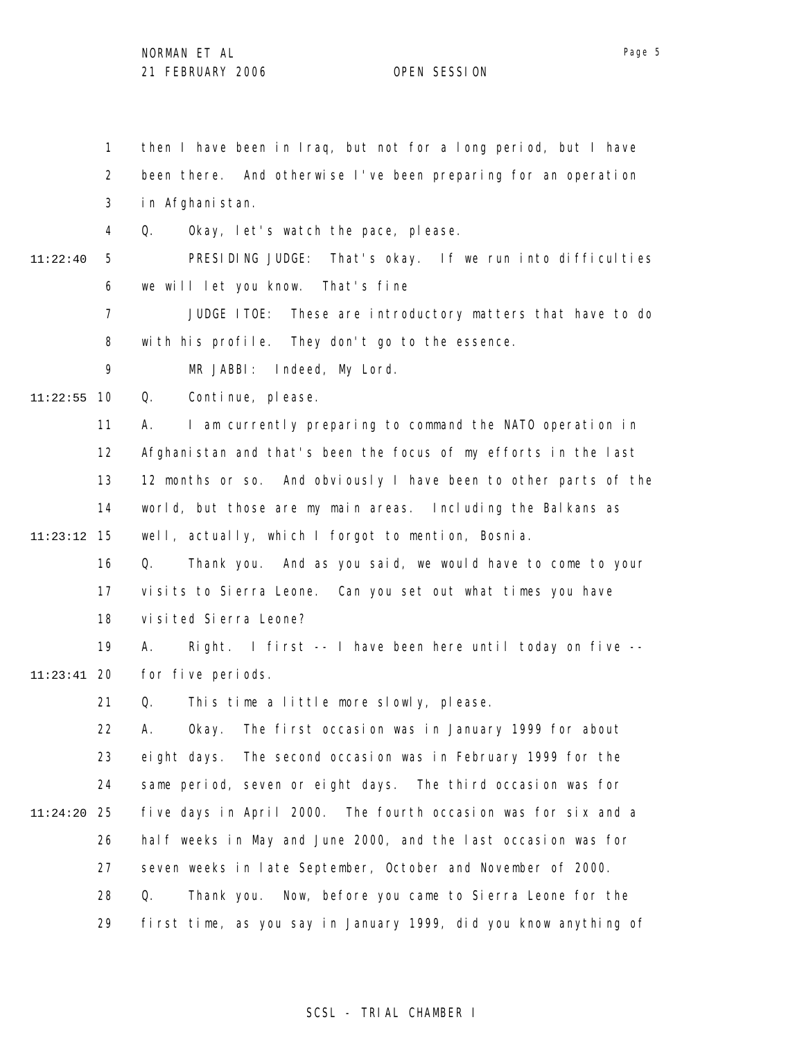then I have been in Iraq, but not for a long period, but I have been there. And otherwise I've been preparing for an operation in Afghanistan.

Q. Okay, let's watch the pace, please.

PRESIDING JUDGE: That's okay. If we run into difficulties we will let you know. That's fine

JUDGE ITOE: These are introductory matters that have to do with his profile. They don't go to the essence.

MR JABBI: Indeed, My Lord.

Q. Continue, please.

A. I am currently preparing to command the NATO operation in Afghanistan and that's been the focus of my efforts in the last 12 months or so. And obviously I have been to other parts of the world, but those are my main areas. Including the Balkans as well, actually, which I forgot to mention, Bosnia.

Q. Thank you. And as you said, we would have to come to your visits to Sierra Leone. Can you set out what times you have visited Sierra Leone?

A. Right. I first -- I have been here until today on five -- for five periods.

Q. This time a little more slowly, please.

A. Okay. The first occasion was in January 1999 for about eight days. The second occasion was in February 1999 for the same period, seven or eight days. The third occasion was for five days in April 2000. The fourth occasion was for six and a half weeks in May and June 2000, and the last occasion was for seven weeks in late September, October and November of 2000.

Q. Thank you. Now, before you came to Sierra Leone for the first time, as you say in January 1999, did you know anything of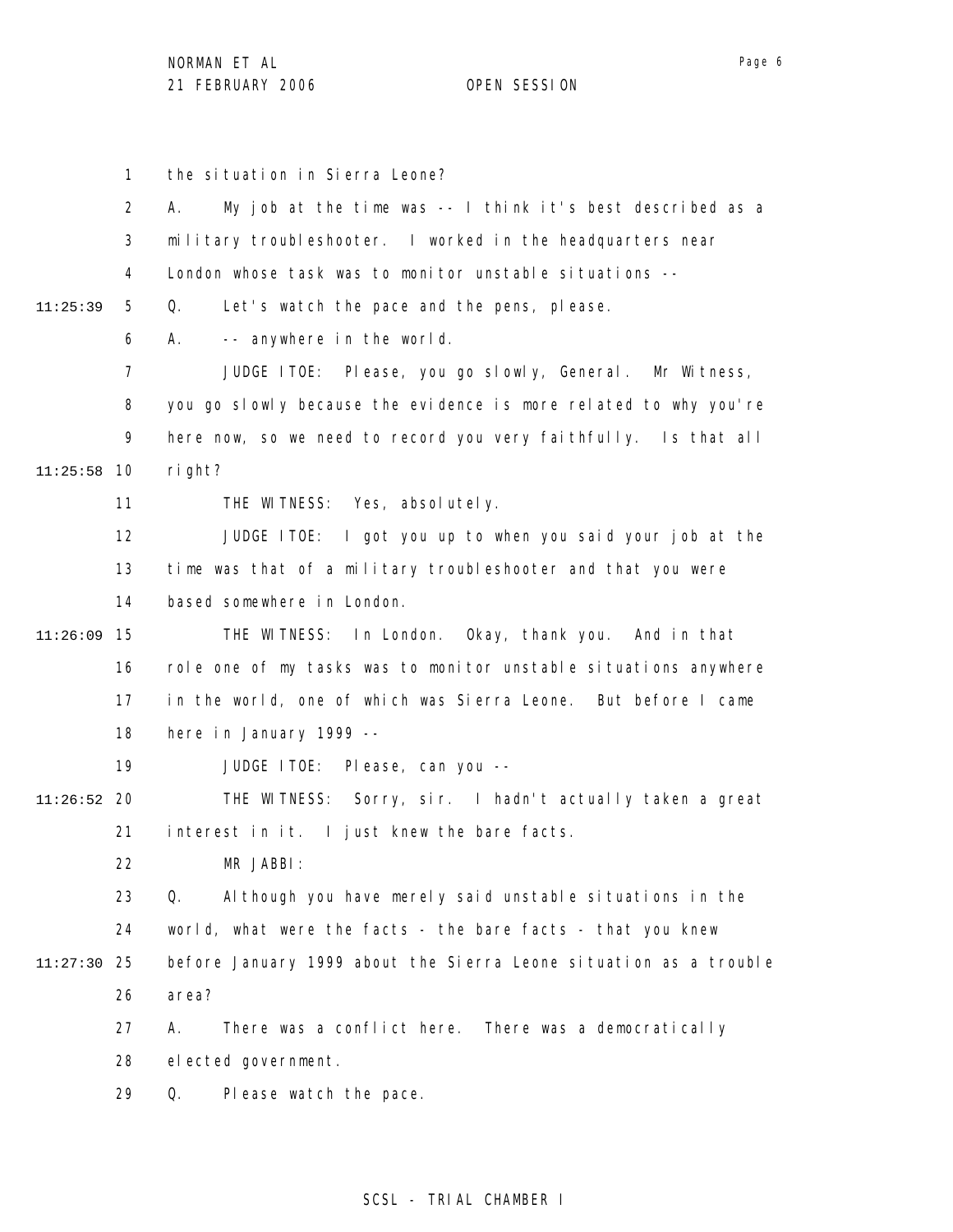1 the situation in Sierra Leone?

2 A. My job at the time was -- I think it's best described as a

3 military troubleshooter. I worked in the headquarters near

4 London whose task was to monitor unstable situations --

11:25:39 5 Q. Let's watch the pace and the pens, please.

6 A. -- anywhere in the world.

7 JUDGE ITOE: Please, you go slowly, General. Mr Witness,

8 you go slowly because the evidence is more related to why you're

9 here now, so we need to record you very faithfully. Is that all

11:25:58 10 right?

11 THE WITNESS: Yes, absolutely.

12 JUDGE ITOE: I got you up to when you said your job at the

13 time was that of a military troubleshooter and that you were

14 based somewhere in London.

11:26:09 15 THE WITNESS: In London. Okay, thank you. And in that

16 role one of my tasks was to monitor unstable situations anywhere

17 in the world, one of which was Sierra Leone. But before I came

18 here in January 1999 --

19 JUDGE ITOE: Please, can you --

11:26:52 20 THE WITNESS: Sorry, sir. I hadn't actually taken a great

21 interest in it. I just knew the bare facts.

22 MR JABBI:

23 Q. Although you have merely said unstable situations in the

24 world, what were the facts - the bare facts - that you knew

11:27:30 25 before January 1999 about the Sierra Leone situation as a trouble

26 area?

27 A. There was a conflict here. There was a democratically

28 elected government.

29 Q. Please watch the pace.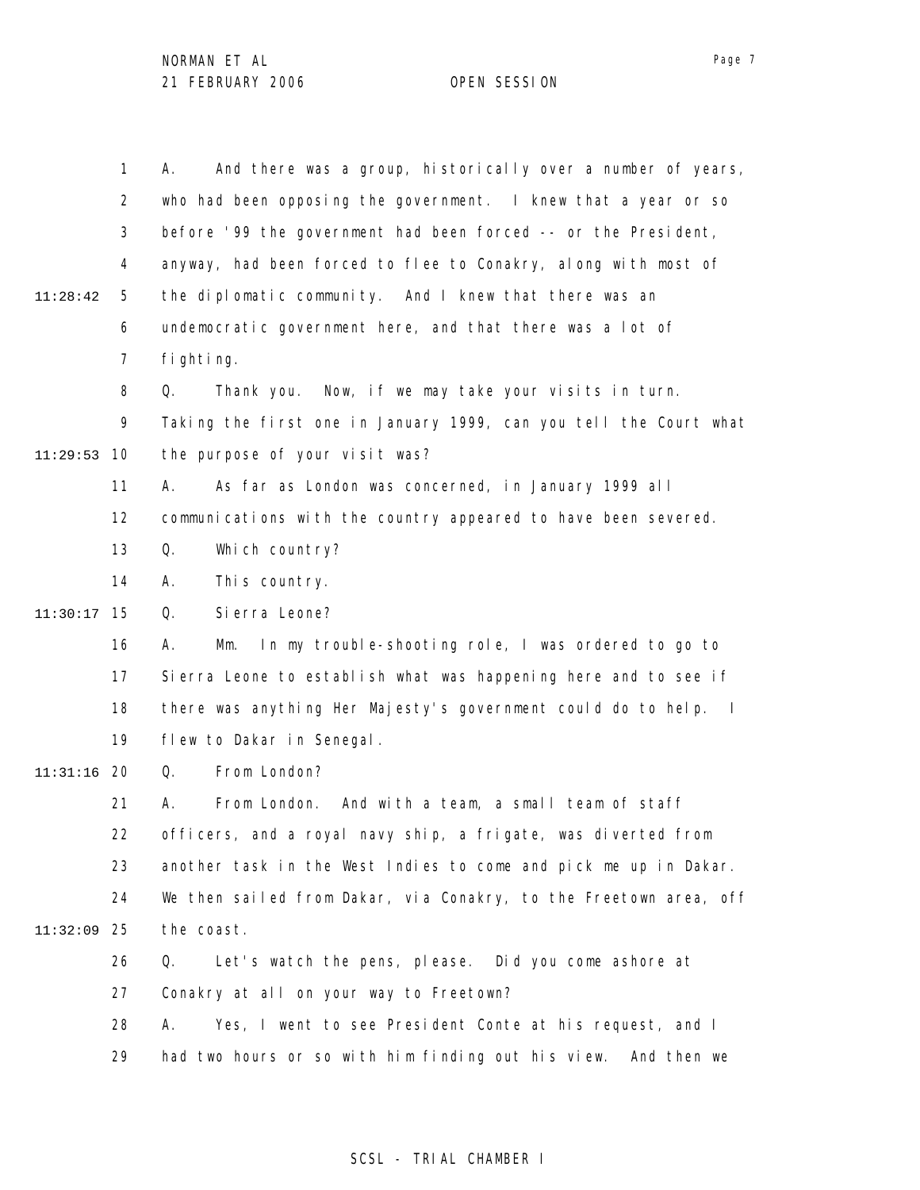A. And there was a group, historically over a number of years, who had been opposing the government. I knew that a year or so before '99 the government had been forced -- or the President, anyway, had been forced to flee to Conakry, along with most of the diplomatic community. And I knew that there was an undemocratic government here, and that there was a lot of fighting.

Q. Thank you. Now, if we may take your visits in turn. Taking the first one in January 1999, can you tell the Court what the purpose of your visit was?

A. As far as London was concerned, in January 1999 all communications with the country appeared to have been severed.

Q. Which country?

A. This country.

Q. Sierra Leone?

A. Mm. In my trouble-shooting role, I was ordered to go to Sierra Leone to establish what was happening here and to see if there was anything Her Majesty's government could do to help. I flew to Dakar in Senegal.

Q. From London?

A. From London. And with a team, a small team of staff officers, and a royal navy ship, a frigate, was diverted from another task in the West Indies to come and pick me up in Dakar. We then sailed from Dakar, via Conakry, to the Freetown area, off the coast.

Q. Let's watch the pens, please. Did you come ashore at Conakry at all on your way to Freetown?

A. Yes, I went to see President Conte at his request, and I had two hours or so with him finding out his view. And then we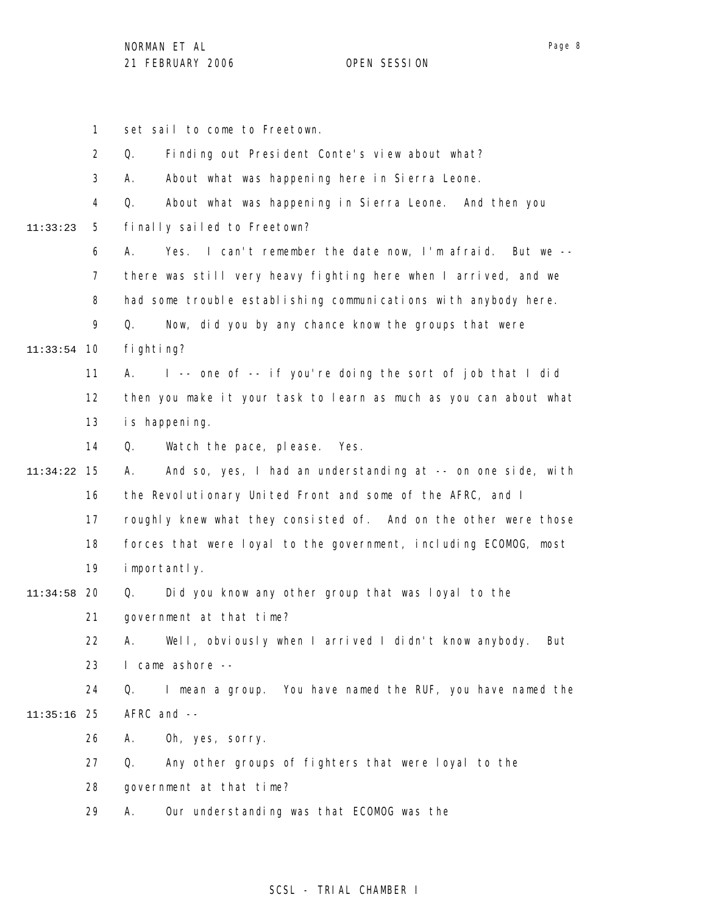set sail to come to Freetown.

Q. Finding out President Conte's view about what?

A. About what was happening here in Sierra Leone.

Q. About what was happening in Sierra Leone. And then you finally sailed to Freetown?

A. Yes. I can't remember the date now, I'm afraid. But we -- there was still very heavy fighting here when I arrived, and we had some trouble establishing communications with anybody here.

Q. Now, did you by any chance know the groups that were fighting?

A. I -- one of -- if you're doing the sort of job that I did then you make it your task to learn as much as you can about what is happening.

Q. Watch the pace, please. Yes.

A. And so, yes, I had an understanding at -- on one side, with the Revolutionary United Front and some of the AFRC, and I roughly knew what they consisted of. And on the other were those forces that were loyal to the government, including ECOMOG, most importantly.

Q. Did you know any other group that was loyal to the government at that time?

A. Well, obviously when I arrived I didn't know anybody. But I came ashore --

Q. I mean a group. You have named the RUF, you have named the AFRC and --

A. Oh, yes, sorry.

Q. Any other groups of fighters that were loyal to the government at that time?

A. Our understanding was that ECOMOG was the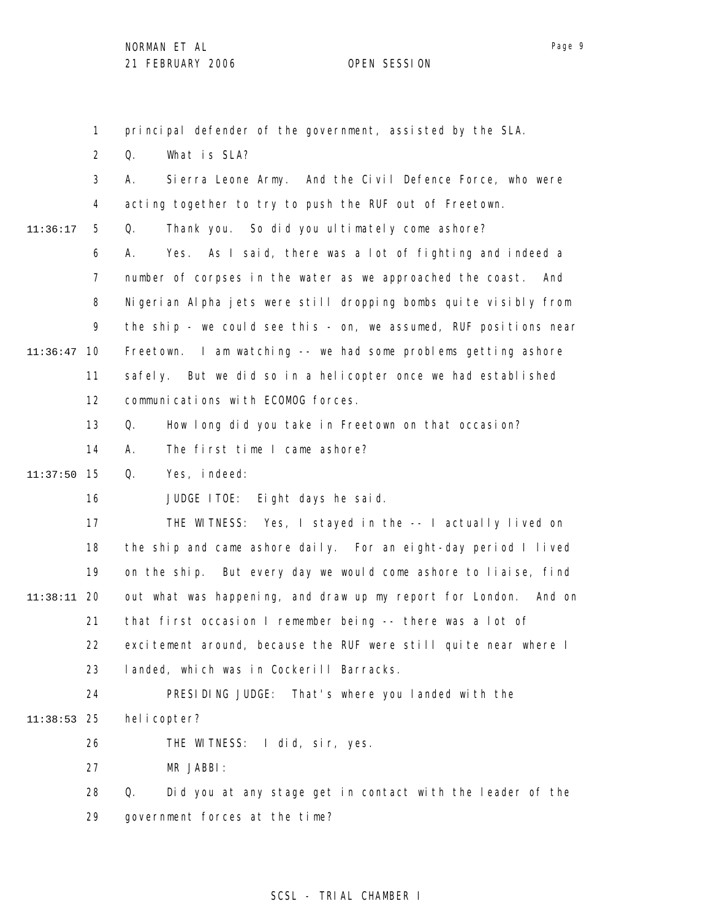principal defender of the government, assisted by the SLA.

Q. What is SLA?

A. Sierra Leone Army. And the Civil Defence Force, who were acting together to try to push the RUF out of Freetown.

Q. Thank you. So did you ultimately come ashore?

A. Yes. As I said, there was a lot of fighting and indeed a number of corpses in the water as we approached the coast. And Nigerian Alpha jets were still dropping bombs quite visibly from the ship - we could see this - on, we assumed, RUF positions near Freetown. I am watching -- we had some problems getting ashore safely. But we did so in a helicopter once we had established communications with ECOMOG forces.

Q. How long did you take in Freetown on that occasion?

A. The first time I came ashore?

Q. Yes, indeed:

JUDGE ITOE: Eight days he said.

THE WITNESS: Yes, I stayed in the -- I actually lived on the ship and came ashore daily. For an eight-day period I lived on the ship. But every day we would come ashore to liaise, find out what was happening, and draw up my report for London. And on that first occasion I remember being -- there was a lot of excitement around, because the RUF were still quite near where I landed, which was in Cockerill Barracks.

PRESIDING JUDGE: That's where you landed with the helicopter?

THE WITNESS: I did, sir, yes.

MR JABBI:

Q. Did you at any stage get in contact with the leader of the government forces at the time?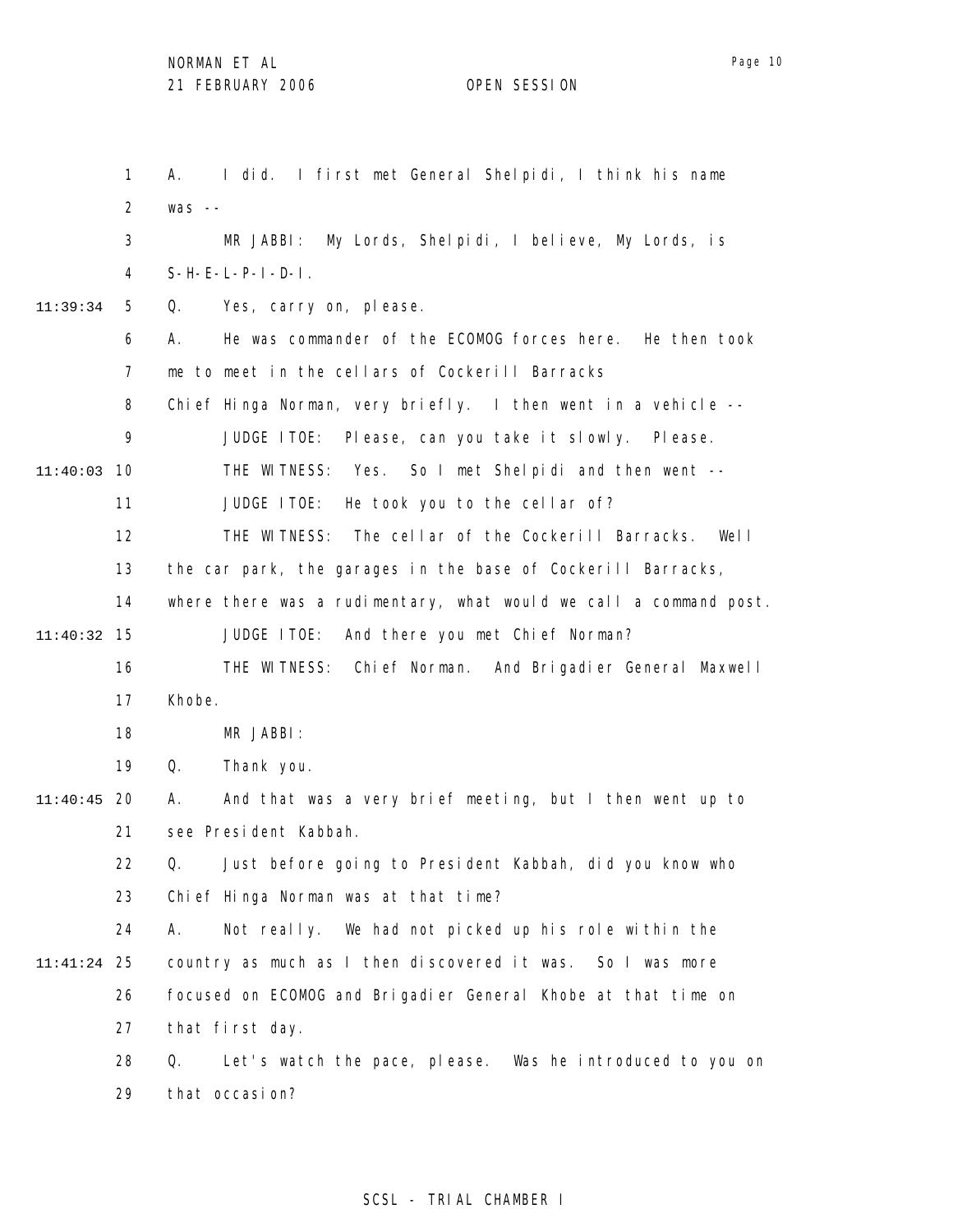A. I did. I first met General Shelpidi, I think his name was --

MR JABBI: My Lords, Shelpidi, I believe, My Lords, is S-H-E-L-P-I-D-I.

Q. Yes, carry on, please.

A. He was commander of the ECOMOG forces here. He then took me to meet in the cellars of Cockerill Barracks Chief Hinga Norman, very briefly. I then went in a vehicle --

JUDGE ITOE: Please, can you take it slowly. Please.

THE WITNESS: Yes. So I met Shelpidi and then went --

JUDGE ITOE: He took you to the cellar of?

THE WITNESS: The cellar of the Cockerill Barracks. Well the car park, the garages in the base of Cockerill Barracks, where there was a rudimentary, what would we call a command post.

JUDGE ITOE: And there you met Chief Norman?

THE WITNESS: Chief Norman. And Brigadier General Maxwell Khobe.

MR JABBI:

Q. Thank you.

A. And that was a very brief meeting, but I then went up to see President Kabbah.

Q. Just before going to President Kabbah, did you know who Chief Hinga Norman was at that time?

A. Not really. We had not picked up his role within the country as much as I then discovered it was. So I was more focused on ECOMOG and Brigadier General Khobe at that time on that first day.

Q. Let's watch the pace, please. Was he introduced to you on that occasion?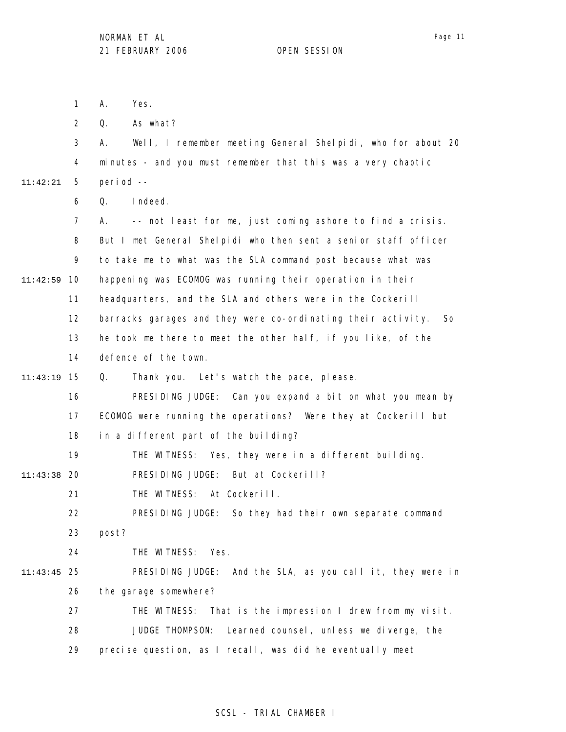A. Yes.

Q. As what?

A. Well, I remember meeting General Shelpidi, who for about 20 minutes - and you must remember that this was a very chaotic period --

Q. Indeed.

A. -- not least for me, just coming ashore to find a crisis. But I met General Shelpidi who then sent a senior staff officer to take me to what was the SLA command post because what was happening was ECOMOG was running their operation in their headquarters, and the SLA and others were in the Cockerill barracks garages and they were co-ordinating their activity. So he took me there to meet the other half, if you like, of the defence of the town.

Q. Thank you. Let's watch the pace, please.

PRESIDING JUDGE: Can you expand a bit on what you mean by ECOMOG were running the operations? Were they at Cockerill but in a different part of the building?

THE WITNESS: Yes, they were in a different building.

PRESIDING JUDGE: But at Cockerill?

THE WITNESS: At Cockerill.

PRESIDING JUDGE: So they had their own separate command post?

THE WITNESS: Yes.

PRESIDING JUDGE: And the SLA, as you call it, they were in the garage somewhere?

THE WITNESS: That is the impression I drew from my visit.

JUDGE THOMPSON: Learned counsel, unless we diverge, the precise question, as I recall, was did he eventually meet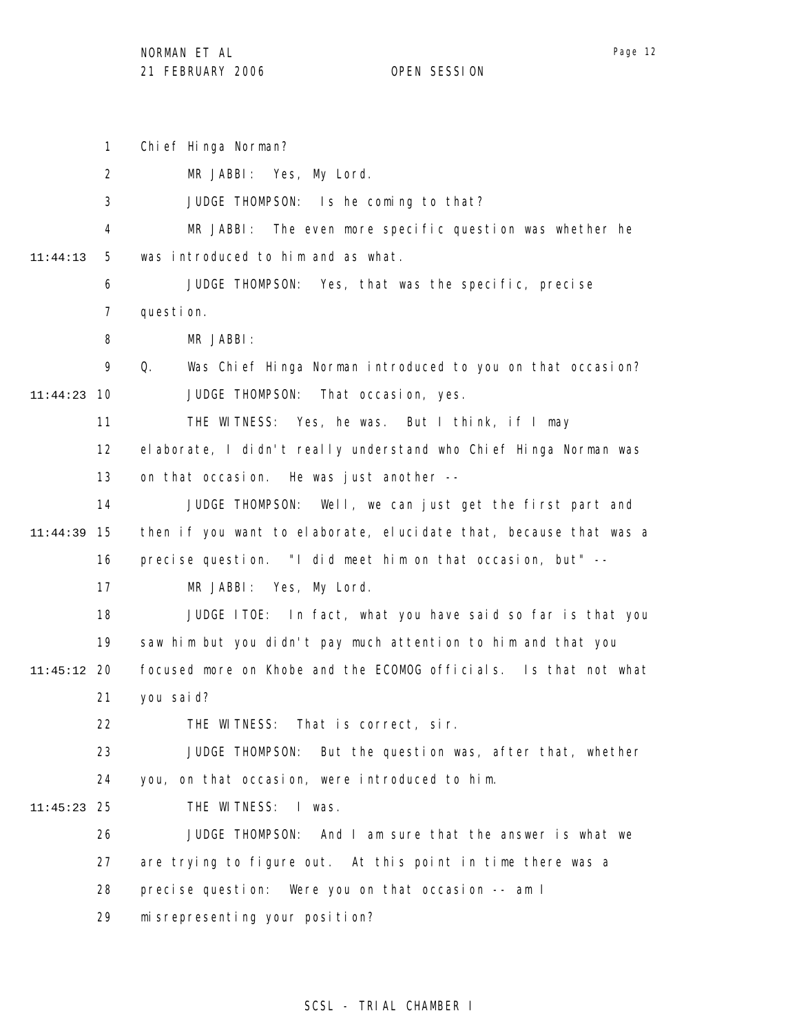Chief Hinga Norman?

MR JABBI: Yes, My Lord.

JUDGE THOMPSON: Is he coming to that?

MR JABBI: The even more specific question was whether he was introduced to him and as what.

JUDGE THOMPSON: Yes, that was the specific, precise question.

MR JABBI:

Q. Was Chief Hinga Norman introduced to you on that occasion?

JUDGE THOMPSON: That occasion, yes.

THE WITNESS: Yes, he was. But I think, if I may elaborate, I didn't really understand who Chief Hinga Norman was on that occasion. He was just another --

JUDGE THOMPSON: Well, we can just get the first part and then if you want to elaborate, elucidate that, because that was a precise question. "I did meet him on that occasion, but" --

MR JABBI: Yes, My Lord.

JUDGE ITOE: In fact, what you have said so far is that you saw him but you didn't pay much attention to him and that you focused more on Khobe and the ECOMOG officials. Is that not what you said?

THE WITNESS: That is correct, sir.

JUDGE THOMPSON: But the question was, after that, whether you, on that occasion, were introduced to him.

THE WITNESS: I was.

JUDGE THOMPSON: And I am sure that the answer is what we are trying to figure out. At this point in time there was a precise question: Were you on that occasion -- am I misrepresenting your position?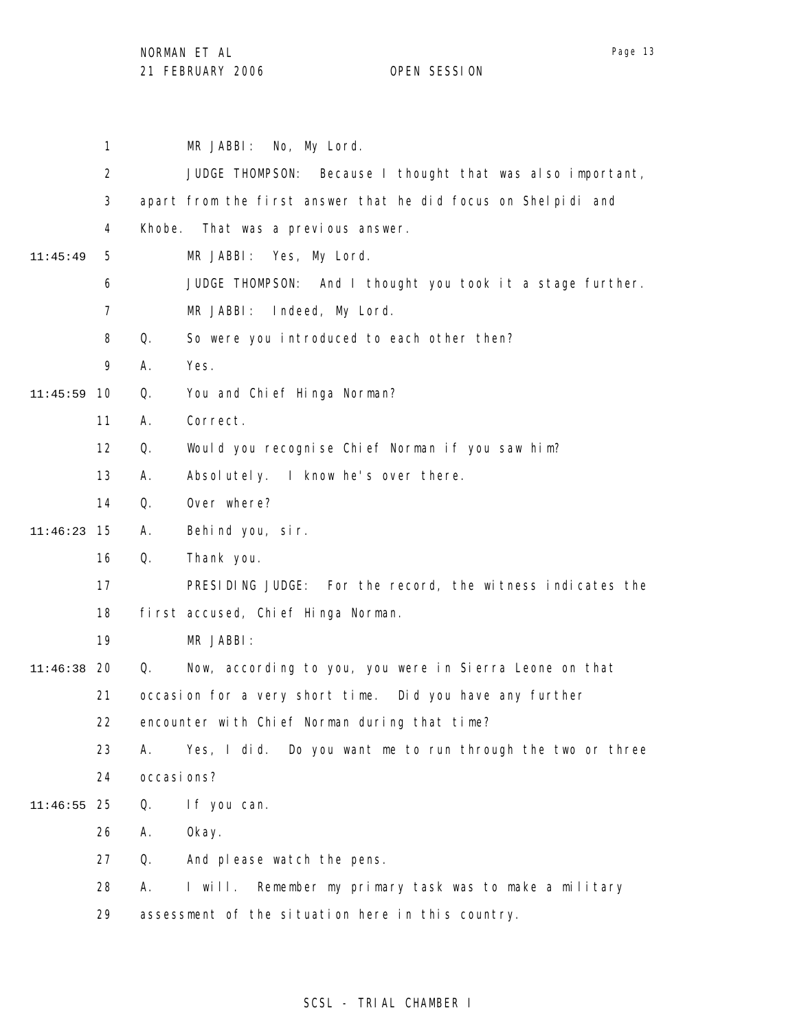MR JABBI: No, My Lord.

JUDGE THOMPSON: Because I thought that was also important, apart from the first answer that he did focus on Shelpidi and Khobe. That was a previous answer.

MR JABBI: Yes, My Lord.

JUDGE THOMPSON: And I thought you took it a stage further.

MR JABBI: Indeed, My Lord.

Q. So were you introduced to each other then?

A. Yes.

Q. You and Chief Hinga Norman?

A. Correct.

Q. Would you recognise Chief Norman if you saw him?

A. Absolutely. I know he's over there.

Q. Over where?

A. Behind you, sir.

Q. Thank you.

PRESIDING JUDGE: For the record, the witness indicates the first accused, Chief Hinga Norman.

MR JABBI:

Q. Now, according to you, you were in Sierra Leone on that occasion for a very short time. Did you have any further encounter with Chief Norman during that time?

A. Yes, I did. Do you want me to run through the two or three occasions?

Q. If you can.

A. Okay.

Q. And please watch the pens.

A. I will. Remember my primary task was to make a military assessment of the situation here in this country.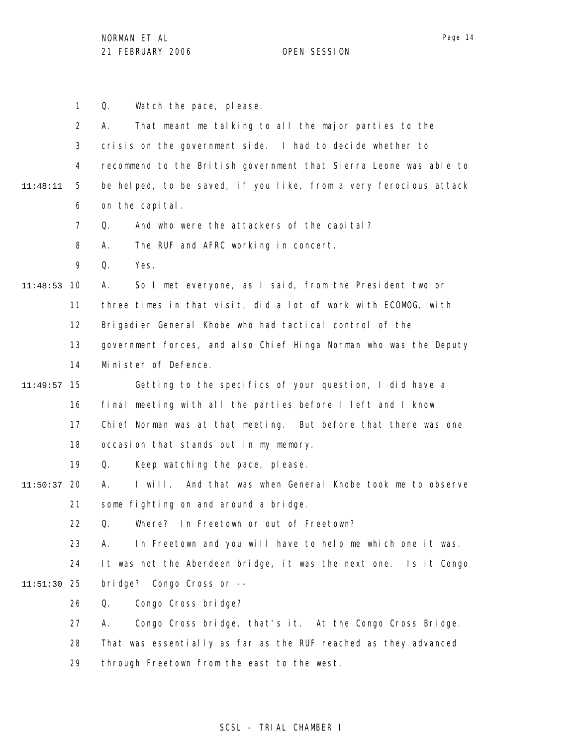1 Q. Watch the pace, please.

2 A. That meant me talking to all the major parties to the

3 crisis on the government side. I had to decide whether to

4 recommend to the British government that Sierra Leone was able to

11:48:11 5 be helped, to be saved, if you like, from a very ferocious attack

6 on the capital.

7 Q. And who were the attackers of the capital?

8 A. The RUF and AFRC working in concert.

9 Q. Yes.

11:48:53 10 A. So I met everyone, as I said, from the President two or

11 three times in that visit, did a lot of work with ECOMOG, with

12 Brigadier General Khobe who had tactical control of the

13 government forces, and also Chief Hinga Norman who was the Deputy

14 Minister of Defence.

11:49:57 15 Getting to the specifics of your question, I did have a

16 final meeting with all the parties before I left and I know

17 Chief Norman was at that meeting. But before that there was one

18 occasion that stands out in my memory.

19 Q. Keep watching the pace, please.

11:50:37 20 A. I will. And that was when General Khobe took me to observe

21 some fighting on and around a bridge.

22 Q. Where? In Freetown or out of Freetown?

23 A. In Freetown and you will have to help me which one it was.

24 It was not the Aberdeen bridge, it was the next one. Is it Congo

11:51:30 25 bridge? Congo Cross or --

26 Q. Congo Cross bridge?

27 A. Congo Cross bridge, that's it. At the Congo Cross Bridge.

28 That was essentially as far as the RUF reached as they advanced

29 through Freetown from the east to the west.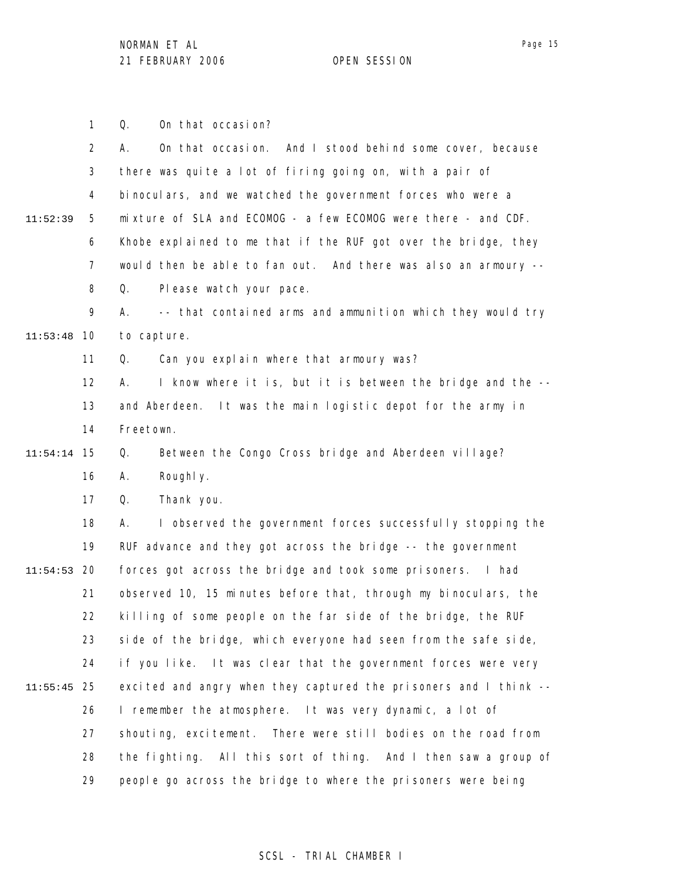Q. On that occasion?

A. On that occasion. And I stood behind some cover, because there was quite a lot of firing going on, with a pair of binoculars, and we watched the government forces who were a mixture of SLA and ECOMOG - a few ECOMOG were there - and CDF. Khobe explained to me that if the RUF got over the bridge, they would then be able to fan out. And there was also an armoury --

Q. Please watch your pace.

A. -- that contained arms and ammunition which they would try to capture.

Q. Can you explain where that armoury was?

A. I know where it is, but it is between the bridge and the -- and Aberdeen. It was the main logistic depot for the army in Freetown.

Q. Between the Congo Cross bridge and Aberdeen village?

A. Roughly.

Q. Thank you.

A. I observed the government forces successfully stopping the RUF advance and they got across the bridge -- the government forces got across the bridge and took some prisoners. I had observed 10, 15 minutes before that, through my binoculars, the killing of some people on the far side of the bridge, the RUF side of the bridge, which everyone had seen from the safe side, if you like. It was clear that the government forces were very excited and angry when they captured the prisoners and I think -- I remember the atmosphere. It was very dynamic, a lot of shouting, excitement. There were still bodies on the road from the fighting. All this sort of thing. And I then saw a group of people go across the bridge to where the prisoners were being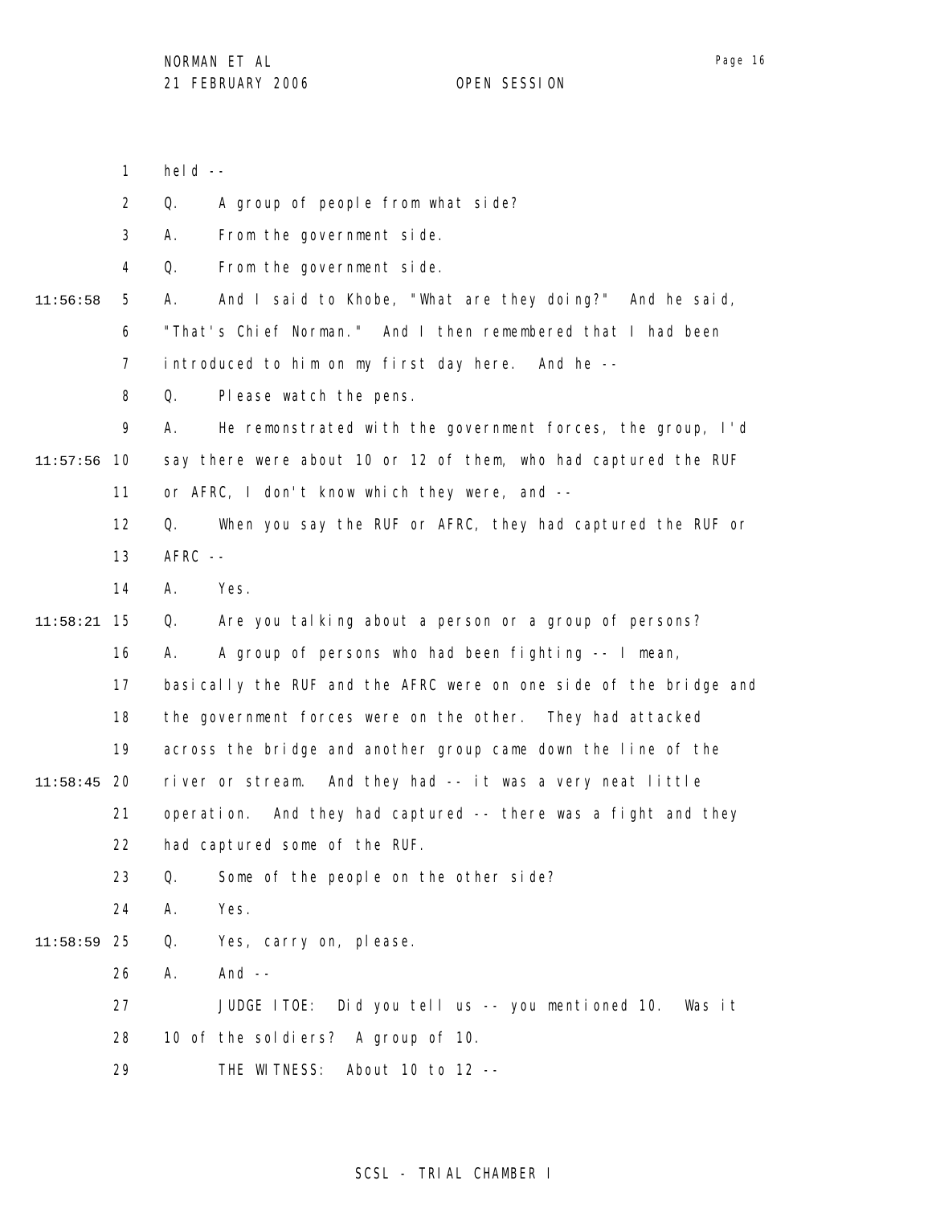held --

Q. A group of people from what side?

A. From the government side.

Q. From the government side.

A. And I said to Khobe, "What are they doing?" And he said, "That's Chief Norman." And I then remembered that I had been introduced to him on my first day here. And he --

Q. Please watch the pens.

A. He remonstrated with the government forces, the group, I'd say there were about 10 or 12 of them, who had captured the RUF or AFRC, I don't know which they were, and --

Q. When you say the RUF or AFRC, they had captured the RUF or AFRC --

A. Yes.

Q. Are you talking about a person or a group of persons?

A. A group of persons who had been fighting -- I mean, basically the RUF and the AFRC were on one side of the bridge and the government forces were on the other. They had attacked across the bridge and another group came down the line of the river or stream. And they had -- it was a very neat little operation. And they had captured -- there was a fight and they had captured some of the RUF.

Q. Some of the people on the other side?

A. Yes.

Q. Yes, carry on, please.

A. And --

JUDGE ITOE: Did you tell us -- you mentioned 10. Was it 10 of the soldiers? A group of 10.

THE WITNESS: About 10 to 12 --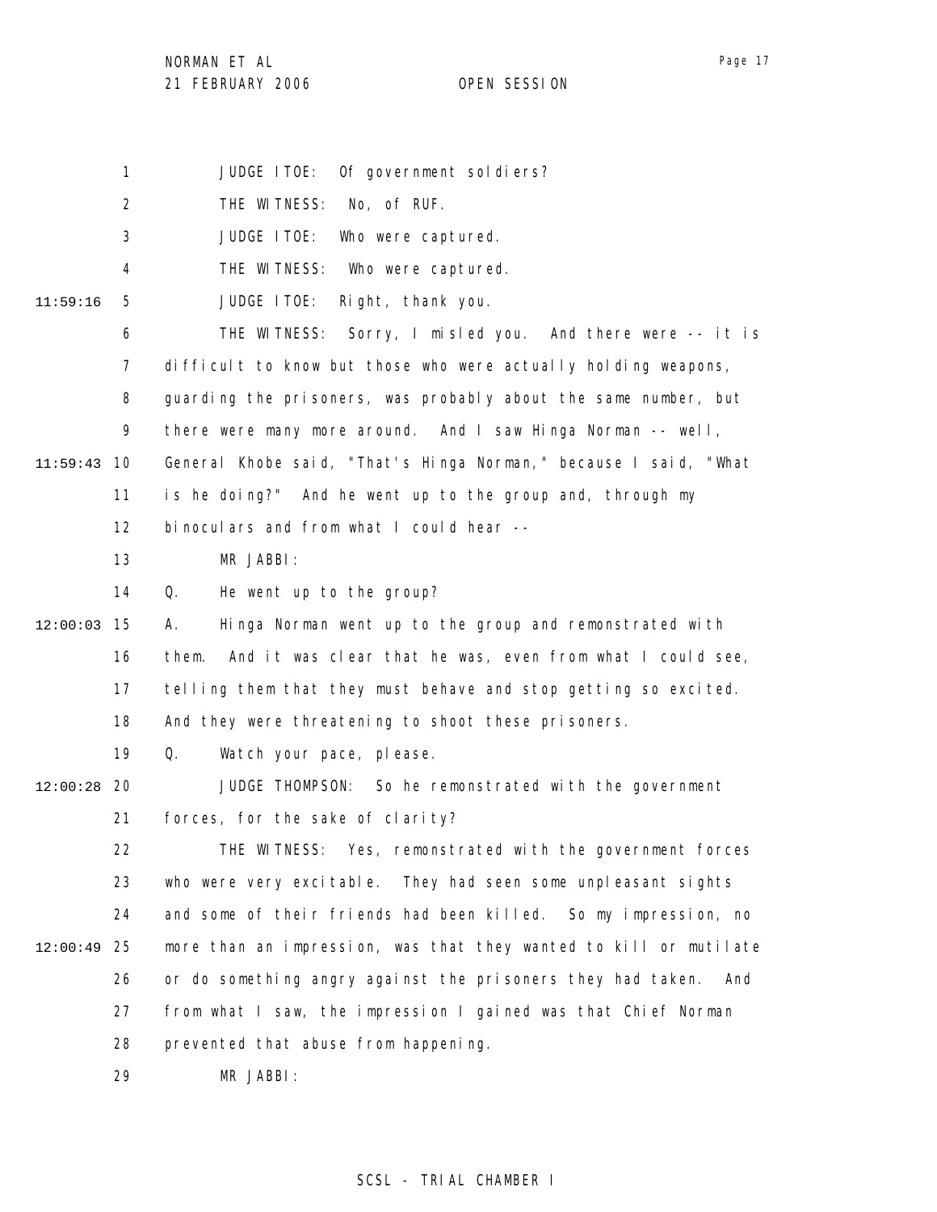JUDGE ITOE: Of government soldiers?

THE WITNESS: No, of RUF.

JUDGE ITOE: Who were captured.

THE WITNESS: Who were captured.

JUDGE ITOE: Right, thank you.

THE WITNESS: Sorry, I misled you. And there were -- it is difficult to know but those who were actually holding weapons, guarding the prisoners, was probably about the same number, but there were many more around. And I saw Hinga Norman -- well, General Khobe said, "That's Hinga Norman," because I said, "What is he doing?" And he went up to the group and, through my binoculars and from what I could hear --

MR JABBI:

Q. He went up to the group?

A. Hinga Norman went up to the group and remonstrated with them. And it was clear that he was, even from what I could see, telling them that they must behave and stop getting so excited. And they were threatening to shoot these prisoners.

Q. Watch your pace, please.

JUDGE THOMPSON: So he remonstrated with the government forces, for the sake of clarity?

THE WITNESS: Yes, remonstrated with the government forces who were very excitable. They had seen some unpleasant sights and some of their friends had been killed. So my impression, no more than an impression, was that they wanted to kill or mutilate or do something angry against the prisoners they had taken. And from what I saw, the impression I gained was that Chief Norman prevented that abuse from happening.

MR JABBI: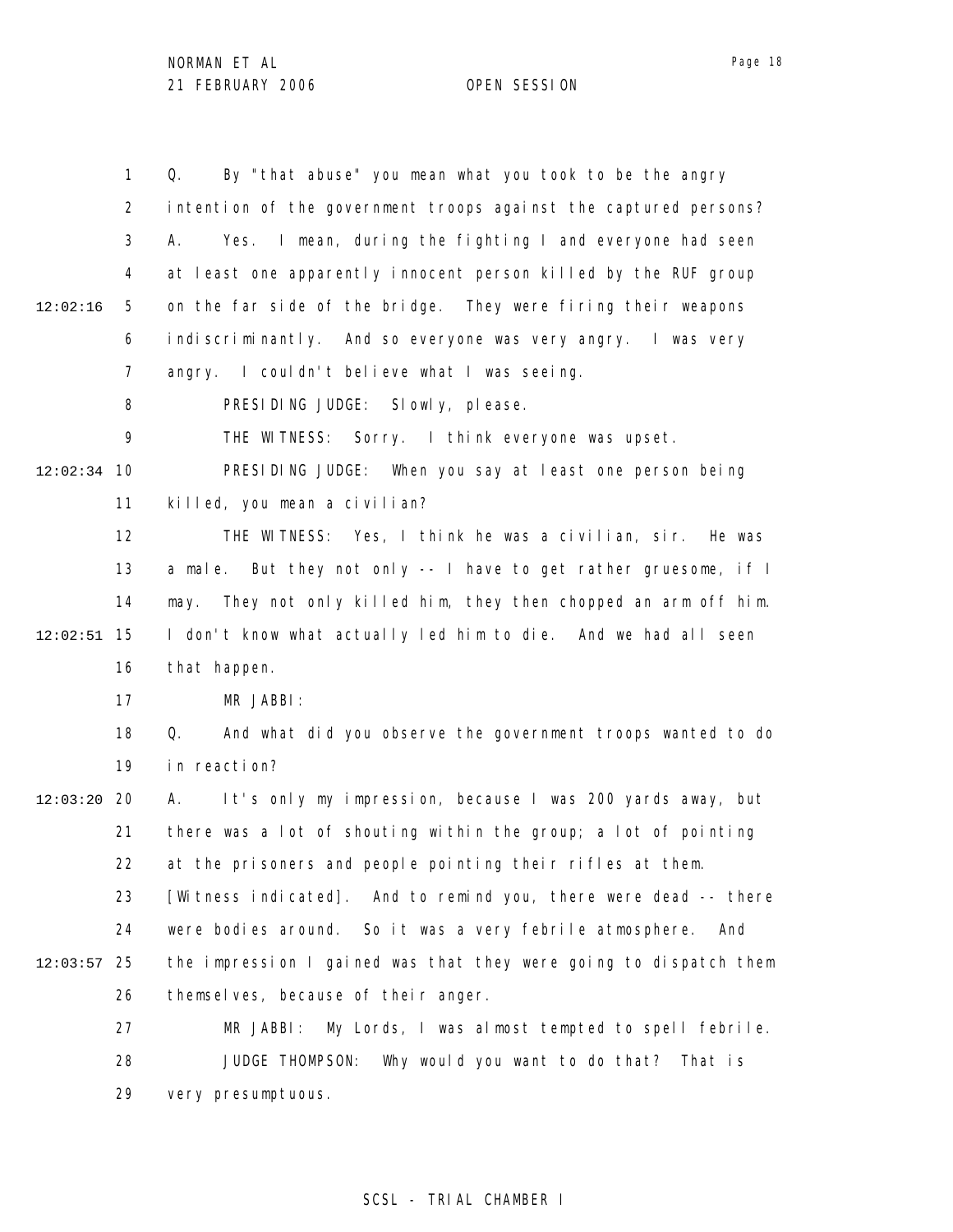Q. By "that abuse" you mean what you took to be the angry intention of the government troops against the captured persons?

A. Yes. I mean, during the fighting I and everyone had seen at least one apparently innocent person killed by the RUF group on the far side of the bridge. They were firing their weapons indiscriminantly. And so everyone was very angry. I was very angry. I couldn't believe what I was seeing.

PRESIDING JUDGE: Slowly, please.

THE WITNESS: Sorry. I think everyone was upset.

PRESIDING JUDGE: When you say at least one person being killed, you mean a civilian?

THE WITNESS: Yes, I think he was a civilian, sir. He was a male. But they not only -- I have to get rather gruesome, if I may. They not only killed him, they then chopped an arm off him. I don't know what actually led him to die. And we had all seen that happen.

MR JABBI:

Q. And what did you observe the government troops wanted to do in reaction?

A. It's only my impression, because I was 200 yards away, but there was a lot of shouting within the group; a lot of pointing at the prisoners and people pointing their rifles at them. [Witness indicated]. And to remind you, there were dead -- there were bodies around. So it was a very febrile atmosphere. And the impression I gained was that they were going to dispatch them themselves, because of their anger.

MR JABBI: My Lords, I was almost tempted to spell febrile.

JUDGE THOMPSON: Why would you want to do that? That is very presumptuous.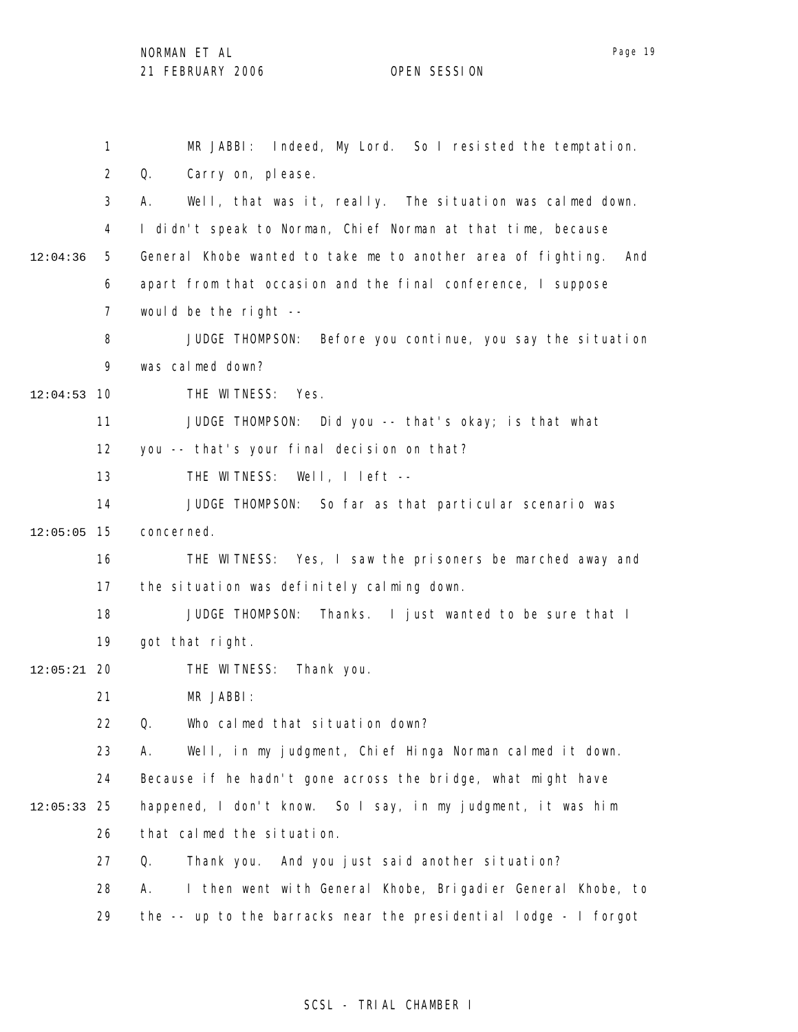MR JABBI: Indeed, My Lord. So I resisted the temptation.

Q. Carry on, please.

A. Well, that was it, really. The situation was calmed down. I didn't speak to Norman, Chief Norman at that time, because General Khobe wanted to take me to another area of fighting. And apart from that occasion and the final conference, I suppose would be the right --

JUDGE THOMPSON: Before you continue, you say the situation was calmed down?

THE WITNESS: Yes.

JUDGE THOMPSON: Did you -- that's okay; is that what you -- that's your final decision on that?

THE WITNESS: Well, I left --

JUDGE THOMPSON: So far as that particular scenario was concerned.

THE WITNESS: Yes, I saw the prisoners be marched away and the situation was definitely calming down.

JUDGE THOMPSON: Thanks. I just wanted to be sure that I got that right.

THE WITNESS: Thank you.

MR JABBI:

Q. Who calmed that situation down?

A. Well, in my judgment, Chief Hinga Norman calmed it down. Because if he hadn't gone across the bridge, what might have happened, I don't know. So I say, in my judgment, it was him that calmed the situation.

Q. Thank you. And you just said another situation?

A. I then went with General Khobe, Brigadier General Khobe, to the -- up to the barracks near the presidential lodge - I forgot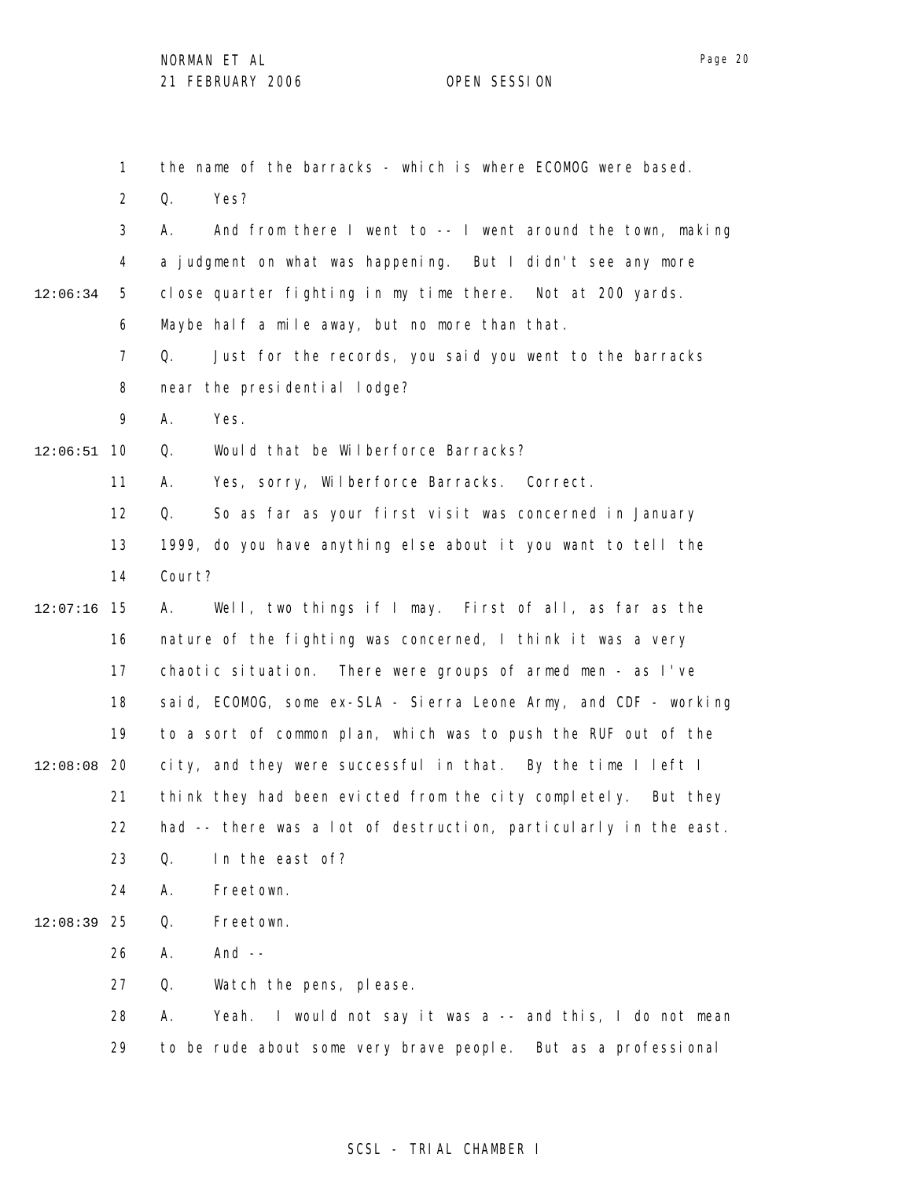1 the name of the barracks - which is where ECOMOG were based.

2 Q. Yes?

3 A. And from there I went to -- I went around the town, making

4 a judgment on what was happening. But I didn't see any more

12:06:34 5 close quarter fighting in my time there. Not at 200 yards.

6 Maybe half a mile away, but no more than that.

7 Q. Just for the records, you said you went to the barracks

8 near the presidential lodge?

9 A. Yes.

12:06:51 10 Q. Would that be Wilberforce Barracks?

11 A. Yes, sorry, Wilberforce Barracks. Correct.

12 Q. So as far as your first visit was concerned in January

13 1999, do you have anything else about it you want to tell the

14 Court?

12:07:16 15 A. Well, two things if I may. First of all, as far as the

16 nature of the fighting was concerned, I think it was a very

17 chaotic situation. There were groups of armed men - as I've

18 said, ECOMOG, some ex-SLA - Sierra Leone Army, and CDF - working

19 to a sort of common plan, which was to push the RUF out of the

12:08:08 20 city, and they were successful in that. By the time I left I

21 think they had been evicted from the city completely. But they

22 had -- there was a lot of destruction, particularly in the east.

23 Q. In the east of?

24 A. Freetown.

12:08:39 25 Q. Freetown.

26 A. And --

27 Q. Watch the pens, please.

28 A. Yeah. I would not say it was a -- and this, I do not mean

29 to be rude about some very brave people. But as a professional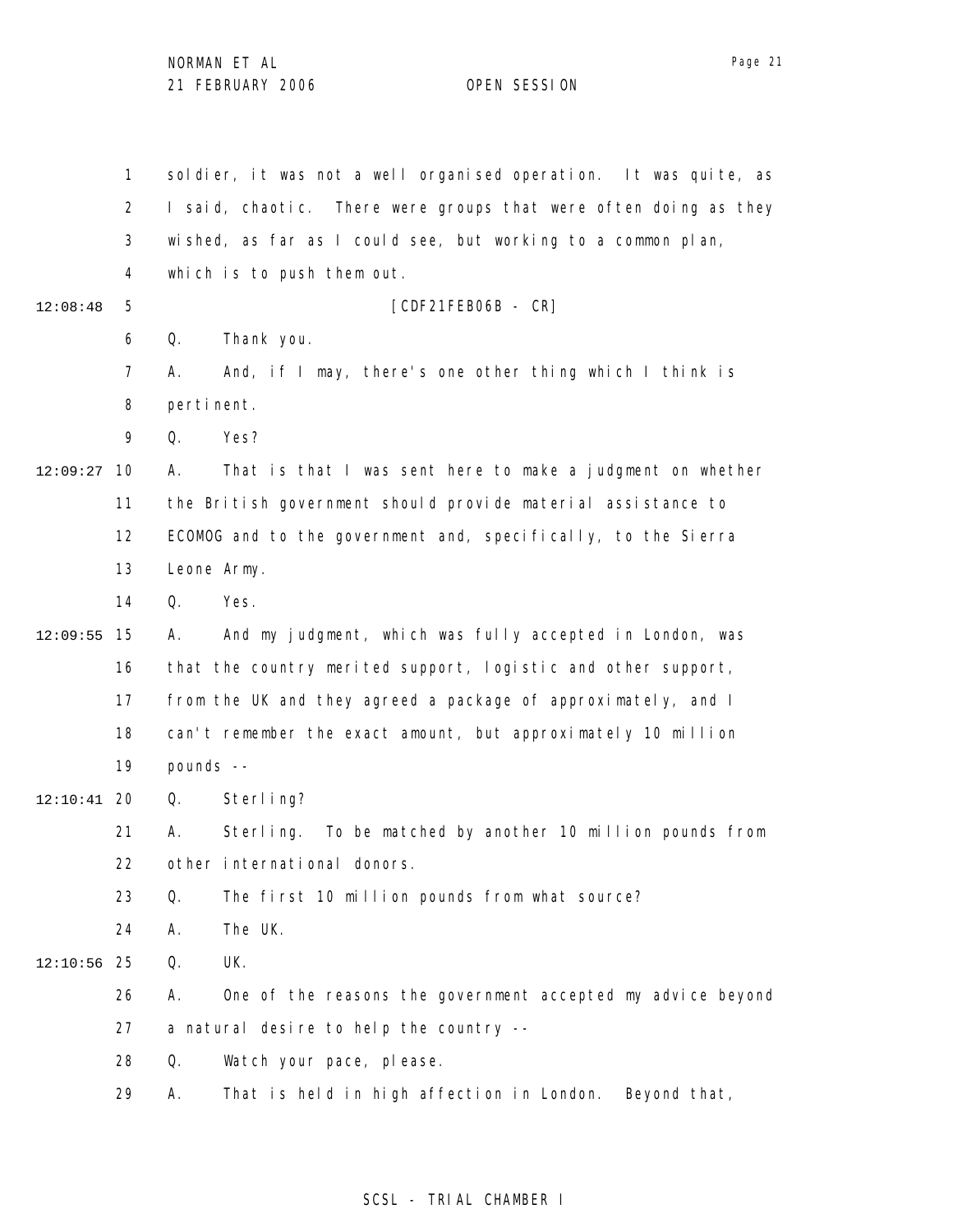soldier, it was not a well organised operation. It was quite, as I said, chaotic. There were groups that were often doing as they wished, as far as I could see, but working to a common plan, which is to push them out.

12:08:48 [CDF21FEB06B - CR]

Q. Thank you.

A. And, if I may, there's one other thing which I think is pertinent.

Q. Yes?

12:09:27 A. That is that I was sent here to make a judgment on whether the British government should provide material assistance to ECOMOG and to the government and, specifically, to the Sierra Leone Army.

Q. Yes.

12:09:55 A. And my judgment, which was fully accepted in London, was that the country merited support, logistic and other support, from the UK and they agreed a package of approximately, and I can't remember the exact amount, but approximately 10 million pounds --

12:10:41 Q. Sterling?

A. Sterling. To be matched by another 10 million pounds from other international donors.

Q. The first 10 million pounds from what source?

A. The UK.

12:10:56 Q. UK.

A. One of the reasons the government accepted my advice beyond a natural desire to help the country --

Q. Watch your pace, please.

A. That is held in high affection in London. Beyond that,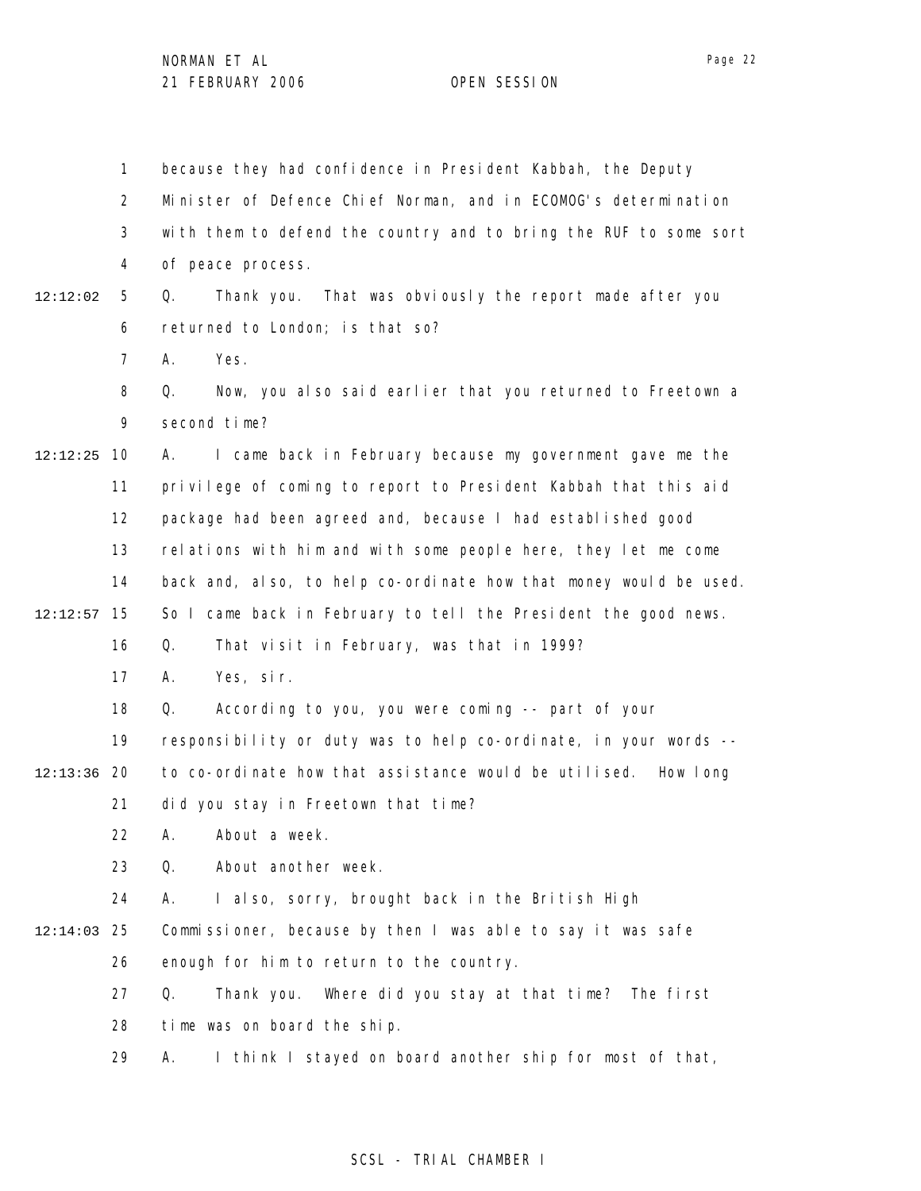because they had confidence in President Kabbah, the Deputy Minister of Defence Chief Norman, and in ECOMOG's determination with them to defend the country and to bring the RUF to some sort of peace process.

Q. Thank you. That was obviously the report made after you returned to London; is that so?

A. Yes.

Q. Now, you also said earlier that you returned to Freetown a second time?

A. I came back in February because my government gave me the privilege of coming to report to President Kabbah that this aid package had been agreed and, because I had established good relations with him and with some people here, they let me come back and, also, to help co-ordinate how that money would be used. So I came back in February to tell the President the good news.

Q. That visit in February, was that in 1999?

A. Yes, sir.

Q. According to you, you were coming -- part of your responsibility or duty was to help co-ordinate, in your words -- to co-ordinate how that assistance would be utilised. How long did you stay in Freetown that time?

A. About a week.

Q. About another week.

A. I also, sorry, brought back in the British High Commissioner, because by then I was able to say it was safe enough for him to return to the country.

Q. Thank you. Where did you stay at that time? The first time was on board the ship.

A. I think I stayed on board another ship for most of that,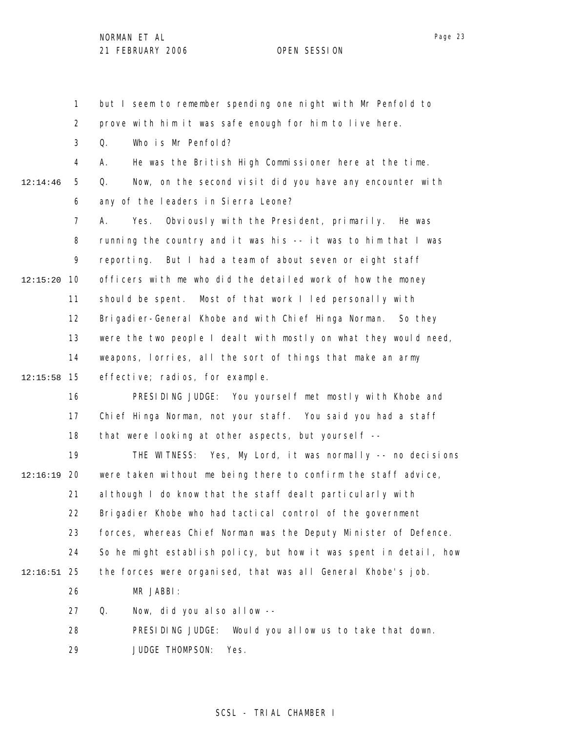but I seem to remember spending one night with Mr Penfold to prove with him it was safe enough for him to live here.

Q. Who is Mr Penfold?

A. He was the British High Commissioner here at the time.

Q. Now, on the second visit did you have any encounter with any of the leaders in Sierra Leone?

A. Yes. Obviously with the President, primarily. He was running the country and it was his -- it was to him that I was reporting. But I had a team of about seven or eight staff officers with me who did the detailed work of how the money should be spent. Most of that work I led personally with Brigadier-General Khobe and with Chief Hinga Norman. So they were the two people I dealt with mostly on what they would need, weapons, lorries, all the sort of things that make an army effective; radios, for example.

PRESIDING JUDGE: You yourself met mostly with Khobe and Chief Hinga Norman, not your staff. You said you had a staff that were looking at other aspects, but yourself --

THE WITNESS: Yes, My Lord, it was normally -- no decisions were taken without me being there to confirm the staff advice, although I do know that the staff dealt particularly with Brigadier Khobe who had tactical control of the government forces, whereas Chief Norman was the Deputy Minister of Defence. So he might establish policy, but how it was spent in detail, how the forces were organised, that was all General Khobe's job.

MR JABBI:

Q. Now, did you also allow --

PRESIDING JUDGE: Would you allow us to take that down.

JUDGE THOMPSON: Yes.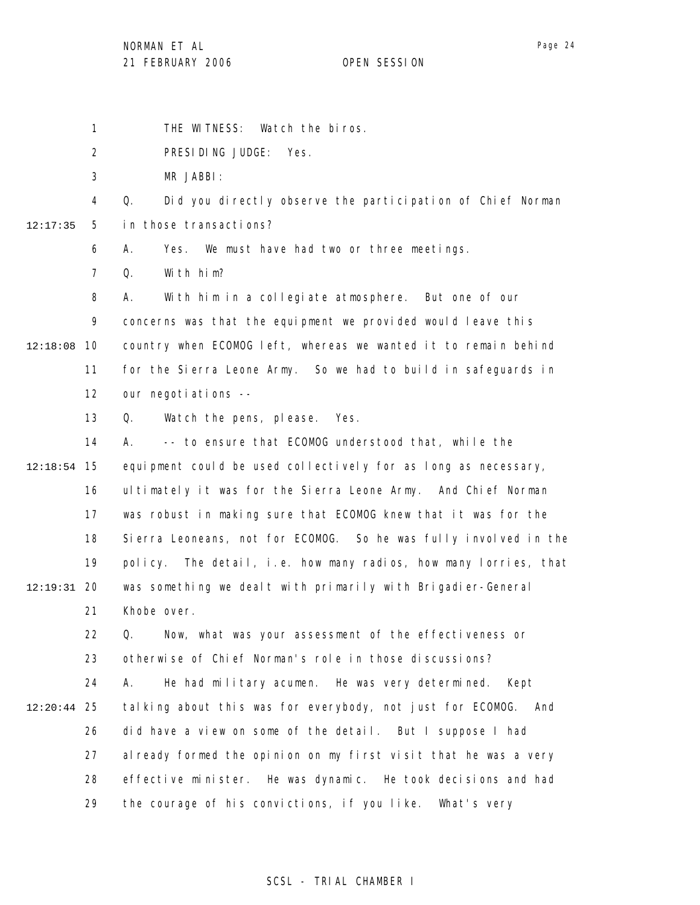THE WITNESS: Watch the biros.

PRESIDING JUDGE: Yes.

MR JABBI:

Q. Did you directly observe the participation of Chief Norman in those transactions?

A. Yes. We must have had two or three meetings.

Q. With him?

A. With him in a collegiate atmosphere. But one of our concerns was that the equipment we provided would leave this country when ECOMOG left, whereas we wanted it to remain behind for the Sierra Leone Army. So we had to build in safeguards in our negotiations --

Q. Watch the pens, please. Yes.

A. -- to ensure that ECOMOG understood that, while the equipment could be used collectively for as long as necessary, ultimately it was for the Sierra Leone Army. And Chief Norman was robust in making sure that ECOMOG knew that it was for the Sierra Leoneans, not for ECOMOG. So he was fully involved in the policy. The detail, i.e. how many radios, how many lorries, that was something we dealt with primarily with Brigadier-General Khobe over.

Q. Now, what was your assessment of the effectiveness or otherwise of Chief Norman's role in those discussions?

A. He had military acumen. He was very determined. Kept talking about this was for everybody, not just for ECOMOG. And did have a view on some of the detail. But I suppose I had already formed the opinion on my first visit that he was a very effective minister. He was dynamic. He took decisions and had the courage of his convictions, if you like. What's very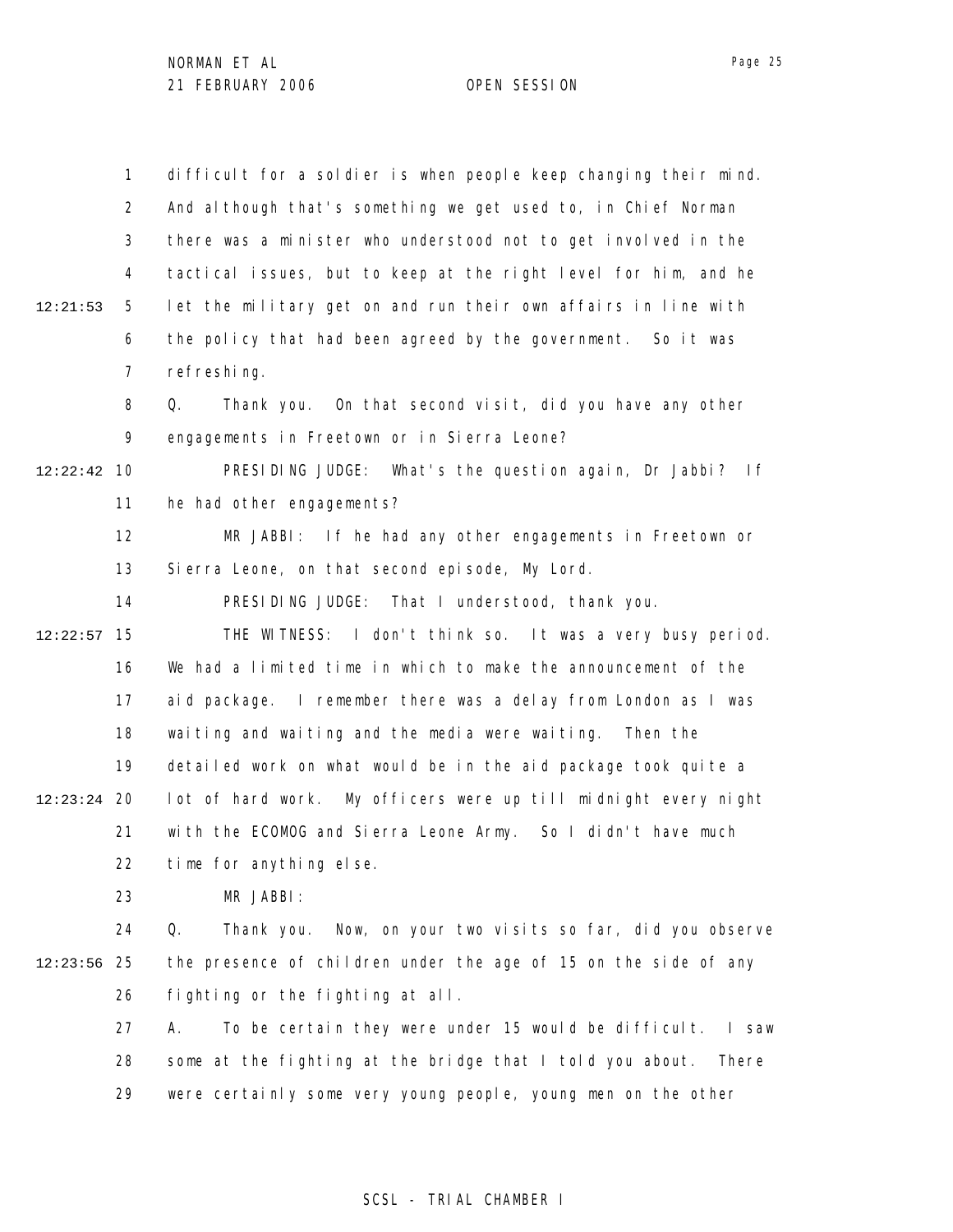difficult for a soldier is when people keep changing their mind. And although that's something we get used to, in Chief Norman there was a minister who understood not to get involved in the tactical issues, but to keep at the right level for him, and he let the military get on and run their own affairs in line with the policy that had been agreed by the government. So it was refreshing.

Q. Thank you. On that second visit, did you have any other engagements in Freetown or in Sierra Leone?

PRESIDING JUDGE: What's the question again, Dr Jabbi? If he had other engagements?

MR JABBI: If he had any other engagements in Freetown or Sierra Leone, on that second episode, My Lord.

PRESIDING JUDGE: That I understood, thank you.

THE WITNESS: I don't think so. It was a very busy period. We had a limited time in which to make the announcement of the aid package. I remember there was a delay from London as I was waiting and waiting and the media were waiting. Then the detailed work on what would be in the aid package took quite a lot of hard work. My officers were up till midnight every night with the ECOMOG and Sierra Leone Army. So I didn't have much time for anything else.

MR JABBI:

Q. Thank you. Now, on your two visits so far, did you observe the presence of children under the age of 15 on the side of any fighting or the fighting at all.

A. To be certain they were under 15 would be difficult. I saw some at the fighting at the bridge that I told you about. There were certainly some very young people, young men on the other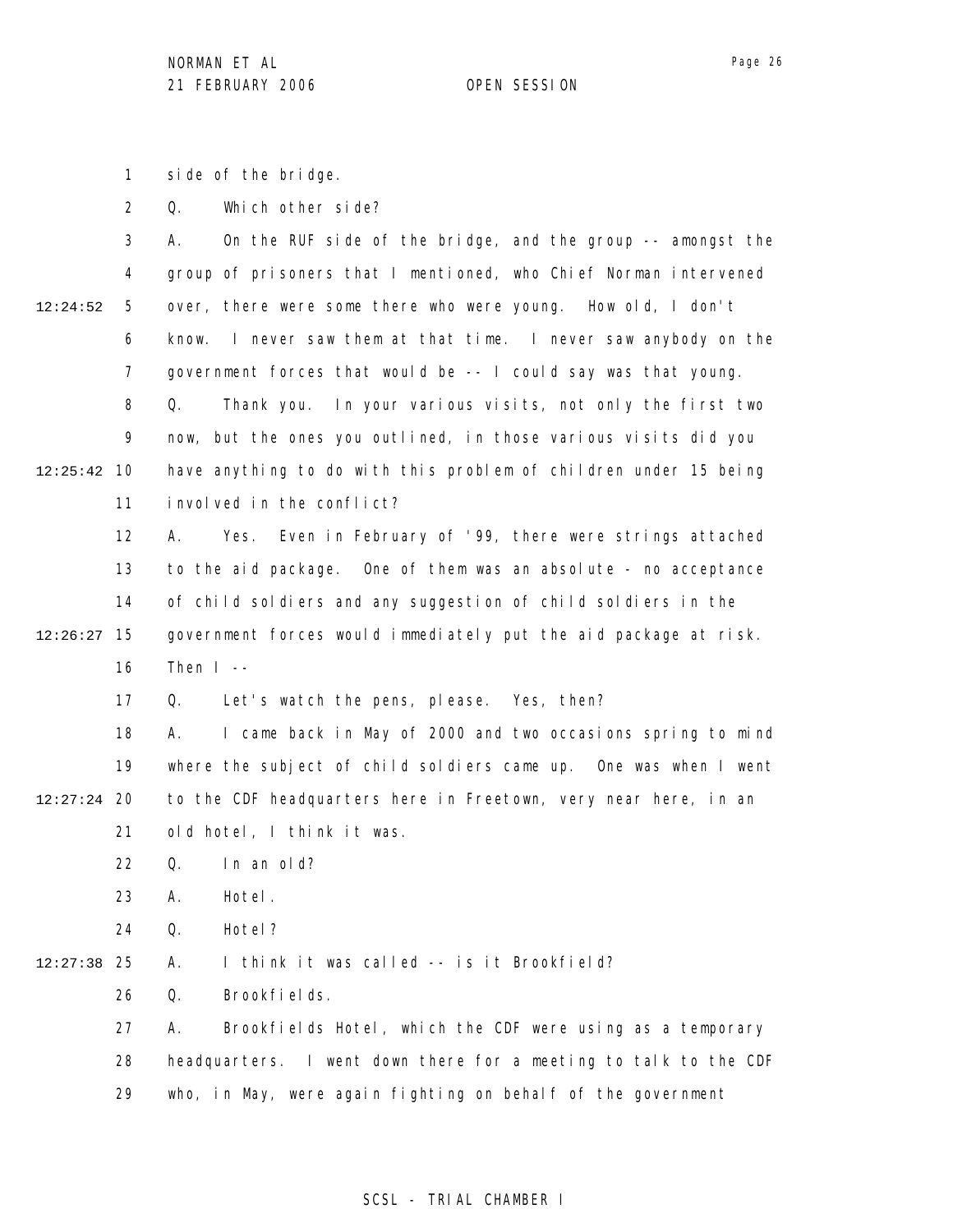side of the bridge.

Q. Which other side?

A. On the RUF side of the bridge, and the group -- amongst the group of prisoners that I mentioned, who Chief Norman intervened over, there were some there who were young. How old, I don't know. I never saw them at that time. I never saw anybody on the government forces that would be -- I could say was that young.

Q. Thank you. In your various visits, not only the first two now, but the ones you outlined, in those various visits did you have anything to do with this problem of children under 15 being involved in the conflict?

A. Yes. Even in February of '99, there were strings attached to the aid package. One of them was an absolute - no acceptance of child soldiers and any suggestion of child soldiers in the government forces would immediately put the aid package at risk. Then I --

Q. Let's watch the pens, please. Yes, then?

A. I came back in May of 2000 and two occasions spring to mind where the subject of child soldiers came up. One was when I went to the CDF headquarters here in Freetown, very near here, in an old hotel, I think it was.

Q. In an old?

A. Hotel.

Q. Hotel?

A. I think it was called -- is it Brookfield?

Q. Brookfields.

A. Brookfields Hotel, which the CDF were using as a temporary headquarters. I went down there for a meeting to talk to the CDF who, in May, were again fighting on behalf of the government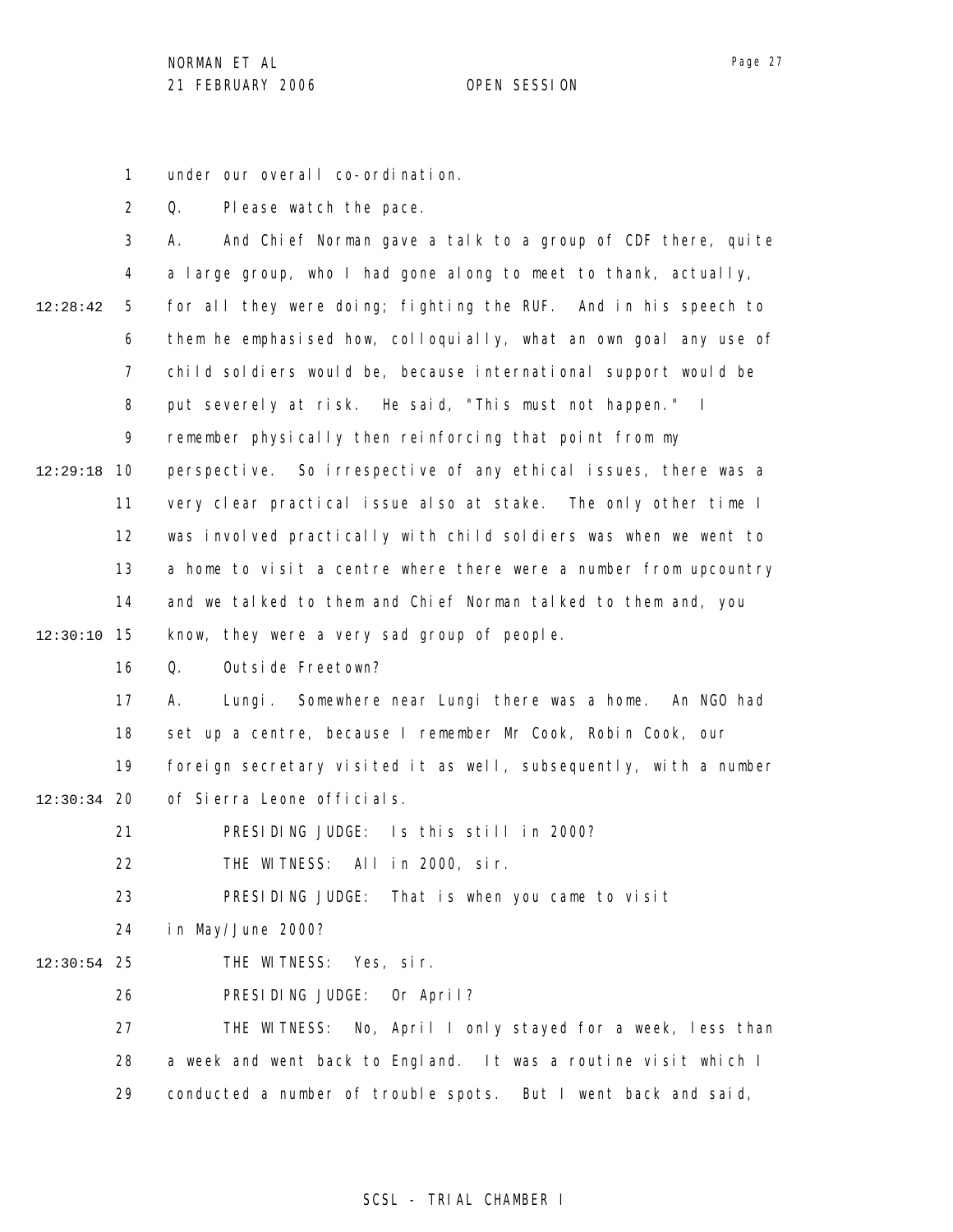under our overall co-ordination.

Q. Please watch the pace.

A. And Chief Norman gave a talk to a group of CDF there, quite a large group, who I had gone along to meet to thank, actually, for all they were doing; fighting the RUF. And in his speech to them he emphasised how, colloquially, what an own goal any use of child soldiers would be, because international support would be put severely at risk. He said, "This must not happen." I remember physically then reinforcing that point from my perspective. So irrespective of any ethical issues, there was a very clear practical issue also at stake. The only other time I was involved practically with child soldiers was when we went to a home to visit a centre where there were a number from upcountry and we talked to them and Chief Norman talked to them and, you know, they were a very sad group of people.

Q. Outside Freetown?

A. Lungi. Somewhere near Lungi there was a home. An NGO had set up a centre, because I remember Mr Cook, Robin Cook, our foreign secretary visited it as well, subsequently, with a number of Sierra Leone officials.

PRESIDING JUDGE: Is this still in 2000?

THE WITNESS: All in 2000, sir.

PRESIDING JUDGE: That is when you came to visit in May/June 2000?

THE WITNESS: Yes, sir.

PRESIDING JUDGE: Or April?

THE WITNESS: No, April I only stayed for a week, less than a week and went back to England. It was a routine visit which I conducted a number of trouble spots. But I went back and said,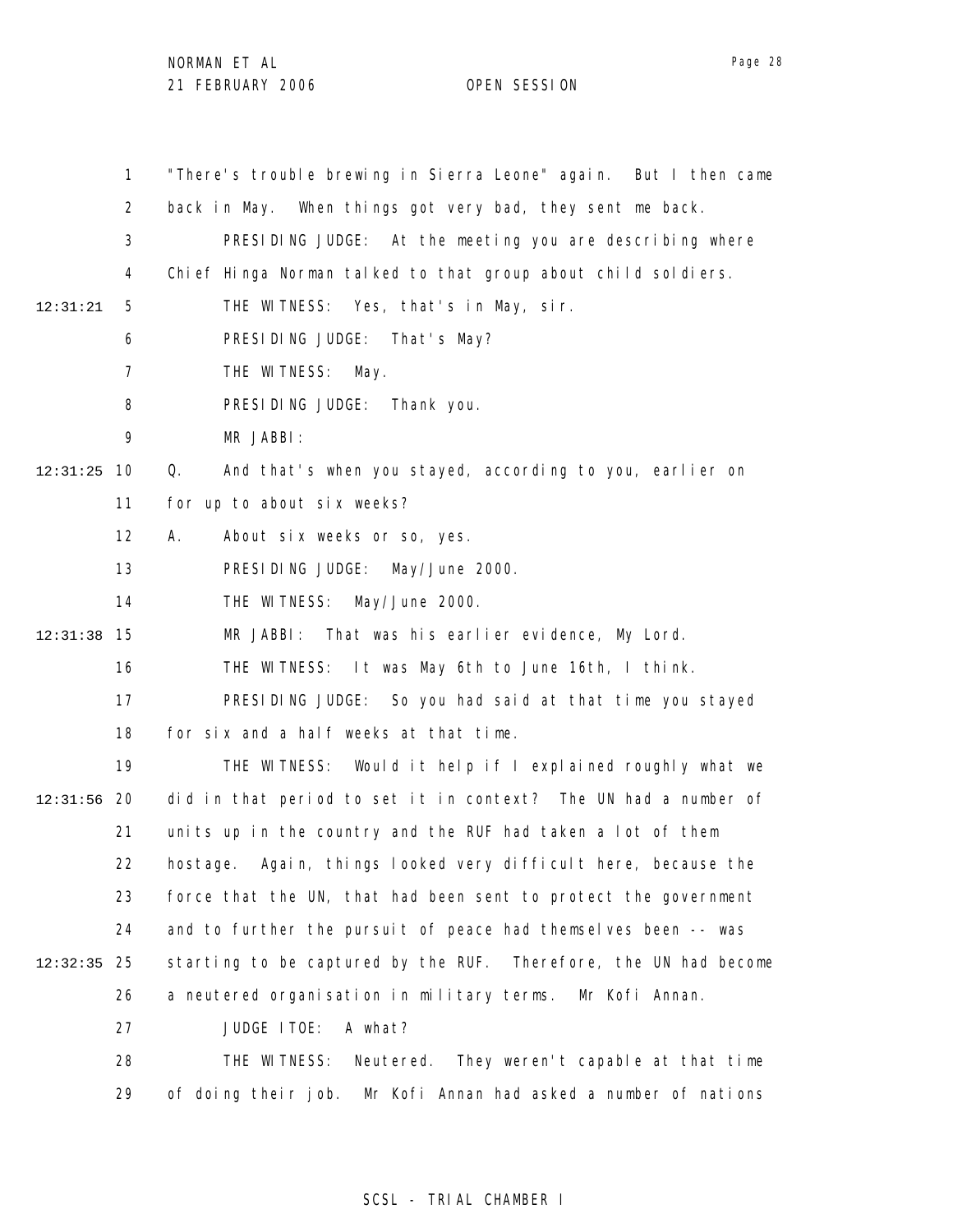"There's trouble brewing in Sierra Leone" again. But I then came back in May. When things got very bad, they sent me back.

PRESIDING JUDGE: At the meeting you are describing where Chief Hinga Norman talked to that group about child soldiers.

THE WITNESS: Yes, that's in May, sir.

PRESIDING JUDGE: That's May?

THE WITNESS: May.

PRESIDING JUDGE: Thank you.

MR JABBI:

Q. And that's when you stayed, according to you, earlier on for up to about six weeks?

A. About six weeks or so, yes.

PRESIDING JUDGE: May/June 2000.

THE WITNESS: May/June 2000.

MR JABBI: That was his earlier evidence, My Lord.

THE WITNESS: It was May 6th to June 16th, I think.

PRESIDING JUDGE: So you had said at that time you stayed for six and a half weeks at that time.

THE WITNESS: Would it help if I explained roughly what we did in that period to set it in context? The UN had a number of units up in the country and the RUF had taken a lot of them hostage. Again, things looked very difficult here, because the force that the UN, that had been sent to protect the government and to further the pursuit of peace had themselves been -- was starting to be captured by the RUF. Therefore, the UN had become a neutered organisation in military terms. Mr Kofi Annan.

JUDGE ITOE: A what?

THE WITNESS: Neutered. They weren't capable at that time of doing their job. Mr Kofi Annan had asked a number of nations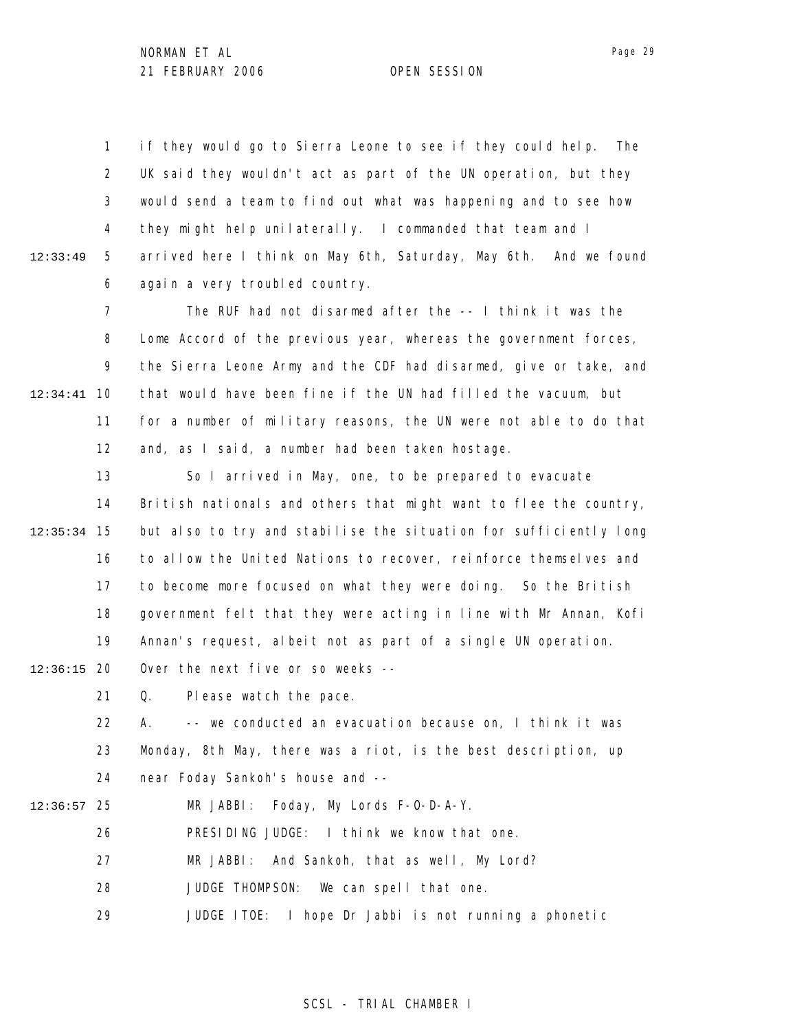if they would go to Sierra Leone to see if they could help. The UK said they wouldn't act as part of the UN operation, but they would send a team to find out what was happening and to see how they might help unilaterally. I commanded that team and I arrived here I think on May 6th, Saturday, May 6th. And we found again a very troubled country.

The RUF had not disarmed after the -- I think it was the Lome Accord of the previous year, whereas the government forces, the Sierra Leone Army and the CDF had disarmed, give or take, and that would have been fine if the UN had filled the vacuum, but for a number of military reasons, the UN were not able to do that and, as I said, a number had been taken hostage.

So I arrived in May, one, to be prepared to evacuate British nationals and others that might want to flee the country, but also to try and stabilise the situation for sufficiently long to allow the United Nations to recover, reinforce themselves and to become more focused on what they were doing. So the British government felt that they were acting in line with Mr Annan, Kofi Annan's request, albeit not as part of a single UN operation. Over the next five or so weeks --

Q. Please watch the pace.

A. -- we conducted an evacuation because on, I think it was Monday, 8th May, there was a riot, is the best description, up near Foday Sankoh's house and --

MR JABBI: Foday, My Lords F-O-D-A-Y.

PRESIDING JUDGE: I think we know that one.

MR JABBI: And Sankoh, that as well, My Lord?

JUDGE THOMPSON: We can spell that one.

JUDGE ITOE: I hope Dr Jabbi is not running a phonetic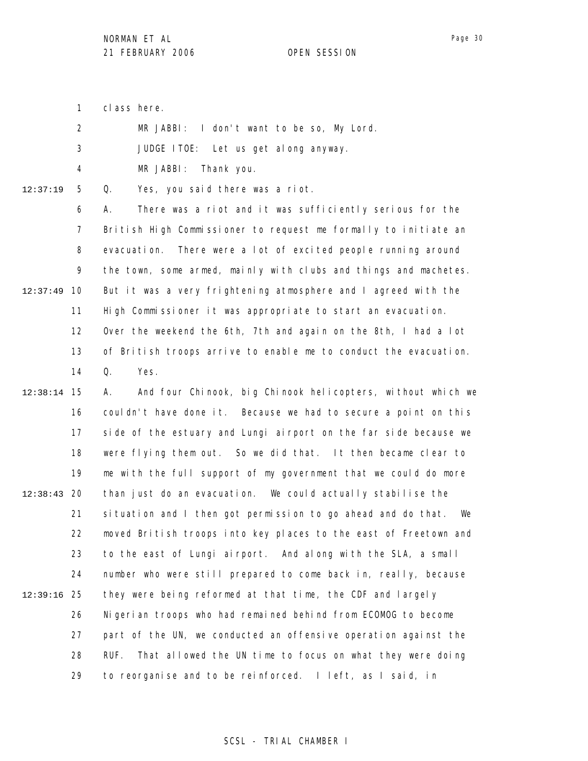class here.

MR JABBI: I don't want to be so, My Lord.

JUDGE ITOE: Let us get along anyway.

MR JABBI: Thank you.

Q. Yes, you said there was a riot.

A. There was a riot and it was sufficiently serious for the British High Commissioner to request me formally to initiate an evacuation. There were a lot of excited people running around the town, some armed, mainly with clubs and things and machetes. But it was a very frightening atmosphere and I agreed with the High Commissioner it was appropriate to start an evacuation. Over the weekend the 6th, 7th and again on the 8th, I had a lot of British troops arrive to enable me to conduct the evacuation.

Q. Yes.

A. And four Chinook, big Chinook helicopters, without which we couldn't have done it. Because we had to secure a point on this side of the estuary and Lungi airport on the far side because we were flying them out. So we did that. It then became clear to me with the full support of my government that we could do more than just do an evacuation. We could actually stabilise the situation and I then got permission to go ahead and do that. We moved British troops into key places to the east of Freetown and to the east of Lungi airport. And along with the SLA, a small number who were still prepared to come back in, really, because they were being reformed at that time, the CDF and largely Nigerian troops who had remained behind from ECOMOG to become part of the UN, we conducted an offensive operation against the RUF. That allowed the UN time to focus on what they were doing to reorganise and to be reinforced. I left, as I said, in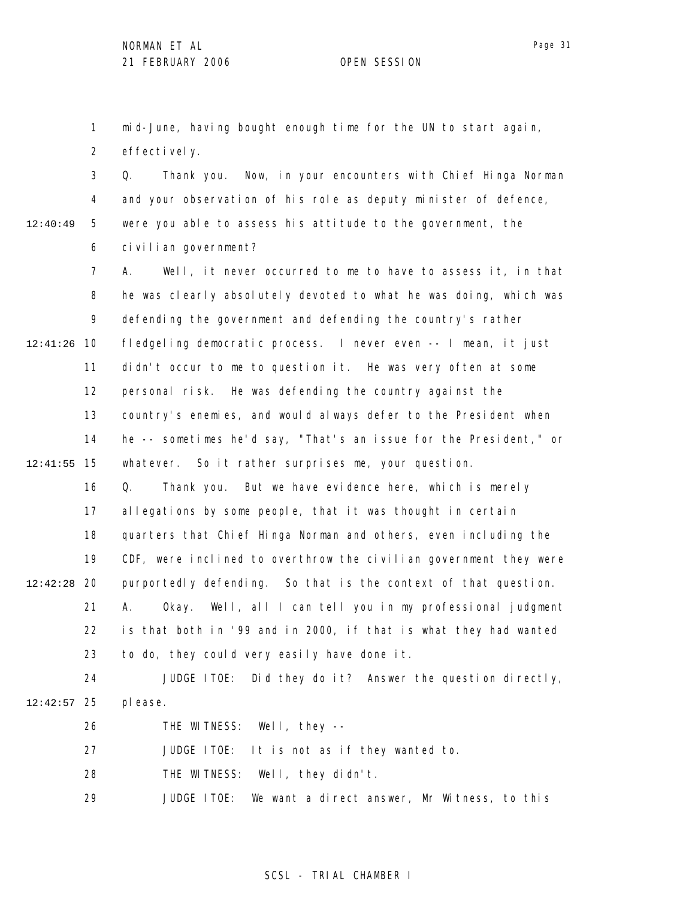mid-June, having bought enough time for the UN to start again, effectively.

Q. Thank you. Now, in your encounters with Chief Hinga Norman and your observation of his role as deputy minister of defence, were you able to assess his attitude to the government, the civilian government?

A. Well, it never occurred to me to have to assess it, in that he was clearly absolutely devoted to what he was doing, which was defending the government and defending the country's rather fledgeling democratic process. I never even -- I mean, it just didn't occur to me to question it. He was very often at some personal risk. He was defending the country against the country's enemies, and would always defer to the President when he -- sometimes he'd say, "That's an issue for the President," or whatever. So it rather surprises me, your question.

Q. Thank you. But we have evidence here, which is merely allegations by some people, that it was thought in certain quarters that Chief Hinga Norman and others, even including the CDF, were inclined to overthrow the civilian government they were purportedly defending. So that is the context of that question.

A. Okay. Well, all I can tell you in my professional judgment is that both in '99 and in 2000, if that is what they had wanted to do, they could very easily have done it.

JUDGE ITOE: Did they do it? Answer the question directly, please.

THE WITNESS: Well, they --

JUDGE ITOE: It is not as if they wanted to.

THE WITNESS: Well, they didn't.

JUDGE ITOE: We want a direct answer, Mr Witness, to this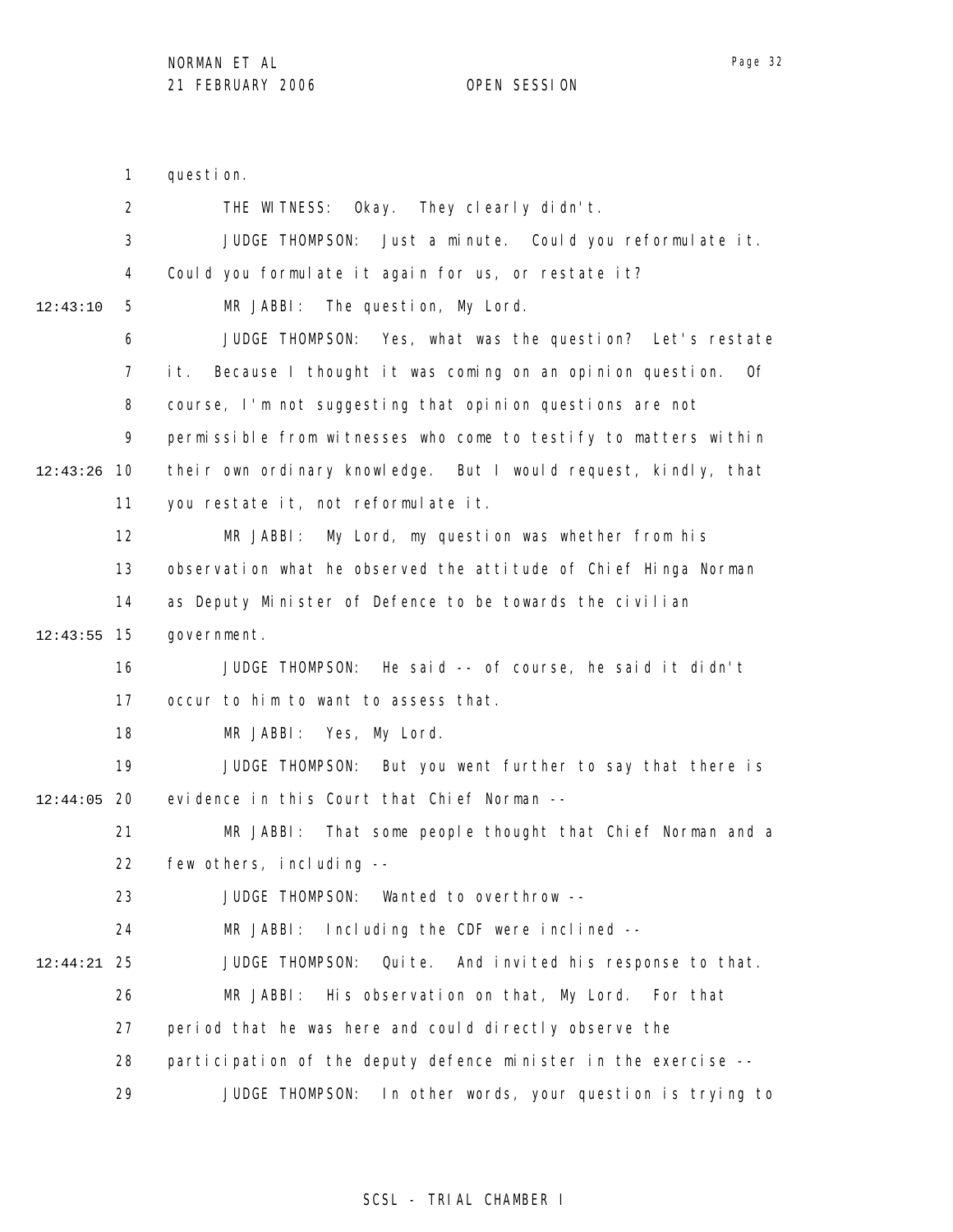question.

THE WITNESS: Okay. They clearly didn't.

JUDGE THOMPSON: Just a minute. Could you reformulate it. Could you formulate it again for us, or restate it?

MR JABBI: The question, My Lord.

JUDGE THOMPSON: Yes, what was the question? Let's restate it. Because I thought it was coming on an opinion question. Of course, I'm not suggesting that opinion questions are not permissible from witnesses who come to testify to matters within their own ordinary knowledge. But I would request, kindly, that you restate it, not reformulate it.

MR JABBI: My Lord, my question was whether from his observation what he observed the attitude of Chief Hinga Norman as Deputy Minister of Defence to be towards the civilian government.

JUDGE THOMPSON: He said -- of course, he said it didn't occur to him to want to assess that.

MR JABBI: Yes, My Lord.

JUDGE THOMPSON: But you went further to say that there is evidence in this Court that Chief Norman --

MR JABBI: That some people thought that Chief Norman and a few others, including --

JUDGE THOMPSON: Wanted to overthrow --

MR JABBI: Including the CDF were inclined --

JUDGE THOMPSON: Quite. And invited his response to that.

MR JABBI: His observation on that, My Lord. For that period that he was here and could directly observe the participation of the deputy defence minister in the exercise --

JUDGE THOMPSON: In other words, your question is trying to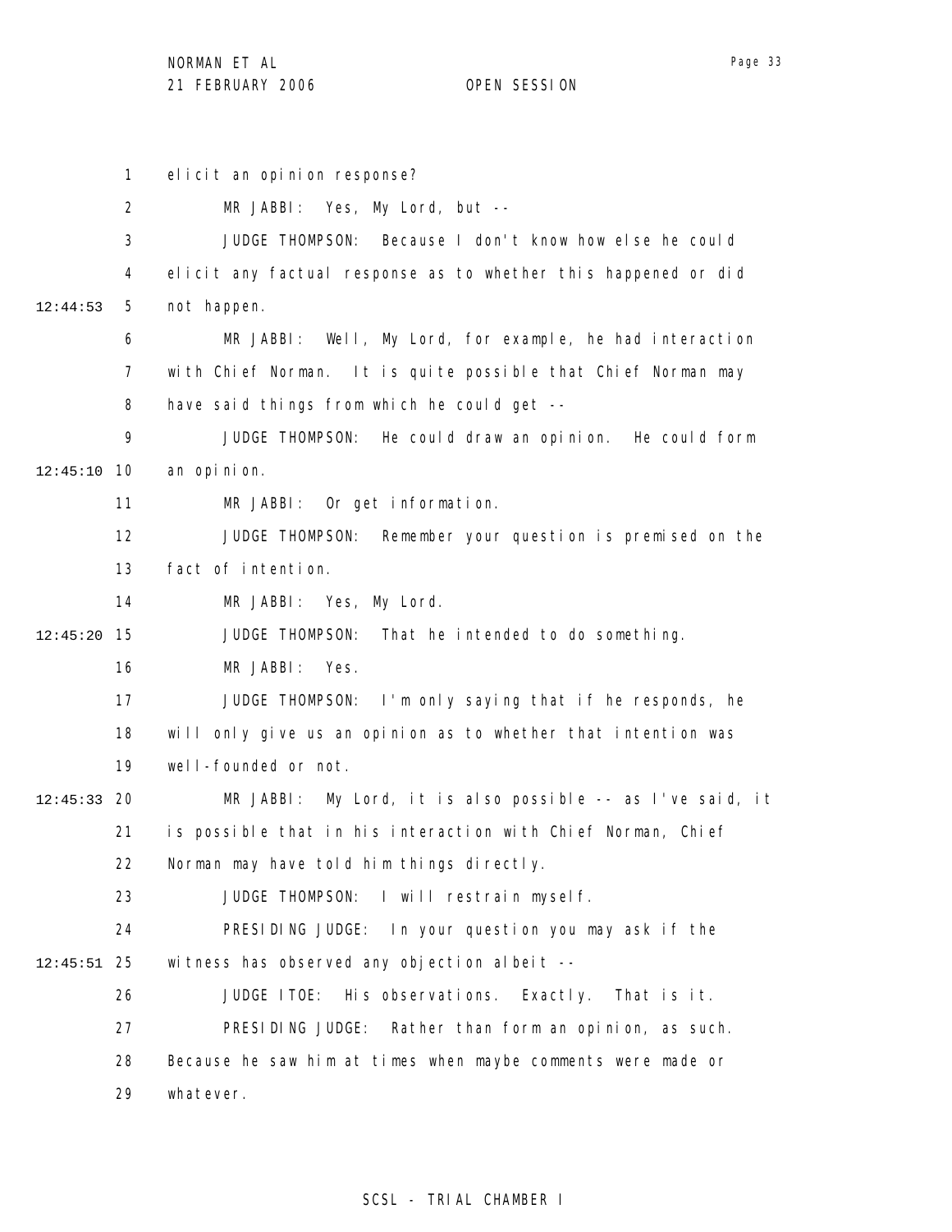elicit an opinion response?

MR JABBI: Yes, My Lord, but --

JUDGE THOMPSON: Because I don't know how else he could elicit any factual response as to whether this happened or did not happen.

MR JABBI: Well, My Lord, for example, he had interaction with Chief Norman. It is quite possible that Chief Norman may have said things from which he could get --

JUDGE THOMPSON: He could draw an opinion. He could form an opinion.

MR JABBI: Or get information.

JUDGE THOMPSON: Remember your question is premised on the fact of intention.

MR JABBI: Yes, My Lord.

JUDGE THOMPSON: That he intended to do something.

MR JABBI: Yes.

JUDGE THOMPSON: I'm only saying that if he responds, he will only give us an opinion as to whether that intention was well-founded or not.

MR JABBI: My Lord, it is also possible -- as I've said, it is possible that in his interaction with Chief Norman, Chief Norman may have told him things directly.

JUDGE THOMPSON: I will restrain myself.

PRESIDING JUDGE: In your question you may ask if the witness has observed any objection albeit --

JUDGE ITOE: His observations. Exactly. That is it.

PRESIDING JUDGE: Rather than form an opinion, as such. Because he saw him at times when maybe comments were made or whatever.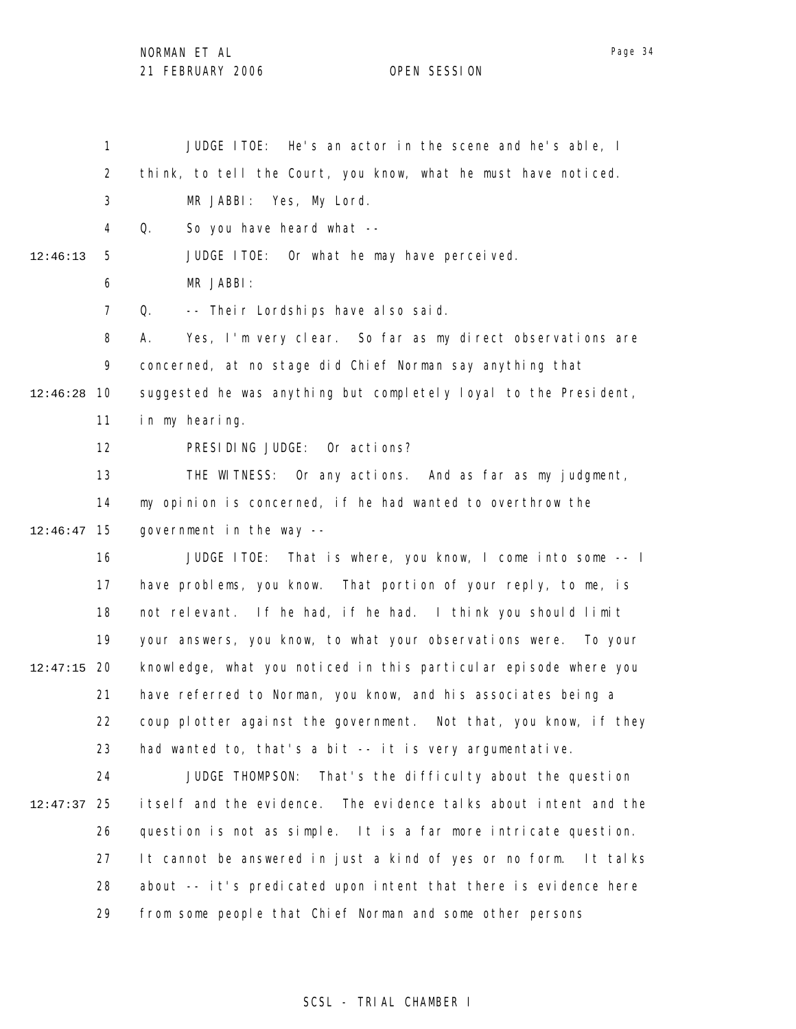JUDGE ITOE: He's an actor in the scene and he's able, I think, to tell the Court, you know, what he must have noticed.

MR JABBI: Yes, My Lord.

Q. So you have heard what --

JUDGE ITOE: Or what he may have perceived.

MR JABBI:

Q. -- Their Lordships have also said.

A. Yes, I'm very clear. So far as my direct observations are concerned, at no stage did Chief Norman say anything that suggested he was anything but completely loyal to the President, in my hearing.

PRESIDING JUDGE: Or actions?

THE WITNESS: Or any actions. And as far as my judgment, my opinion is concerned, if he had wanted to overthrow the government in the way --

JUDGE ITOE: That is where, you know, I come into some -- I have problems, you know. That portion of your reply, to me, is not relevant. If he had, if he had. I think you should limit your answers, you know, to what your observations were. To your knowledge, what you noticed in this particular episode where you have referred to Norman, you know, and his associates being a coup plotter against the government. Not that, you know, if they had wanted to, that's a bit -- it is very argumentative.

JUDGE THOMPSON: That's the difficulty about the question itself and the evidence. The evidence talks about intent and the question is not as simple. It is a far more intricate question. It cannot be answered in just a kind of yes or no form. It talks about -- it's predicated upon intent that there is evidence here from some people that Chief Norman and some other persons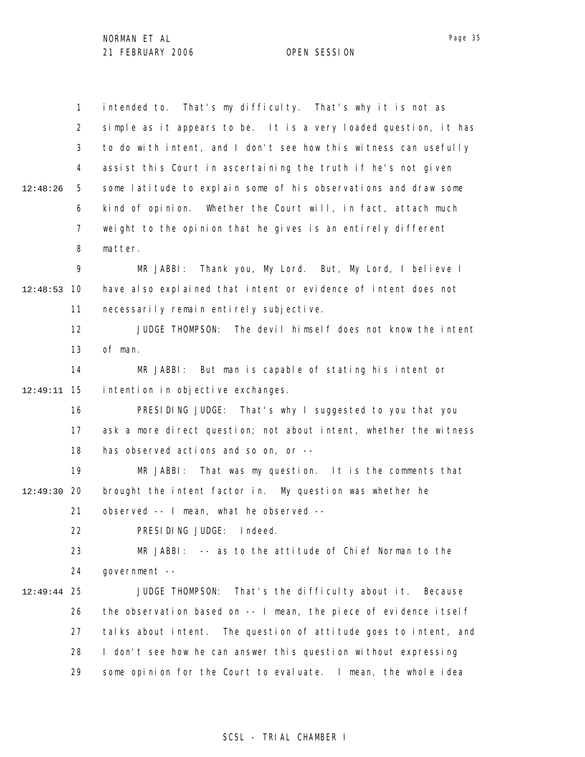intended to. That's my difficulty. That's why it is not as simple as it appears to be. It is a very loaded question, it has to do with intent, and I don't see how this witness can usefully assist this Court in ascertaining the truth if he's not given some latitude to explain some of his observations and draw some kind of opinion. Whether the Court will, in fact, attach much weight to the opinion that he gives is an entirely different matter.

MR JABBI: Thank you, My Lord. But, My Lord, I believe I have also explained that intent or evidence of intent does not necessarily remain entirely subjective.

JUDGE THOMPSON: The devil himself does not know the intent of man.

MR JABBI: But man is capable of stating his intent or intention in objective exchanges.

PRESIDING JUDGE: That's why I suggested to you that you ask a more direct question; not about intent, whether the witness has observed actions and so on, or --

MR JABBI: That was my question. It is the comments that brought the intent factor in. My question was whether he observed -- I mean, what he observed --

PRESIDING JUDGE: Indeed.

MR JABBI: -- as to the attitude of Chief Norman to the government --

JUDGE THOMPSON: That's the difficulty about it. Because the observation based on -- I mean, the piece of evidence itself talks about intent. The question of attitude goes to intent, and I don't see how he can answer this question without expressing some opinion for the Court to evaluate. I mean, the whole idea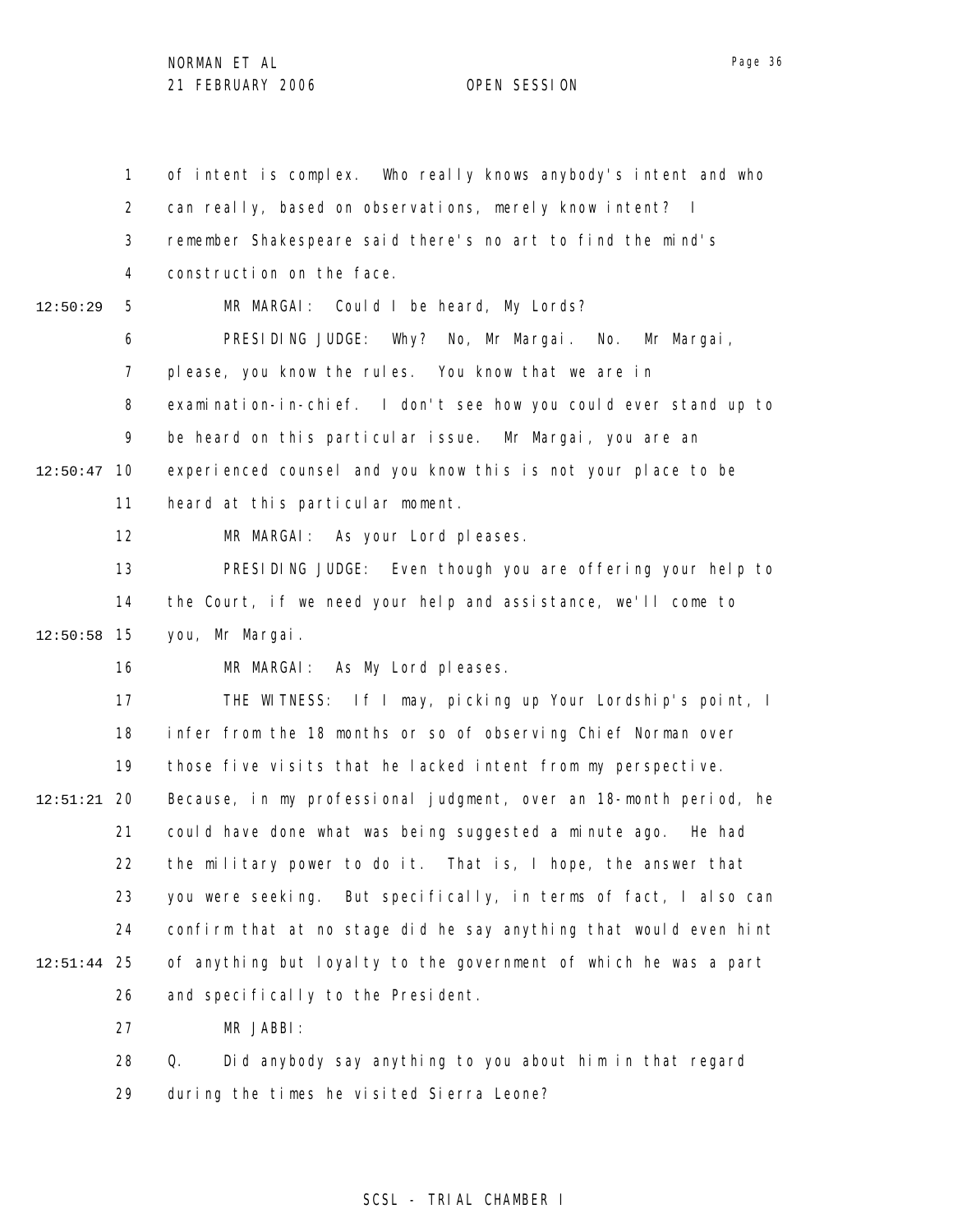of intent is complex. Who really knows anybody's intent and who can really, based on observations, merely know intent? I remember Shakespeare said there's no art to find the mind's construction on the face.

MR MARGAI: Could I be heard, My Lords?

PRESIDING JUDGE: Why? No, Mr Margai. No. Mr Margai, please, you know the rules. You know that we are in examination-in-chief. I don't see how you could ever stand up to be heard on this particular issue. Mr Margai, you are an experienced counsel and you know this is not your place to be heard at this particular moment.

MR MARGAI: As your Lord pleases.

PRESIDING JUDGE: Even though you are offering your help to the Court, if we need your help and assistance, we'll come to you, Mr Margai.

MR MARGAI: As My Lord pleases.

THE WITNESS: If I may, picking up Your Lordship's point, I infer from the 18 months or so of observing Chief Norman over those five visits that he lacked intent from my perspective. Because, in my professional judgment, over an 18-month period, he could have done what was being suggested a minute ago. He had the military power to do it. That is, I hope, the answer that you were seeking. But specifically, in terms of fact, I also can confirm that at no stage did he say anything that would even hint of anything but loyalty to the government of which he was a part and specifically to the President.

MR JABBI:

Q. Did anybody say anything to you about him in that regard during the times he visited Sierra Leone?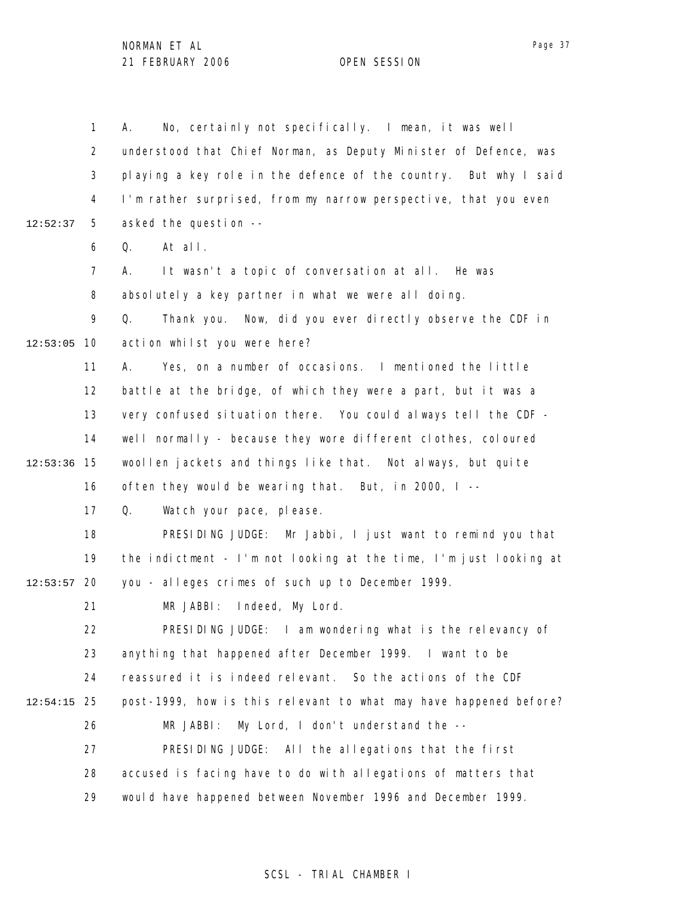A. No, certainly not specifically. I mean, it was well understood that Chief Norman, as Deputy Minister of Defence, was playing a key role in the defence of the country. But why I said I'm rather surprised, from my narrow perspective, that you even asked the question --

Q. At all.

A. It wasn't a topic of conversation at all. He was absolutely a key partner in what we were all doing.

Q. Thank you. Now, did you ever directly observe the CDF in action whilst you were here?

A. Yes, on a number of occasions. I mentioned the little battle at the bridge, of which they were a part, but it was a very confused situation there. You could always tell the CDF - well normally - because they wore different clothes, coloured woollen jackets and things like that. Not always, but quite often they would be wearing that. But, in 2000, I --

Q. Watch your pace, please.

PRESIDING JUDGE: Mr Jabbi, I just want to remind you that the indictment - I'm not looking at the time, I'm just looking at you - alleges crimes of such up to December 1999.

MR JABBI: Indeed, My Lord.

PRESIDING JUDGE: I am wondering what is the relevancy of anything that happened after December 1999. I want to be reassured it is indeed relevant. So the actions of the CDF post-1999, how is this relevant to what may have happened before?

MR JABBI: My Lord, I don't understand the --

PRESIDING JUDGE: All the allegations that the first accused is facing have to do with allegations of matters that would have happened between November 1996 and December 1999.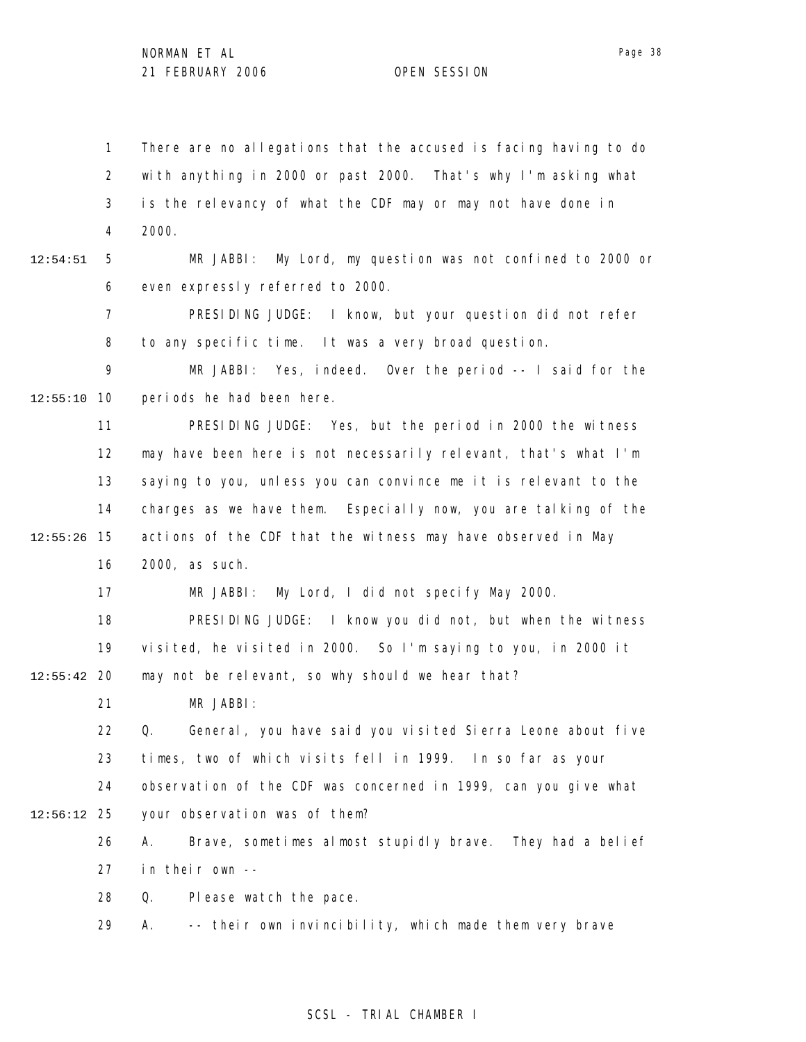There are no allegations that the accused is facing having to do with anything in 2000 or past 2000. That's why I'm asking what is the relevancy of what the CDF may or may not have done in 2000.

MR JABBI: My Lord, my question was not confined to 2000 or even expressly referred to 2000.

PRESIDING JUDGE: I know, but your question did not refer to any specific time. It was a very broad question.

MR JABBI: Yes, indeed. Over the period -- I said for the periods he had been here.

PRESIDING JUDGE: Yes, but the period in 2000 the witness may have been here is not necessarily relevant, that's what I'm saying to you, unless you can convince me it is relevant to the charges as we have them. Especially now, you are talking of the actions of the CDF that the witness may have observed in May 2000, as such.

MR JABBI: My Lord, I did not specify May 2000.

PRESIDING JUDGE: I know you did not, but when the witness visited, he visited in 2000. So I'm saying to you, in 2000 it may not be relevant, so why should we hear that?

MR JABBI:

Q. General, you have said you visited Sierra Leone about five times, two of which visits fell in 1999. In so far as your observation of the CDF was concerned in 1999, can you give what your observation was of them?

A. Brave, sometimes almost stupidly brave. They had a belief in their own --

Q. Please watch the pace.

A. -- their own invincibility, which made them very brave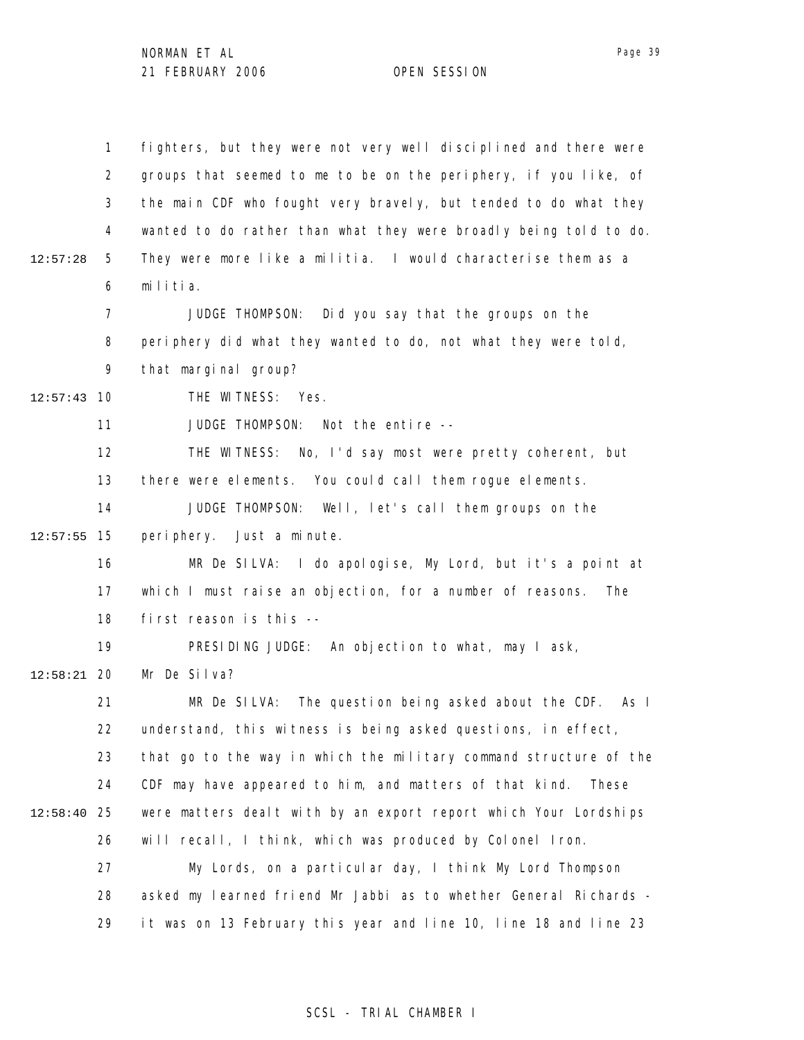fighters, but they were not very well disciplined and there were groups that seemed to me to be on the periphery, if you like, of the main CDF who fought very bravely, but tended to do what they wanted to do rather than what they were broadly being told to do. They were more like a militia. I would characterise them as a militia.

JUDGE THOMPSON: Did you say that the groups on the periphery did what they wanted to do, not what they were told, that marginal group?

THE WITNESS: Yes.

JUDGE THOMPSON: Not the entire --

THE WITNESS: No, I'd say most were pretty coherent, but there were elements. You could call them rogue elements.

JUDGE THOMPSON: Well, let's call them groups on the periphery. Just a minute.

MR De SILVA: I do apologise, My Lord, but it's a point at which I must raise an objection, for a number of reasons. The first reason is this --

PRESIDING JUDGE: An objection to what, may I ask, Mr De Silva?

MR De SILVA: The question being asked about the CDF. As I understand, this witness is being asked questions, in effect, that go to the way in which the military command structure of the CDF may have appeared to him, and matters of that kind. These were matters dealt with by an export report which Your Lordships will recall, I think, which was produced by Colonel Iron.

My Lords, on a particular day, I think My Lord Thompson asked my learned friend Mr Jabbi as to whether General Richards - it was on 13 February this year and line 10, line 18 and line 23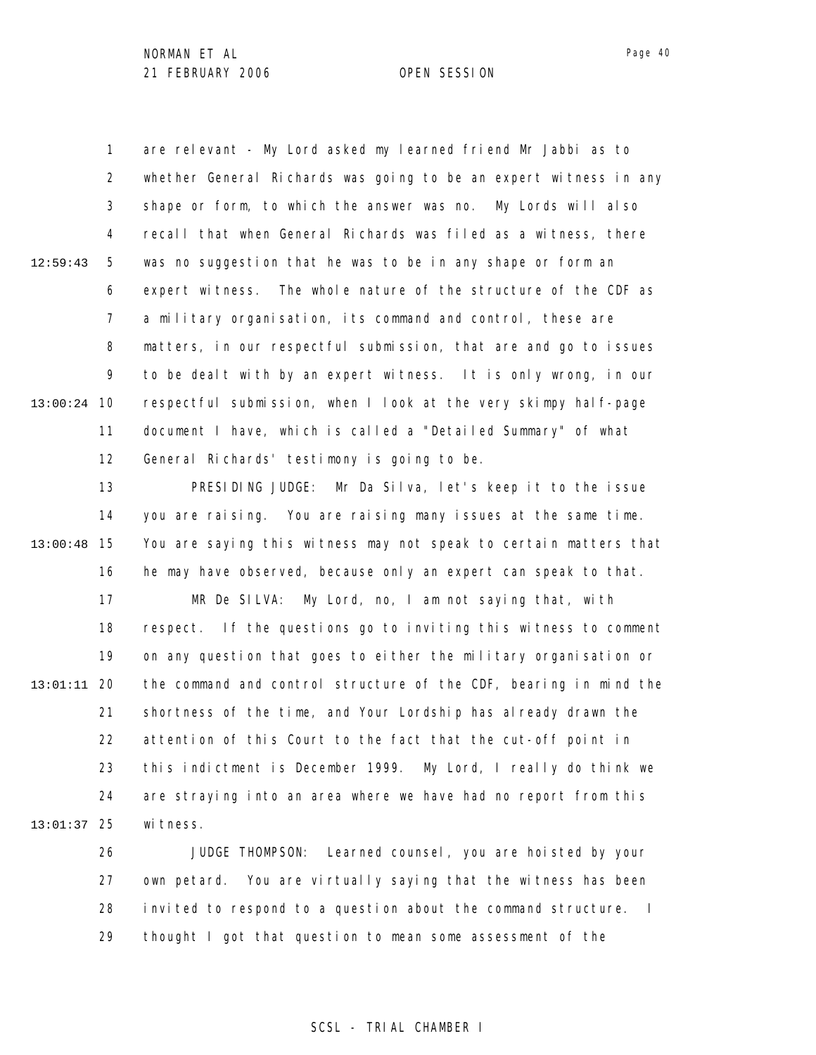are relevant - My Lord asked my learned friend Mr Jabbi as to whether General Richards was going to be an expert witness in any shape or form, to which the answer was no. My Lords will also recall that when General Richards was filed as a witness, there was no suggestion that he was to be in any shape or form an expert witness. The whole nature of the structure of the CDF as a military organisation, its command and control, these are matters, in our respectful submission, that are and go to issues to be dealt with by an expert witness. It is only wrong, in our respectful submission, when I look at the very skimpy half-page document I have, which is called a "Detailed Summary" of what General Richards' testimony is going to be.

PRESIDING JUDGE: Mr Da Silva, let's keep it to the issue you are raising. You are raising many issues at the same time. You are saying this witness may not speak to certain matters that he may have observed, because only an expert can speak to that.

MR De SILVA: My Lord, no, I am not saying that, with respect. If the questions go to inviting this witness to comment on any question that goes to either the military organisation or the command and control structure of the CDF, bearing in mind the shortness of the time, and Your Lordship has already drawn the attention of this Court to the fact that the cut-off point in this indictment is December 1999. My Lord, I really do think we are straying into an area where we have had no report from this witness.

JUDGE THOMPSON: Learned counsel, you are hoisted by your own petard. You are virtually saying that the witness has been invited to respond to a question about the command structure. I thought I got that question to mean some assessment of the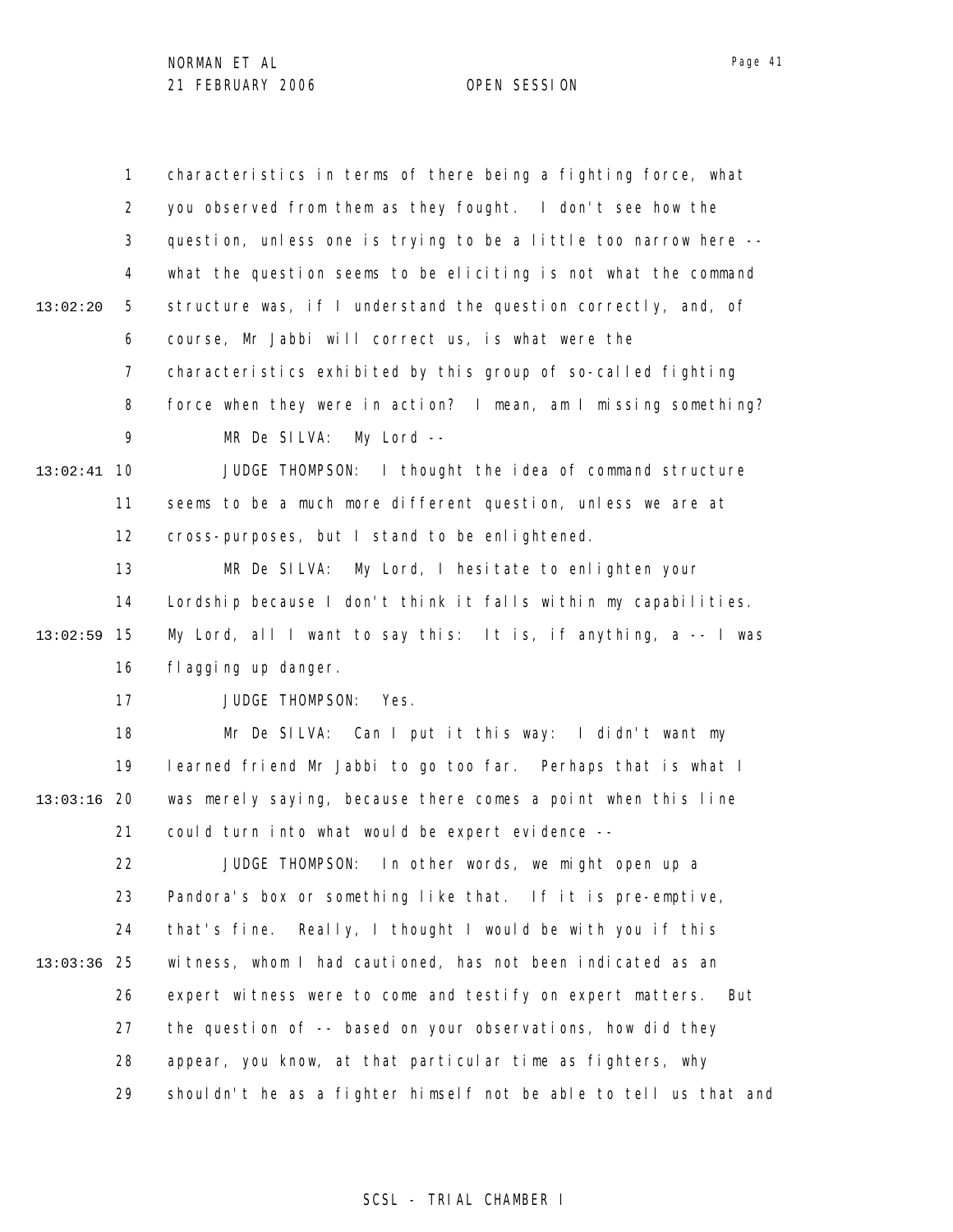characteristics in terms of there being a fighting force, what you observed from them as they fought. I don't see how the question, unless one is trying to be a little too narrow here -- what the question seems to be eliciting is not what the command structure was, if I understand the question correctly, and, of course, Mr Jabbi will correct us, is what were the characteristics exhibited by this group of so-called fighting force when they were in action? I mean, am I missing something?

MR De SILVA: My Lord --

JUDGE THOMPSON: I thought the idea of command structure seems to be a much more different question, unless we are at cross-purposes, but I stand to be enlightened.

MR De SILVA: My Lord, I hesitate to enlighten your Lordship because I don't think it falls within my capabilities. My Lord, all I want to say this: It is, if anything, a -- I was flagging up danger.

JUDGE THOMPSON: Yes.

Mr De SILVA: Can I put it this way: I didn't want my learned friend Mr Jabbi to go too far. Perhaps that is what I was merely saying, because there comes a point when this line could turn into what would be expert evidence --

JUDGE THOMPSON: In other words, we might open up a Pandora's box or something like that. If it is pre-emptive, that's fine. Really, I thought I would be with you if this witness, whom I had cautioned, has not been indicated as an expert witness were to come and testify on expert matters. But the question of -- based on your observations, how did they appear, you know, at that particular time as fighters, why shouldn't he as a fighter himself not be able to tell us that and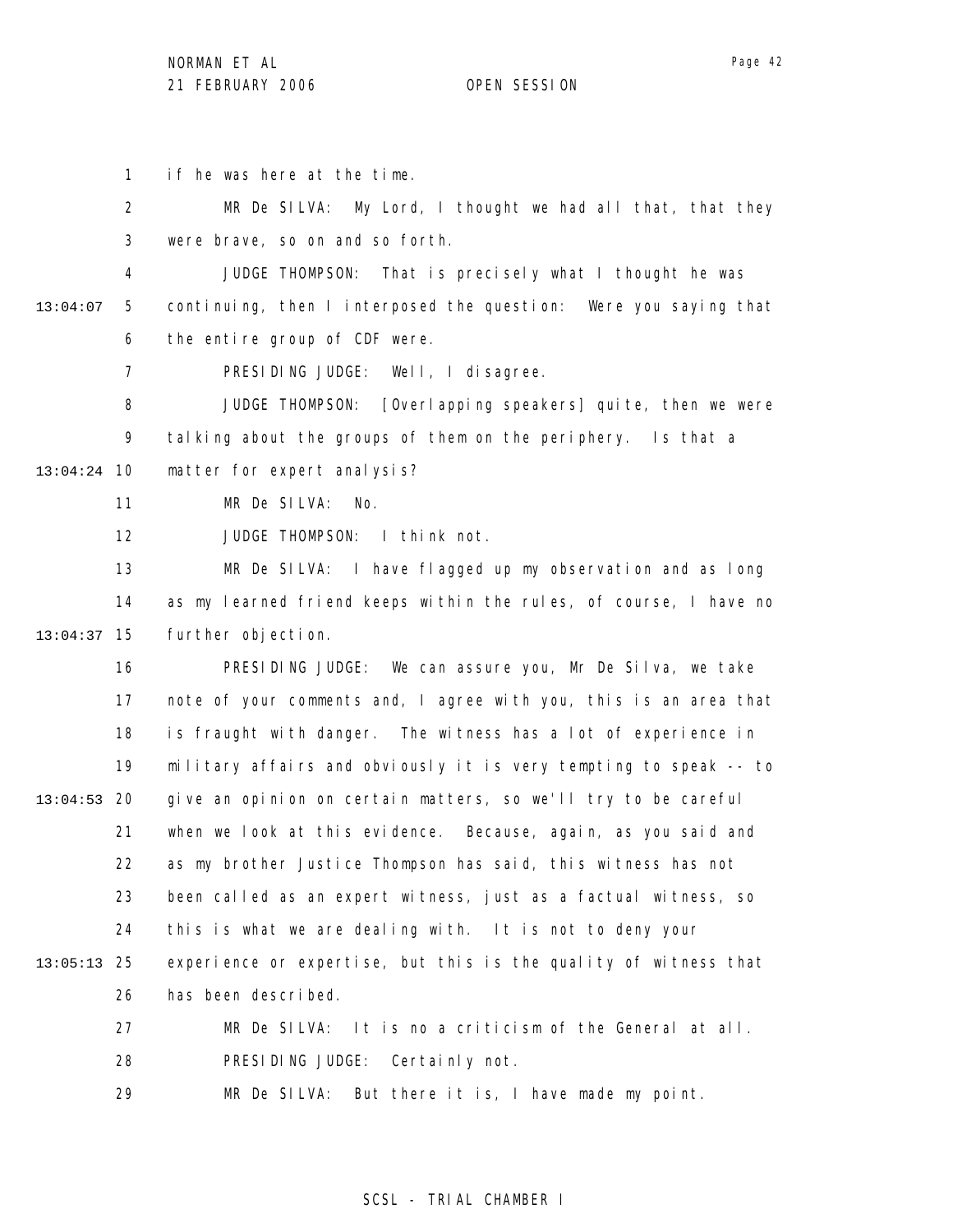if he was here at the time.

MR De SILVA: My Lord, I thought we had all that, that they were brave, so on and so forth.

JUDGE THOMPSON: That is precisely what I thought he was continuing, then I interposed the question: Were you saying that the entire group of CDF were.

PRESIDING JUDGE: Well, I disagree.

JUDGE THOMPSON: [Overlapping speakers] quite, then we were talking about the groups of them on the periphery. Is that a matter for expert analysis?

MR De SILVA: No.

JUDGE THOMPSON: I think not.

MR De SILVA: I have flagged up my observation and as long as my learned friend keeps within the rules, of course, I have no further objection.

PRESIDING JUDGE: We can assure you, Mr De Silva, we take note of your comments and, I agree with you, this is an area that is fraught with danger. The witness has a lot of experience in military affairs and obviously it is very tempting to speak -- to give an opinion on certain matters, so we'll try to be careful when we look at this evidence. Because, again, as you said and as my brother Justice Thompson has said, this witness has not been called as an expert witness, just as a factual witness, so this is what we are dealing with. It is not to deny your experience or expertise, but this is the quality of witness that has been described.

MR De SILVA: It is no a criticism of the General at all.

PRESIDING JUDGE: Certainly not.

MR De SILVA: But there it is, I have made my point.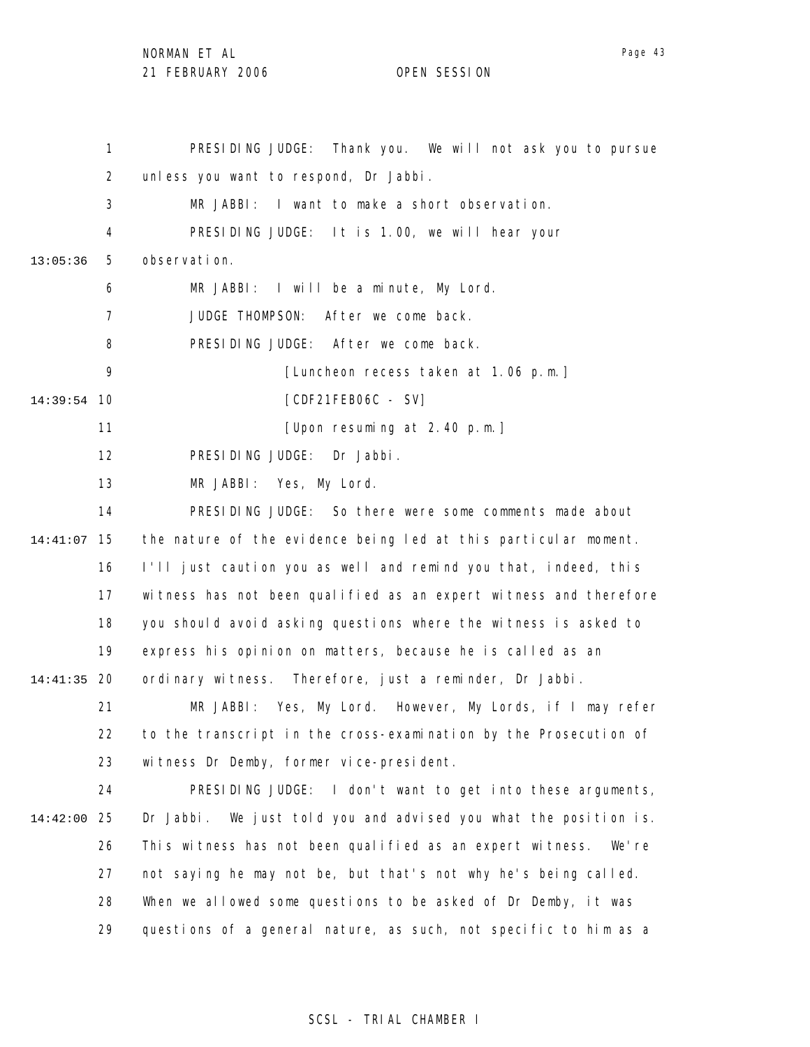PRESIDING JUDGE: Thank you. We will not ask you to pursue unless you want to respond, Dr Jabbi.

MR JABBI: I want to make a short observation.

PRESIDING JUDGE: It is 1.00, we will hear your observation.

MR JABBI: I will be a minute, My Lord.

JUDGE THOMPSON: After we come back.

PRESIDING JUDGE: After we come back.

[Luncheon recess taken at 1.06 p.m.]

[CDF21FEB06C - SV]

[Upon resuming at 2.40 p.m.]

PRESIDING JUDGE: Dr Jabbi.

MR JABBI: Yes, My Lord.

PRESIDING JUDGE: So there were some comments made about the nature of the evidence being led at this particular moment. I'll just caution you as well and remind you that, indeed, this witness has not been qualified as an expert witness and therefore you should avoid asking questions where the witness is asked to express his opinion on matters, because he is called as an ordinary witness. Therefore, just a reminder, Dr Jabbi.

MR JABBI: Yes, My Lord. However, My Lords, if I may refer to the transcript in the cross-examination by the Prosecution of witness Dr Demby, former vice-president.

PRESIDING JUDGE: I don't want to get into these arguments, Dr Jabbi. We just told you and advised you what the position is. This witness has not been qualified as an expert witness. We're not saying he may not be, but that's not why he's being called. When we allowed some questions to be asked of Dr Demby, it was questions of a general nature, as such, not specific to him as a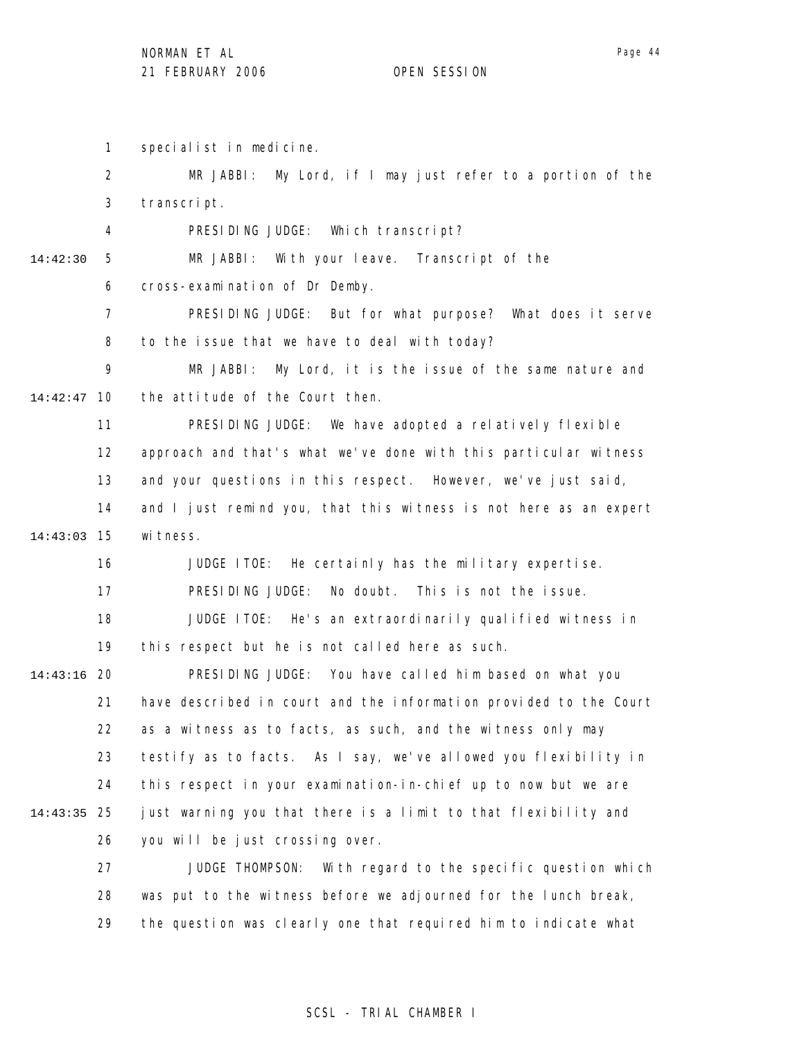specialist in medicine.

MR JABBI: My Lord, if I may just refer to a portion of the transcript.

PRESIDING JUDGE: Which transcript?

MR JABBI: With your leave. Transcript of the cross-examination of Dr Demby.

PRESIDING JUDGE: But for what purpose? What does it serve to the issue that we have to deal with today?

MR JABBI: My Lord, it is the issue of the same nature and the attitude of the Court then.

PRESIDING JUDGE: We have adopted a relatively flexible approach and that's what we've done with this particular witness and your questions in this respect. However, we've just said, and I just remind you, that this witness is not here as an expert witness.

JUDGE ITOE: He certainly has the military expertise.

PRESIDING JUDGE: No doubt. This is not the issue.

JUDGE ITOE: He's an extraordinarily qualified witness in this respect but he is not called here as such.

PRESIDING JUDGE: You have called him based on what you have described in court and the information provided to the Court as a witness as to facts, as such, and the witness only may testify as to facts. As I say, we've allowed you flexibility in this respect in your examination-in-chief up to now but we are just warning you that there is a limit to that flexibility and you will be just crossing over.

JUDGE THOMPSON: With regard to the specific question which was put to the witness before we adjourned for the lunch break, the question was clearly one that required him to indicate what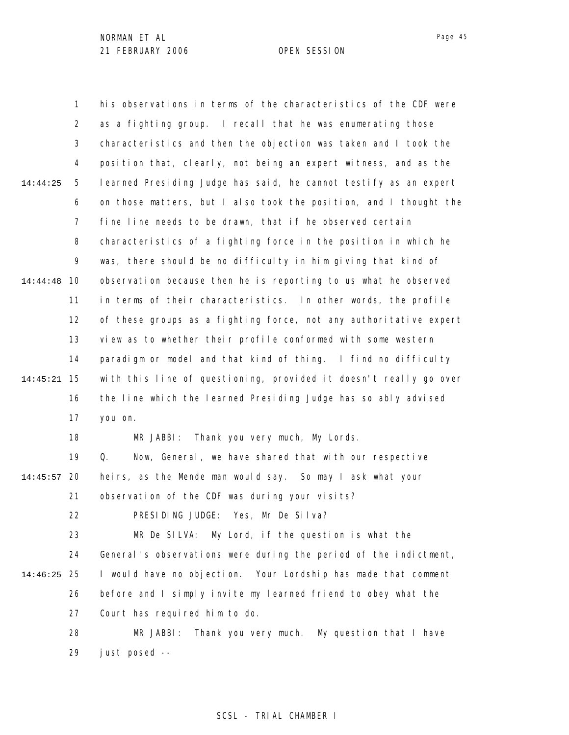his observations in terms of the characteristics of the CDF were as a fighting group. I recall that he was enumerating those characteristics and then the objection was taken and I took the position that, clearly, not being an expert witness, and as the learned Presiding Judge has said, he cannot testify as an expert on those matters, but I also took the position, and I thought the fine line needs to be drawn, that if he observed certain characteristics of a fighting force in the position in which he was, there should be no difficulty in him giving that kind of observation because then he is reporting to us what he observed in terms of their characteristics. In other words, the profile of these groups as a fighting force, not any authoritative expert view as to whether their profile conformed with some western paradigm or model and that kind of thing. I find no difficulty with this line of questioning, provided it doesn't really go over the line which the learned Presiding Judge has so ably advised you on.

MR JABBI: Thank you very much, My Lords.

Q. Now, General, we have shared that with our respective heirs, as the Mende man would say. So may I ask what your observation of the CDF was during your visits?

PRESIDING JUDGE: Yes, Mr De Silva?

MR De SILVA: My Lord, if the question is what the General's observations were during the period of the indictment, I would have no objection. Your Lordship has made that comment before and I simply invite my learned friend to obey what the Court has required him to do.

MR JABBI: Thank you very much. My question that I have just posed --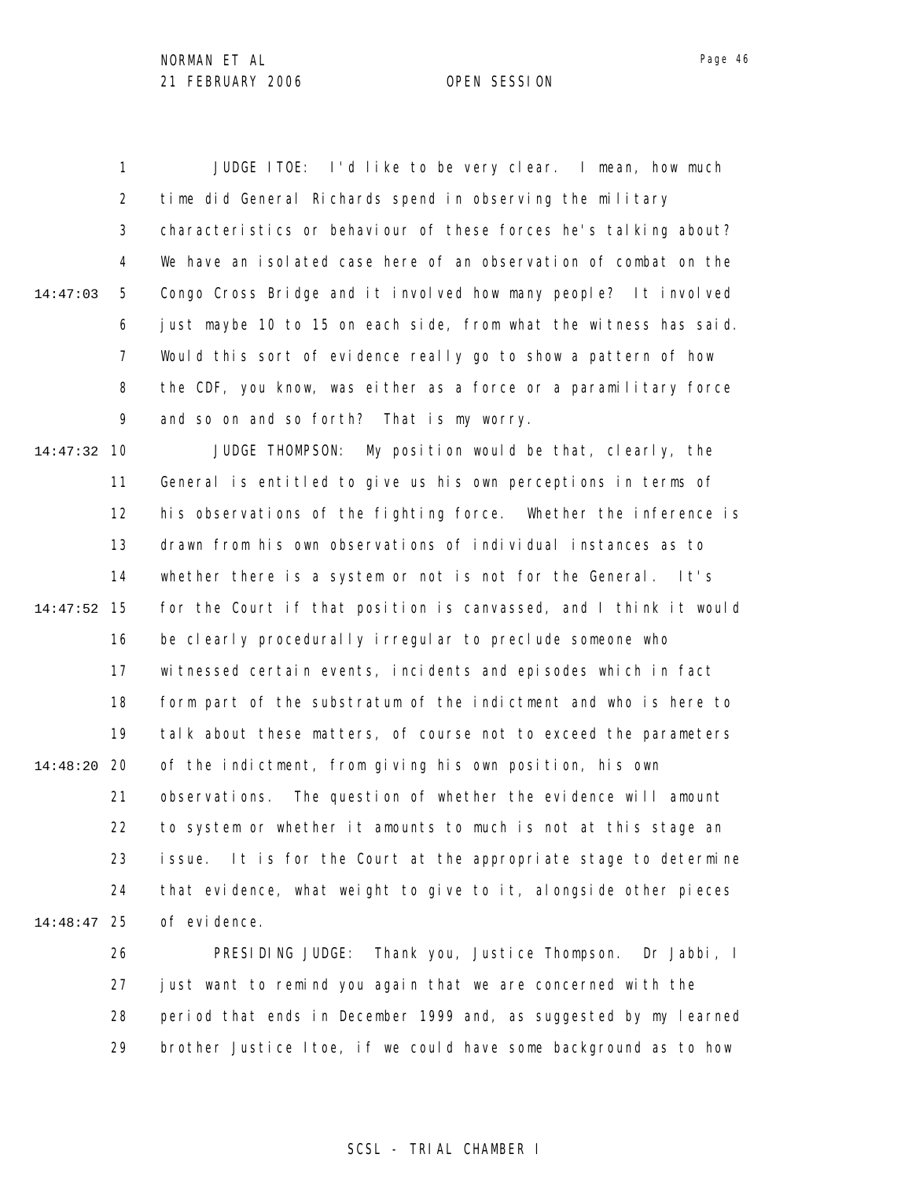JUDGE ITOE: I'd like to be very clear. I mean, how much time did General Richards spend in observing the military characteristics or behaviour of these forces he's talking about? We have an isolated case here of an observation of combat on the Congo Cross Bridge and it involved how many people? It involved just maybe 10 to 15 on each side, from what the witness has said. Would this sort of evidence really go to show a pattern of how the CDF, you know, was either as a force or a paramilitary force and so on and so forth? That is my worry.

JUDGE THOMPSON: My position would be that, clearly, the General is entitled to give us his own perceptions in terms of his observations of the fighting force. Whether the inference is drawn from his own observations of individual instances as to whether there is a system or not is not for the General. It's for the Court if that position is canvassed, and I think it would be clearly procedurally irregular to preclude someone who witnessed certain events, incidents and episodes which in fact form part of the substratum of the indictment and who is here to talk about these matters, of course not to exceed the parameters of the indictment, from giving his own position, his own observations. The question of whether the evidence will amount to system or whether it amounts to much is not at this stage an issue. It is for the Court at the appropriate stage to determine that evidence, what weight to give to it, alongside other pieces of evidence.

PRESIDING JUDGE: Thank you, Justice Thompson. Dr Jabbi, I just want to remind you again that we are concerned with the period that ends in December 1999 and, as suggested by my learned brother Justice Itoe, if we could have some background as to how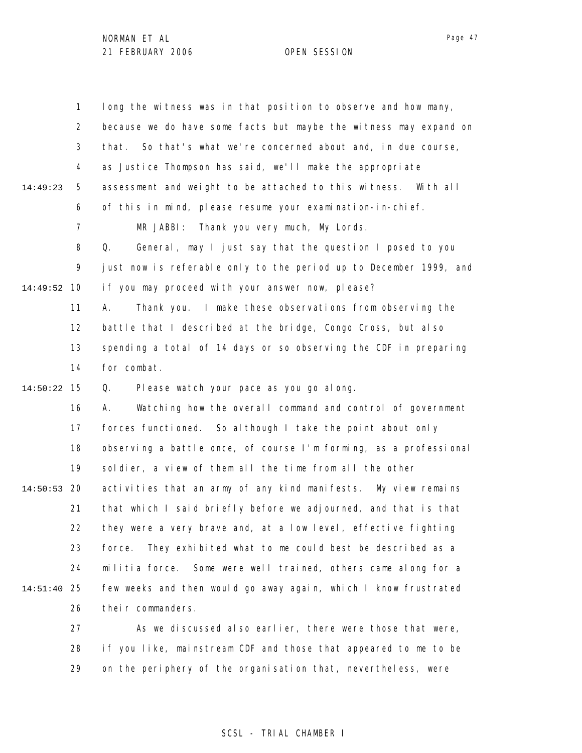long the witness was in that position to observe and how many, because we do have some facts but maybe the witness may expand on that. So that's what we're concerned about and, in due course, as Justice Thompson has said, we'll make the appropriate assessment and weight to be attached to this witness. With all of this in mind, please resume your examination-in-chief.

MR JABBI: Thank you very much, My Lords.

Q. General, may I just say that the question I posed to you just now is referable only to the period up to December 1999, and if you may proceed with your answer now, please?

A. Thank you. I make these observations from observing the battle that I described at the bridge, Congo Cross, but also spending a total of 14 days or so observing the CDF in preparing for combat.

Q. Please watch your pace as you go along.

A. Watching how the overall command and control of government forces functioned. So although I take the point about only observing a battle once, of course I'm forming, as a professional soldier, a view of them all the time from all the other activities that an army of any kind manifests. My view remains that which I said briefly before we adjourned, and that is that they were a very brave and, at a low level, effective fighting force. They exhibited what to me could best be described as a militia force. Some were well trained, others came along for a few weeks and then would go away again, which I know frustrated their commanders.

As we discussed also earlier, there were those that were, if you like, mainstream CDF and those that appeared to me to be on the periphery of the organisation that, nevertheless, were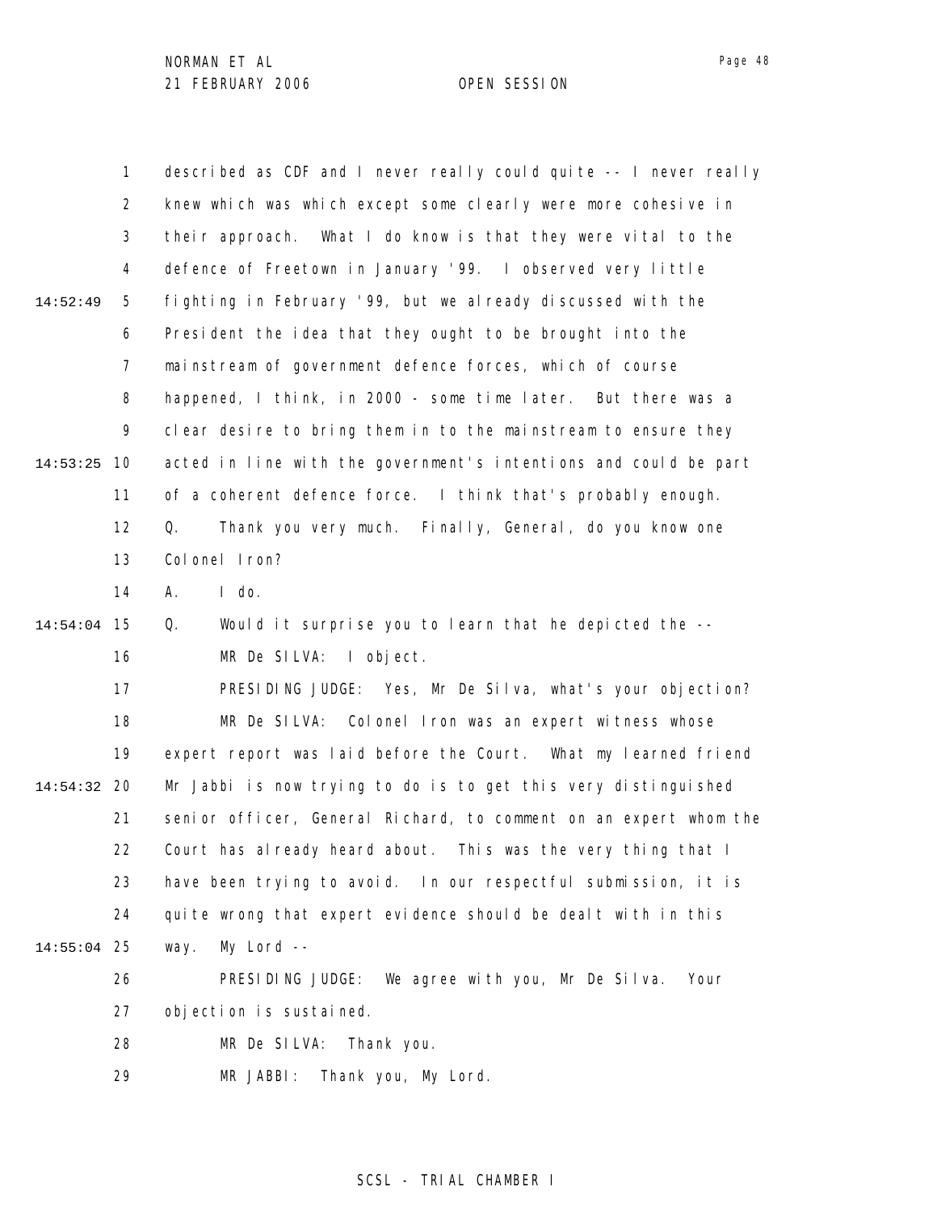described as CDF and I never really could quite -- I never really knew which was which except some clearly were more cohesive in their approach. What I do know is that they were vital to the defence of Freetown in January '99. I observed very little fighting in February '99, but we already discussed with the President the idea that they ought to be brought into the mainstream of government defence forces, which of course happened, I think, in 2000 - some time later. But there was a clear desire to bring them in to the mainstream to ensure they acted in line with the government's intentions and could be part of a coherent defence force. I think that's probably enough.

Q. Thank you very much. Finally, General, do you know one Colonel Iron?

A. I do.

Q. Would it surprise you to learn that he depicted the --

MR De SILVA: I object.

PRESIDING JUDGE: Yes, Mr De Silva, what's your objection?

MR De SILVA: Colonel Iron was an expert witness whose expert report was laid before the Court. What my learned friend Mr Jabbi is now trying to do is to get this very distinguished senior officer, General Richard, to comment on an expert whom the Court has already heard about. This was the very thing that I have been trying to avoid. In our respectful submission, it is quite wrong that expert evidence should be dealt with in this way. My Lord --

PRESIDING JUDGE: We agree with you, Mr De Silva. Your objection is sustained.

MR De SILVA: Thank you.

MR JABBI: Thank you, My Lord.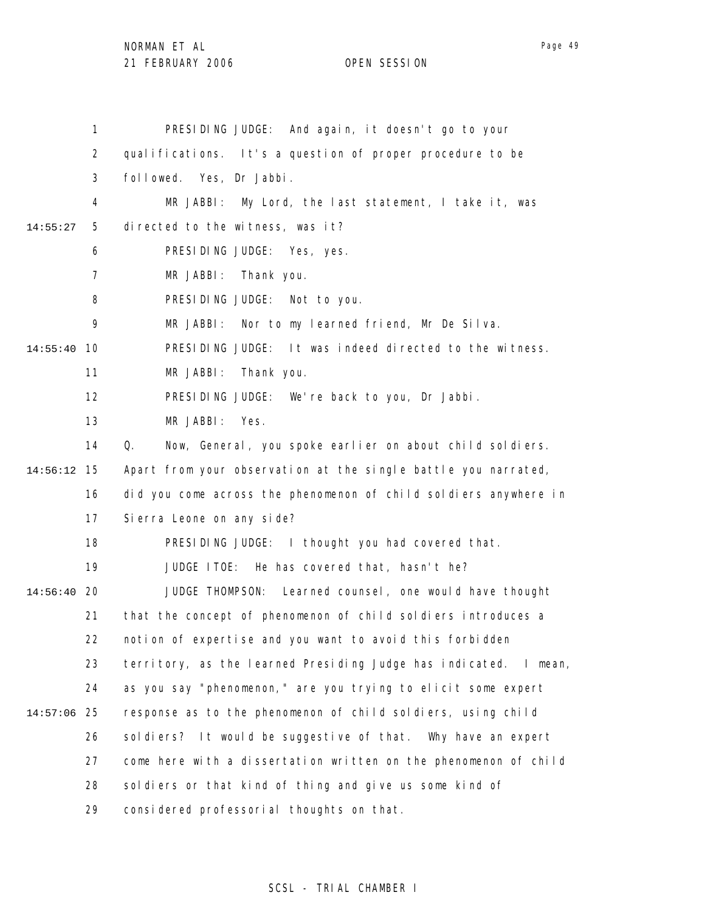PRESIDING JUDGE: And again, it doesn't go to your qualifications. It's a question of proper procedure to be followed. Yes, Dr Jabbi.

MR JABBI: My Lord, the last statement, I take it, was directed to the witness, was it?

PRESIDING JUDGE: Yes, yes.

MR JABBI: Thank you.

PRESIDING JUDGE: Not to you.

MR JABBI: Nor to my learned friend, Mr De Silva.

PRESIDING JUDGE: It was indeed directed to the witness.

MR JABBI: Thank you.

PRESIDING JUDGE: We're back to you, Dr Jabbi.

MR JABBI: Yes.

Q. Now, General, you spoke earlier on about child soldiers. Apart from your observation at the single battle you narrated, did you come across the phenomenon of child soldiers anywhere in Sierra Leone on any side?

PRESIDING JUDGE: I thought you had covered that.

JUDGE ITOE: He has covered that, hasn't he?

JUDGE THOMPSON: Learned counsel, one would have thought that the concept of phenomenon of child soldiers introduces a notion of expertise and you want to avoid this forbidden territory, as the learned Presiding Judge has indicated. I mean, as you say "phenomenon," are you trying to elicit some expert response as to the phenomenon of child soldiers, using child soldiers? It would be suggestive of that. Why have an expert come here with a dissertation written on the phenomenon of child soldiers or that kind of thing and give us some kind of considered professorial thoughts on that.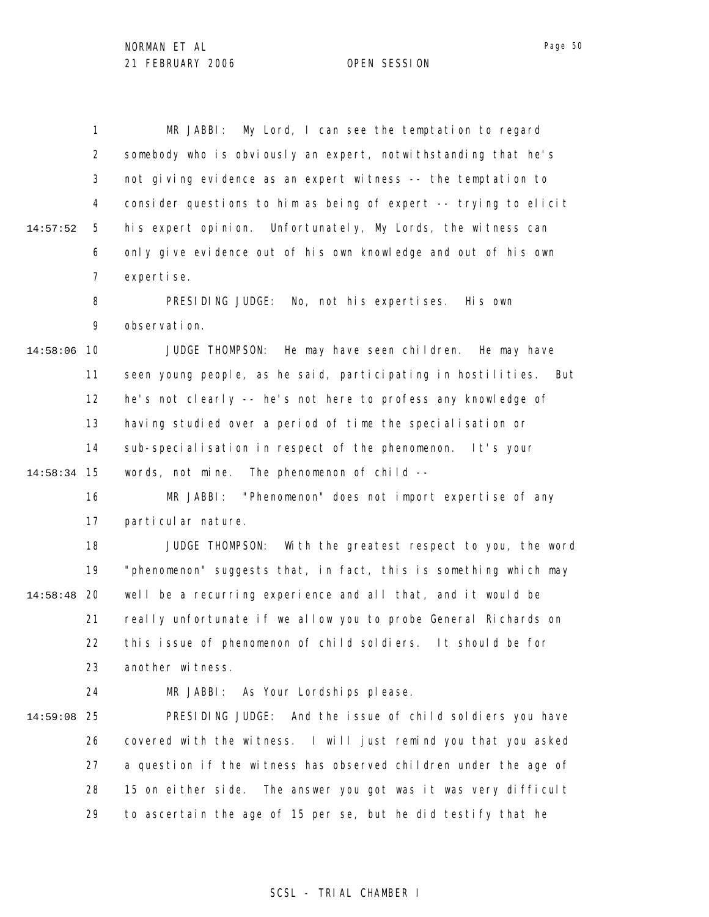MR JABBI: My Lord, I can see the temptation to regard somebody who is obviously an expert, notwithstanding that he's not giving evidence as an expert witness -- the temptation to consider questions to him as being of expert -- trying to elicit his expert opinion. Unfortunately, My Lords, the witness can only give evidence out of his own knowledge and out of his own expertise.

PRESIDING JUDGE: No, not his expertises. His own observation.

JUDGE THOMPSON: He may have seen children. He may have seen young people, as he said, participating in hostilities. But he's not clearly -- he's not here to profess any knowledge of having studied over a period of time the specialisation or sub-specialisation in respect of the phenomenon. It's your words, not mine. The phenomenon of child --

MR JABBI: "Phenomenon" does not import expertise of any particular nature.

JUDGE THOMPSON: With the greatest respect to you, the word "phenomenon" suggests that, in fact, this is something which may well be a recurring experience and all that, and it would be really unfortunate if we allow you to probe General Richards on this issue of phenomenon of child soldiers. It should be for another witness.

MR JABBI: As Your Lordships please.

PRESIDING JUDGE: And the issue of child soldiers you have covered with the witness. I will just remind you that you asked a question if the witness has observed children under the age of 15 on either side. The answer you got was it was very difficult to ascertain the age of 15 per se, but he did testify that he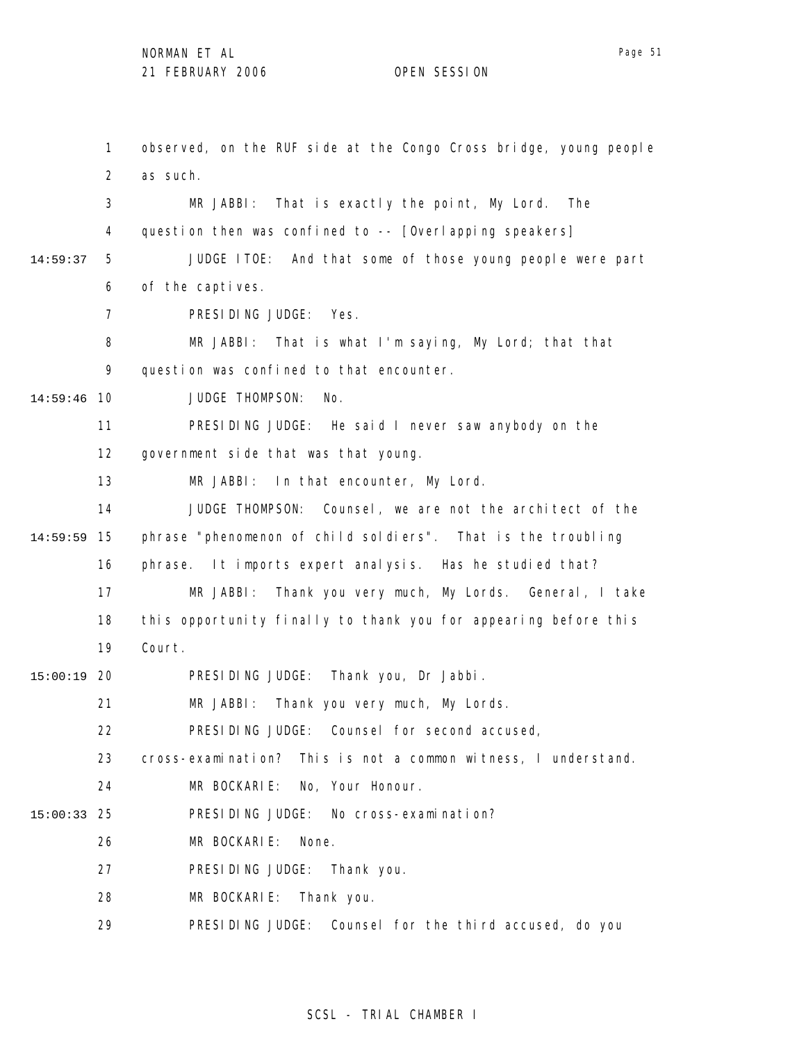observed, on the RUF side at the Congo Cross bridge, young people as such.

MR JABBI: That is exactly the point, My Lord. The question then was confined to -- [Overlapping speakers]

JUDGE ITOE: And that some of those young people were part of the captives.

PRESIDING JUDGE: Yes.

MR JABBI: That is what I'm saying, My Lord; that that question was confined to that encounter.

JUDGE THOMPSON: No.

PRESIDING JUDGE: He said I never saw anybody on the government side that was that young.

MR JABBI: In that encounter, My Lord.

JUDGE THOMPSON: Counsel, we are not the architect of the phrase "phenomenon of child soldiers". That is the troubling phrase. It imports expert analysis. Has he studied that?

MR JABBI: Thank you very much, My Lords. General, I take this opportunity finally to thank you for appearing before this Court.

PRESIDING JUDGE: Thank you, Dr Jabbi.

MR JABBI: Thank you very much, My Lords.

PRESIDING JUDGE: Counsel for second accused, cross-examination? This is not a common witness, I understand.

MR BOCKARIE: No, Your Honour.

PRESIDING JUDGE: No cross-examination?

MR BOCKARIE: None.

PRESIDING JUDGE: Thank you.

MR BOCKARIE: Thank you.

PRESIDING JUDGE: Counsel for the third accused, do you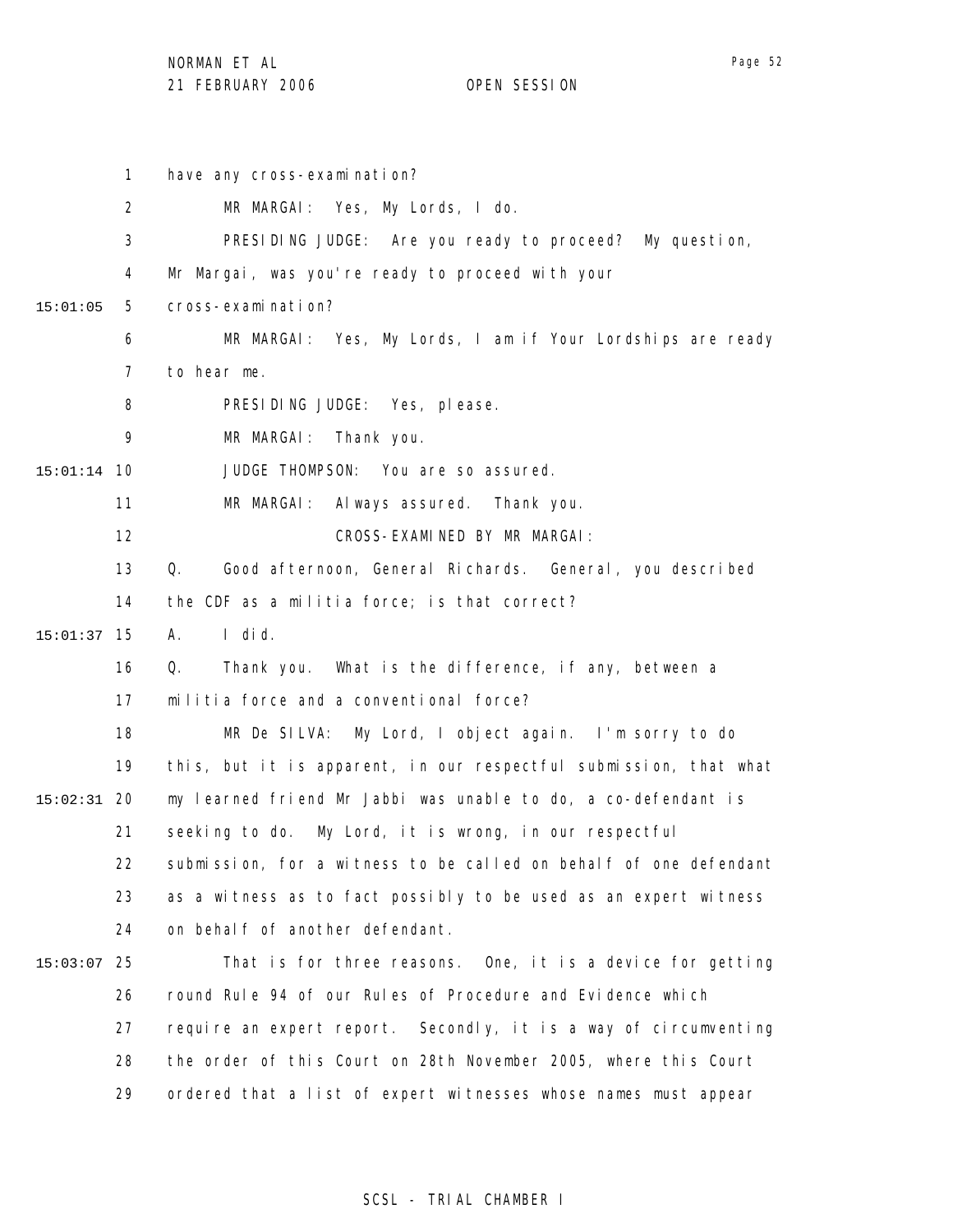have any cross-examination?

MR MARGAI: Yes, My Lords, I do.

PRESIDING JUDGE: Are you ready to proceed? My question, Mr Margai, was you're ready to proceed with your cross-examination?

MR MARGAI: Yes, My Lords, I am if Your Lordships are ready to hear me.

PRESIDING JUDGE: Yes, please.

MR MARGAI: Thank you.

JUDGE THOMPSON: You are so assured.

MR MARGAI: Always assured. Thank you.

CROSS-EXAMINED BY MR MARGAI:

Q. Good afternoon, General Richards. General, you described the CDF as a militia force; is that correct?

A. I did.

Q. Thank you. What is the difference, if any, between a militia force and a conventional force?

MR De SILVA: My Lord, I object again. I'm sorry to do this, but it is apparent, in our respectful submission, that what my learned friend Mr Jabbi was unable to do, a co-defendant is seeking to do. My Lord, it is wrong, in our respectful submission, for a witness to be called on behalf of one defendant as a witness as to fact possibly to be used as an expert witness on behalf of another defendant.

That is for three reasons. One, it is a device for getting round Rule 94 of our Rules of Procedure and Evidence which require an expert report. Secondly, it is a way of circumventing the order of this Court on 28th November 2005, where this Court ordered that a list of expert witnesses whose names must appear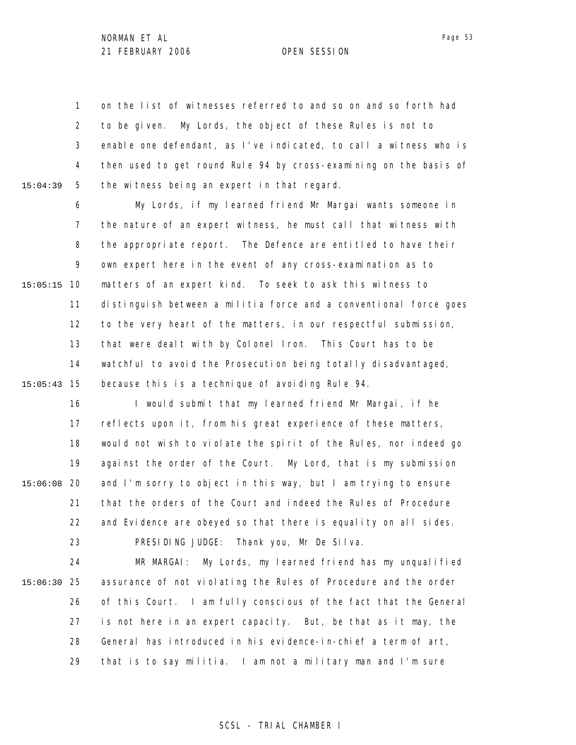on the list of witnesses referred to and so on and so forth had to be given. My Lords, the object of these Rules is not to enable one defendant, as I've indicated, to call a witness who is then used to get round Rule 94 by cross-examining on the basis of the witness being an expert in that regard.

My Lords, if my learned friend Mr Margai wants someone in the nature of an expert witness, he must call that witness with the appropriate report. The Defence are entitled to have their own expert here in the event of any cross-examination as to matters of an expert kind. To seek to ask this witness to distinguish between a militia force and a conventional force goes to the very heart of the matters, in our respectful submission, that were dealt with by Colonel Iron. This Court has to be watchful to avoid the Prosecution being totally disadvantaged, because this is a technique of avoiding Rule 94.

I would submit that my learned friend Mr Margai, if he reflects upon it, from his great experience of these matters, would not wish to violate the spirit of the Rules, nor indeed go against the order of the Court. My Lord, that is my submission and I'm sorry to object in this way, but I am trying to ensure that the orders of the Court and indeed the Rules of Procedure and Evidence are obeyed so that there is equality on all sides.

PRESIDING JUDGE: Thank you, Mr De Silva.

MR MARGAI: My Lords, my learned friend has my unqualified assurance of not violating the Rules of Procedure and the order of this Court. I am fully conscious of the fact that the General is not here in an expert capacity. But, be that as it may, the General has introduced in his evidence-in-chief a term of art, that is to say militia. I am not a military man and I'm sure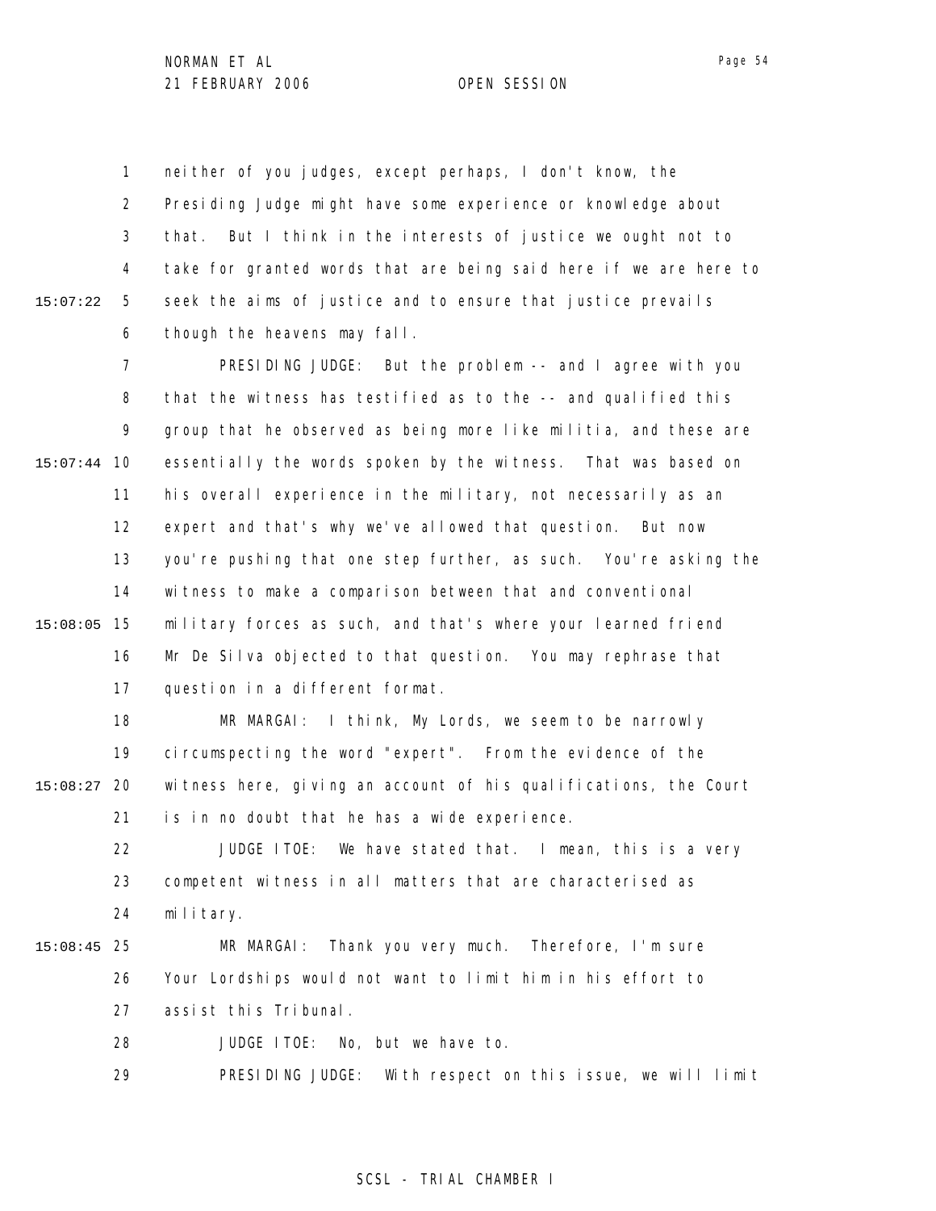neither of you judges, except perhaps, I don't know, the Presiding Judge might have some experience or knowledge about that. But I think in the interests of justice we ought not to take for granted words that are being said here if we are here to seek the aims of justice and to ensure that justice prevails though the heavens may fall.

PRESIDING JUDGE: But the problem -- and I agree with you that the witness has testified as to the -- and qualified this group that he observed as being more like militia, and these are essentially the words spoken by the witness. That was based on his overall experience in the military, not necessarily as an expert and that's why we've allowed that question. But now you're pushing that one step further, as such. You're asking the witness to make a comparison between that and conventional military forces as such, and that's where your learned friend Mr De Silva objected to that question. You may rephrase that question in a different format.

MR MARGAI: I think, My Lords, we seem to be narrowly circumspecting the word "expert". From the evidence of the witness here, giving an account of his qualifications, the Court is in no doubt that he has a wide experience.

JUDGE ITOE: We have stated that. I mean, this is a very competent witness in all matters that are characterised as military.

MR MARGAI: Thank you very much. Therefore, I'm sure Your Lordships would not want to limit him in his effort to assist this Tribunal.

JUDGE ITOE: No, but we have to.

PRESIDING JUDGE: With respect on this issue, we will limit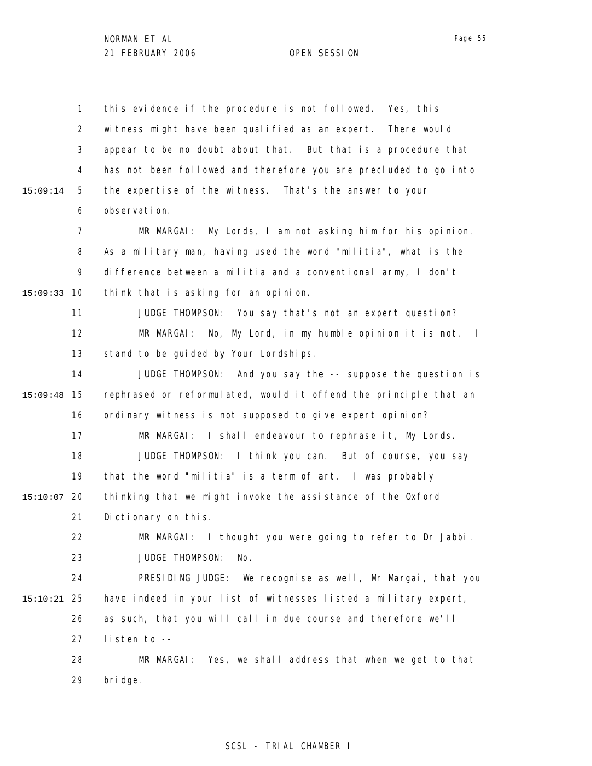this evidence if the procedure is not followed. Yes, this witness might have been qualified as an expert. There would appear to be no doubt about that. But that is a procedure that has not been followed and therefore you are precluded to go into the expertise of the witness. That's the answer to your observation.

MR MARGAI: My Lords, I am not asking him for his opinion. As a military man, having used the word "militia", what is the difference between a militia and a conventional army, I don't think that is asking for an opinion.

JUDGE THOMPSON: You say that's not an expert question?

MR MARGAI: No, My Lord, in my humble opinion it is not. I stand to be guided by Your Lordships.

JUDGE THOMPSON: And you say the -- suppose the question is rephrased or reformulated, would it offend the principle that an ordinary witness is not supposed to give expert opinion?

MR MARGAI: I shall endeavour to rephrase it, My Lords.

JUDGE THOMPSON: I think you can. But of course, you say that the word "militia" is a term of art. I was probably thinking that we might invoke the assistance of the Oxford Dictionary on this.

MR MARGAI: I thought you were going to refer to Dr Jabbi.

JUDGE THOMPSON: No.

PRESIDING JUDGE: We recognise as well, Mr Margai, that you have indeed in your list of witnesses listed a military expert, as such, that you will call in due course and therefore we'll listen to --

MR MARGAI: Yes, we shall address that when we get to that bridge.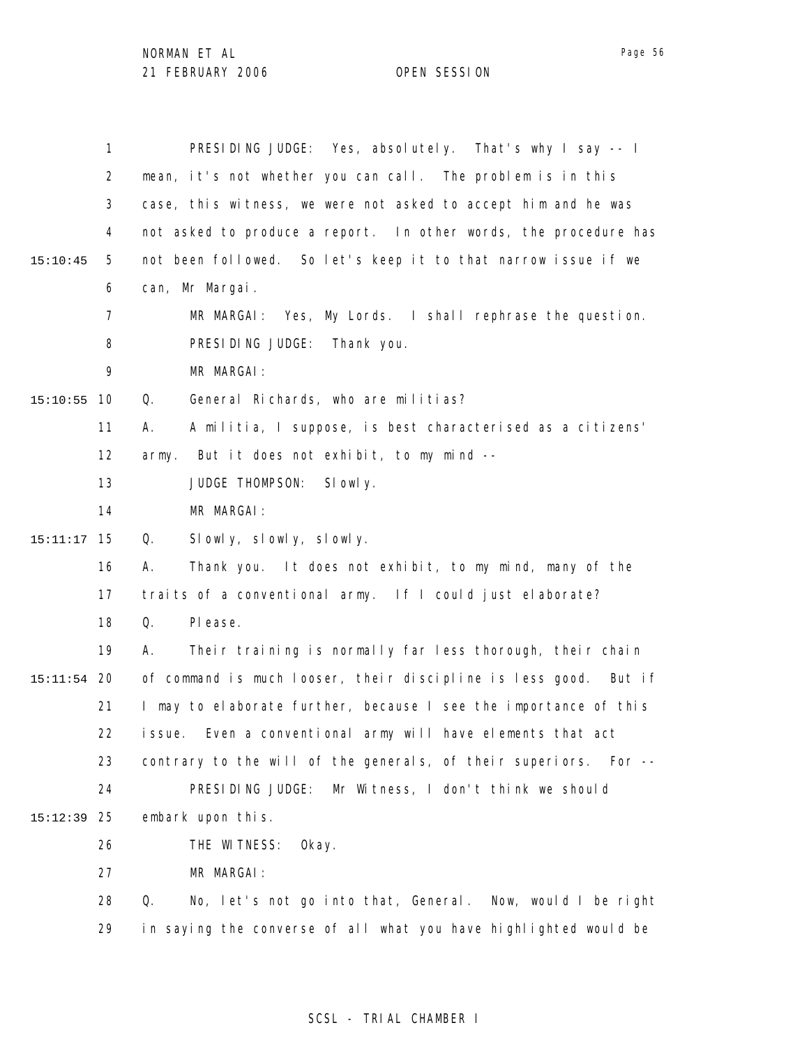PRESIDING JUDGE: Yes, absolutely. That's why I say -- I mean, it's not whether you can call. The problem is in this case, this witness, we were not asked to accept him and he was not asked to produce a report. In other words, the procedure has not been followed. So let's keep it to that narrow issue if we can, Mr Margai.

MR MARGAI: Yes, My Lords. I shall rephrase the question.

PRESIDING JUDGE: Thank you.

MR MARGAI:

Q. General Richards, who are militias?

A. A militia, I suppose, is best characterised as a citizens' army. But it does not exhibit, to my mind --

JUDGE THOMPSON: Slowly.

MR MARGAI:

Q. Slowly, slowly, slowly.

A. Thank you. It does not exhibit, to my mind, many of the traits of a conventional army. If I could just elaborate?

Q. Please.

A. Their training is normally far less thorough, their chain of command is much looser, their discipline is less good. But if I may to elaborate further, because I see the importance of this issue. Even a conventional army will have elements that act contrary to the will of the generals, of their superiors. For --

PRESIDING JUDGE: Mr Witness, I don't think we should embark upon this.

THE WITNESS: Okay.

MR MARGAI:

Q. No, let's not go into that, General. Now, would I be right in saying the converse of all what you have highlighted would be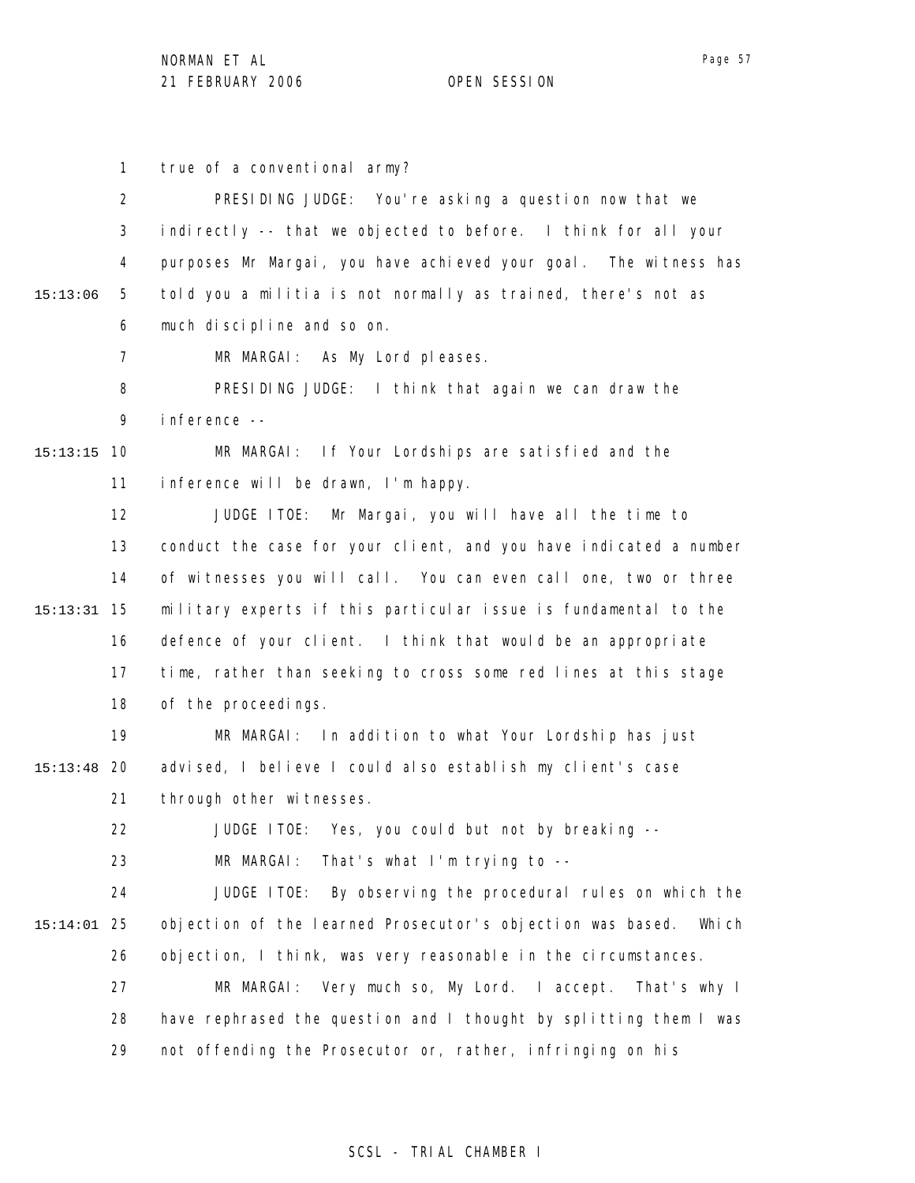true of a conventional army?

PRESIDING JUDGE: You're asking a question now that we indirectly -- that we objected to before. I think for all your purposes Mr Margai, you have achieved your goal. The witness has told you a militia is not normally as trained, there's not as much discipline and so on.

MR MARGAI: As My Lord pleases.

PRESIDING JUDGE: I think that again we can draw the inference --

MR MARGAI: If Your Lordships are satisfied and the inference will be drawn, I'm happy.

JUDGE ITOE: Mr Margai, you will have all the time to conduct the case for your client, and you have indicated a number of witnesses you will call. You can even call one, two or three military experts if this particular issue is fundamental to the defence of your client. I think that would be an appropriate time, rather than seeking to cross some red lines at this stage of the proceedings.

MR MARGAI: In addition to what Your Lordship has just advised, I believe I could also establish my client's case through other witnesses.

JUDGE ITOE: Yes, you could but not by breaking --

MR MARGAI: That's what I'm trying to --

JUDGE ITOE: By observing the procedural rules on which the objection of the learned Prosecutor's objection was based. Which objection, I think, was very reasonable in the circumstances.

MR MARGAI: Very much so, My Lord. I accept. That's why I have rephrased the question and I thought by splitting them I was not offending the Prosecutor or, rather, infringing on his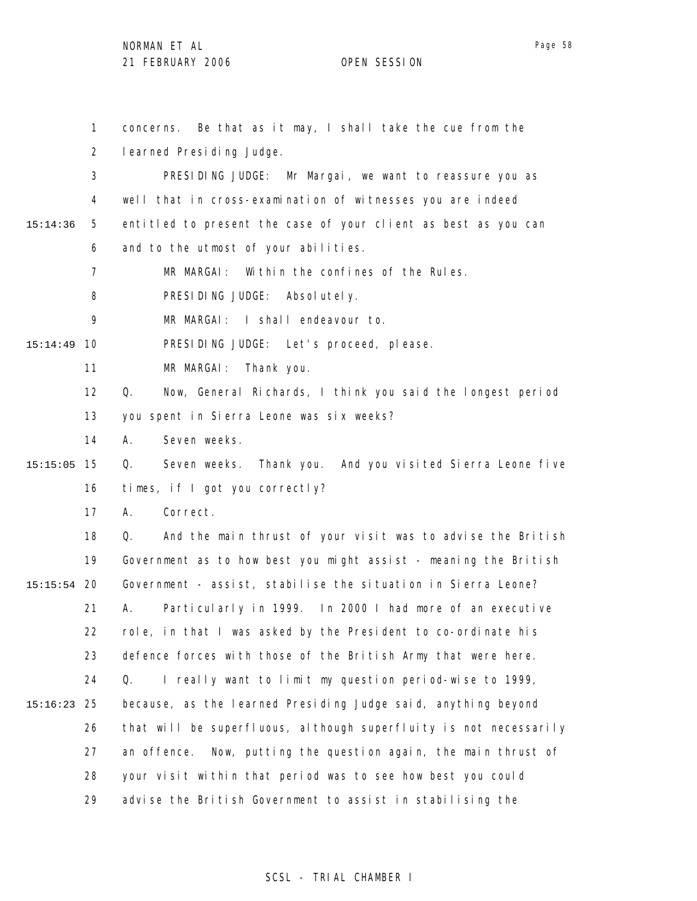concerns. Be that as it may, I shall take the cue from the learned Presiding Judge.

PRESIDING JUDGE: Mr Margai, we want to reassure you as well that in cross-examination of witnesses you are indeed entitled to present the case of your client as best as you can and to the utmost of your abilities.

MR MARGAI: Within the confines of the Rules.

PRESIDING JUDGE: Absolutely.

MR MARGAI: I shall endeavour to.

PRESIDING JUDGE: Let's proceed, please.

MR MARGAI: Thank you.

Q. Now, General Richards, I think you said the longest period you spent in Sierra Leone was six weeks?

A. Seven weeks.

Q. Seven weeks. Thank you. And you visited Sierra Leone five times, if I got you correctly?

A. Correct.

Q. And the main thrust of your visit was to advise the British Government as to how best you might assist - meaning the British Government - assist, stabilise the situation in Sierra Leone?

A. Particularly in 1999. In 2000 I had more of an executive role, in that I was asked by the President to co-ordinate his defence forces with those of the British Army that were here.

Q. I really want to limit my question period-wise to 1999, because, as the learned Presiding Judge said, anything beyond that will be superfluous, although superfluity is not necessarily an offence. Now, putting the question again, the main thrust of your visit within that period was to see how best you could advise the British Government to assist in stabilising the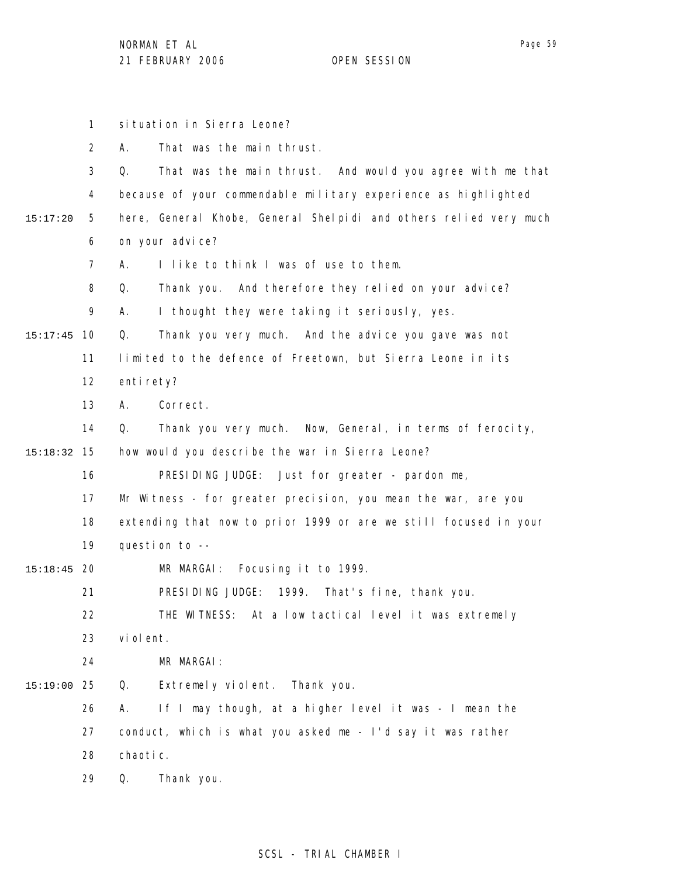situation in Sierra Leone?

A. That was the main thrust.

Q. That was the main thrust. And would you agree with me that because of your commendable military experience as highlighted here, General Khobe, General Shelpidi and others relied very much on your advice?

A. I like to think I was of use to them.

Q. Thank you. And therefore they relied on your advice?

A. I thought they were taking it seriously, yes.

Q. Thank you very much. And the advice you gave was not limited to the defence of Freetown, but Sierra Leone in its entirety?

A. Correct.

Q. Thank you very much. Now, General, in terms of ferocity, how would you describe the war in Sierra Leone?

PRESIDING JUDGE: Just for greater - pardon me, Mr Witness - for greater precision, you mean the war, are you extending that now to prior 1999 or are we still focused in your question to --

MR MARGAI: Focusing it to 1999.

PRESIDING JUDGE: 1999. That's fine, thank you.

THE WITNESS: At a low tactical level it was extremely violent.

MR MARGAI:

Q. Extremely violent. Thank you.

A. If I may though, at a higher level it was - I mean the conduct, which is what you asked me - I'd say it was rather chaotic.

Q. Thank you.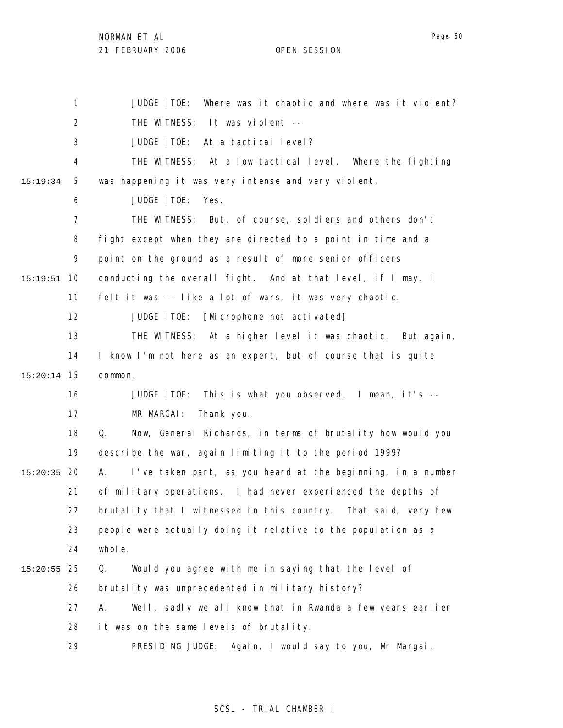JUDGE ITOE: Where was it chaotic and where was it violent?

THE WITNESS: It was violent --

JUDGE ITOE: At a tactical level?

THE WITNESS: At a low tactical level. Where the fighting was happening it was very intense and very violent.

JUDGE ITOE: Yes.

THE WITNESS: But, of course, soldiers and others don't fight except when they are directed to a point in time and a point on the ground as a result of more senior officers conducting the overall fight. And at that level, if I may, I felt it was -- like a lot of wars, it was very chaotic.

JUDGE ITOE: [Microphone not activated]

THE WITNESS: At a higher level it was chaotic. But again, I know I'm not here as an expert, but of course that is quite common.

JUDGE ITOE: This is what you observed. I mean, it's --

MR MARGAI: Thank you.

Q. Now, General Richards, in terms of brutality how would you describe the war, again limiting it to the period 1999?

A. I've taken part, as you heard at the beginning, in a number of military operations. I had never experienced the depths of brutality that I witnessed in this country. That said, very few people were actually doing it relative to the population as a whole.

Q. Would you agree with me in saying that the level of brutality was unprecedented in military history?

A. Well, sadly we all know that in Rwanda a few years earlier it was on the same levels of brutality.

PRESIDING JUDGE: Again, I would say to you, Mr Margai,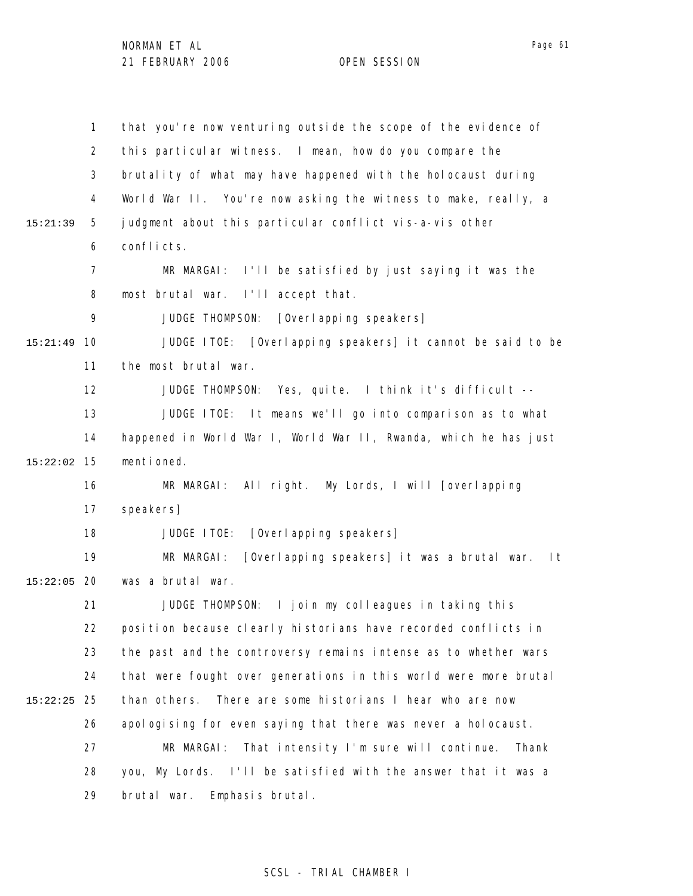that you're now venturing outside the scope of the evidence of this particular witness. I mean, how do you compare the brutality of what may have happened with the holocaust during World War II. You're now asking the witness to make, really, a judgment about this particular conflict vis-a-vis other conflicts.

MR MARGAI: I'll be satisfied by just saying it was the most brutal war. I'll accept that.

JUDGE THOMPSON: [Overlapping speakers]

JUDGE ITOE: [Overlapping speakers] it cannot be said to be the most brutal war.

JUDGE THOMPSON: Yes, quite. I think it's difficult --

JUDGE ITOE: It means we'll go into comparison as to what happened in World War I, World War II, Rwanda, which he has just mentioned.

MR MARGAI: All right. My Lords, I will [overlapping speakers]

JUDGE ITOE: [Overlapping speakers]

MR MARGAI: [Overlapping speakers] it was a brutal war. It was a brutal war.

JUDGE THOMPSON: I join my colleagues in taking this position because clearly historians have recorded conflicts in the past and the controversy remains intense as to whether wars that were fought over generations in this world were more brutal than others. There are some historians I hear who are now apologising for even saying that there was never a holocaust.

MR MARGAI: That intensity I'm sure will continue. Thank you, My Lords. I'll be satisfied with the answer that it was a brutal war. Emphasis brutal.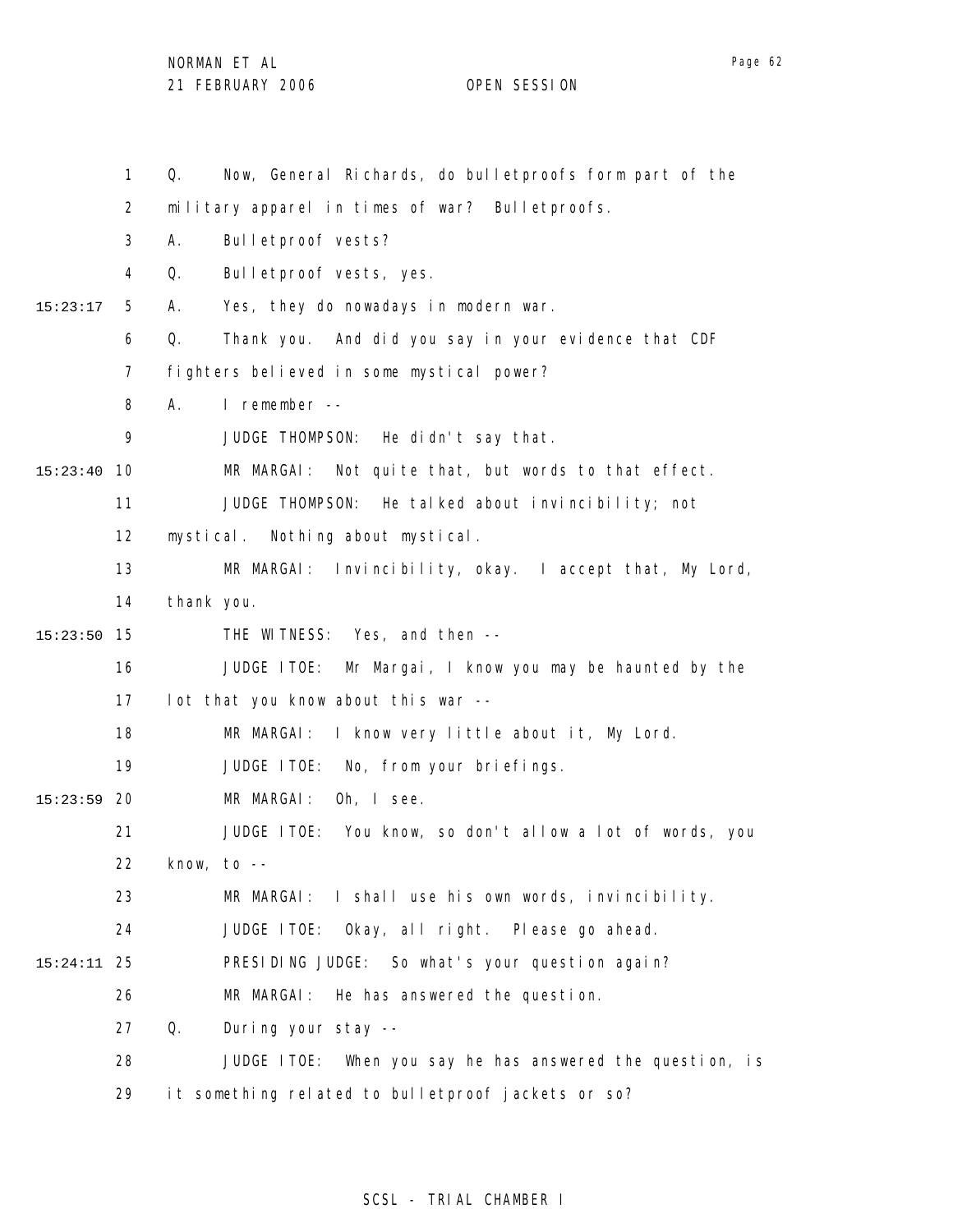Q. Now, General Richards, do bulletproofs form part of the military apparel in times of war? Bulletproofs.

A. Bulletproof vests?

Q. Bulletproof vests, yes.

15:23:17 A. Yes, they do nowadays in modern war.

Q. Thank you. And did you say in your evidence that CDF fighters believed in some mystical power?

A. I remember --

JUDGE THOMPSON: He didn't say that.

15:23:40 MR MARGAI: Not quite that, but words to that effect.

JUDGE THOMPSON: He talked about invincibility; not mystical. Nothing about mystical.

MR MARGAI: Invincibility, okay. I accept that, My Lord, thank you.

15:23:50 THE WITNESS: Yes, and then --

JUDGE ITOE: Mr Margai, I know you may be haunted by the lot that you know about this war --

MR MARGAI: I know very little about it, My Lord.

JUDGE ITOE: No, from your briefings.

15:23:59 MR MARGAI: Oh, I see.

JUDGE ITOE: You know, so don't allow a lot of words, you know, to --

MR MARGAI: I shall use his own words, invincibility.

JUDGE ITOE: Okay, all right. Please go ahead.

15:24:11 PRESIDING JUDGE: So what's your question again?

MR MARGAI: He has answered the question.

Q. During your stay --

JUDGE ITOE: When you say he has answered the question, is it something related to bulletproof jackets or so?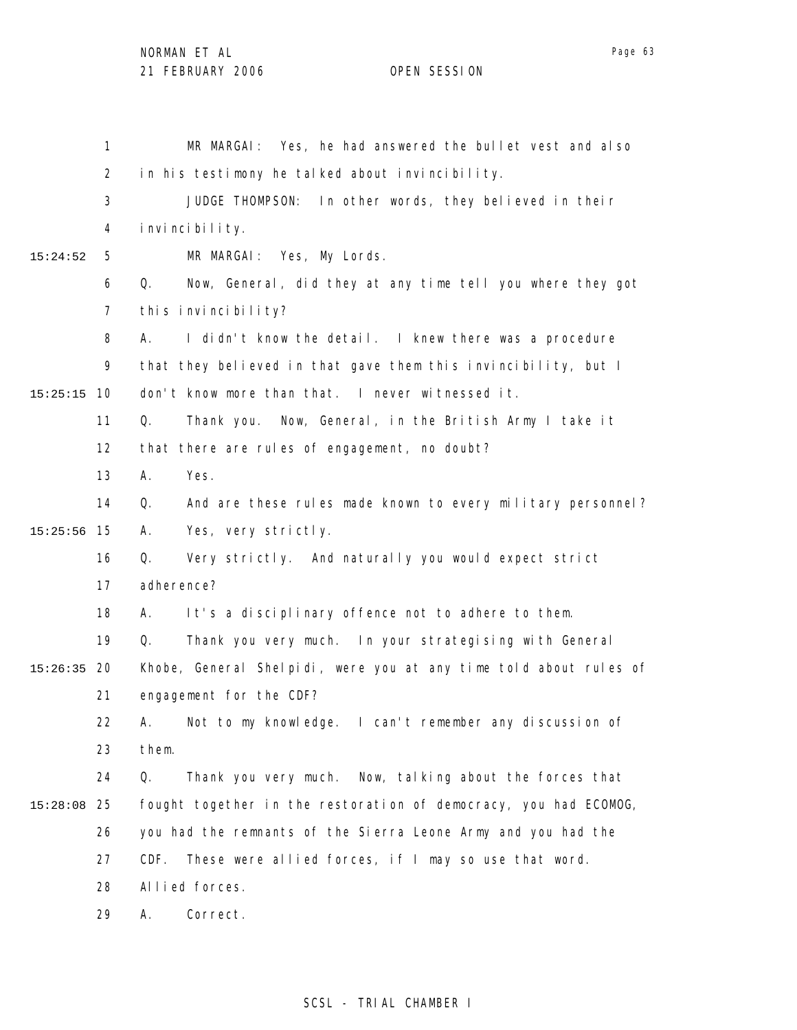MR MARGAI: Yes, he had answered the bullet vest and also in his testimony he talked about invincibility.

JUDGE THOMPSON: In other words, they believed in their invincibility.

MR MARGAI: Yes, My Lords.

Q. Now, General, did they at any time tell you where they got this invincibility?

A. I didn't know the detail. I knew there was a procedure that they believed in that gave them this invincibility, but I don't know more than that. I never witnessed it.

Q. Thank you. Now, General, in the British Army I take it that there are rules of engagement, no doubt?

A. Yes.

Q. And are these rules made known to every military personnel?

A. Yes, very strictly.

Q. Very strictly. And naturally you would expect strict adherence?

A. It's a disciplinary offence not to adhere to them.

Q. Thank you very much. In your strategising with General Khobe, General Shelpidi, were you at any time told about rules of engagement for the CDF?

A. Not to my knowledge. I can't remember any discussion of them.

Q. Thank you very much. Now, talking about the forces that fought together in the restoration of democracy, you had ECOMOG, you had the remnants of the Sierra Leone Army and you had the CDF. These were allied forces, if I may so use that word. Allied forces.

A. Correct.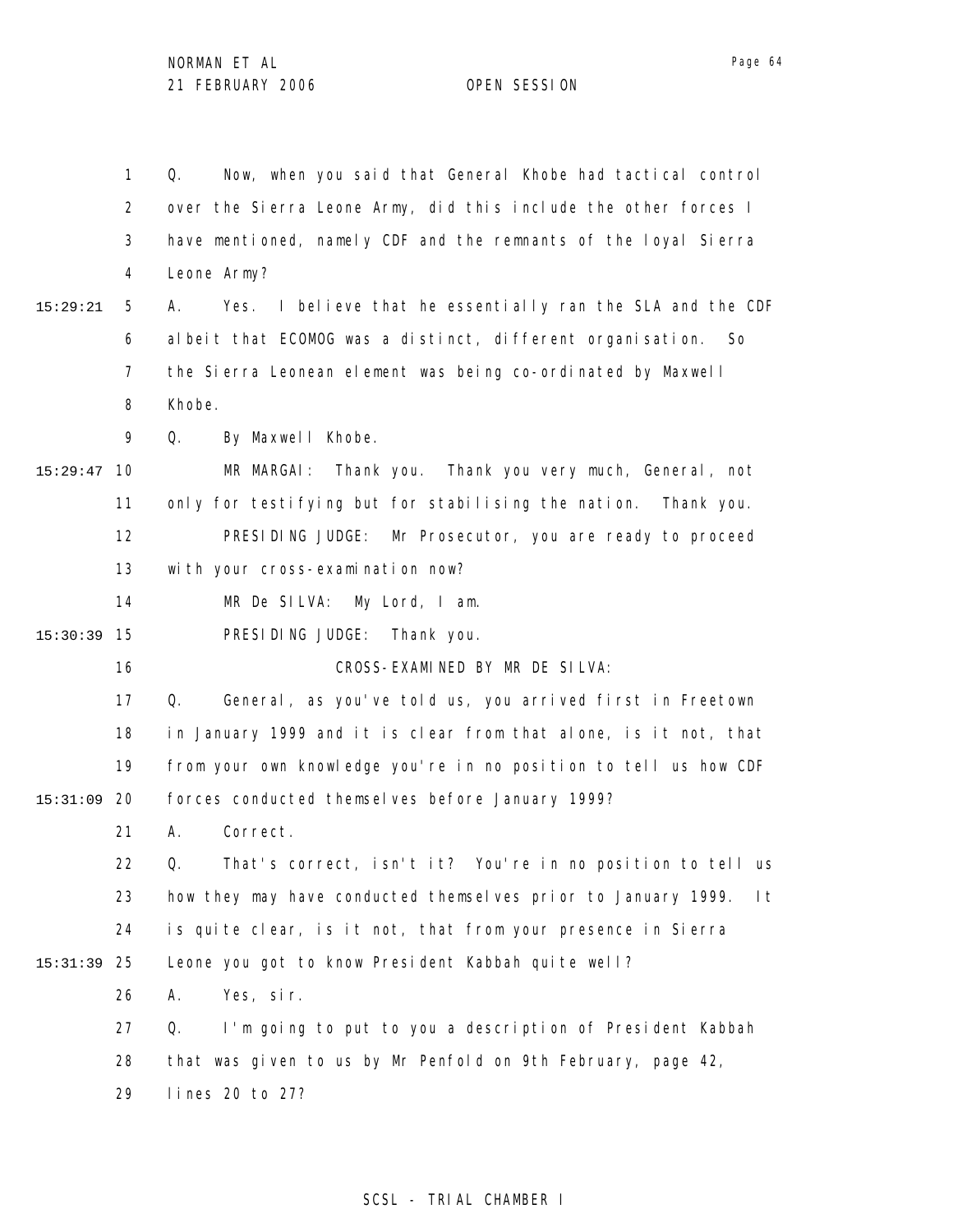Q. Now, when you said that General Khobe had tactical control over the Sierra Leone Army, did this include the other forces I have mentioned, namely CDF and the remnants of the loyal Sierra Leone Army?

A. Yes. I believe that he essentially ran the SLA and the CDF albeit that ECOMOG was a distinct, different organisation. So the Sierra Leonean element was being co-ordinated by Maxwell Khobe.

Q. By Maxwell Khobe.

MR MARGAI: Thank you. Thank you very much, General, not only for testifying but for stabilising the nation. Thank you.

PRESIDING JUDGE: Mr Prosecutor, you are ready to proceed with your cross-examination now?

MR De SILVA: My Lord, I am.

PRESIDING JUDGE: Thank you.

CROSS-EXAMINED BY MR DE SILVA:

Q. General, as you've told us, you arrived first in Freetown in January 1999 and it is clear from that alone, is it not, that from your own knowledge you're in no position to tell us how CDF forces conducted themselves before January 1999?

A. Correct.

Q. That's correct, isn't it? You're in no position to tell us how they may have conducted themselves prior to January 1999. It is quite clear, is it not, that from your presence in Sierra Leone you got to know President Kabbah quite well?

A. Yes, sir.

Q. I'm going to put to you a description of President Kabbah that was given to us by Mr Penfold on 9th February, page 42, lines 20 to 27?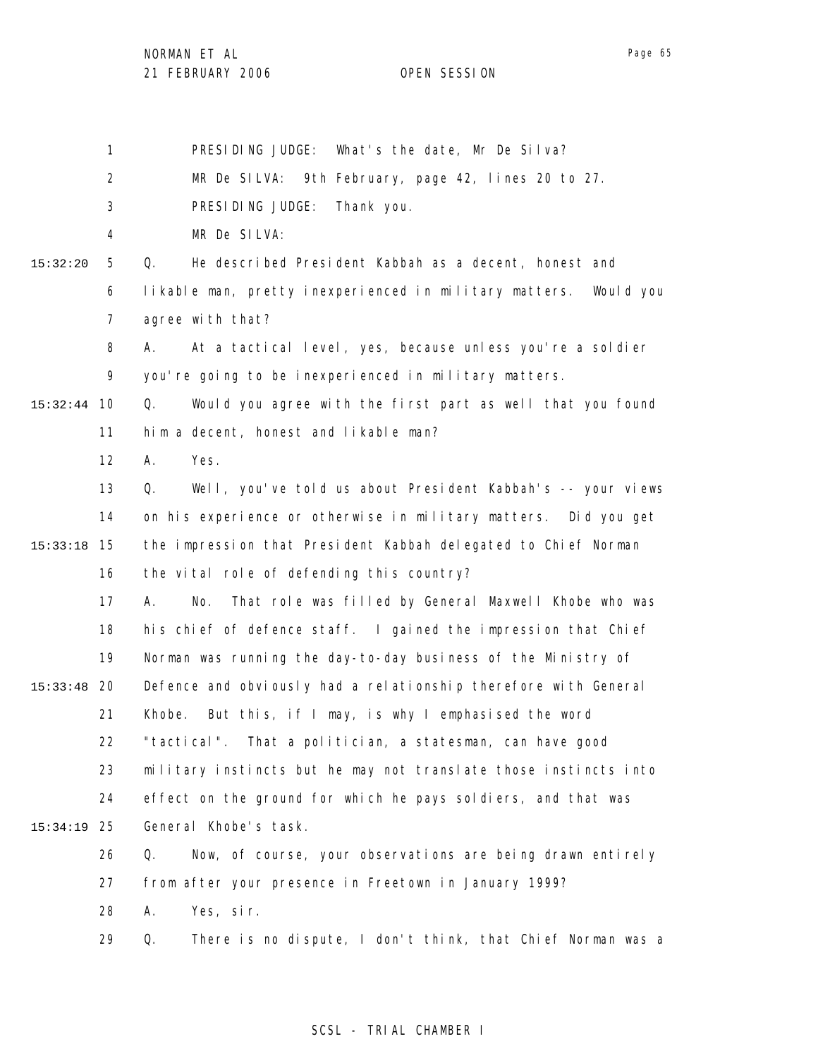PRESIDING JUDGE: What's the date, Mr De Silva?

MR De SILVA: 9th February, page 42, lines 20 to 27.

PRESIDING JUDGE: Thank you.

MR De SILVA:

Q. He described President Kabbah as a decent, honest and likable man, pretty inexperienced in military matters. Would you agree with that?

A. At a tactical level, yes, because unless you're a soldier you're going to be inexperienced in military matters.

Q. Would you agree with the first part as well that you found him a decent, honest and likable man?

A. Yes.

Q. Well, you've told us about President Kabbah's -- your views on his experience or otherwise in military matters. Did you get the impression that President Kabbah delegated to Chief Norman the vital role of defending this country?

A. No. That role was filled by General Maxwell Khobe who was his chief of defence staff. I gained the impression that Chief Norman was running the day-to-day business of the Ministry of Defence and obviously had a relationship therefore with General Khobe. But this, if I may, is why I emphasised the word "tactical". That a politician, a statesman, can have good military instincts but he may not translate those instincts into effect on the ground for which he pays soldiers, and that was General Khobe's task.

Q. Now, of course, your observations are being drawn entirely from after your presence in Freetown in January 1999?

A. Yes, sir.

Q. There is no dispute, I don't think, that Chief Norman was a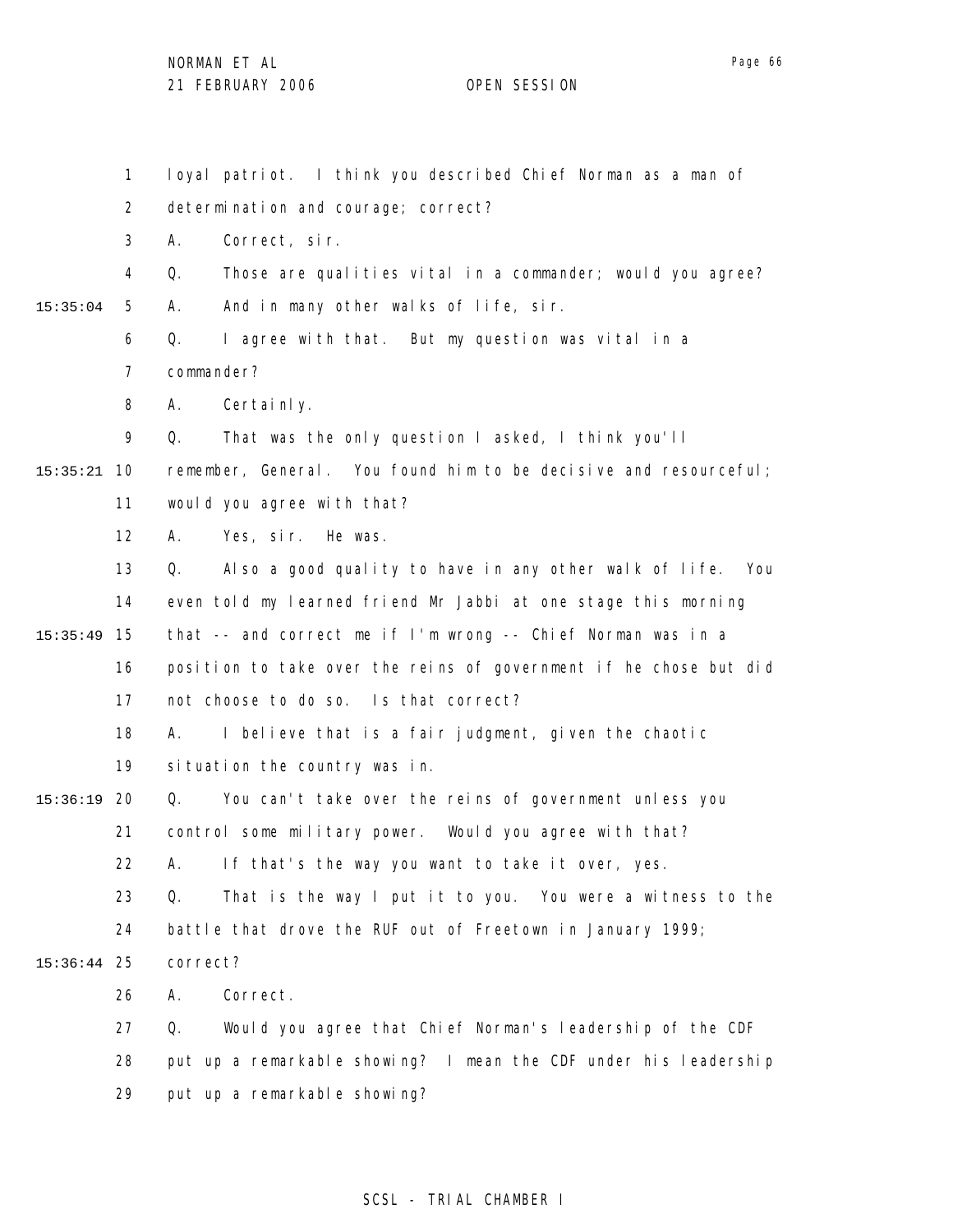loyal patriot. I think you described Chief Norman as a man of determination and courage; correct?

A. Correct, sir.

Q. Those are qualities vital in a commander; would you agree?

A. And in many other walks of life, sir.

Q. I agree with that. But my question was vital in a commander?

A. Certainly.

Q. That was the only question I asked, I think you'll remember, General. You found him to be decisive and resourceful; would you agree with that?

A. Yes, sir. He was.

Q. Also a good quality to have in any other walk of life. You even told my learned friend Mr Jabbi at one stage this morning that -- and correct me if I'm wrong -- Chief Norman was in a position to take over the reins of government if he chose but did not choose to do so. Is that correct?

A. I believe that is a fair judgment, given the chaotic situation the country was in.

Q. You can't take over the reins of government unless you control some military power. Would you agree with that?

A. If that's the way you want to take it over, yes.

Q. That is the way I put it to you. You were a witness to the battle that drove the RUF out of Freetown in January 1999; correct?

A. Correct.

Q. Would you agree that Chief Norman's leadership of the CDF put up a remarkable showing? I mean the CDF under his leadership put up a remarkable showing?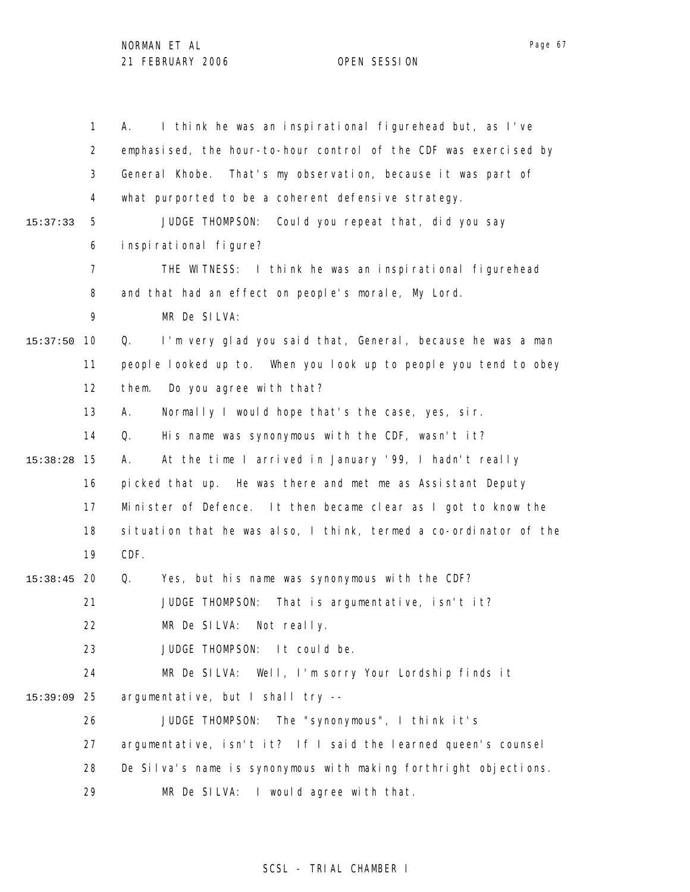A. I think he was an inspirational figurehead but, as I've emphasised, the hour-to-hour control of the CDF was exercised by General Khobe. That's my observation, because it was part of what purported to be a coherent defensive strategy.

JUDGE THOMPSON: Could you repeat that, did you say inspirational figure?

THE WITNESS: I think he was an inspirational figurehead and that had an effect on people's morale, My Lord.

MR De SILVA:

Q. I'm very glad you said that, General, because he was a man people looked up to. When you look up to people you tend to obey them. Do you agree with that?

A. Normally I would hope that's the case, yes, sir.

Q. His name was synonymous with the CDF, wasn't it?

A. At the time I arrived in January '99, I hadn't really picked that up. He was there and met me as Assistant Deputy Minister of Defence. It then became clear as I got to know the situation that he was also, I think, termed a co-ordinator of the CDF.

Q. Yes, but his name was synonymous with the CDF?

JUDGE THOMPSON: That is argumentative, isn't it?

MR De SILVA: Not really.

JUDGE THOMPSON: It could be.

MR De SILVA: Well, I'm sorry Your Lordship finds it argumentative, but I shall try --

JUDGE THOMPSON: The "synonymous", I think it's argumentative, isn't it? If I said the learned queen's counsel De Silva's name is synonymous with making forthright objections.

MR De SILVA: I would agree with that.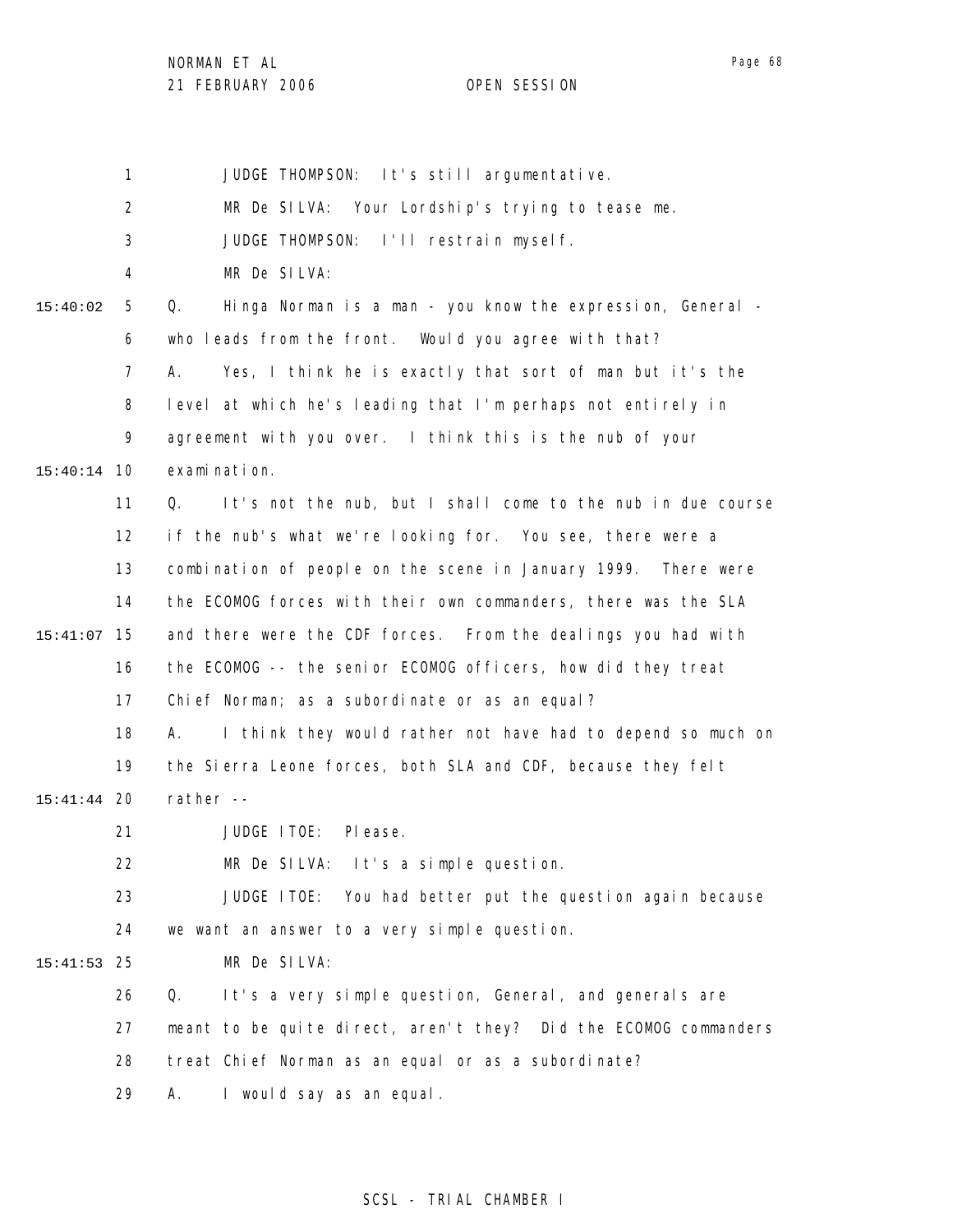JUDGE THOMPSON: It's still argumentative.

MR De SILVA: Your Lordship's trying to tease me.

JUDGE THOMPSON: I'll restrain myself.

MR De SILVA:

Q. Hinga Norman is a man - you know the expression, General - who leads from the front. Would you agree with that?

A. Yes, I think he is exactly that sort of man but it's the level at which he's leading that I'm perhaps not entirely in agreement with you over. I think this is the nub of your examination.

Q. It's not the nub, but I shall come to the nub in due course if the nub's what we're looking for. You see, there were a combination of people on the scene in January 1999. There were the ECOMOG forces with their own commanders, there was the SLA and there were the CDF forces. From the dealings you had with the ECOMOG -- the senior ECOMOG officers, how did they treat Chief Norman; as a subordinate or as an equal?

A. I think they would rather not have had to depend so much on the Sierra Leone forces, both SLA and CDF, because they felt rather --

JUDGE ITOE: Please.

MR De SILVA: It's a simple question.

JUDGE ITOE: You had better put the question again because we want an answer to a very simple question.

MR De SILVA:

Q. It's a very simple question, General, and generals are meant to be quite direct, aren't they? Did the ECOMOG commanders treat Chief Norman as an equal or as a subordinate?

A. I would say as an equal.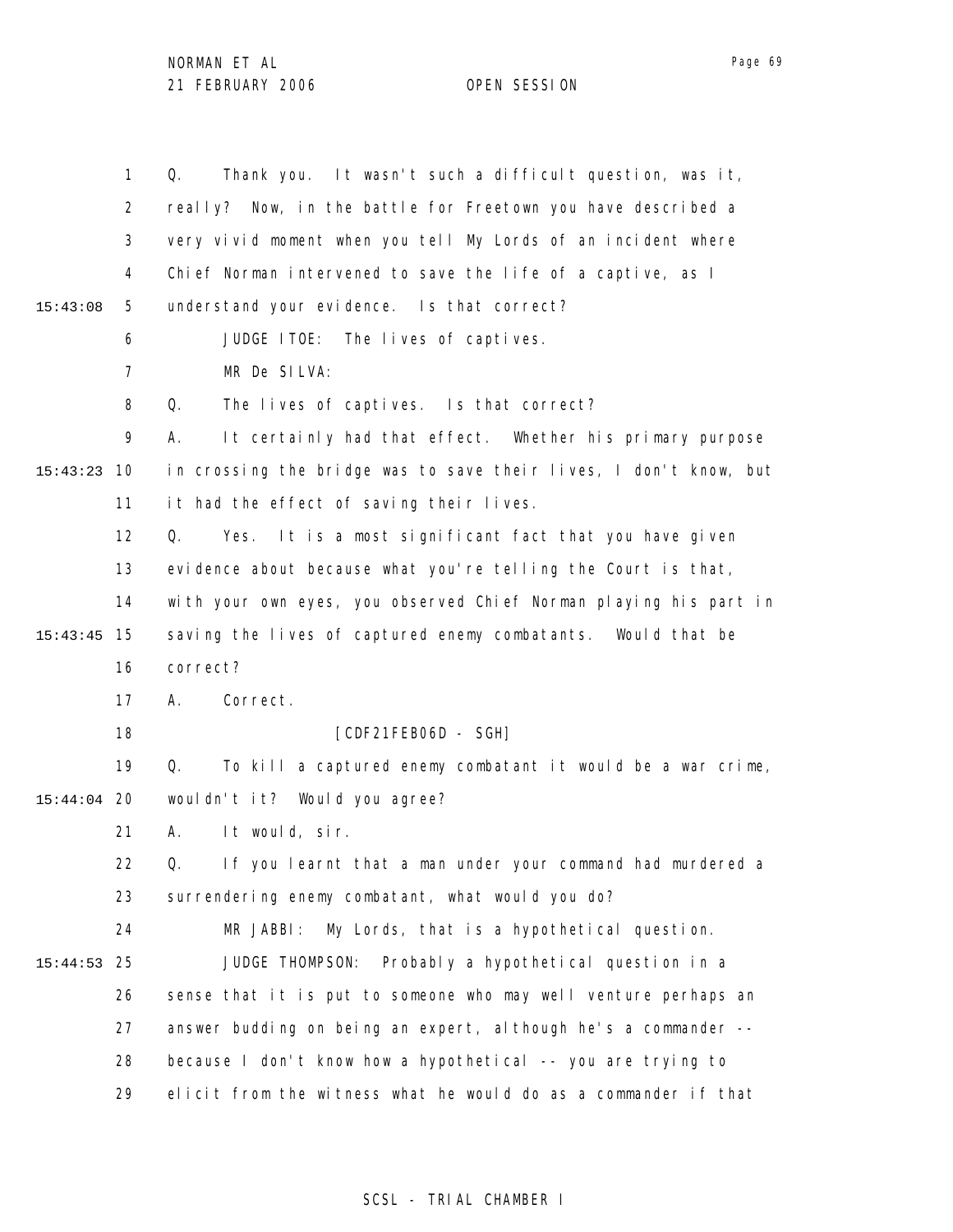Q. Thank you. It wasn't such a difficult question, was it, really? Now, in the battle for Freetown you have described a very vivid moment when you tell My Lords of an incident where Chief Norman intervened to save the life of a captive, as I understand your evidence. Is that correct?

JUDGE ITOE: The lives of captives.

MR De SILVA:

Q. The lives of captives. Is that correct?

A. It certainly had that effect. Whether his primary purpose in crossing the bridge was to save their lives, I don't know, but it had the effect of saving their lives.

Q. Yes. It is a most significant fact that you have given evidence about because what you're telling the Court is that, with your own eyes, you observed Chief Norman playing his part in saving the lives of captured enemy combatants. Would that be correct?

A. Correct.

[CDF21FEB06D - SGH]

Q. To kill a captured enemy combatant it would be a war crime, wouldn't it? Would you agree?

A. It would, sir.

Q. If you learnt that a man under your command had murdered a surrendering enemy combatant, what would you do?

MR JABBI: My Lords, that is a hypothetical question.

JUDGE THOMPSON: Probably a hypothetical question in a sense that it is put to someone who may well venture perhaps an answer budding on being an expert, although he's a commander -- because I don't know how a hypothetical -- you are trying to elicit from the witness what he would do as a commander if that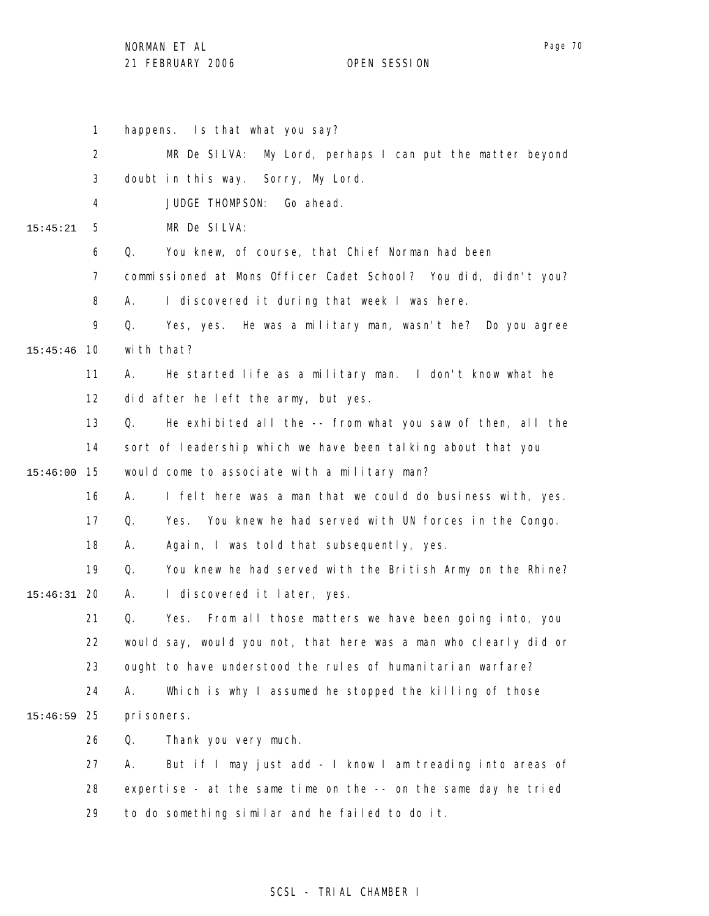happens. Is that what you say?

MR De SILVA: My Lord, perhaps I can put the matter beyond doubt in this way. Sorry, My Lord.

JUDGE THOMPSON: Go ahead.

MR De SILVA:

Q. You knew, of course, that Chief Norman had been commissioned at Mons Officer Cadet School? You did, didn't you?

A. I discovered it during that week I was here.

Q. Yes, yes. He was a military man, wasn't he? Do you agree with that?

A. He started life as a military man. I don't know what he did after he left the army, but yes.

Q. He exhibited all the -- from what you saw of then, all the sort of leadership which we have been talking about that you would come to associate with a military man?

A. I felt here was a man that we could do business with, yes.

Q. Yes. You knew he had served with UN forces in the Congo.

A. Again, I was told that subsequently, yes.

Q. You knew he had served with the British Army on the Rhine?

A. I discovered it later, yes.

Q. Yes. From all those matters we have been going into, you would say, would you not, that here was a man who clearly did or ought to have understood the rules of humanitarian warfare?

A. Which is why I assumed he stopped the killing of those prisoners.

Q. Thank you very much.

A. But if I may just add - I know I am treading into areas of expertise - at the same time on the -- on the same day he tried to do something similar and he failed to do it.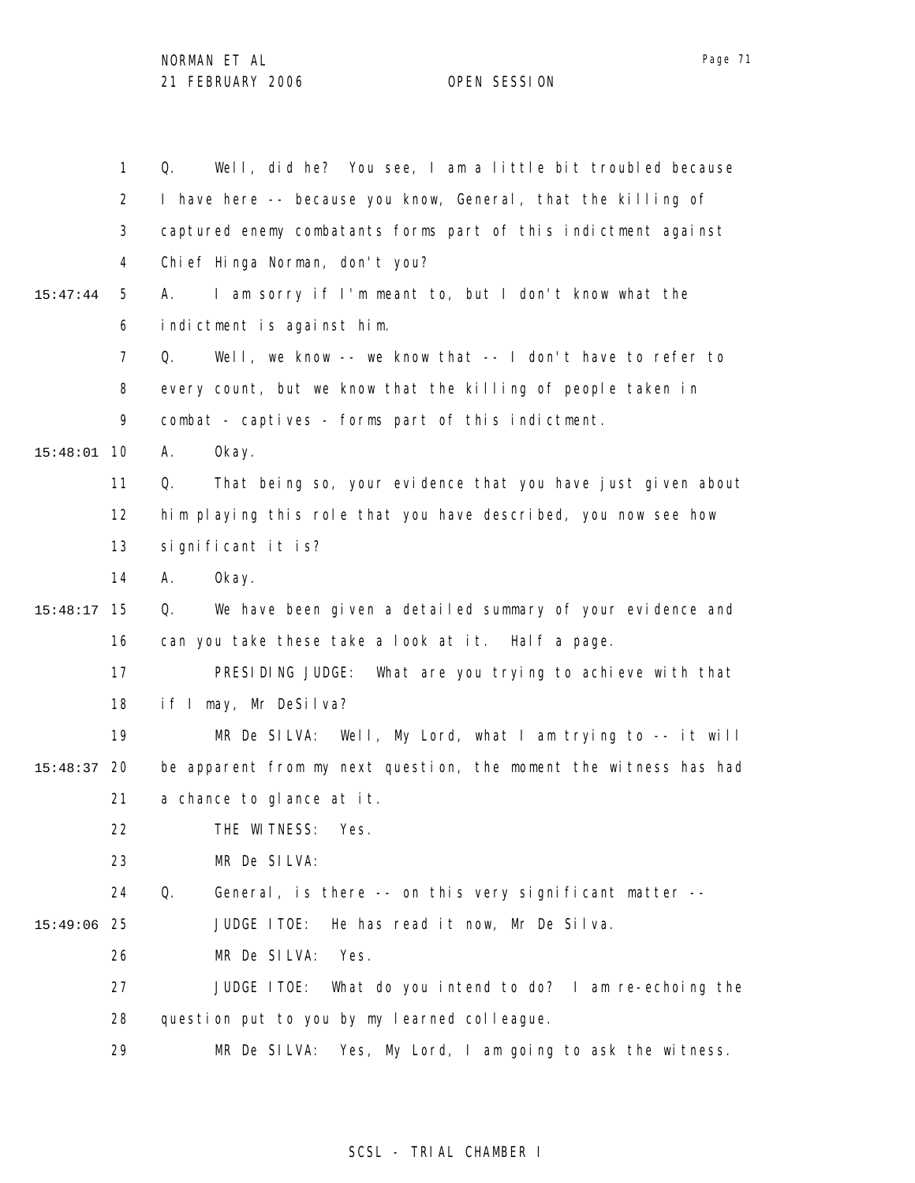1 Q. Well, did he? You see, I am a little bit troubled because
2 I have here -- because you know, General, that the killing of
3 captured enemy combatants forms part of this indictment against
4 Chief Hinga Norman, don't you?

15:47:44 5 A. I am sorry if I'm meant to, but I don't know what the
6 indictment is against him.
7 Q. Well, we know -- we know that -- I don't have to refer to
8 every count, but we know that the killing of people taken in
9 combat - captives - forms part of this indictment.

15:48:01 10 A. Okay.
11 Q. That being so, your evidence that you have just given about
12 him playing this role that you have described, you now see how
13 significant it is?
14 A. Okay.

15:48:17 15 Q. We have been given a detailed summary of your evidence and
16 can you take these take a look at it. Half a page.
17 PRESIDING JUDGE: What are you trying to achieve with that
18 if I may, Mr DeSilva?
19 MR De SILVA: Well, My Lord, what I am trying to -- it will

15:48:37 20 be apparent from my next question, the moment the witness has had
21 a chance to glance at it.
22 THE WITNESS: Yes.
23 MR De SILVA:
24 Q. General, is there -- on this very significant matter --

15:49:06 25 JUDGE ITOE: He has read it now, Mr De Silva.
26 MR De SILVA: Yes.
27 JUDGE ITOE: What do you intend to do? I am re-echoing the
28 question put to you by my learned colleague.
29 MR De SILVA: Yes, My Lord, I am going to ask the witness.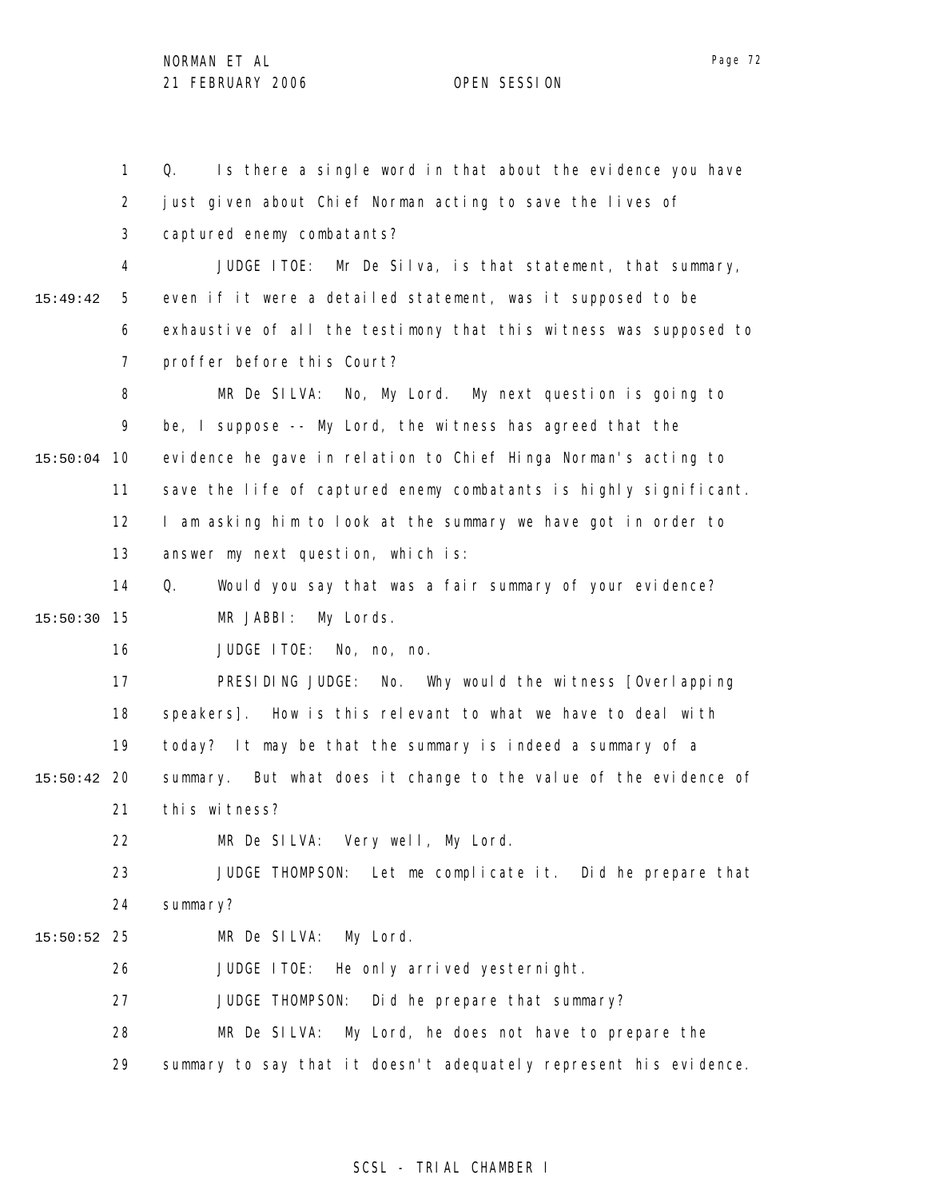Q. Is there a single word in that about the evidence you have just given about Chief Norman acting to save the lives of captured enemy combatants?

JUDGE ITOE: Mr De Silva, is that statement, that summary, even if it were a detailed statement, was it supposed to be exhaustive of all the testimony that this witness was supposed to proffer before this Court?

MR De SILVA: No, My Lord. My next question is going to be, I suppose -- My Lord, the witness has agreed that the evidence he gave in relation to Chief Hinga Norman's acting to save the life of captured enemy combatants is highly significant. I am asking him to look at the summary we have got in order to answer my next question, which is:

Q. Would you say that was a fair summary of your evidence?

MR JABBI: My Lords.

JUDGE ITOE: No, no, no.

PRESIDING JUDGE: No. Why would the witness [Overlapping speakers]. How is this relevant to what we have to deal with today? It may be that the summary is indeed a summary of a summary. But what does it change to the value of the evidence of this witness?

MR De SILVA: Very well, My Lord.

JUDGE THOMPSON: Let me complicate it. Did he prepare that summary?

MR De SILVA: My Lord.

JUDGE ITOE: He only arrived yesternight.

JUDGE THOMPSON: Did he prepare that summary?

MR De SILVA: My Lord, he does not have to prepare the summary to say that it doesn't adequately represent his evidence.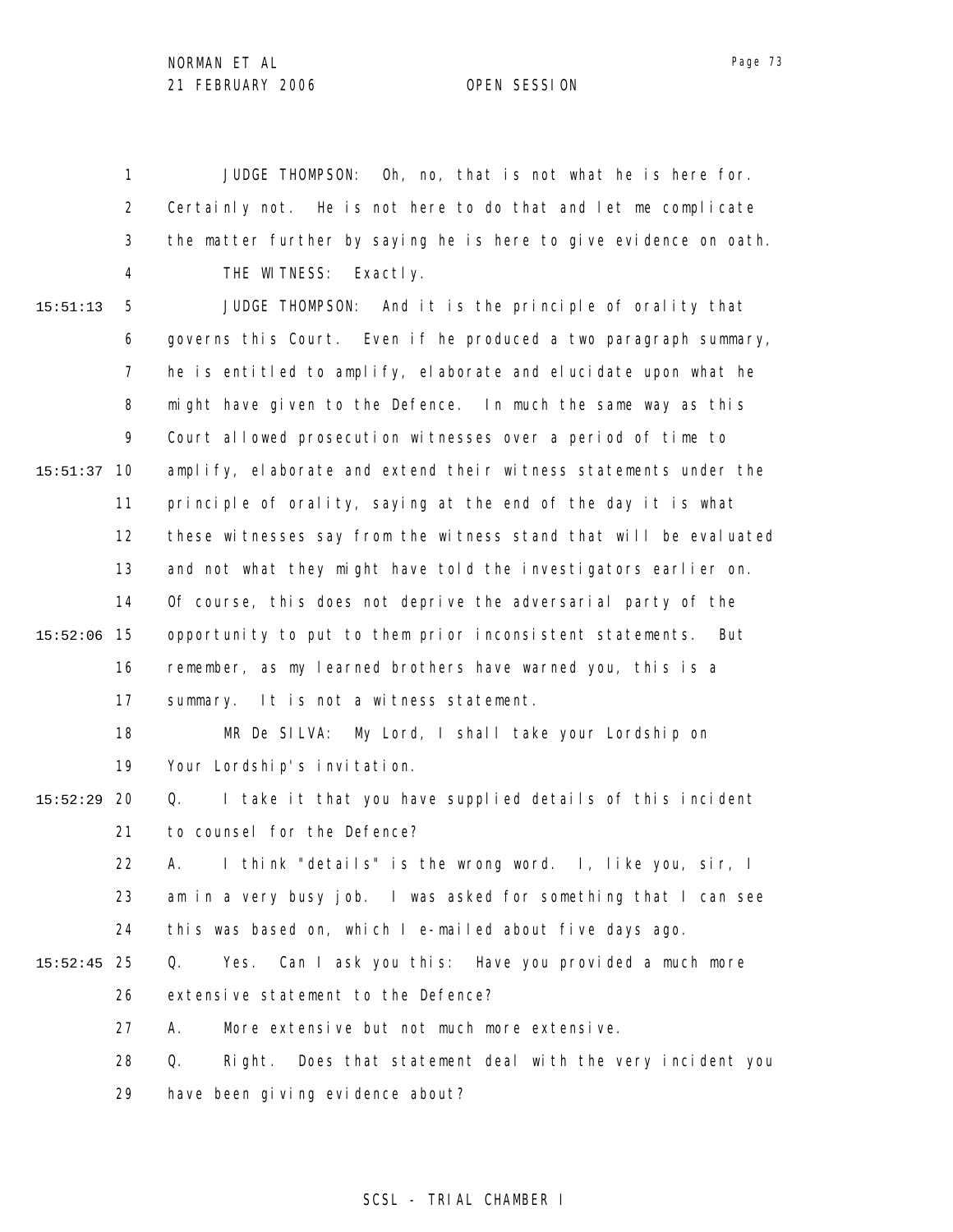JUDGE THOMPSON: Oh, no, that is not what he is here for. Certainly not. He is not here to do that and let me complicate the matter further by saying he is here to give evidence on oath.

THE WITNESS: Exactly.

JUDGE THOMPSON: And it is the principle of orality that governs this Court. Even if he produced a two paragraph summary, he is entitled to amplify, elaborate and elucidate upon what he might have given to the Defence. In much the same way as this Court allowed prosecution witnesses over a period of time to amplify, elaborate and extend their witness statements under the principle of orality, saying at the end of the day it is what these witnesses say from the witness stand that will be evaluated and not what they might have told the investigators earlier on. Of course, this does not deprive the adversarial party of the opportunity to put to them prior inconsistent statements. But remember, as my learned brothers have warned you, this is a summary. It is not a witness statement.

MR De SILVA: My Lord, I shall take your Lordship on Your Lordship's invitation.

Q. I take it that you have supplied details of this incident to counsel for the Defence?

A. I think "details" is the wrong word. I, like you, sir, I am in a very busy job. I was asked for something that I can see this was based on, which I e-mailed about five days ago.

Q. Yes. Can I ask you this: Have you provided a much more extensive statement to the Defence?

A. More extensive but not much more extensive.

Q. Right. Does that statement deal with the very incident you have been giving evidence about?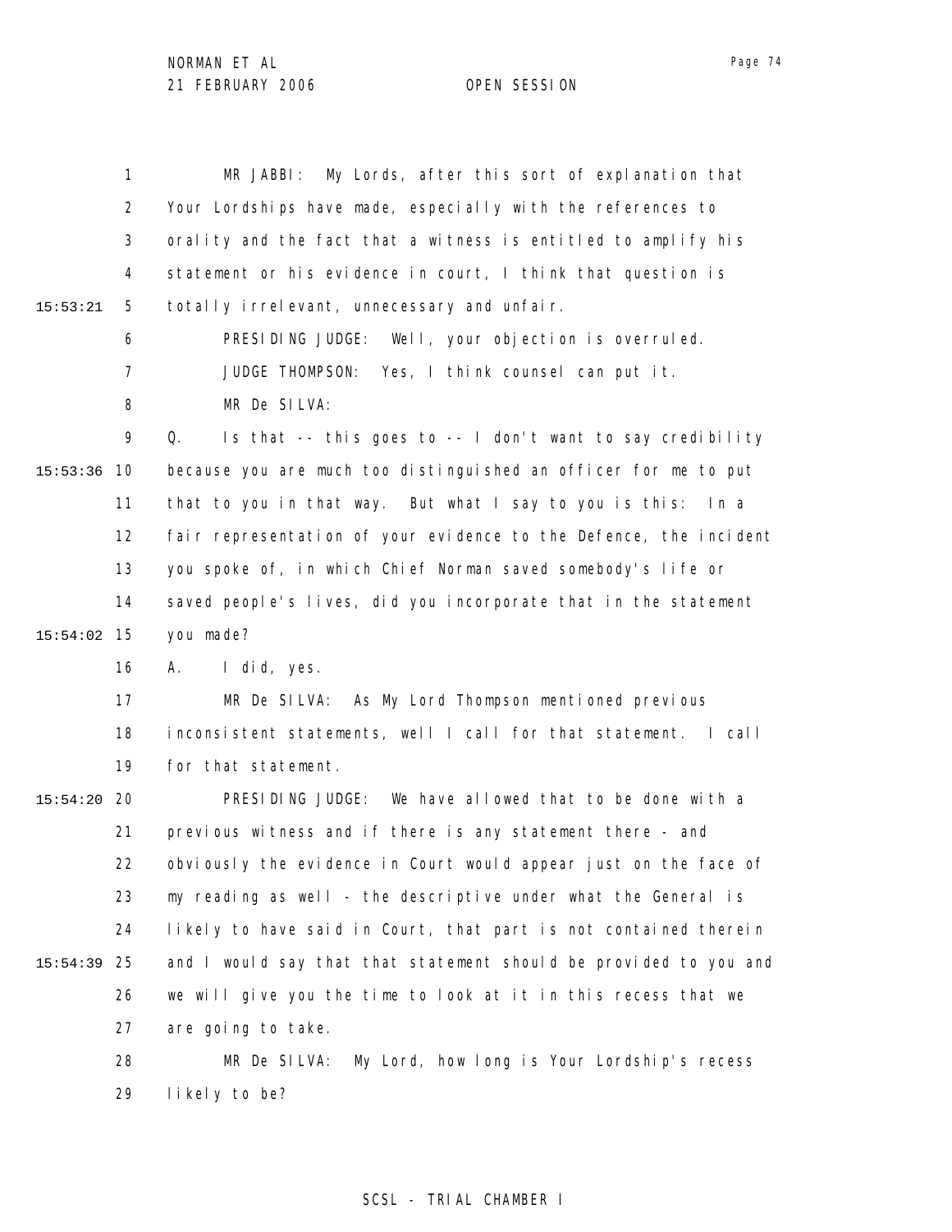MR JABBI: My Lords, after this sort of explanation that Your Lordships have made, especially with the references to orality and the fact that a witness is entitled to amplify his statement or his evidence in court, I think that question is totally irrelevant, unnecessary and unfair.

PRESIDING JUDGE: Well, your objection is overruled.

JUDGE THOMPSON: Yes, I think counsel can put it.

MR De SILVA:

Q. Is that -- this goes to -- I don't want to say credibility because you are much too distinguished an officer for me to put that to you in that way. But what I say to you is this: In a fair representation of your evidence to the Defence, the incident you spoke of, in which Chief Norman saved somebody's life or saved people's lives, did you incorporate that in the statement you made?

A. I did, yes.

MR De SILVA: As My Lord Thompson mentioned previous inconsistent statements, well I call for that statement. I call for that statement.

PRESIDING JUDGE: We have allowed that to be done with a previous witness and if there is any statement there - and obviously the evidence in Court would appear just on the face of my reading as well - the descriptive under what the General is likely to have said in Court, that part is not contained therein and I would say that that statement should be provided to you and we will give you the time to look at it in this recess that we are going to take.

MR De SILVA: My Lord, how long is Your Lordship's recess likely to be?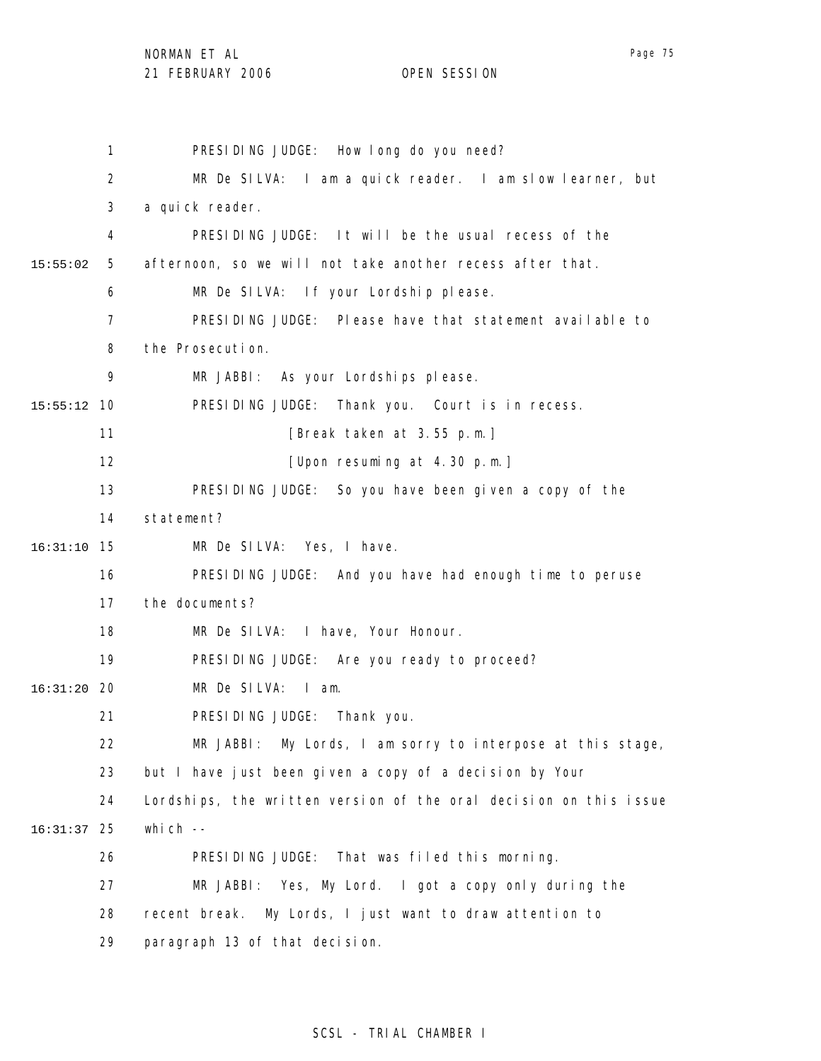PRESIDING JUDGE: How long do you need?

MR De SILVA: I am a quick reader. I am slow learner, but a quick reader.

PRESIDING JUDGE: It will be the usual recess of the afternoon, so we will not take another recess after that.

MR De SILVA: If your Lordship please.

PRESIDING JUDGE: Please have that statement available to the Prosecution.

MR JABBI: As your Lordships please.

PRESIDING JUDGE: Thank you. Court is in recess.

[Break taken at 3.55 p.m.]

[Upon resuming at 4.30 p.m.]

PRESIDING JUDGE: So you have been given a copy of the statement?

MR De SILVA: Yes, I have.

PRESIDING JUDGE: And you have had enough time to peruse the documents?

MR De SILVA: I have, Your Honour.

PRESIDING JUDGE: Are you ready to proceed?

MR De SILVA: I am.

PRESIDING JUDGE: Thank you.

MR JABBI: My Lords, I am sorry to interpose at this stage, but I have just been given a copy of a decision by Your Lordships, the written version of the oral decision on this issue which --

PRESIDING JUDGE: That was filed this morning.

MR JABBI: Yes, My Lord. I got a copy only during the recent break. My Lords, I just want to draw attention to paragraph 13 of that decision.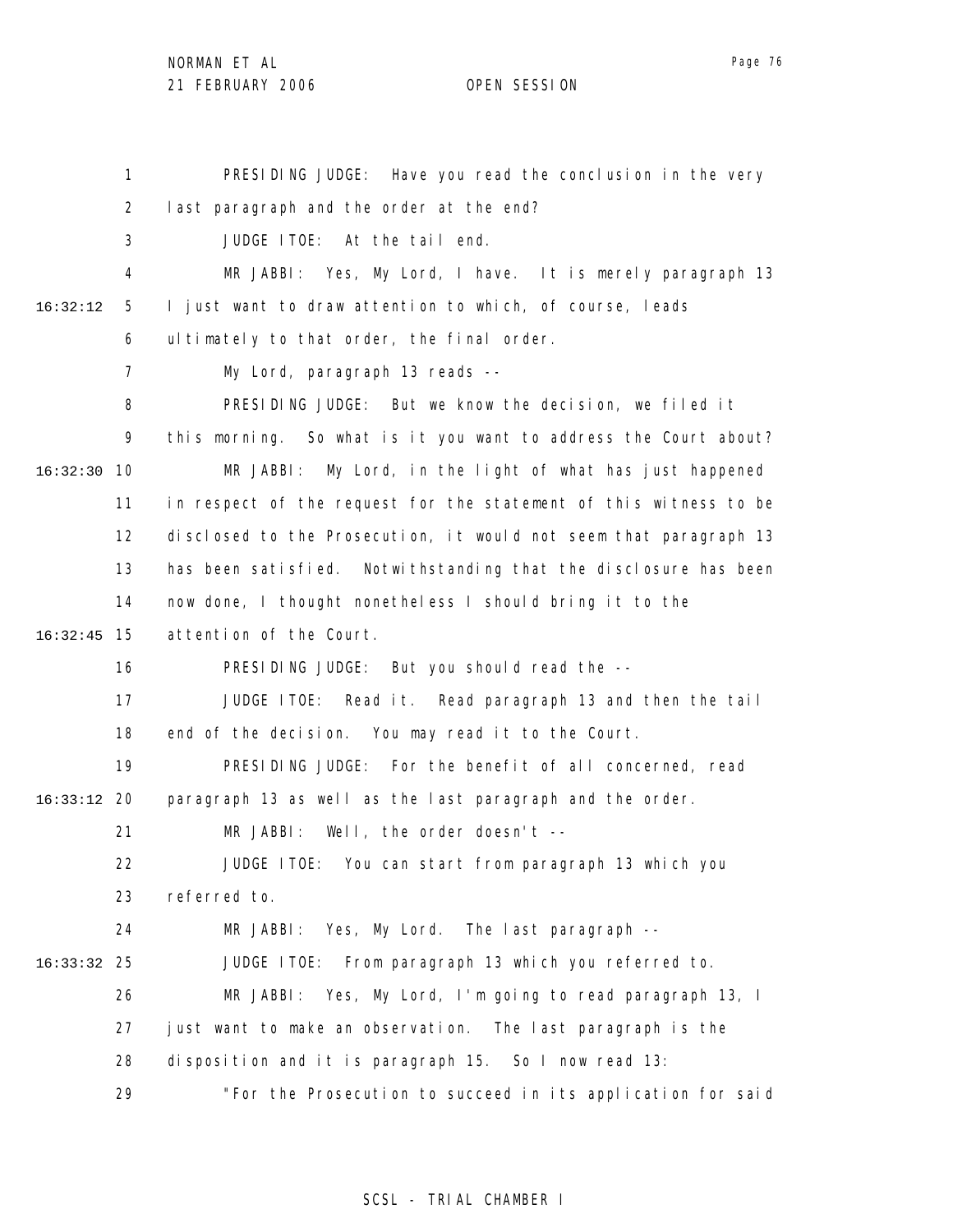1 PRESIDING JUDGE: Have you read the conclusion in the very
2 last paragraph and the order at the end?
3 JUDGE ITOE: At the tail end.
4 MR JABBI: Yes, My Lord, I have. It is merely paragraph 13
16:32:12 5 I just want to draw attention to which, of course, leads
6 ultimately to that order, the final order.
7 My Lord, paragraph 13 reads --
8 PRESIDING JUDGE: But we know the decision, we filed it
9 this morning. So what is it you want to address the Court about?
16:32:30 10 MR JABBI: My Lord, in the light of what has just happened
11 in respect of the request for the statement of this witness to be
12 disclosed to the Prosecution, it would not seem that paragraph 13
13 has been satisfied. Notwithstanding that the disclosure has been
14 now done, I thought nonetheless I should bring it to the
16:32:45 15 attention of the Court.
16 PRESIDING JUDGE: But you should read the --
17 JUDGE ITOE: Read it. Read paragraph 13 and then the tail
18 end of the decision. You may read it to the Court.
19 PRESIDING JUDGE: For the benefit of all concerned, read
16:33:12 20 paragraph 13 as well as the last paragraph and the order.
21 MR JABBI: Well, the order doesn't --
22 JUDGE ITOE: You can start from paragraph 13 which you
23 referred to.
24 MR JABBI: Yes, My Lord. The last paragraph --
16:33:32 25 JUDGE ITOE: From paragraph 13 which you referred to.
26 MR JABBI: Yes, My Lord, I'm going to read paragraph 13, I
27 just want to make an observation. The last paragraph is the
28 disposition and it is paragraph 15. So I now read 13:
29 "For the Prosecution to succeed in its application for said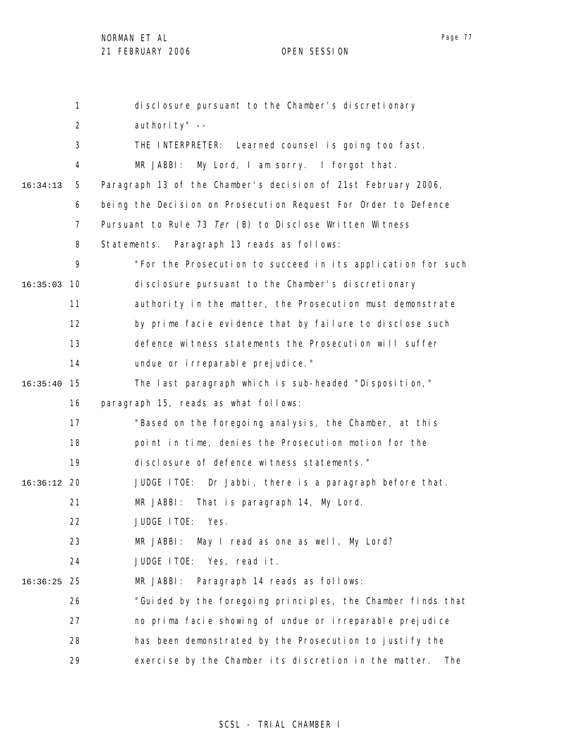disclosure pursuant to the Chamber's discretionary authority" --

THE INTERPRETER: Learned counsel is going too fast.

MR JABBI: My Lord, I am sorry. I forgot that. Paragraph 13 of the Chamber's decision of 21st February 2006, being the Decision on Prosecution Request For Order to Defence Pursuant to Rule 73 *Ter* (B) to Disclose Written Witness Statements. Paragraph 13 reads as follows:

"For the Prosecution to succeed in its application for such disclosure pursuant to the Chamber's discretionary authority in the matter, the Prosecution must demonstrate by prime facie evidence that by failure to disclose such defence witness statements the Prosecution will suffer undue or irreparable prejudice."

The last paragraph which is sub-headed "Disposition," paragraph 15, reads as what follows:

"Based on the foregoing analysis, the Chamber, at this point in time, denies the Prosecution motion for the disclosure of defence witness statements."

JUDGE ITOE: Dr Jabbi, there is a paragraph before that.

MR JABBI: That is paragraph 14, My Lord.

JUDGE ITOE: Yes.

MR JABBI: May I read as one as well, My Lord?

JUDGE ITOE: Yes, read it.

MR JABBI: Paragraph 14 reads as follows:

"Guided by the foregoing principles, the Chamber finds that no prima facie showing of undue or irreparable prejudice has been demonstrated by the Prosecution to justify the exercise by the Chamber its discretion in the matter. The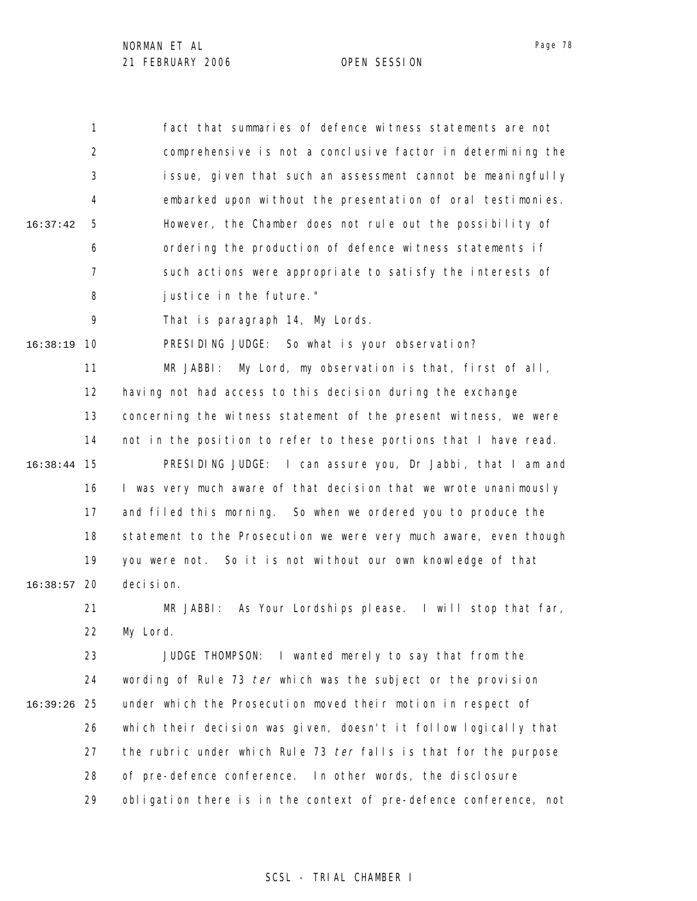fact that summaries of defence witness statements are not comprehensive is not a conclusive factor in determining the issue, given that such an assessment cannot be meaningfully embarked upon without the presentation of oral testimonies. However, the Chamber does not rule out the possibility of ordering the production of defence witness statements if such actions were appropriate to satisfy the interests of justice in the future."

That is paragraph 14, My Lords.

PRESIDING JUDGE: So what is your observation?

MR JABBI: My Lord, my observation is that, first of all, having not had access to this decision during the exchange concerning the witness statement of the present witness, we were not in the position to refer to these portions that I have read.

PRESIDING JUDGE: I can assure you, Dr Jabbi, that I am and I was very much aware of that decision that we wrote unanimously and filed this morning. So when we ordered you to produce the statement to the Prosecution we were very much aware, even though you were not. So it is not without our own knowledge of that decision.

MR JABBI: As Your Lordships please. I will stop that far, My Lord.

JUDGE THOMPSON: I wanted merely to say that from the wording of Rule 73 *ter* which was the subject or the provision under which the Prosecution moved their motion in respect of which their decision was given, doesn't it follow logically that the rubric under which Rule 73 *ter* falls is that for the purpose of pre-defence conference. In other words, the disclosure obligation there is in the context of pre-defence conference, not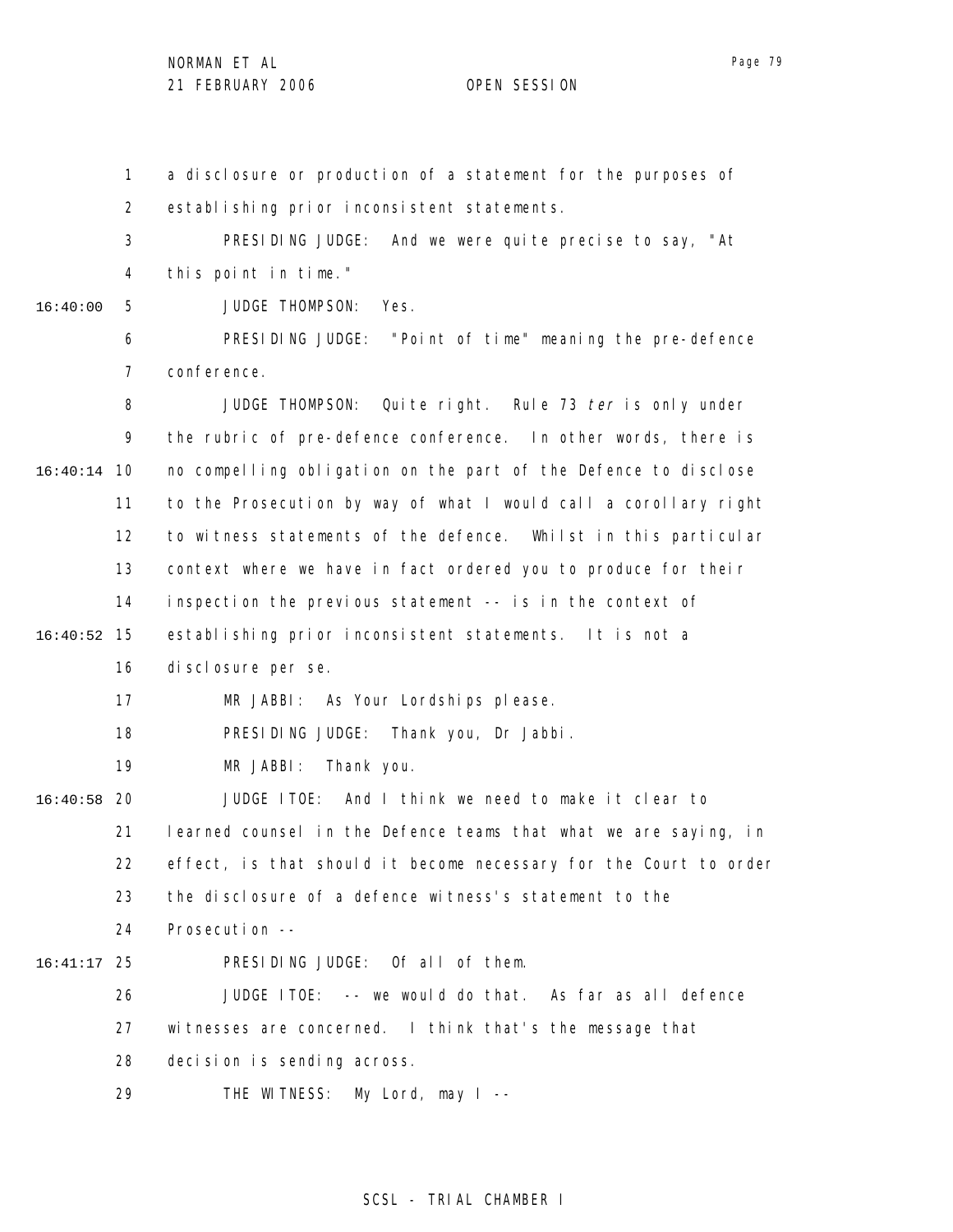a disclosure or production of a statement for the purposes of establishing prior inconsistent statements.

PRESIDING JUDGE: And we were quite precise to say, "At this point in time."

JUDGE THOMPSON: Yes.

PRESIDING JUDGE: "Point of time" meaning the pre-defence conference.

JUDGE THOMPSON: Quite right. Rule 73 *ter* is only under the rubric of pre-defence conference. In other words, there is no compelling obligation on the part of the Defence to disclose to the Prosecution by way of what I would call a corollary right to witness statements of the defence. Whilst in this particular context where we have in fact ordered you to produce for their inspection the previous statement -- is in the context of establishing prior inconsistent statements. It is not a disclosure per se.

MR JABBI: As Your Lordships please.

PRESIDING JUDGE: Thank you, Dr Jabbi.

MR JABBI: Thank you.

JUDGE ITOE: And I think we need to make it clear to learned counsel in the Defence teams that what we are saying, in effect, is that should it become necessary for the Court to order the disclosure of a defence witness's statement to the Prosecution --

PRESIDING JUDGE: Of all of them.

JUDGE ITOE: -- we would do that. As far as all defence witnesses are concerned. I think that's the message that decision is sending across.

THE WITNESS: My Lord, may I --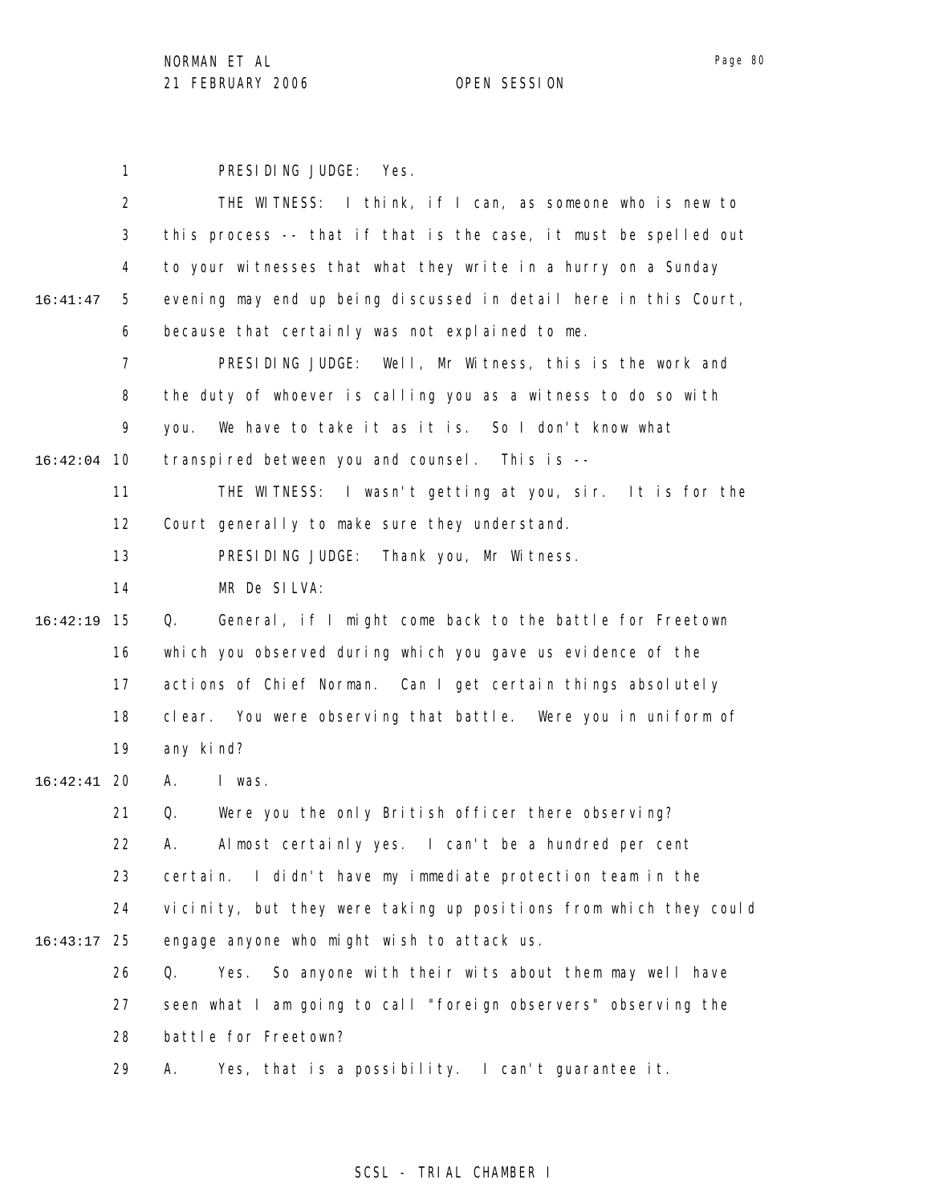PRESIDING JUDGE: Yes.

THE WITNESS: I think, if I can, as someone who is new to this process -- that if that is the case, it must be spelled out to your witnesses that what they write in a hurry on a Sunday evening may end up being discussed in detail here in this Court, because that certainly was not explained to me.

PRESIDING JUDGE: Well, Mr Witness, this is the work and the duty of whoever is calling you as a witness to do so with you. We have to take it as it is. So I don't know what transpired between you and counsel. This is --

THE WITNESS: I wasn't getting at you, sir. It is for the Court generally to make sure they understand.

PRESIDING JUDGE: Thank you, Mr Witness.

MR De SILVA:

Q. General, if I might come back to the battle for Freetown which you observed during which you gave us evidence of the actions of Chief Norman. Can I get certain things absolutely clear. You were observing that battle. Were you in uniform of any kind?

A. I was.

Q. Were you the only British officer there observing?

A. Almost certainly yes. I can't be a hundred per cent certain. I didn't have my immediate protection team in the vicinity, but they were taking up positions from which they could engage anyone who might wish to attack us.

Q. Yes. So anyone with their wits about them may well have seen what I am going to call "foreign observers" observing the battle for Freetown?

A. Yes, that is a possibility. I can't guarantee it.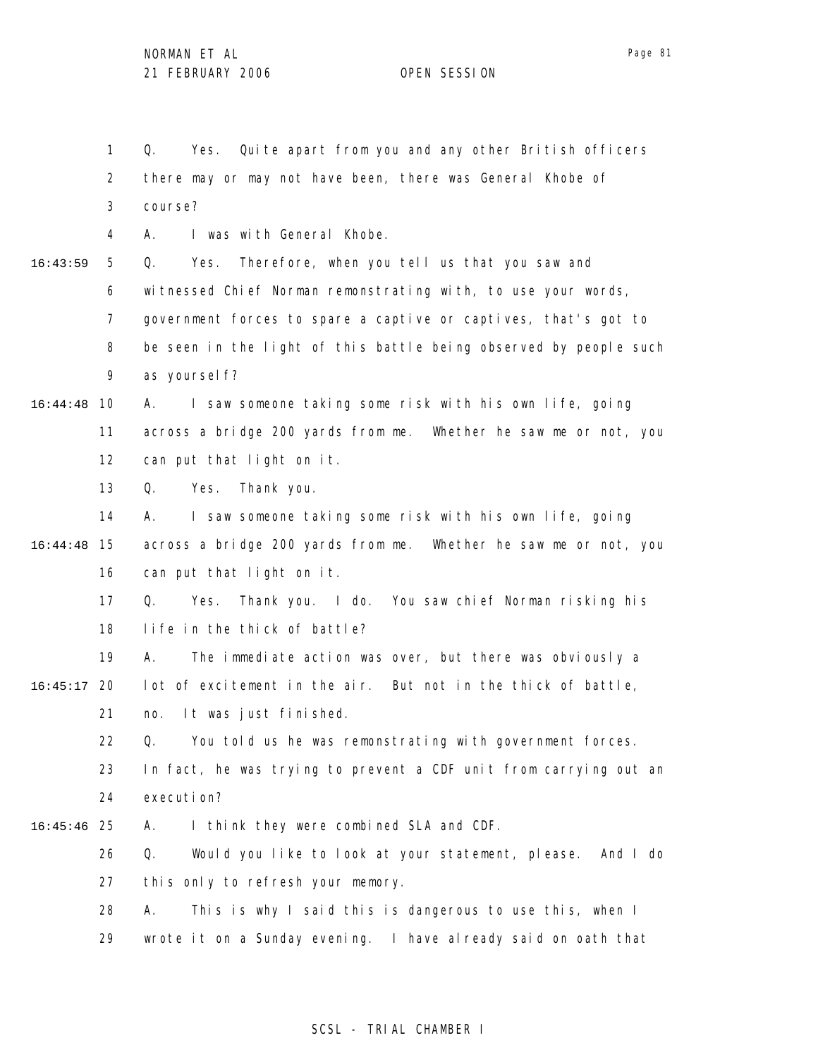1 Q. Yes. Quite apart from you and any other British officers
2 there may or may not have been, there was General Khobe of
3 course?
4 A. I was with General Khobe.

16:43:59 5 Q. Yes. Therefore, when you tell us that you saw and
6 witnessed Chief Norman remonstrating with, to use your words,
7 government forces to spare a captive or captives, that's got to
8 be seen in the light of this battle being observed by people such
9 as yourself?

16:44:48 10 A. I saw someone taking some risk with his own life, going
11 across a bridge 200 yards from me. Whether he saw me or not, you
12 can put that light on it.
13 Q. Yes. Thank you.
14 A. I saw someone taking some risk with his own life, going

16:44:48 15 across a bridge 200 yards from me. Whether he saw me or not, you
16 can put that light on it.
17 Q. Yes. Thank you. I do. You saw chief Norman risking his
18 life in the thick of battle?
19 A. The immediate action was over, but there was obviously a

16:45:17 20 lot of excitement in the air. But not in the thick of battle,
21 no. It was just finished.
22 Q. You told us he was remonstrating with government forces.
23 In fact, he was trying to prevent a CDF unit from carrying out an
24 execution?

16:45:46 25 A. I think they were combined SLA and CDF.
26 Q. Would you like to look at your statement, please. And I do
27 this only to refresh your memory.
28 A. This is why I said this is dangerous to use this, when I
29 wrote it on a Sunday evening. I have already said on oath that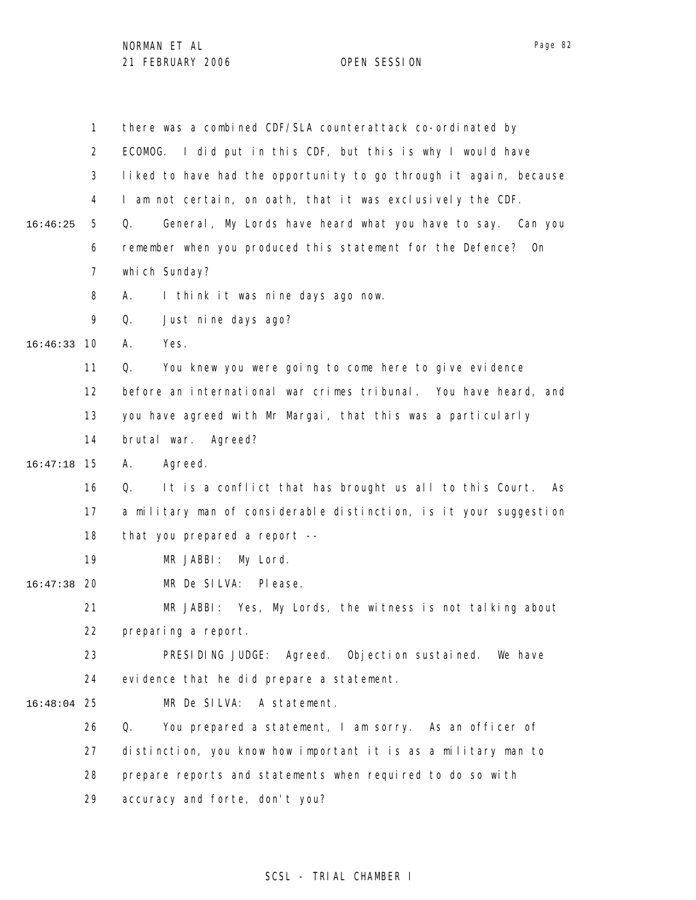there was a combined CDF/SLA counterattack co-ordinated by ECOMOG. I did put in this CDF, but this is why I would have liked to have had the opportunity to go through it again, because I am not certain, on oath, that it was exclusively the CDF.

Q. General, My Lords have heard what you have to say. Can you remember when you produced this statement for the Defence? On which Sunday?

A. I think it was nine days ago now.

Q. Just nine days ago?

A. Yes.

Q. You knew you were going to come here to give evidence before an international war crimes tribunal. You have heard, and you have agreed with Mr Margai, that this was a particularly brutal war. Agreed?

A. Agreed.

Q. It is a conflict that has brought us all to this Court. As a military man of considerable distinction, is it your suggestion that you prepared a report --

MR JABBI: My Lord.

MR De SILVA: Please.

MR JABBI: Yes, My Lords, the witness is not talking about preparing a report.

PRESIDING JUDGE: Agreed. Objection sustained. We have evidence that he did prepare a statement.

MR De SILVA: A statement.

Q. You prepared a statement, I am sorry. As an officer of distinction, you know how important it is as a military man to prepare reports and statements when required to do so with accuracy and forte, don't you?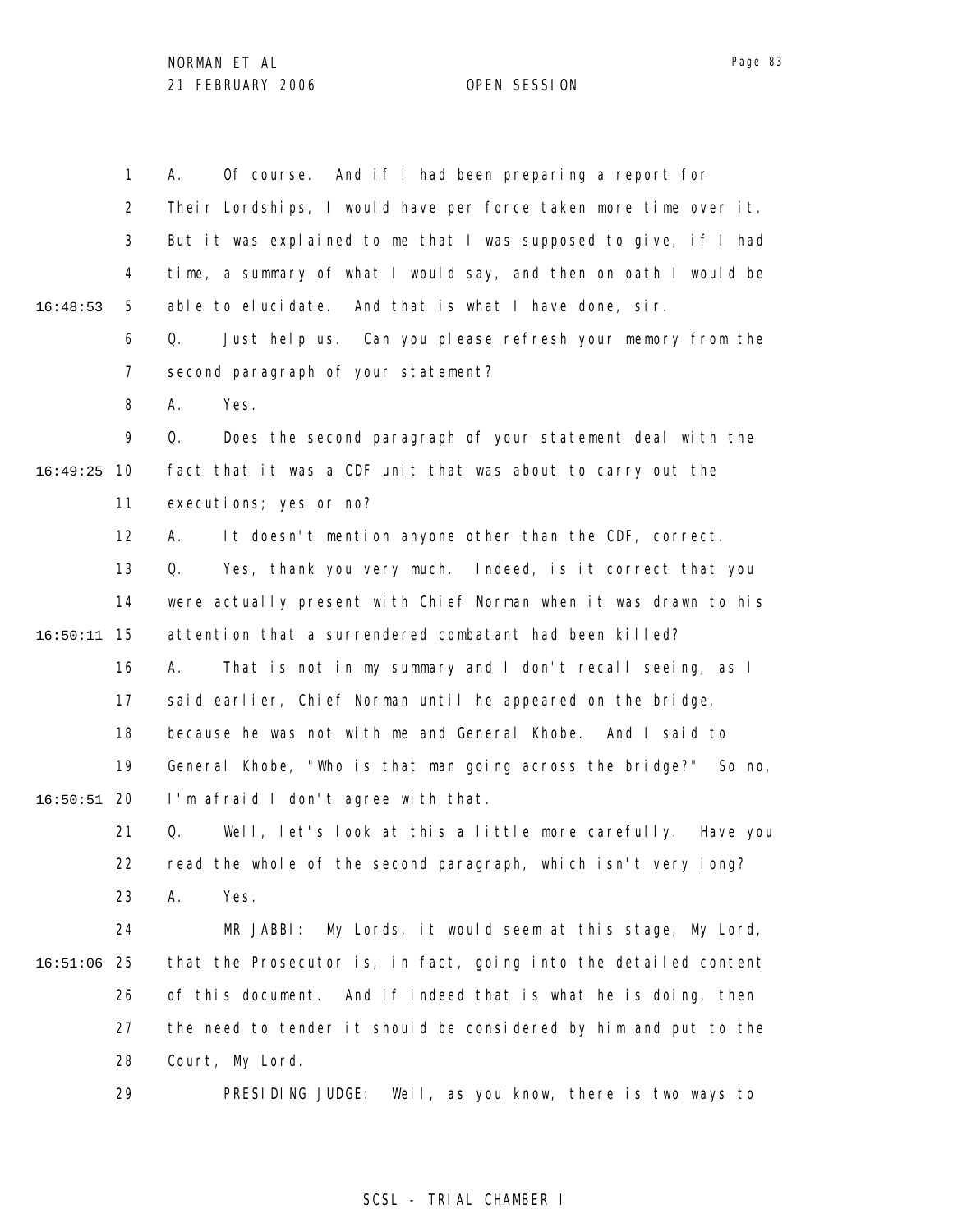1 A. Of course. And if I had been preparing a report for
2 Their Lordships, I would have per force taken more time over it.
3 But it was explained to me that I was supposed to give, if I had
4 time, a summary of what I would say, and then on oath I would be
16:48:53 5 able to elucidate. And that is what I have done, sir.
6 Q. Just help us. Can you please refresh your memory from the
7 second paragraph of your statement?
8 A. Yes.
9 Q. Does the second paragraph of your statement deal with the
16:49:25 10 fact that it was a CDF unit that was about to carry out the
11 executions; yes or no?
12 A. It doesn't mention anyone other than the CDF, correct.
13 Q. Yes, thank you very much. Indeed, is it correct that you
14 were actually present with Chief Norman when it was drawn to his
16:50:11 15 attention that a surrendered combatant had been killed?
16 A. That is not in my summary and I don't recall seeing, as I
17 said earlier, Chief Norman until he appeared on the bridge,
18 because he was not with me and General Khobe. And I said to
19 General Khobe, "Who is that man going across the bridge?" So no,
16:50:51 20 I'm afraid I don't agree with that.
21 Q. Well, let's look at this a little more carefully. Have you
22 read the whole of the second paragraph, which isn't very long?
23 A. Yes.
24 MR JABBI: My Lords, it would seem at this stage, My Lord,
16:51:06 25 that the Prosecutor is, in fact, going into the detailed content
26 of this document. And if indeed that is what he is doing, then
27 the need to tender it should be considered by him and put to the
28 Court, My Lord.
29 PRESIDING JUDGE: Well, as you know, there is two ways to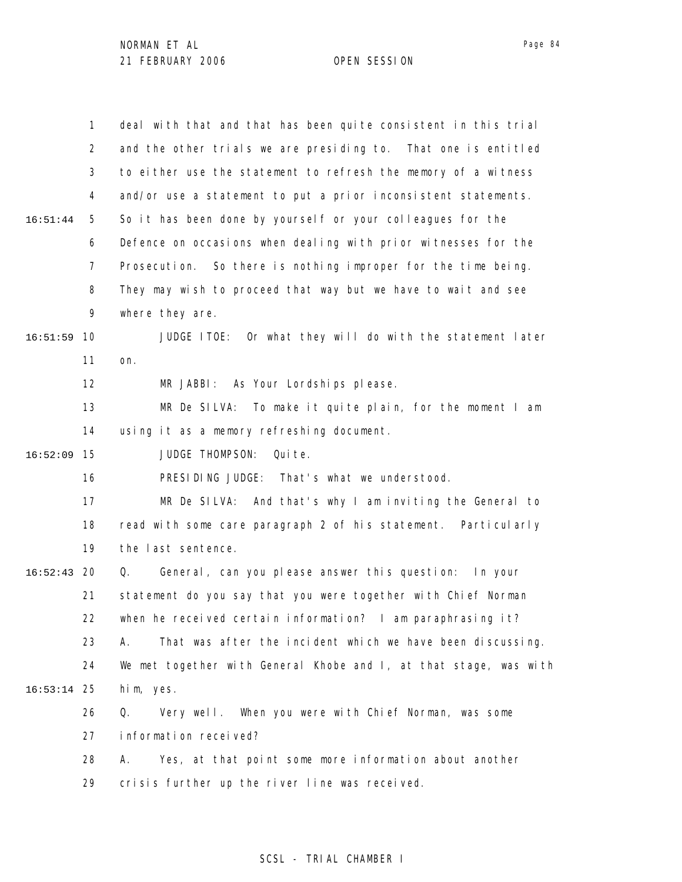deal with that and that has been quite consistent in this trial and the other trials we are presiding to. That one is entitled to either use the statement to refresh the memory of a witness and/or use a statement to put a prior inconsistent statements. So it has been done by yourself or your colleagues for the Defence on occasions when dealing with prior witnesses for the Prosecution. So there is nothing improper for the time being. They may wish to proceed that way but we have to wait and see where they are.

JUDGE ITOE: Or what they will do with the statement later on.

MR JABBI: As Your Lordships please.

MR De SILVA: To make it quite plain, for the moment I am using it as a memory refreshing document.

JUDGE THOMPSON: Quite.

PRESIDING JUDGE: That's what we understood.

MR De SILVA: And that's why I am inviting the General to read with some care paragraph 2 of his statement. Particularly the last sentence.

Q. General, can you please answer this question: In your statement do you say that you were together with Chief Norman when he received certain information? I am paraphrasing it?

A. That was after the incident which we have been discussing. We met together with General Khobe and I, at that stage, was with him, yes.

Q. Very well. When you were with Chief Norman, was some information received?

A. Yes, at that point some more information about another crisis further up the river line was received.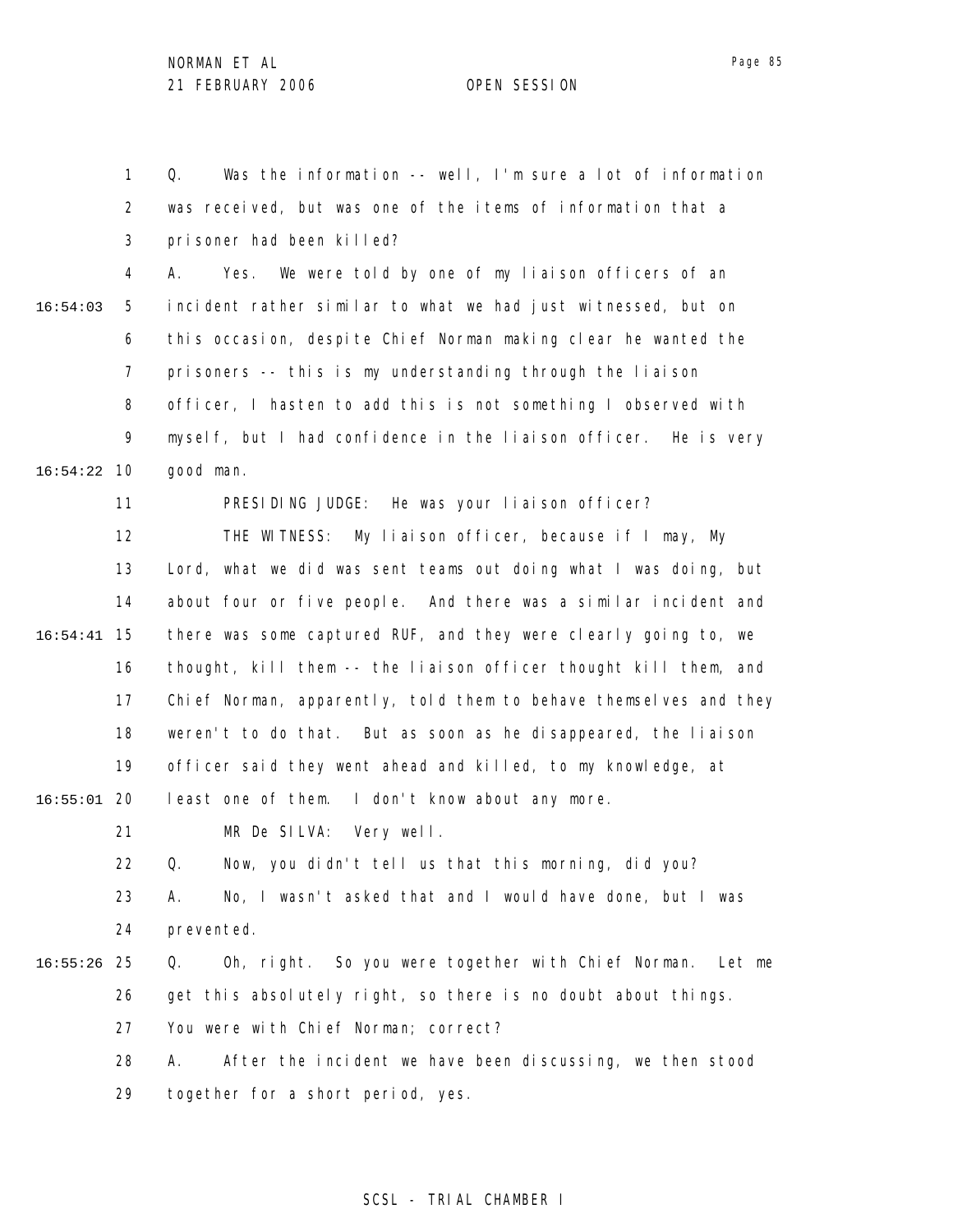Q. Was the information -- well, I'm sure a lot of information was received, but was one of the items of information that a prisoner had been killed?

A. Yes. We were told by one of my liaison officers of an incident rather similar to what we had just witnessed, but on this occasion, despite Chief Norman making clear he wanted the prisoners -- this is my understanding through the liaison officer, I hasten to add this is not something I observed with myself, but I had confidence in the liaison officer. He is very good man.

PRESIDING JUDGE: He was your liaison officer?

THE WITNESS: My liaison officer, because if I may, My Lord, what we did was sent teams out doing what I was doing, but about four or five people. And there was a similar incident and there was some captured RUF, and they were clearly going to, we thought, kill them -- the liaison officer thought kill them, and Chief Norman, apparently, told them to behave themselves and they weren't to do that. But as soon as he disappeared, the liaison officer said they went ahead and killed, to my knowledge, at least one of them. I don't know about any more.

MR De SILVA: Very well.

Q. Now, you didn't tell us that this morning, did you?

A. No, I wasn't asked that and I would have done, but I was prevented.

Q. Oh, right. So you were together with Chief Norman. Let me get this absolutely right, so there is no doubt about things. You were with Chief Norman; correct?

A. After the incident we have been discussing, we then stood together for a short period, yes.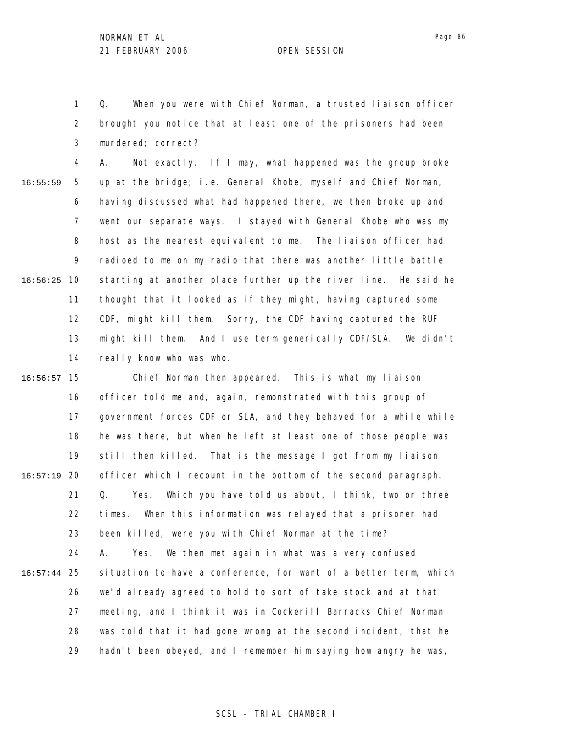Q. When you were with Chief Norman, a trusted liaison officer brought you notice that at least one of the prisoners had been murdered; correct?

A. Not exactly. If I may, what happened was the group broke up at the bridge; i.e. General Khobe, myself and Chief Norman, having discussed what had happened there, we then broke up and went our separate ways. I stayed with General Khobe who was my host as the nearest equivalent to me. The liaison officer had radioed to me on my radio that there was another little battle starting at another place further up the river line. He said he thought that it looked as if they might, having captured some CDF, might kill them. Sorry, the CDF having captured the RUF might kill them. And I use term generically CDF/SLA. We didn't really know who was who.

Chief Norman then appeared. This is what my liaison officer told me and, again, remonstrated with this group of government forces CDF or SLA, and they behaved for a while while he was there, but when he left at least one of those people was still then killed. That is the message I got from my liaison officer which I recount in the bottom of the second paragraph.

Q. Yes. Which you have told us about, I think, two or three times. When this information was relayed that a prisoner had been killed, were you with Chief Norman at the time?

A. Yes. We then met again in what was a very confused situation to have a conference, for want of a better term, which we'd already agreed to hold to sort of take stock and at that meeting, and I think it was in Cockerill Barracks Chief Norman was told that it had gone wrong at the second incident, that he hadn't been obeyed, and I remember him saying how angry he was,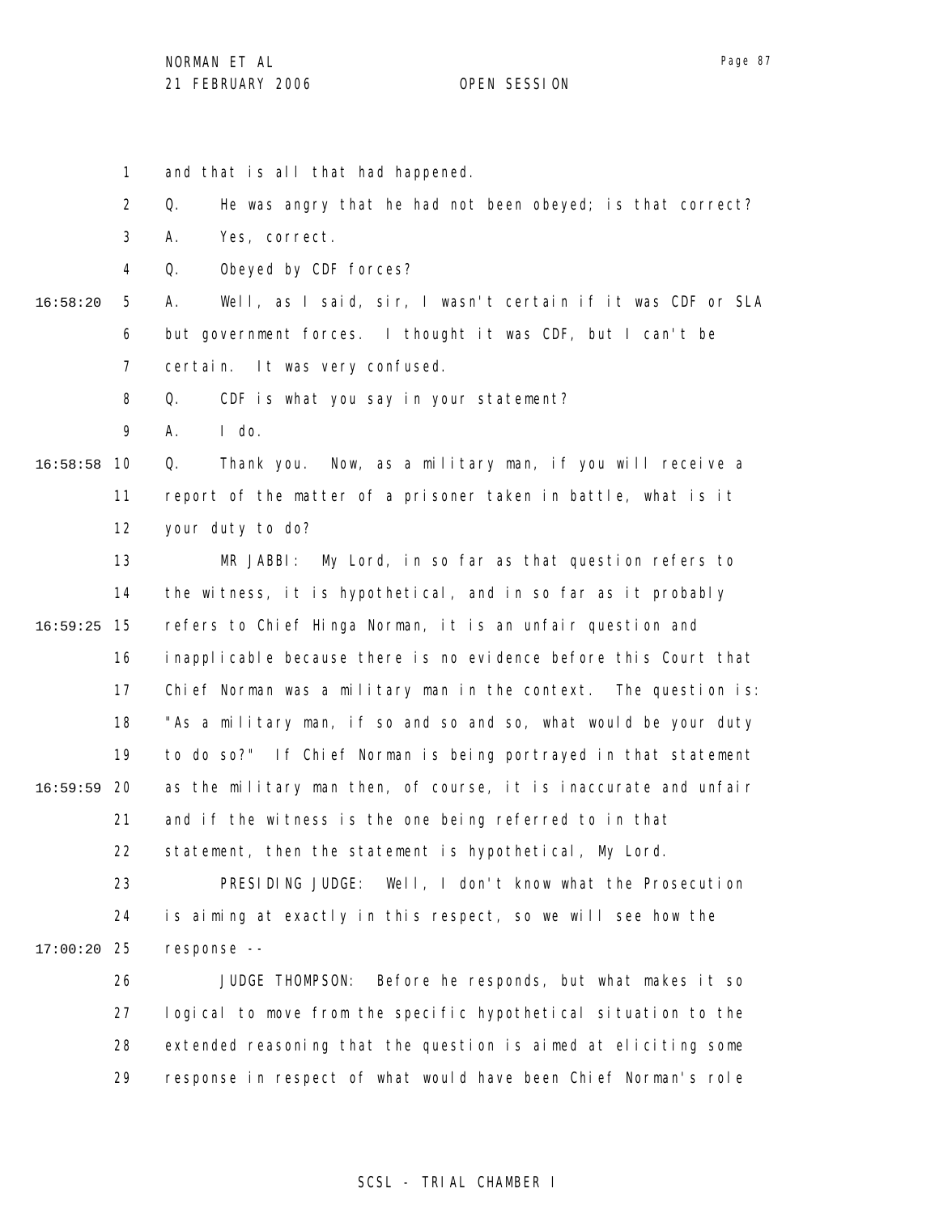and that is all that had happened.

Q. He was angry that he had not been obeyed; is that correct?

A. Yes, correct.

Q. Obeyed by CDF forces?

A. Well, as I said, sir, I wasn't certain if it was CDF or SLA but government forces. I thought it was CDF, but I can't be certain. It was very confused.

Q. CDF is what you say in your statement?

A. I do.

Q. Thank you. Now, as a military man, if you will receive a report of the matter of a prisoner taken in battle, what is it your duty to do?

MR JABBI: My Lord, in so far as that question refers to the witness, it is hypothetical, and in so far as it probably refers to Chief Hinga Norman, it is an unfair question and inapplicable because there is no evidence before this Court that Chief Norman was a military man in the context. The question is: "As a military man, if so and so and so, what would be your duty to do so?" If Chief Norman is being portrayed in that statement as the military man then, of course, it is inaccurate and unfair and if the witness is the one being referred to in that statement, then the statement is hypothetical, My Lord.

PRESIDING JUDGE: Well, I don't know what the Prosecution is aiming at exactly in this respect, so we will see how the response --

JUDGE THOMPSON: Before he responds, but what makes it so logical to move from the specific hypothetical situation to the extended reasoning that the question is aimed at eliciting some response in respect of what would have been Chief Norman's role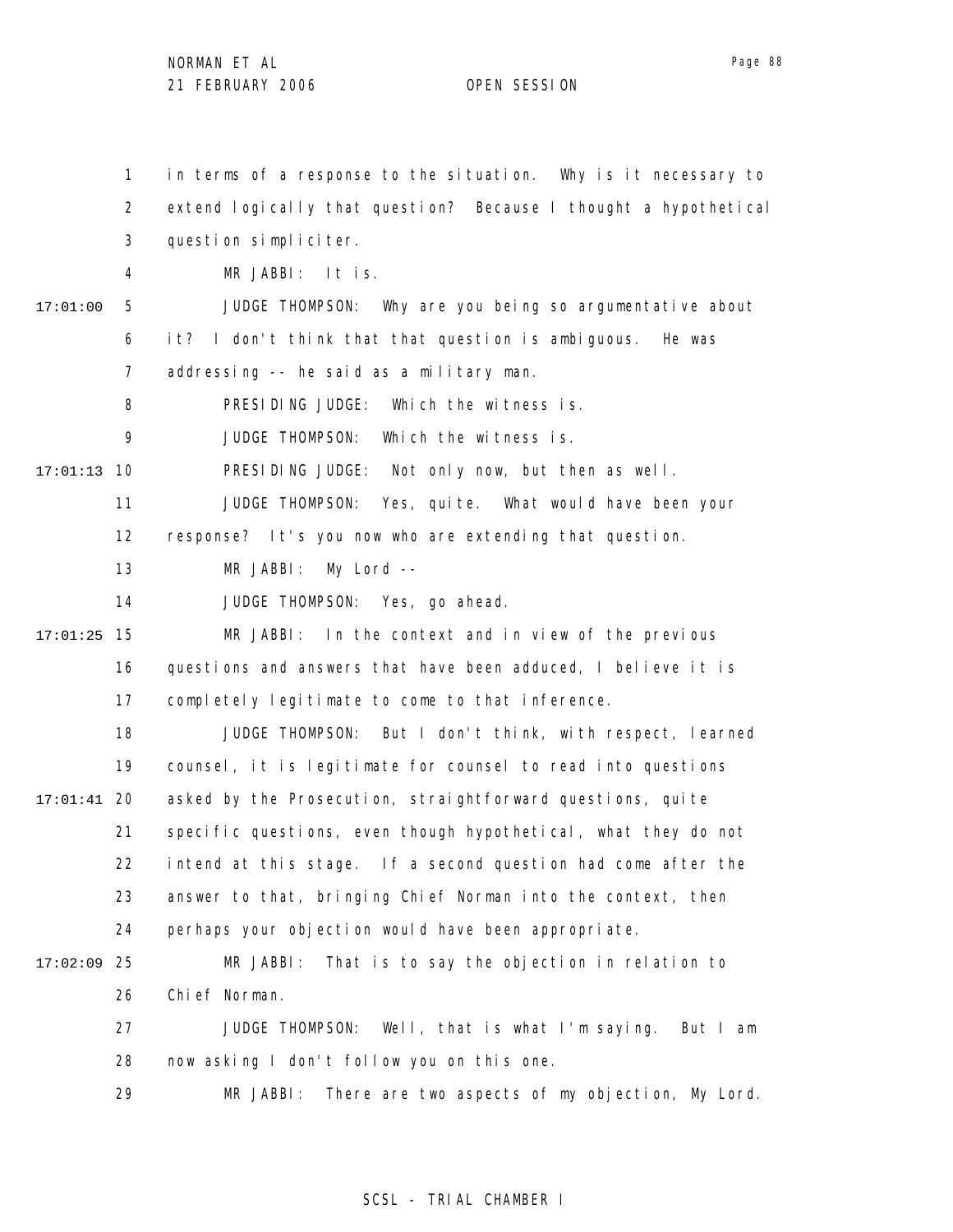in terms of a response to the situation. Why is it necessary to extend logically that question? Because I thought a hypothetical question simpliciter.

MR JABBI: It is.

JUDGE THOMPSON: Why are you being so argumentative about it? I don't think that that question is ambiguous. He was addressing -- he said as a military man.

PRESIDING JUDGE: Which the witness is.

JUDGE THOMPSON: Which the witness is.

PRESIDING JUDGE: Not only now, but then as well.

JUDGE THOMPSON: Yes, quite. What would have been your response? It's you now who are extending that question.

MR JABBI: My Lord --

JUDGE THOMPSON: Yes, go ahead.

MR JABBI: In the context and in view of the previous questions and answers that have been adduced, I believe it is completely legitimate to come to that inference.

JUDGE THOMPSON: But I don't think, with respect, learned counsel, it is legitimate for counsel to read into questions asked by the Prosecution, straightforward questions, quite specific questions, even though hypothetical, what they do not intend at this stage. If a second question had come after the answer to that, bringing Chief Norman into the context, then perhaps your objection would have been appropriate.

MR JABBI: That is to say the objection in relation to Chief Norman.

JUDGE THOMPSON: Well, that is what I'm saying. But I am now asking I don't follow you on this one.

MR JABBI: There are two aspects of my objection, My Lord.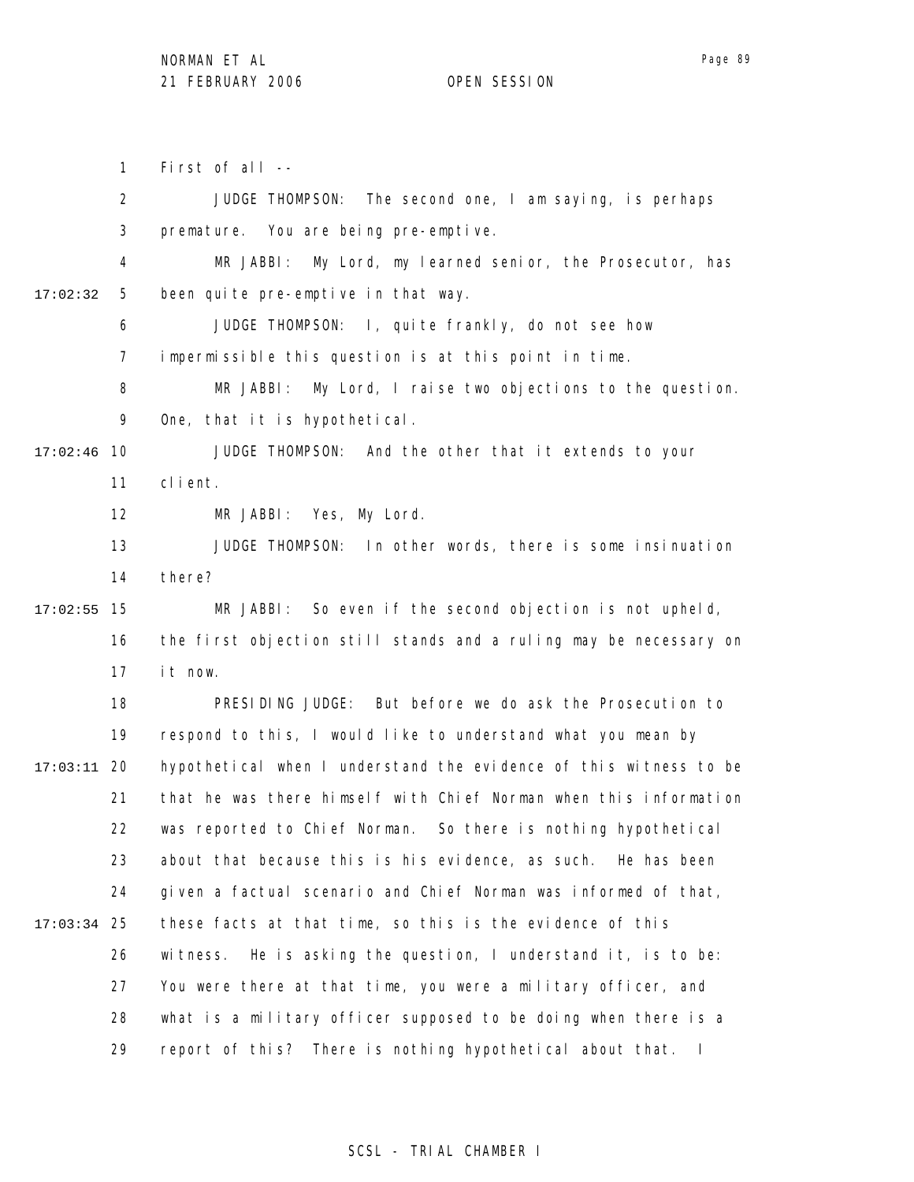First of all --

JUDGE THOMPSON: The second one, I am saying, is perhaps premature. You are being pre-emptive.

MR JABBI: My Lord, my learned senior, the Prosecutor, has been quite pre-emptive in that way.

JUDGE THOMPSON: I, quite frankly, do not see how impermissible this question is at this point in time.

MR JABBI: My Lord, I raise two objections to the question. One, that it is hypothetical.

JUDGE THOMPSON: And the other that it extends to your client.

MR JABBI: Yes, My Lord.

JUDGE THOMPSON: In other words, there is some insinuation there?

MR JABBI: So even if the second objection is not upheld, the first objection still stands and a ruling may be necessary on it now.

PRESIDING JUDGE: But before we do ask the Prosecution to respond to this, I would like to understand what you mean by hypothetical when I understand the evidence of this witness to be that he was there himself with Chief Norman when this information was reported to Chief Norman. So there is nothing hypothetical about that because this is his evidence, as such. He has been given a factual scenario and Chief Norman was informed of that, these facts at that time, so this is the evidence of this witness. He is asking the question, I understand it, is to be: You were there at that time, you were a military officer, and what is a military officer supposed to be doing when there is a report of this? There is nothing hypothetical about that. I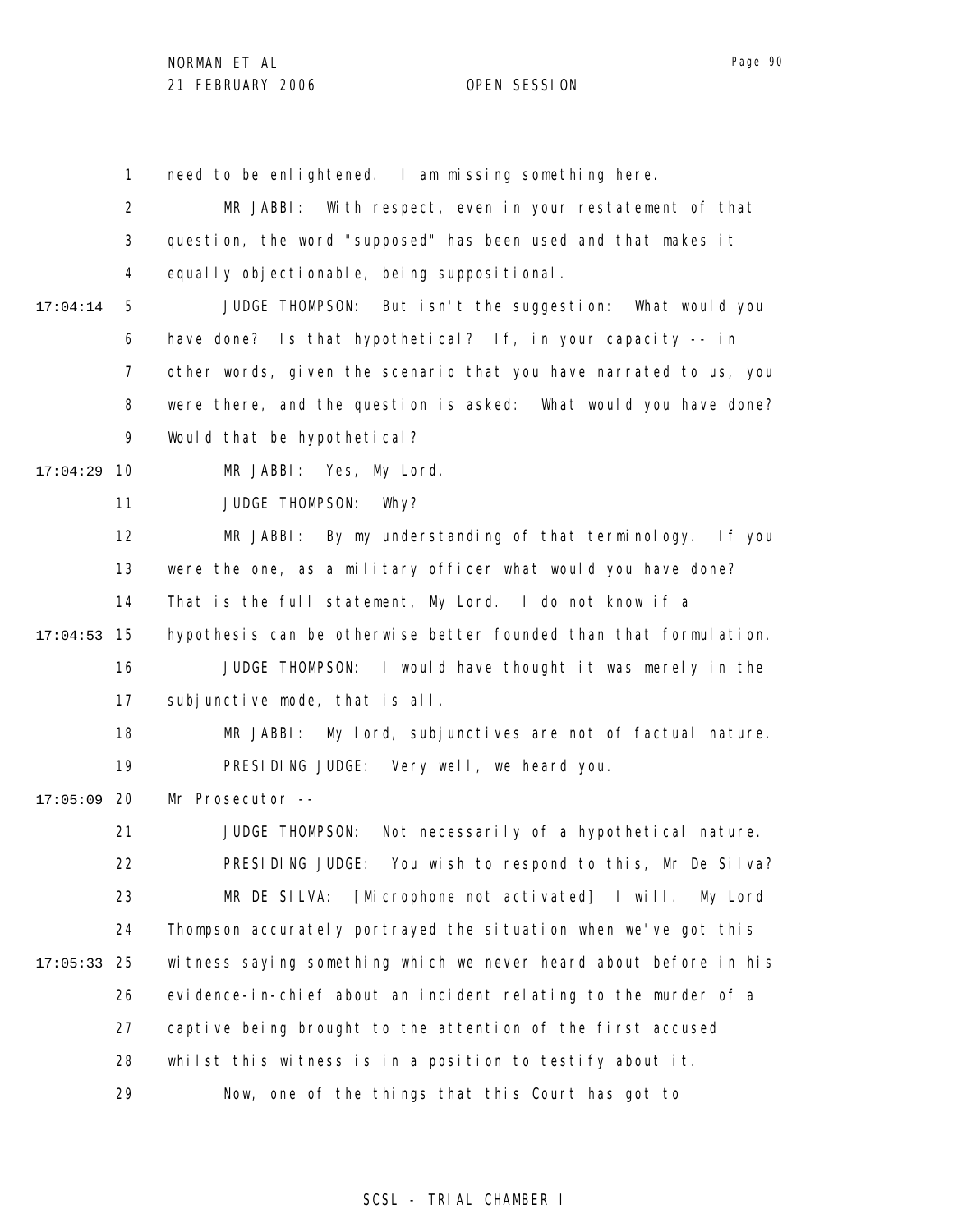need to be enlightened. I am missing something here.

MR JABBI: With respect, even in your restatement of that question, the word "supposed" has been used and that makes it equally objectionable, being suppositional.

17:04:14 JUDGE THOMPSON: But isn't the suggestion: What would you have done? Is that hypothetical? If, in your capacity -- in other words, given the scenario that you have narrated to us, you were there, and the question is asked: What would you have done? Would that be hypothetical?

17:04:29 MR JABBI: Yes, My Lord.

JUDGE THOMPSON: Why?

MR JABBI: By my understanding of that terminology. If you were the one, as a military officer what would you have done? That is the full statement, My Lord. I do not know if a

17:04:53 hypothesis can be otherwise better founded than that formulation.

JUDGE THOMPSON: I would have thought it was merely in the subjunctive mode, that is all.

MR JABBI: My lord, subjunctives are not of factual nature.

PRESIDING JUDGE: Very well, we heard you.

17:05:09 Mr Prosecutor --

JUDGE THOMPSON: Not necessarily of a hypothetical nature.

PRESIDING JUDGE: You wish to respond to this, Mr De Silva?

MR DE SILVA: [Microphone not activated] I will. My Lord Thompson accurately portrayed the situation when we've got this

17:05:33 witness saying something which we never heard about before in his evidence-in-chief about an incident relating to the murder of a captive being brought to the attention of the first accused whilst this witness is in a position to testify about it.

Now, one of the things that this Court has got to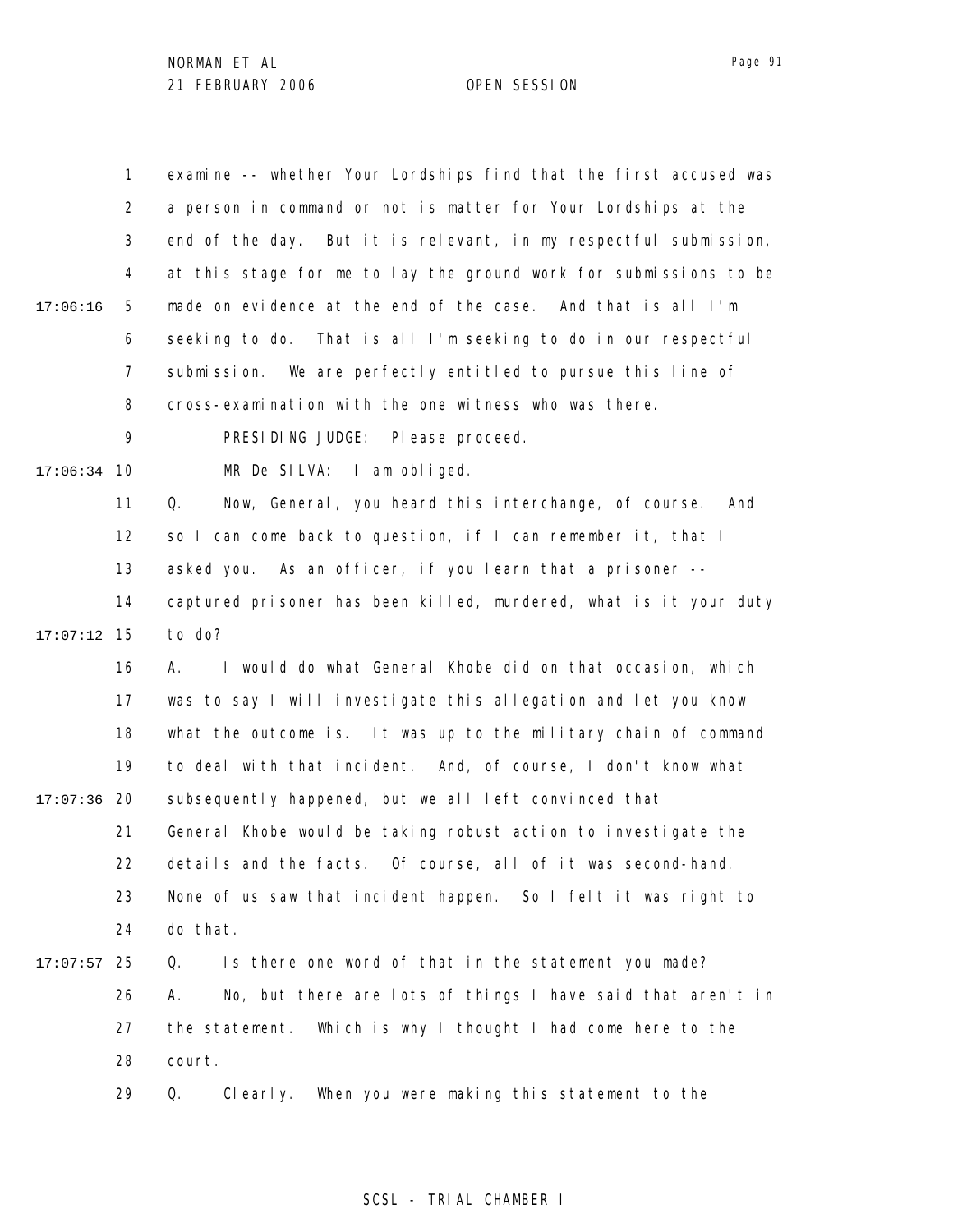1 examine -- whether Your Lordships find that the first accused was
2 a person in command or not is matter for Your Lordships at the
3 end of the day. But it is relevant, in my respectful submission,
4 at this stage for me to lay the ground work for submissions to be
17:06:16 5 made on evidence at the end of the case. And that is all I'm
6 seeking to do. That is all I'm seeking to do in our respectful
7 submission. We are perfectly entitled to pursue this line of
8 cross-examination with the one witness who was there.
9 PRESIDING JUDGE: Please proceed.
17:06:34 10 MR De SILVA: I am obliged.
11 Q. Now, General, you heard this interchange, of course. And
12 so I can come back to question, if I can remember it, that I
13 asked you. As an officer, if you learn that a prisoner --
14 captured prisoner has been killed, murdered, what is it your duty
17:07:12 15 to do?
16 A. I would do what General Khobe did on that occasion, which
17 was to say I will investigate this allegation and let you know
18 what the outcome is. It was up to the military chain of command
19 to deal with that incident. And, of course, I don't know what
17:07:36 20 subsequently happened, but we all left convinced that
21 General Khobe would be taking robust action to investigate the
22 details and the facts. Of course, all of it was second-hand.
23 None of us saw that incident happen. So I felt it was right to
24 do that.
17:07:57 25 Q. Is there one word of that in the statement you made?
26 A. No, but there are lots of things I have said that aren't in
27 the statement. Which is why I thought I had come here to the
28 court.
29 Q. Clearly. When you were making this statement to the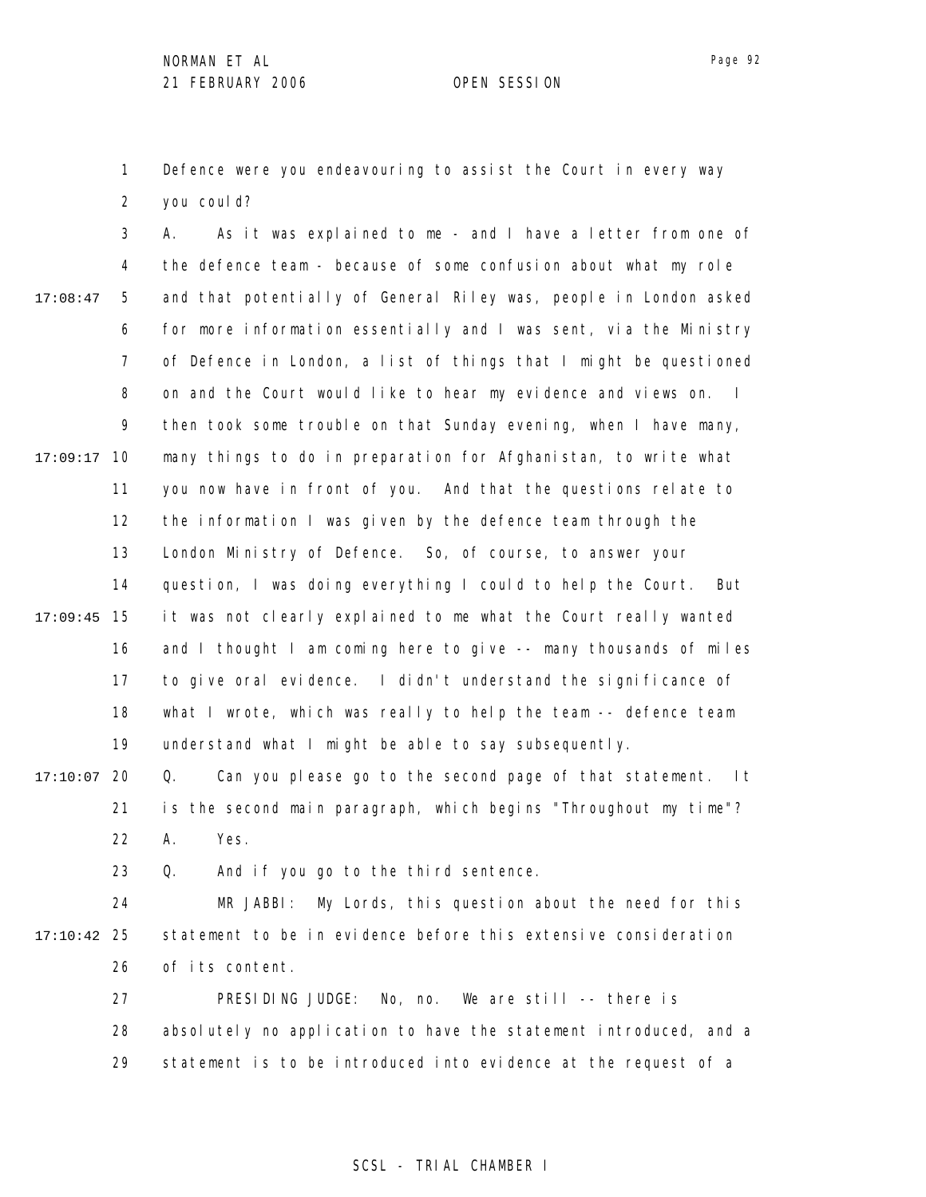Defence were you endeavouring to assist the Court in every way you could?

A. As it was explained to me - and I have a letter from one of the defence team - because of some confusion about what my role and that potentially of General Riley was, people in London asked for more information essentially and I was sent, via the Ministry of Defence in London, a list of things that I might be questioned on and the Court would like to hear my evidence and views on. I then took some trouble on that Sunday evening, when I have many, many things to do in preparation for Afghanistan, to write what you now have in front of you. And that the questions relate to the information I was given by the defence team through the London Ministry of Defence. So, of course, to answer your question, I was doing everything I could to help the Court. But it was not clearly explained to me what the Court really wanted and I thought I am coming here to give -- many thousands of miles to give oral evidence. I didn't understand the significance of what I wrote, which was really to help the team -- defence team understand what I might be able to say subsequently.

Q. Can you please go to the second page of that statement. It is the second main paragraph, which begins "Throughout my time"?

A. Yes.

Q. And if you go to the third sentence.

MR JABBI: My Lords, this question about the need for this statement to be in evidence before this extensive consideration of its content.

PRESIDING JUDGE: No, no. We are still -- there is absolutely no application to have the statement introduced, and a statement is to be introduced into evidence at the request of a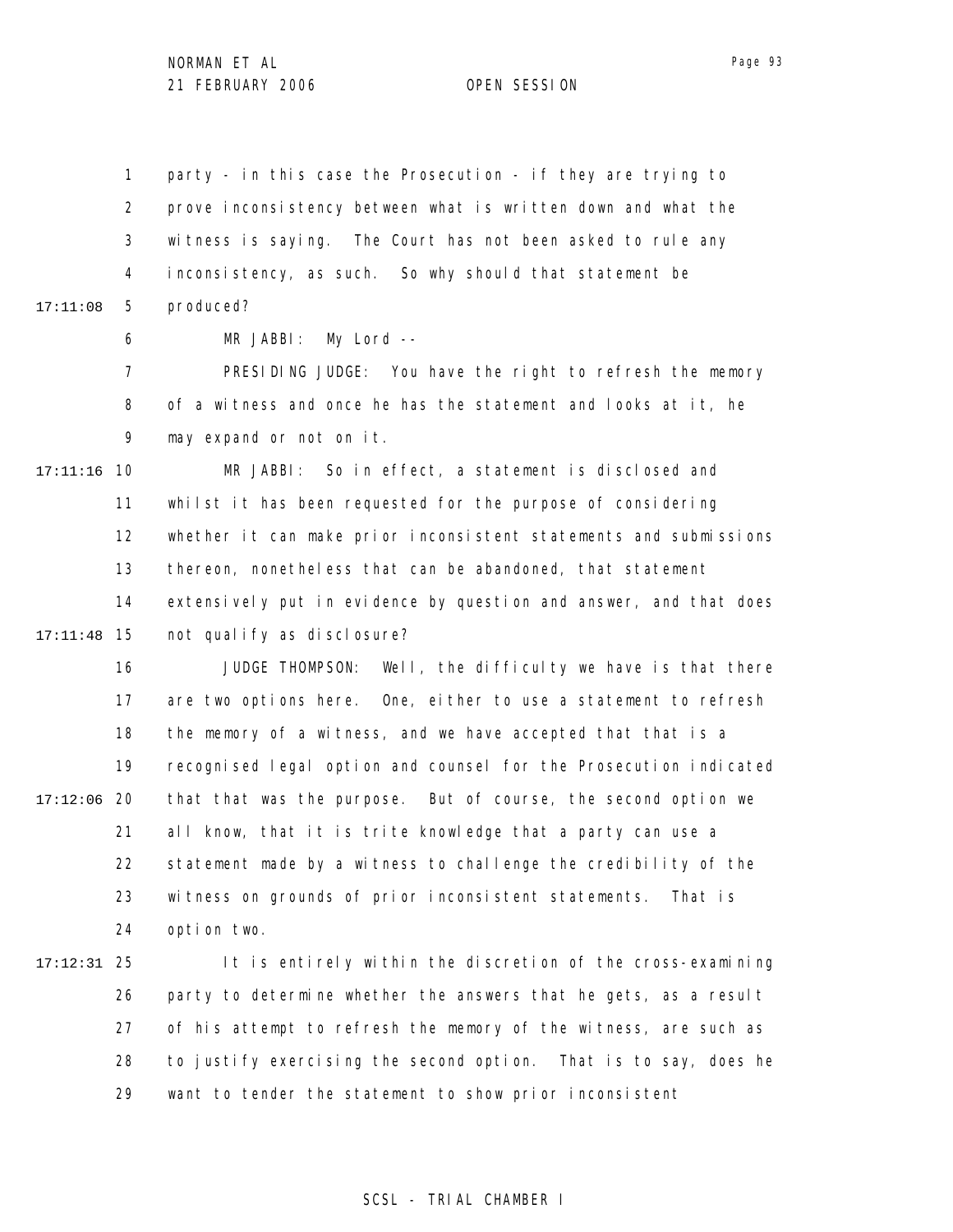party - in this case the Prosecution - if they are trying to prove inconsistency between what is written down and what the witness is saying. The Court has not been asked to rule any inconsistency, as such. So why should that statement be produced?

MR JABBI: My Lord --

PRESIDING JUDGE: You have the right to refresh the memory of a witness and once he has the statement and looks at it, he may expand or not on it.

MR JABBI: So in effect, a statement is disclosed and whilst it has been requested for the purpose of considering whether it can make prior inconsistent statements and submissions thereon, nonetheless that can be abandoned, that statement extensively put in evidence by question and answer, and that does not qualify as disclosure?

JUDGE THOMPSON: Well, the difficulty we have is that there are two options here. One, either to use a statement to refresh the memory of a witness, and we have accepted that that is a recognised legal option and counsel for the Prosecution indicated that that was the purpose. But of course, the second option we all know, that it is trite knowledge that a party can use a statement made by a witness to challenge the credibility of the witness on grounds of prior inconsistent statements. That is option two.

It is entirely within the discretion of the cross-examining party to determine whether the answers that he gets, as a result of his attempt to refresh the memory of the witness, are such as to justify exercising the second option. That is to say, does he want to tender the statement to show prior inconsistent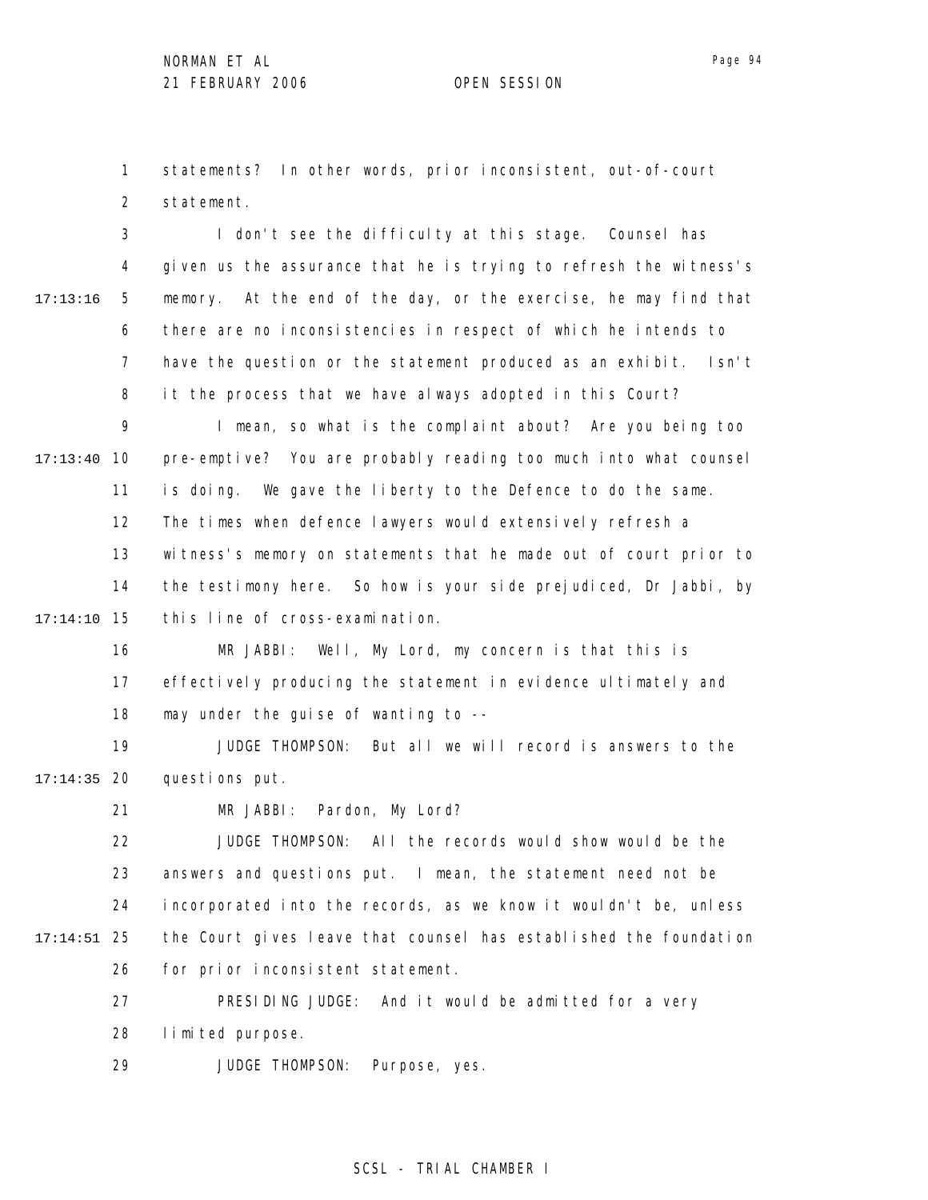statements? In other words, prior inconsistent, out-of-court statement.

I don't see the difficulty at this stage. Counsel has given us the assurance that he is trying to refresh the witness's memory. At the end of the day, or the exercise, he may find that there are no inconsistencies in respect of which he intends to have the question or the statement produced as an exhibit. Isn't it the process that we have always adopted in this Court?

I mean, so what is the complaint about? Are you being too pre-emptive? You are probably reading too much into what counsel is doing. We gave the liberty to the Defence to do the same. The times when defence lawyers would extensively refresh a witness's memory on statements that he made out of court prior to the testimony here. So how is your side prejudiced, Dr Jabbi, by this line of cross-examination.

MR JABBI: Well, My Lord, my concern is that this is effectively producing the statement in evidence ultimately and may under the guise of wanting to --

JUDGE THOMPSON: But all we will record is answers to the questions put.

MR JABBI: Pardon, My Lord?

JUDGE THOMPSON: All the records would show would be the answers and questions put. I mean, the statement need not be incorporated into the records, as we know it wouldn't be, unless the Court gives leave that counsel has established the foundation for prior inconsistent statement.

PRESIDING JUDGE: And it would be admitted for a very limited purpose.

JUDGE THOMPSON: Purpose, yes.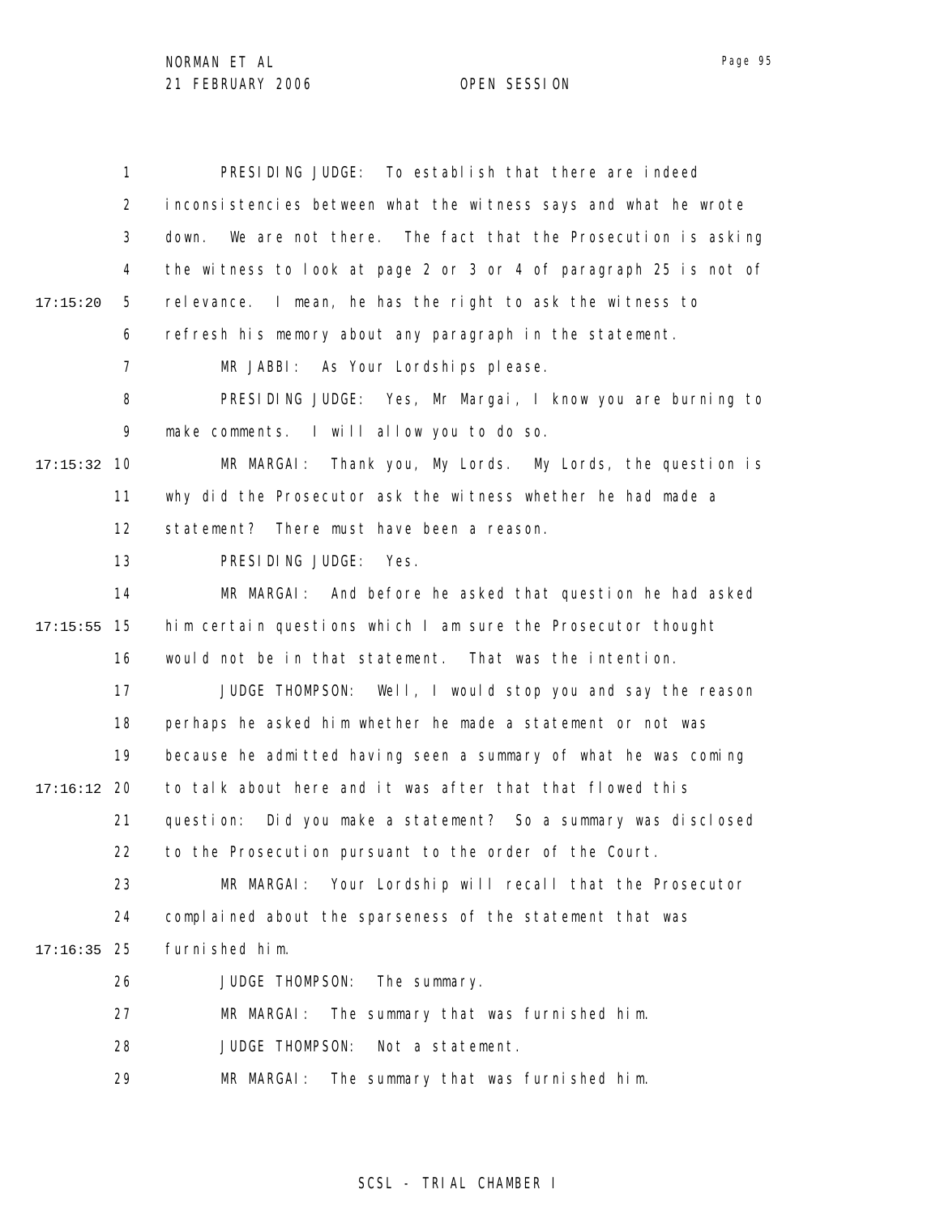PRESIDING JUDGE: To establish that there are indeed inconsistencies between what the witness says and what he wrote down. We are not there. The fact that the Prosecution is asking the witness to look at page 2 or 3 or 4 of paragraph 25 is not of relevance. I mean, he has the right to ask the witness to refresh his memory about any paragraph in the statement.

MR JABBI: As Your Lordships please.

PRESIDING JUDGE: Yes, Mr Margai, I know you are burning to make comments. I will allow you to do so.

MR MARGAI: Thank you, My Lords. My Lords, the question is why did the Prosecutor ask the witness whether he had made a statement? There must have been a reason.

PRESIDING JUDGE: Yes.

MR MARGAI: And before he asked that question he had asked him certain questions which I am sure the Prosecutor thought would not be in that statement. That was the intention.

JUDGE THOMPSON: Well, I would stop you and say the reason perhaps he asked him whether he made a statement or not was because he admitted having seen a summary of what he was coming to talk about here and it was after that that flowed this question: Did you make a statement? So a summary was disclosed to the Prosecution pursuant to the order of the Court.

MR MARGAI: Your Lordship will recall that the Prosecutor complained about the sparseness of the statement that was furnished him.

JUDGE THOMPSON: The summary.

MR MARGAI: The summary that was furnished him.

JUDGE THOMPSON: Not a statement.

MR MARGAI: The summary that was furnished him.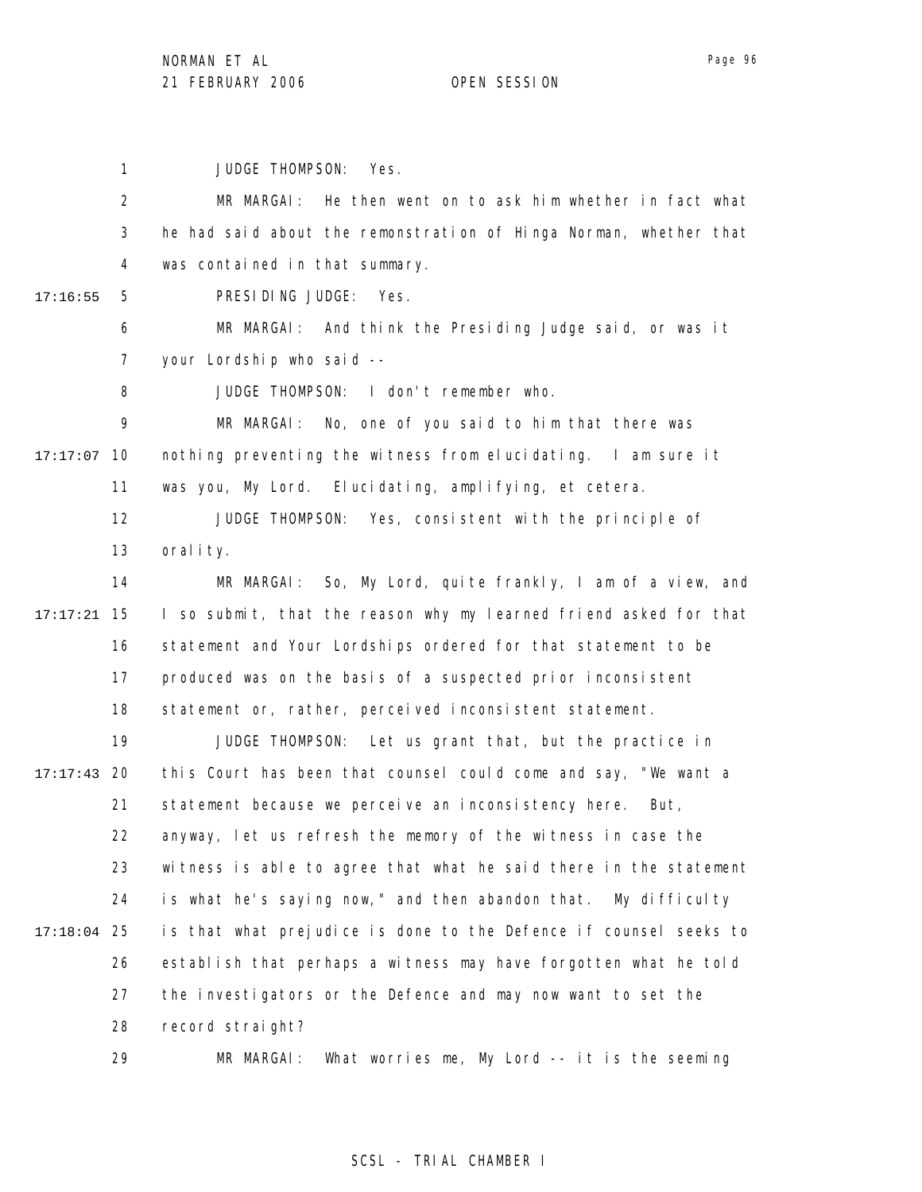JUDGE THOMPSON: Yes.

MR MARGAI: He then went on to ask him whether in fact what he had said about the remonstration of Hinga Norman, whether that was contained in that summary.

PRESIDING JUDGE: Yes.

MR MARGAI: And think the Presiding Judge said, or was it your Lordship who said --

JUDGE THOMPSON: I don't remember who.

MR MARGAI: No, one of you said to him that there was nothing preventing the witness from elucidating. I am sure it was you, My Lord. Elucidating, amplifying, et cetera.

JUDGE THOMPSON: Yes, consistent with the principle of orality.

MR MARGAI: So, My Lord, quite frankly, I am of a view, and I so submit, that the reason why my learned friend asked for that statement and Your Lordships ordered for that statement to be produced was on the basis of a suspected prior inconsistent statement or, rather, perceived inconsistent statement.

JUDGE THOMPSON: Let us grant that, but the practice in this Court has been that counsel could come and say, "We want a statement because we perceive an inconsistency here. But, anyway, let us refresh the memory of the witness in case the witness is able to agree that what he said there in the statement is what he's saying now," and then abandon that. My difficulty is that what prejudice is done to the Defence if counsel seeks to establish that perhaps a witness may have forgotten what he told the investigators or the Defence and may now want to set the record straight?

MR MARGAI: What worries me, My Lord -- it is the seeming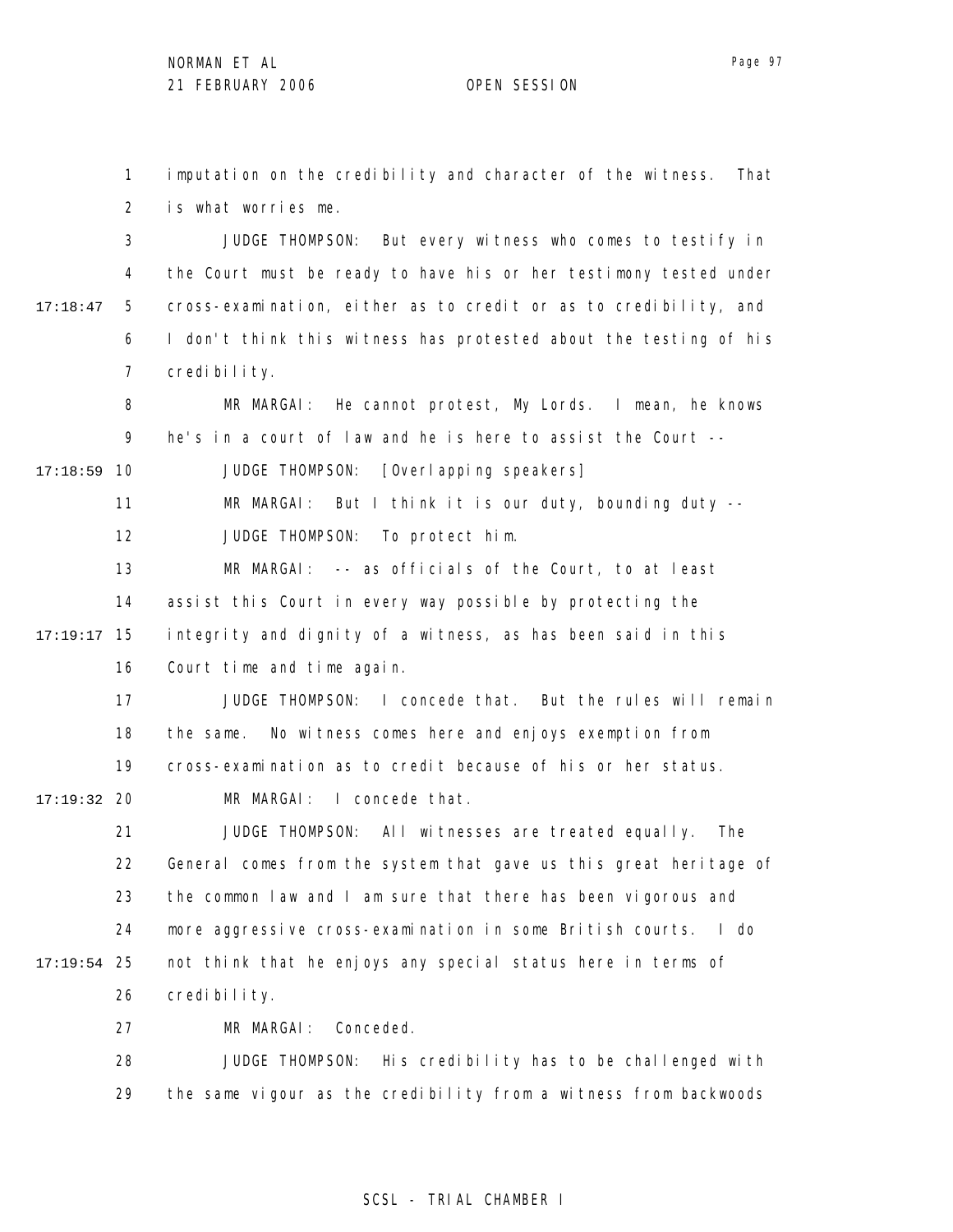imputation on the credibility and character of the witness. That is what worries me.

JUDGE THOMPSON: But every witness who comes to testify in the Court must be ready to have his or her testimony tested under cross-examination, either as to credit or as to credibility, and I don't think this witness has protested about the testing of his credibility.

MR MARGAI: He cannot protest, My Lords. I mean, he knows he's in a court of law and he is here to assist the Court --

JUDGE THOMPSON: [Overlapping speakers]

MR MARGAI: But I think it is our duty, bounding duty --

JUDGE THOMPSON: To protect him.

MR MARGAI: -- as officials of the Court, to at least assist this Court in every way possible by protecting the integrity and dignity of a witness, as has been said in this Court time and time again.

JUDGE THOMPSON: I concede that. But the rules will remain the same. No witness comes here and enjoys exemption from cross-examination as to credit because of his or her status.

MR MARGAI: I concede that.

JUDGE THOMPSON: All witnesses are treated equally. The General comes from the system that gave us this great heritage of the common law and I am sure that there has been vigorous and more aggressive cross-examination in some British courts. I do not think that he enjoys any special status here in terms of credibility.

MR MARGAI: Conceded.

JUDGE THOMPSON: His credibility has to be challenged with the same vigour as the credibility from a witness from backwoods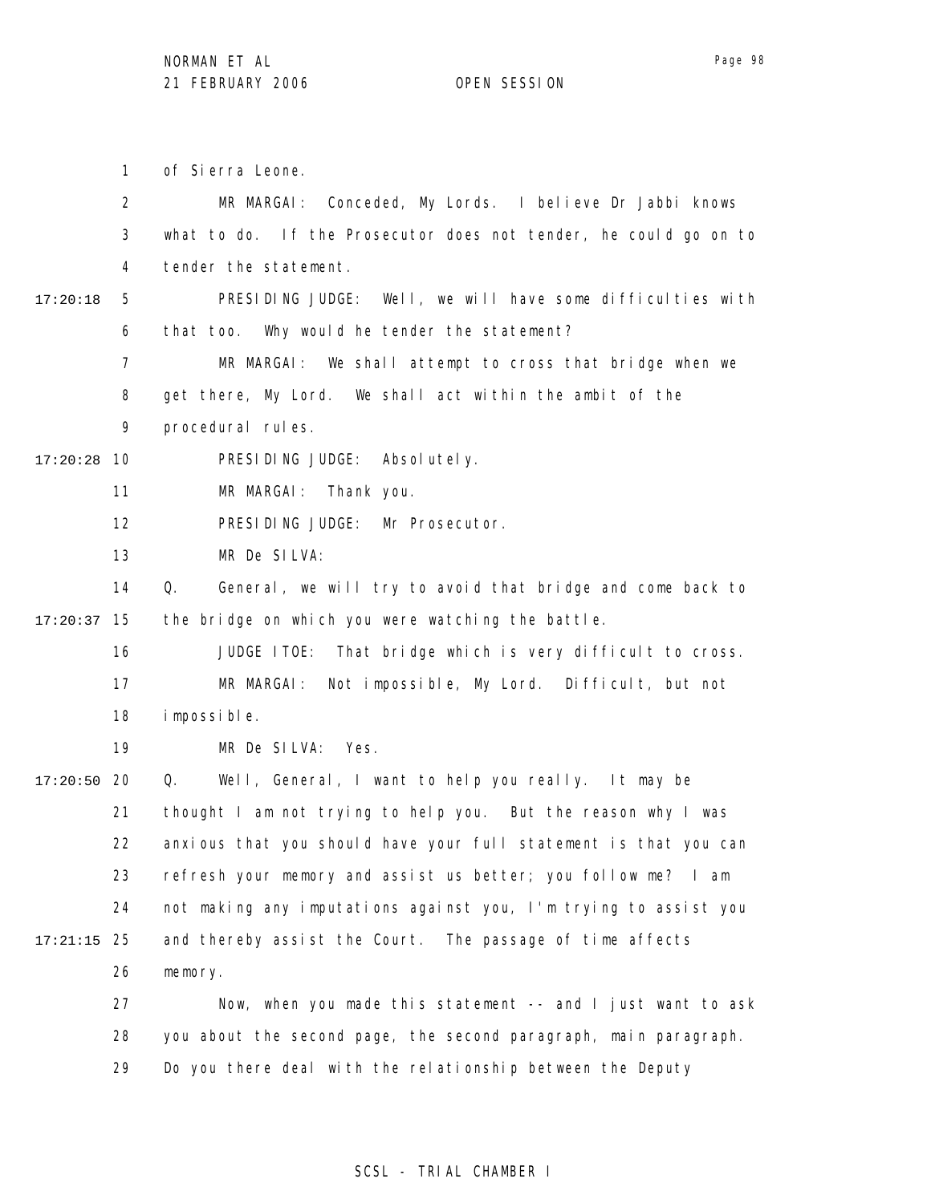of Sierra Leone.

MR MARGAI: Conceded, My Lords. I believe Dr Jabbi knows what to do. If the Prosecutor does not tender, he could go on to tender the statement.

PRESIDING JUDGE: Well, we will have some difficulties with that too. Why would he tender the statement?

MR MARGAI: We shall attempt to cross that bridge when we get there, My Lord. We shall act within the ambit of the procedural rules.

PRESIDING JUDGE: Absolutely.

MR MARGAI: Thank you.

PRESIDING JUDGE: Mr Prosecutor.

MR De SILVA:

Q. General, we will try to avoid that bridge and come back to the bridge on which you were watching the battle.

JUDGE ITOE: That bridge which is very difficult to cross.

MR MARGAI: Not impossible, My Lord. Difficult, but not impossible.

MR De SILVA: Yes.

Q. Well, General, I want to help you really. It may be thought I am not trying to help you. But the reason why I was anxious that you should have your full statement is that you can refresh your memory and assist us better; you follow me? I am not making any imputations against you, I'm trying to assist you and thereby assist the Court. The passage of time affects memory.

Now, when you made this statement -- and I just want to ask you about the second page, the second paragraph, main paragraph. Do you there deal with the relationship between the Deputy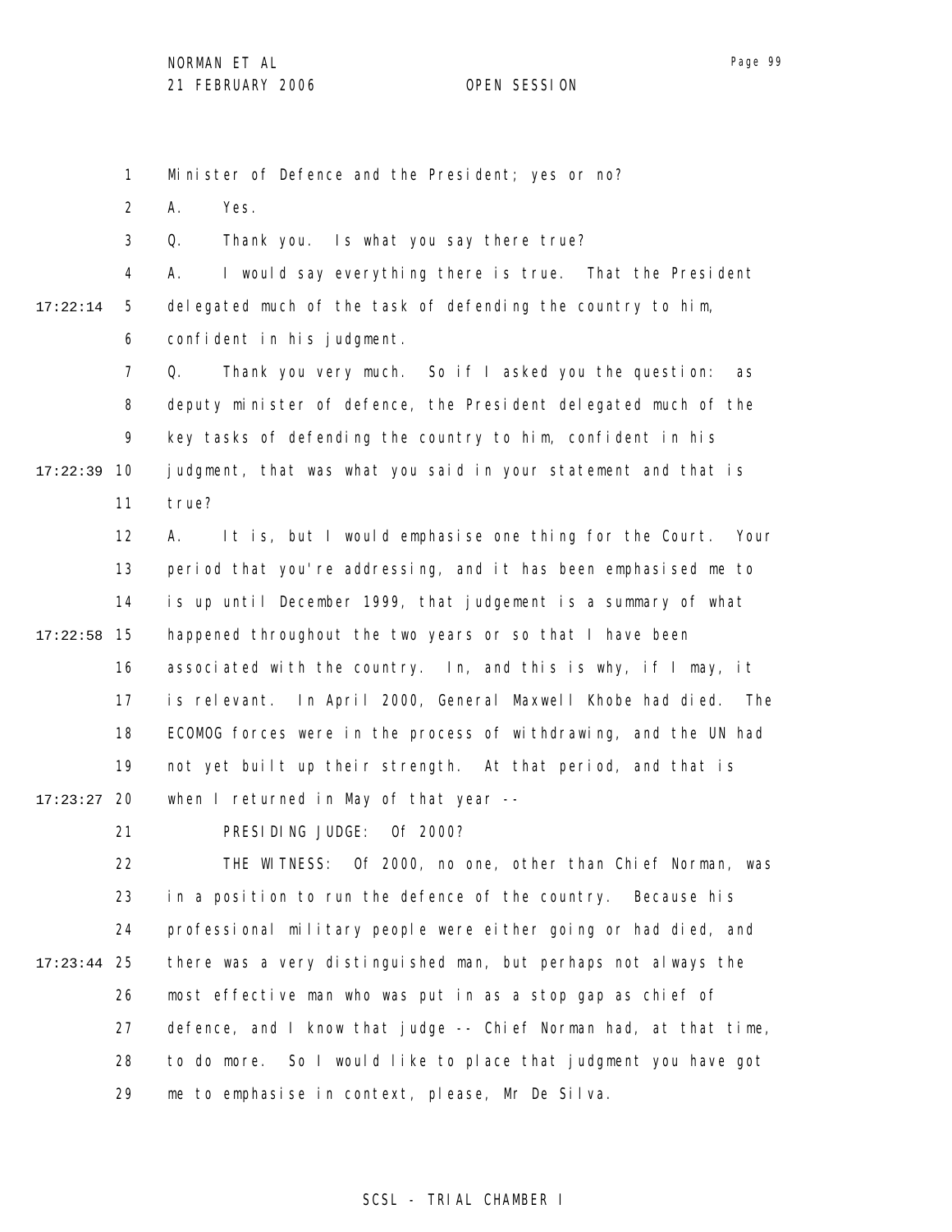Minister of Defence and the President; yes or no?

A. Yes.

Q. Thank you. Is what you say there true?

A. I would say everything there is true. That the President delegated much of the task of defending the country to him, confident in his judgment.

Q. Thank you very much. So if I asked you the question: as deputy minister of defence, the President delegated much of the key tasks of defending the country to him, confident in his judgment, that was what you said in your statement and that is true?

A. It is, but I would emphasise one thing for the Court. Your period that you're addressing, and it has been emphasised me to is up until December 1999, that judgement is a summary of what happened throughout the two years or so that I have been associated with the country. In, and this is why, if I may, it is relevant. In April 2000, General Maxwell Khobe had died. The ECOMOG forces were in the process of withdrawing, and the UN had not yet built up their strength. At that period, and that is when I returned in May of that year --

PRESIDING JUDGE: Of 2000?

THE WITNESS: Of 2000, no one, other than Chief Norman, was in a position to run the defence of the country. Because his professional military people were either going or had died, and there was a very distinguished man, but perhaps not always the most effective man who was put in as a stop gap as chief of defence, and I know that judge -- Chief Norman had, at that time, to do more. So I would like to place that judgment you have got me to emphasise in context, please, Mr De Silva.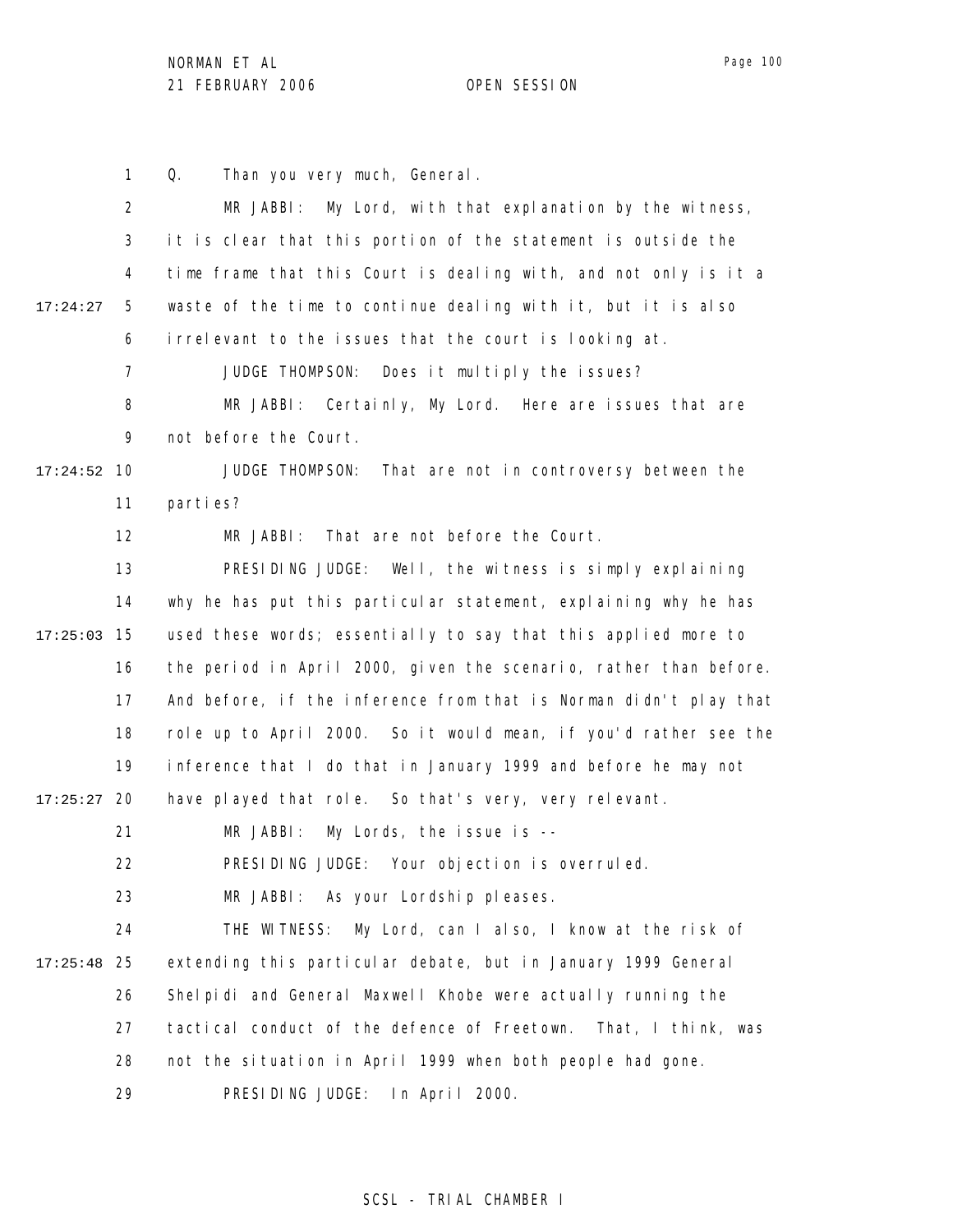Q. Than you very much, General.

MR JABBI: My Lord, with that explanation by the witness, it is clear that this portion of the statement is outside the time frame that this Court is dealing with, and not only is it a waste of the time to continue dealing with it, but it is also irrelevant to the issues that the court is looking at.

JUDGE THOMPSON: Does it multiply the issues?

MR JABBI: Certainly, My Lord. Here are issues that are not before the Court.

JUDGE THOMPSON: That are not in controversy between the parties?

MR JABBI: That are not before the Court.

PRESIDING JUDGE: Well, the witness is simply explaining why he has put this particular statement, explaining why he has used these words; essentially to say that this applied more to the period in April 2000, given the scenario, rather than before. And before, if the inference from that is Norman didn't play that role up to April 2000. So it would mean, if you'd rather see the inference that I do that in January 1999 and before he may not have played that role. So that's very, very relevant.

MR JABBI: My Lords, the issue is --

PRESIDING JUDGE: Your objection is overruled.

MR JABBI: As your Lordship pleases.

THE WITNESS: My Lord, can I also, I know at the risk of extending this particular debate, but in January 1999 General Shelpidi and General Maxwell Khobe were actually running the tactical conduct of the defence of Freetown. That, I think, was not the situation in April 1999 when both people had gone.

PRESIDING JUDGE: In April 2000.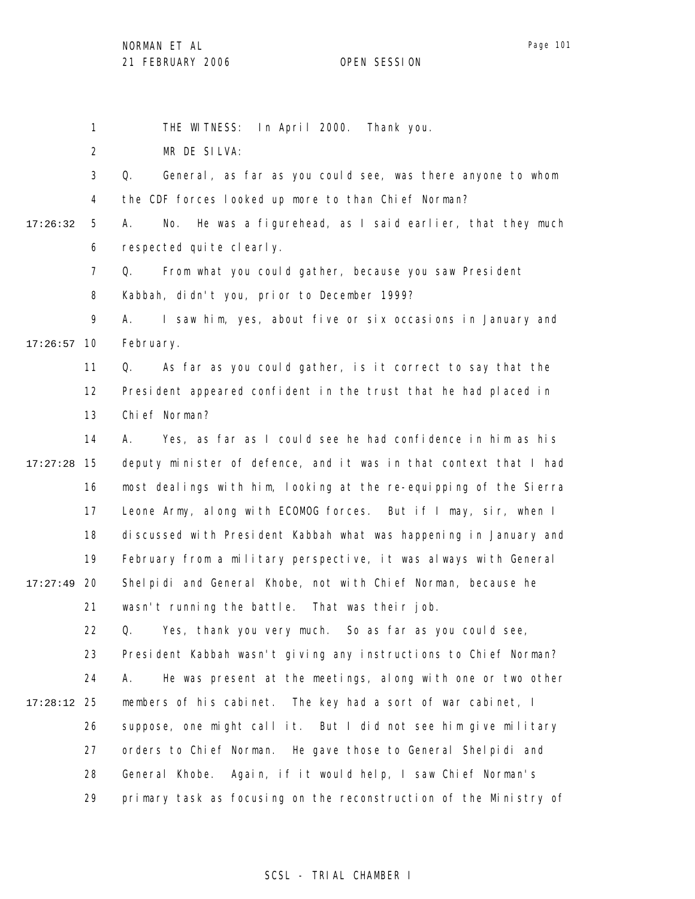THE WITNESS: In April 2000. Thank you.

MR DE SILVA:

Q. General, as far as you could see, was there anyone to whom the CDF forces looked up more to than Chief Norman?

A. No. He was a figurehead, as I said earlier, that they much respected quite clearly.

Q. From what you could gather, because you saw President Kabbah, didn't you, prior to December 1999?

A. I saw him, yes, about five or six occasions in January and February.

Q. As far as you could gather, is it correct to say that the President appeared confident in the trust that he had placed in Chief Norman?

A. Yes, as far as I could see he had confidence in him as his deputy minister of defence, and it was in that context that I had most dealings with him, looking at the re-equipping of the Sierra Leone Army, along with ECOMOG forces. But if I may, sir, when I discussed with President Kabbah what was happening in January and February from a military perspective, it was always with General Shelpidi and General Khobe, not with Chief Norman, because he wasn't running the battle. That was their job.

Q. Yes, thank you very much. So as far as you could see, President Kabbah wasn't giving any instructions to Chief Norman?

A. He was present at the meetings, along with one or two other members of his cabinet. The key had a sort of war cabinet, I suppose, one might call it. But I did not see him give military orders to Chief Norman. He gave those to General Shelpidi and General Khobe. Again, if it would help, I saw Chief Norman's primary task as focusing on the reconstruction of the Ministry of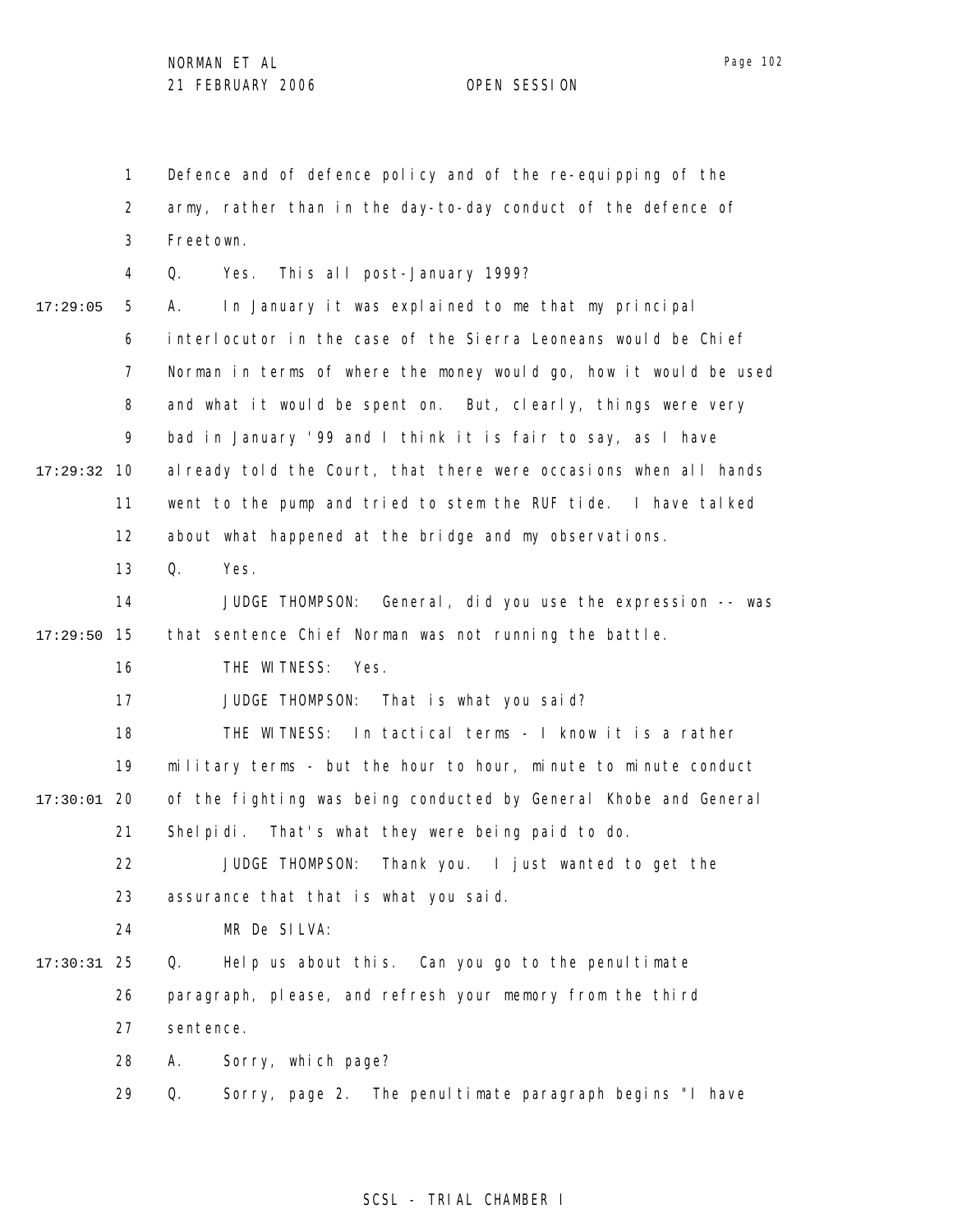Defence and of defence policy and of the re-equipping of the army, rather than in the day-to-day conduct of the defence of Freetown.

Q. Yes. This all post-January 1999?

A. In January it was explained to me that my principal interlocutor in the case of the Sierra Leoneans would be Chief Norman in terms of where the money would go, how it would be used and what it would be spent on. But, clearly, things were very bad in January '99 and I think it is fair to say, as I have already told the Court, that there were occasions when all hands went to the pump and tried to stem the RUF tide. I have talked about what happened at the bridge and my observations.

Q. Yes.

JUDGE THOMPSON: General, did you use the expression -- was that sentence Chief Norman was not running the battle.

THE WITNESS: Yes.

JUDGE THOMPSON: That is what you said?

THE WITNESS: In tactical terms - I know it is a rather military terms - but the hour to hour, minute to minute conduct of the fighting was being conducted by General Khobe and General Shelpidi. That's what they were being paid to do.

JUDGE THOMPSON: Thank you. I just wanted to get the assurance that that is what you said.

MR De SILVA:

Q. Help us about this. Can you go to the penultimate paragraph, please, and refresh your memory from the third sentence.

A. Sorry, which page?

Q. Sorry, page 2. The penultimate paragraph begins "I have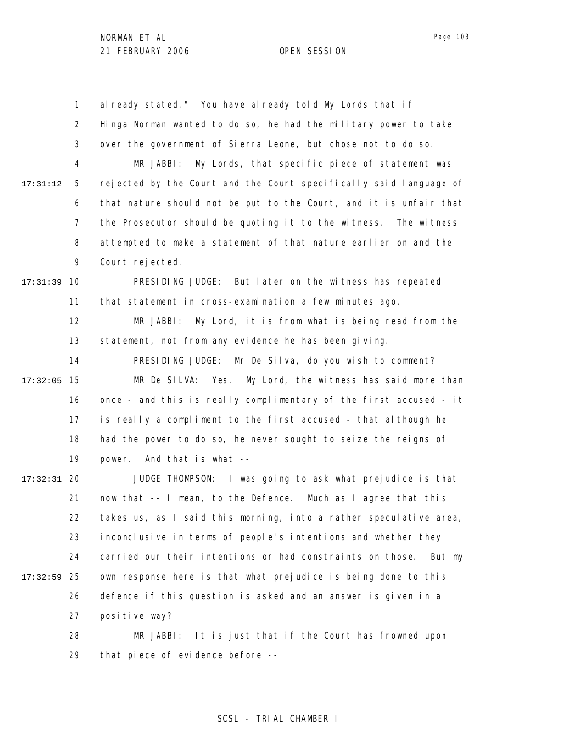already stated." You have already told My Lords that if Hinga Norman wanted to do so, he had the military power to take over the government of Sierra Leone, but chose not to do so.

MR JABBI: My Lords, that specific piece of statement was rejected by the Court and the Court specifically said language of that nature should not be put to the Court, and it is unfair that the Prosecutor should be quoting it to the witness. The witness attempted to make a statement of that nature earlier on and the Court rejected.

PRESIDING JUDGE: But later on the witness has repeated that statement in cross-examination a few minutes ago.

MR JABBI: My Lord, it is from what is being read from the statement, not from any evidence he has been giving.

PRESIDING JUDGE: Mr De Silva, do you wish to comment?

MR De SILVA: Yes. My Lord, the witness has said more than once - and this is really complimentary of the first accused - it is really a compliment to the first accused - that although he had the power to do so, he never sought to seize the reigns of power. And that is what --

JUDGE THOMPSON: I was going to ask what prejudice is that now that -- I mean, to the Defence. Much as I agree that this takes us, as I said this morning, into a rather speculative area, inconclusive in terms of people's intentions and whether they carried our their intentions or had constraints on those. But my own response here is that what prejudice is being done to this defence if this question is asked and an answer is given in a positive way?

MR JABBI: It is just that if the Court has frowned upon that piece of evidence before --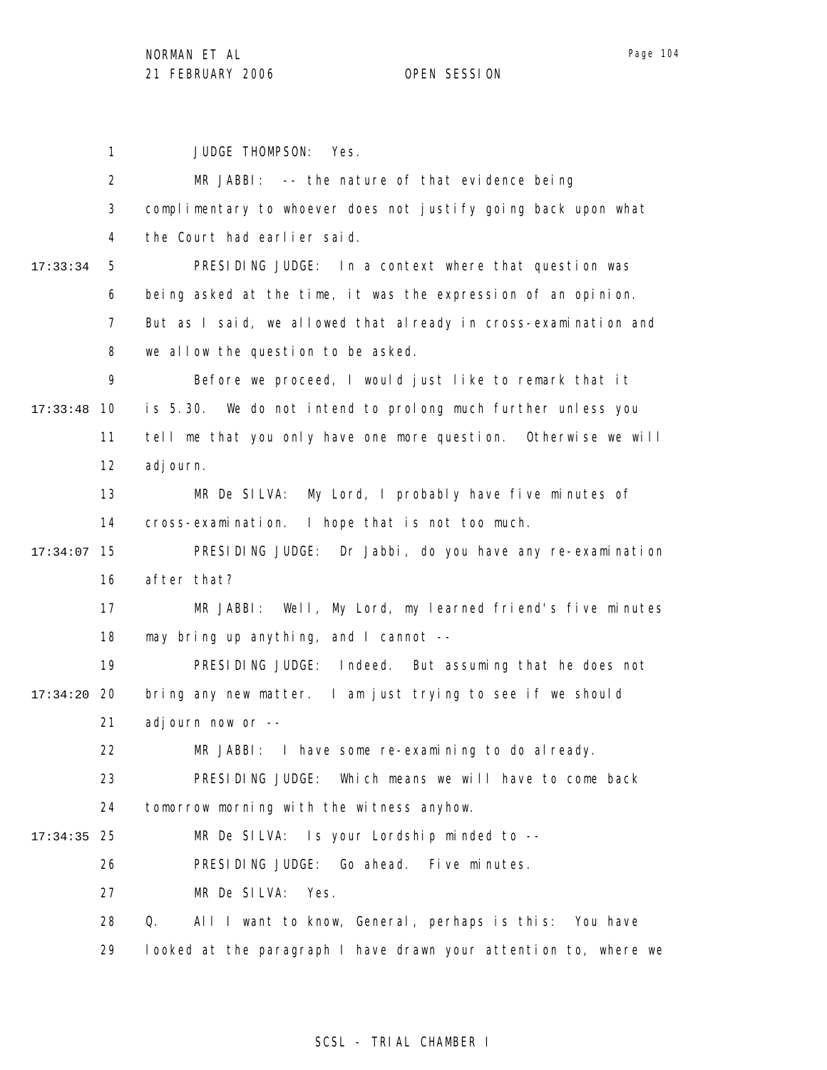JUDGE THOMPSON: Yes.

MR JABBI: -- the nature of that evidence being complimentary to whoever does not justify going back upon what the Court had earlier said.

17:33:34 PRESIDING JUDGE: In a context where that question was being asked at the time, it was the expression of an opinion. But as I said, we allowed that already in cross-examination and we allow the question to be asked.

Before we proceed, I would just like to remark that it

17:33:48 is 5.30. We do not intend to prolong much further unless you tell me that you only have one more question. Otherwise we will adjourn.

MR De SILVA: My Lord, I probably have five minutes of cross-examination. I hope that is not too much.

17:34:07 PRESIDING JUDGE: Dr Jabbi, do you have any re-examination after that?

MR JABBI: Well, My Lord, my learned friend's five minutes may bring up anything, and I cannot --

PRESIDING JUDGE: Indeed. But assuming that he does not

17:34:20 bring any new matter. I am just trying to see if we should adjourn now or --

MR JABBI: I have some re-examining to do already.

PRESIDING JUDGE: Which means we will have to come back tomorrow morning with the witness anyhow.

17:34:35 MR De SILVA: Is your Lordship minded to --

PRESIDING JUDGE: Go ahead. Five minutes.

MR De SILVA: Yes.

Q. All I want to know, General, perhaps is this: You have looked at the paragraph I have drawn your attention to, where we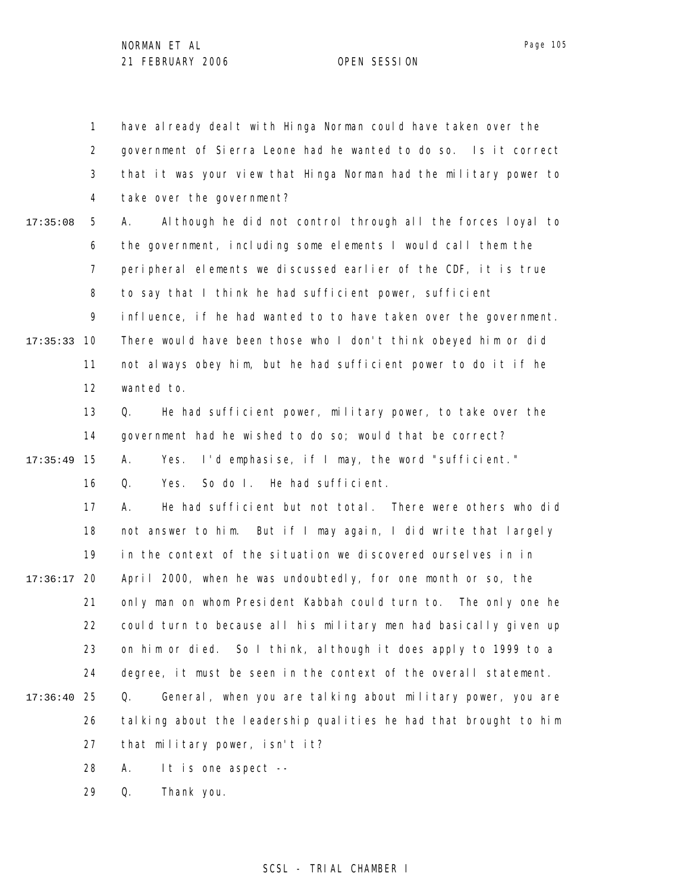have already dealt with Hinga Norman could have taken over the government of Sierra Leone had he wanted to do so. Is it correct that it was your view that Hinga Norman had the military power to take over the government?

A. Although he did not control through all the forces loyal to the government, including some elements I would call them the peripheral elements we discussed earlier of the CDF, it is true to say that I think he had sufficient power, sufficient influence, if he had wanted to to have taken over the government. There would have been those who I don't think obeyed him or did not always obey him, but he had sufficient power to do it if he wanted to.

Q. He had sufficient power, military power, to take over the government had he wished to do so; would that be correct?

A. Yes. I'd emphasise, if I may, the word "sufficient."

Q. Yes. So do I. He had sufficient.

A. He had sufficient but not total. There were others who did not answer to him. But if I may again, I did write that largely in the context of the situation we discovered ourselves in in April 2000, when he was undoubtedly, for one month or so, the only man on whom President Kabbah could turn to. The only one he could turn to because all his military men had basically given up on him or died. So I think, although it does apply to 1999 to a degree, it must be seen in the context of the overall statement.

Q. General, when you are talking about military power, you are talking about the leadership qualities he had that brought to him that military power, isn't it?

A. It is one aspect --

Q. Thank you.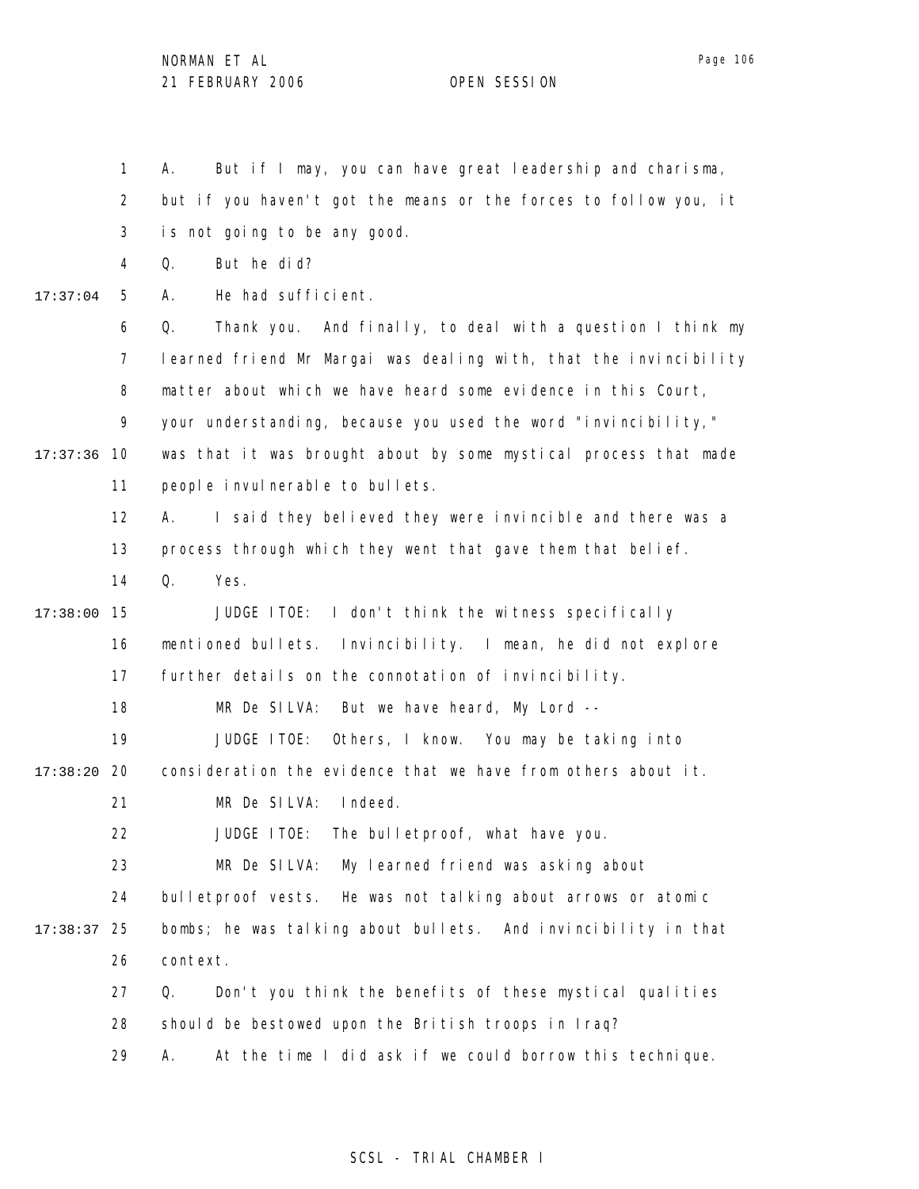A. But if I may, you can have great leadership and charisma, but if you haven't got the means or the forces to follow you, it is not going to be any good.

Q. But he did?

A. He had sufficient.

Q. Thank you. And finally, to deal with a question I think my learned friend Mr Margai was dealing with, that the invincibility matter about which we have heard some evidence in this Court, your understanding, because you used the word "invincibility," was that it was brought about by some mystical process that made people invulnerable to bullets.

A. I said they believed they were invincible and there was a process through which they went that gave them that belief.

Q. Yes.

JUDGE ITOE: I don't think the witness specifically mentioned bullets. Invincibility. I mean, he did not explore further details on the connotation of invincibility.

MR De SILVA: But we have heard, My Lord --

JUDGE ITOE: Others, I know. You may be taking into consideration the evidence that we have from others about it.

MR De SILVA: Indeed.

JUDGE ITOE: The bulletproof, what have you.

MR De SILVA: My learned friend was asking about bulletproof vests. He was not talking about arrows or atomic bombs; he was talking about bullets. And invincibility in that context.

Q. Don't you think the benefits of these mystical qualities should be bestowed upon the British troops in Iraq?

A. At the time I did ask if we could borrow this technique.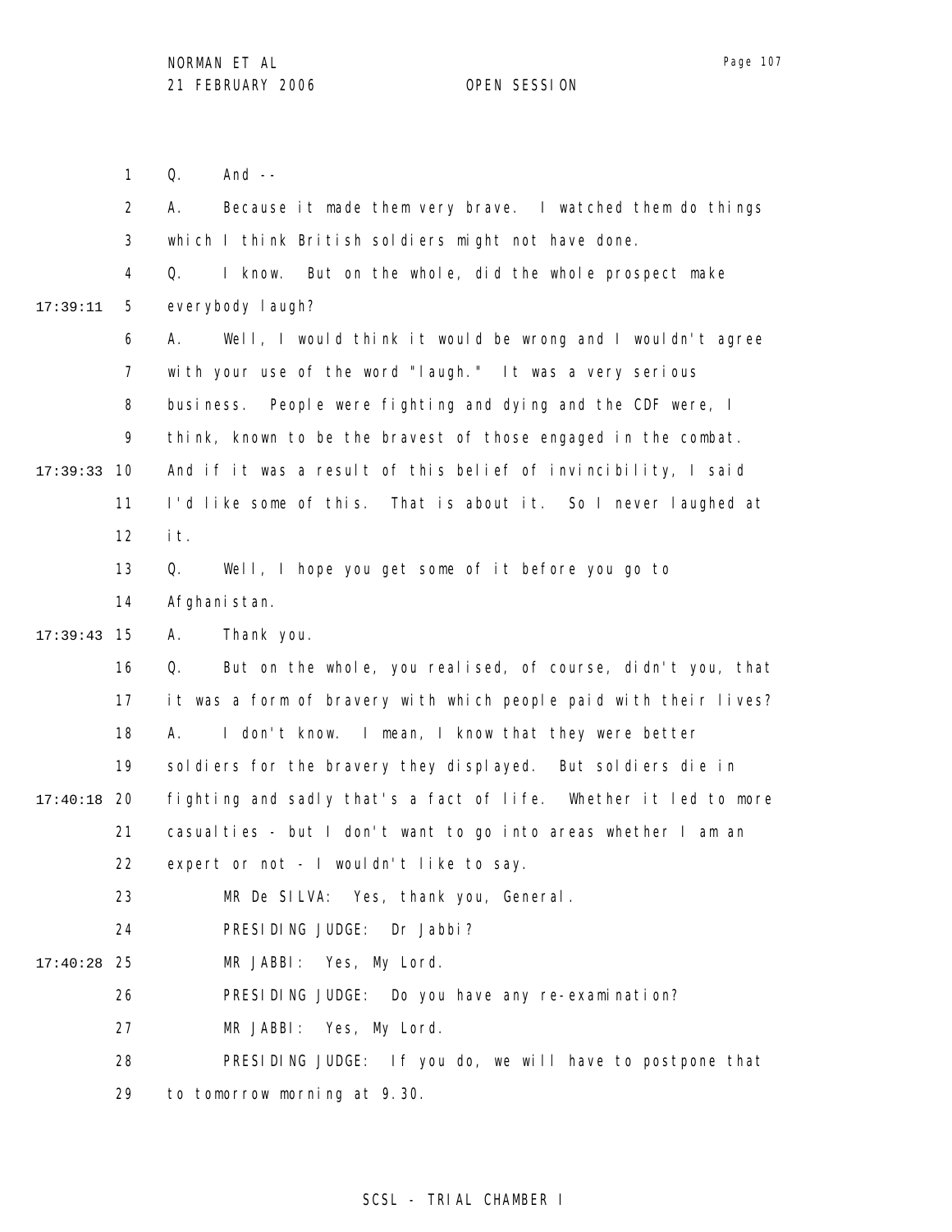Q. And --

A. Because it made them very brave. I watched them do things which I think British soldiers might not have done.

Q. I know. But on the whole, did the whole prospect make everybody laugh?

A. Well, I would think it would be wrong and I wouldn't agree with your use of the word "laugh." It was a very serious business. People were fighting and dying and the CDF were, I think, known to be the bravest of those engaged in the combat. And if it was a result of this belief of invincibility, I said I'd like some of this. That is about it. So I never laughed at it.

Q. Well, I hope you get some of it before you go to Afghanistan.

A. Thank you.

Q. But on the whole, you realised, of course, didn't you, that it was a form of bravery with which people paid with their lives?

A. I don't know. I mean, I know that they were better soldiers for the bravery they displayed. But soldiers die in fighting and sadly that's a fact of life. Whether it led to more casualties - but I don't want to go into areas whether I am an expert or not - I wouldn't like to say.

MR De SILVA: Yes, thank you, General.

PRESIDING JUDGE: Dr Jabbi?

MR JABBI: Yes, My Lord.

PRESIDING JUDGE: Do you have any re-examination?

MR JABBI: Yes, My Lord.

PRESIDING JUDGE: If you do, we will have to postpone that to tomorrow morning at 9.30.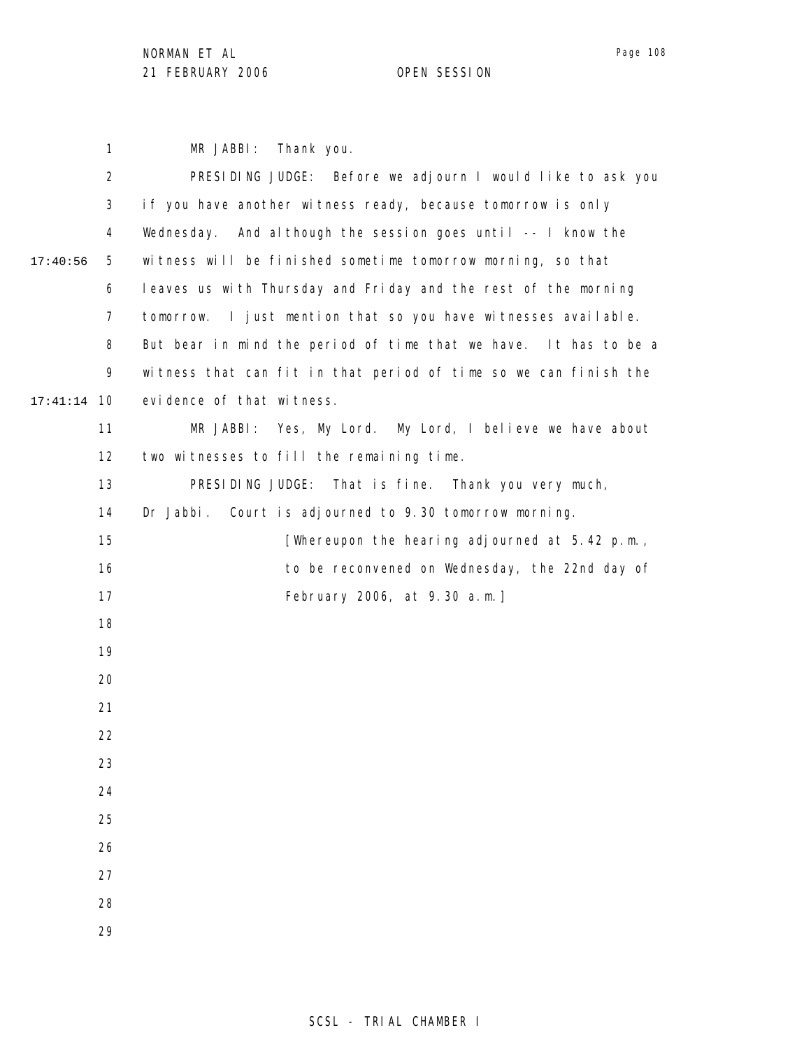MR JABBI: Thank you.

PRESIDING JUDGE: Before we adjourn I would like to ask you if you have another witness ready, because tomorrow is only Wednesday. And although the session goes until -- I know the witness will be finished sometime tomorrow morning, so that leaves us with Thursday and Friday and the rest of the morning tomorrow. I just mention that so you have witnesses available. But bear in mind the period of time that we have. It has to be a witness that can fit in that period of time so we can finish the evidence of that witness.

MR JABBI: Yes, My Lord. My Lord, I believe we have about two witnesses to fill the remaining time.

PRESIDING JUDGE: That is fine. Thank you very much, Dr Jabbi. Court is adjourned to 9.30 tomorrow morning.

[Whereupon the hearing adjourned at 5.42 p.m., to be reconvened on Wednesday, the 22nd day of February 2006, at 9.30 a.m.]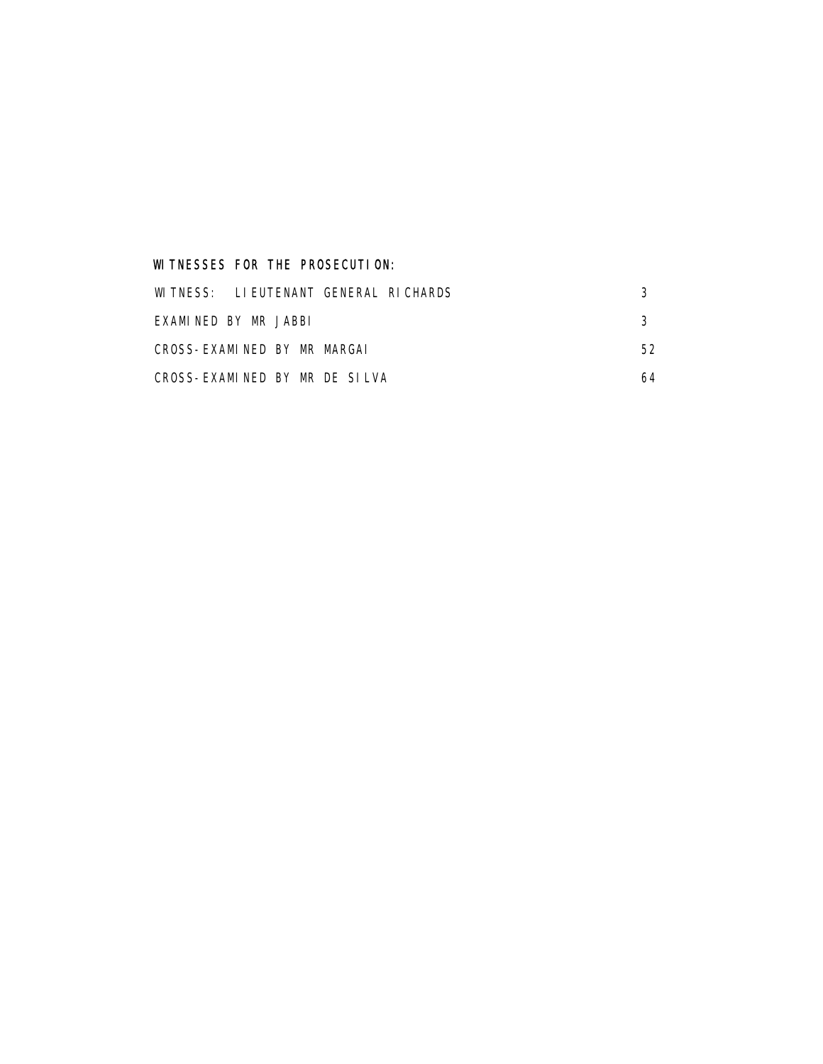**WITNESSES FOR THE PROSECUTION:**

| | |
|---|---|
| WITNESS: LIEUTENANT GENERAL RICHARDS | 3 |
| EXAMINED BY MR JABBI | 3 |
| CROSS-EXAMINED BY MR MARGAI | 52 |
| CROSS-EXAMINED BY MR DE SILVA | 64 |